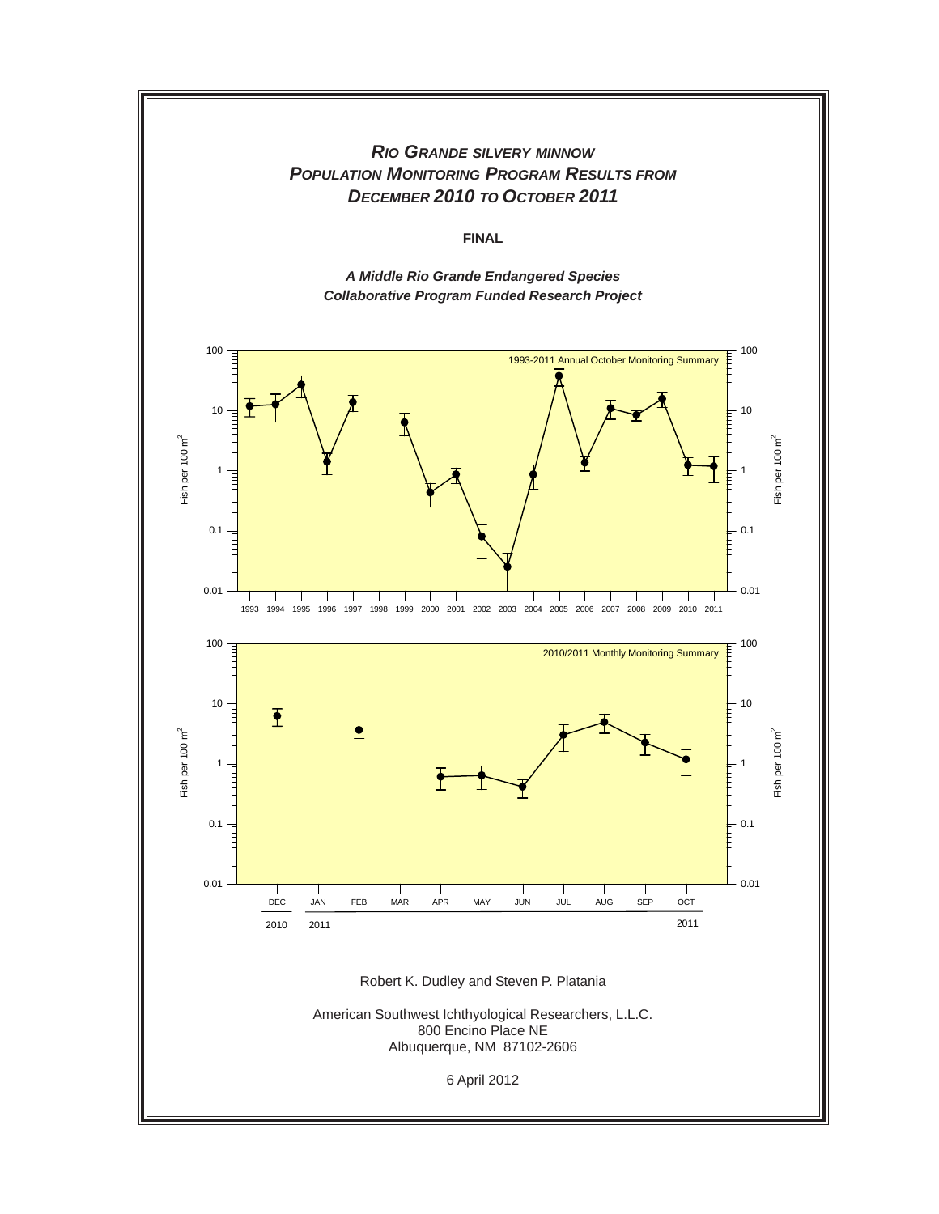# *Rio Grande Silvery Minnow Population Monitoring Program Results from December 2010 to October 2011*

**FINAL**

***A Middle Rio Grande Endangered Species Collaborative Program Funded Research Project***

Robert K. Dudley and Steven P. Platania

American Southwest Ichthyological Researchers, L.L.C.
800 Encino Place NE
Albuquerque, NM 87102-2606

6 April 2012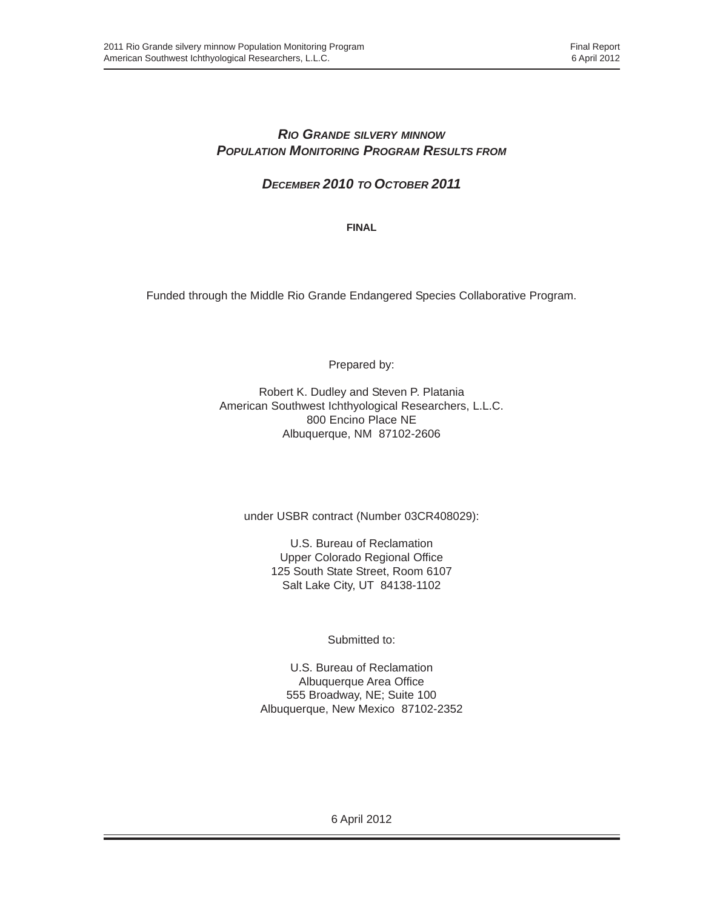# *RIO GRANDE SILVERY MINNOW* POPULATION MONITORING PROGRAM RESULTS FROM

## DECEMBER 2010 TO OCTOBER 2011

**FINAL**

Funded through the Middle Rio Grande Endangered Species Collaborative Program.

Prepared by:

Robert K. Dudley and Steven P. Platania
American Southwest Ichthyological Researchers, L.L.C.
800 Encino Place NE
Albuquerque, NM 87102-2606

under USBR contract (Number 03CR408029):

U.S. Bureau of Reclamation
Upper Colorado Regional Office
125 South State Street, Room 6107
Salt Lake City, UT 84138-1102

Submitted to:

U.S. Bureau of Reclamation
Albuquerque Area Office
555 Broadway, NE; Suite 100
Albuquerque, New Mexico 87102-2352

6 April 2012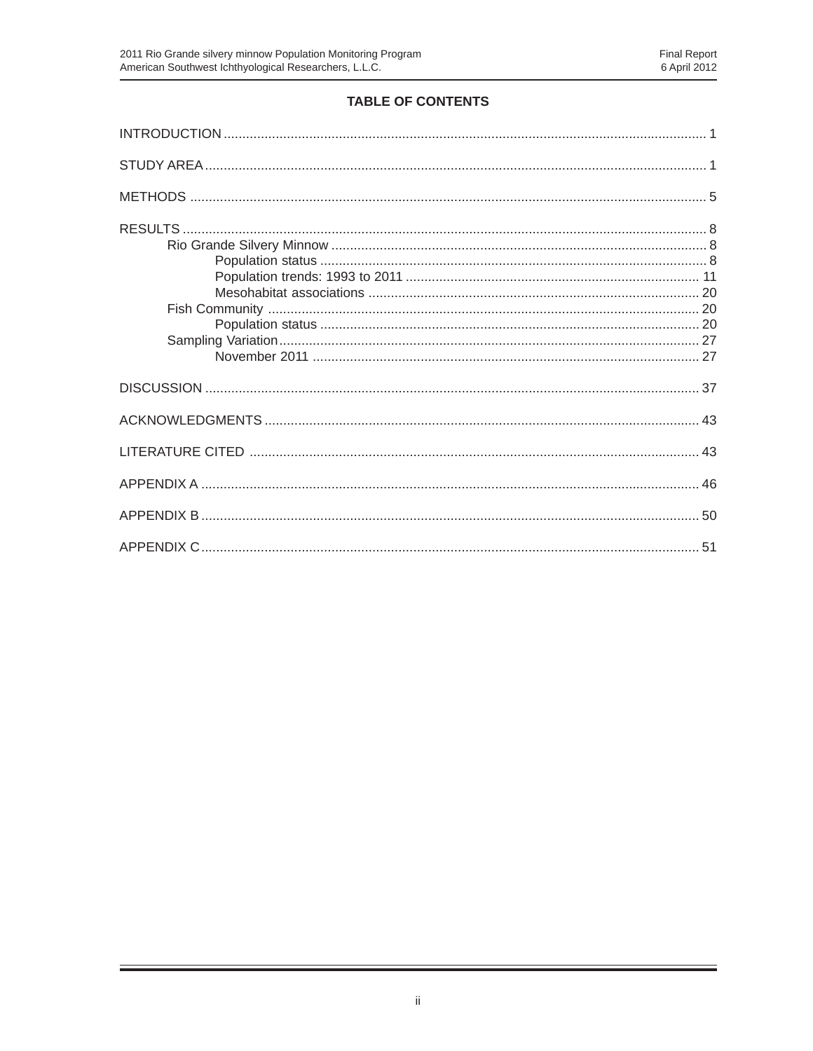## TABLE OF CONTENTS

INTRODUCTION ........................................................................................................................... 1

STUDY AREA ............................................................................................................................... 1

METHODS .................................................................................................................................... 5

RESULTS ...................................................................................................................................... 8
- Rio Grande Silvery Minnow ..................................................................................................... 8
  - Population status ................................................................................................................ 8
  - Population trends: 1993 to 2011 ...................................................................................... 11
  - Mesohabitat associations .................................................................................................. 20
- Fish Community ..................................................................................................................... 20
  - Population status .............................................................................................................. 20
- Sampling Variation .................................................................................................................. 27
  - November 2011 ................................................................................................................. 27

DISCUSSION .............................................................................................................................. 37

ACKNOWLEDGMENTS .............................................................................................................. 43

LITERATURE CITED .................................................................................................................. 43

APPENDIX A ............................................................................................................................... 46

APPENDIX B ............................................................................................................................... 50

APPENDIX C ............................................................................................................................... 51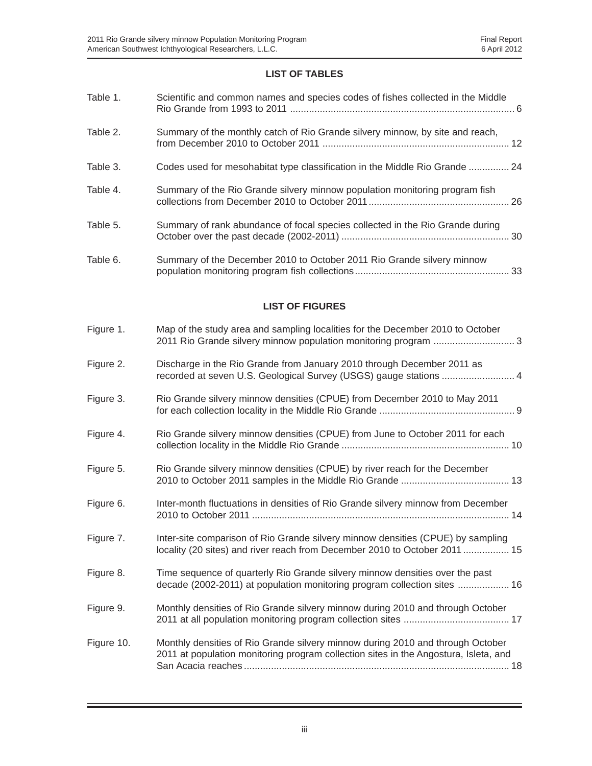## LIST OF TABLES

| | | |
|---|---|---|
| Table 1. | Scientific and common names and species codes of fishes collected in the Middle Rio Grande from 1993 to 2011 | 6 |
| Table 2. | Summary of the monthly catch of Rio Grande silvery minnow, by site and reach, from December 2010 to October 2011 | 12 |
| Table 3. | Codes used for mesohabitat type classification in the Middle Rio Grande | 24 |
| Table 4. | Summary of the Rio Grande silvery minnow population monitoring program fish collections from December 2010 to October 2011 | 26 |
| Table 5. | Summary of rank abundance of focal species collected in the Rio Grande during October over the past decade (2002-2011) | 30 |
| Table 6. | Summary of the December 2010 to October 2011 Rio Grande silvery minnow population monitoring program fish collections | 33 |

## LIST OF FIGURES

| | | |
|---|---|---|
| Figure 1. | Map of the study area and sampling localities for the December 2010 to October 2011 Rio Grande silvery minnow population monitoring program | 3 |
| Figure 2. | Discharge in the Rio Grande from January 2010 through December 2011 as recorded at seven U.S. Geological Survey (USGS) gauge stations | 4 |
| Figure 3. | Rio Grande silvery minnow densities (CPUE) from December 2010 to May 2011 for each collection locality in the Middle Rio Grande | 9 |
| Figure 4. | Rio Grande silvery minnow densities (CPUE) from June to October 2011 for each collection locality in the Middle Rio Grande | 10 |
| Figure 5. | Rio Grande silvery minnow densities (CPUE) by river reach for the December 2010 to October 2011 samples in the Middle Rio Grande | 13 |
| Figure 6. | Inter-month fluctuations in densities of Rio Grande silvery minnow from December 2010 to October 2011 | 14 |
| Figure 7. | Inter-site comparison of Rio Grande silvery minnow densities (CPUE) by sampling locality (20 sites) and river reach from December 2010 to October 2011 | 15 |
| Figure 8. | Time sequence of quarterly Rio Grande silvery minnow densities over the past decade (2002-2011) at population monitoring program collection sites | 16 |
| Figure 9. | Monthly densities of Rio Grande silvery minnow during 2010 and through October 2011 at all population monitoring program collection sites | 17 |
| Figure 10. | Monthly densities of Rio Grande silvery minnow during 2010 and through October 2011 at population monitoring program collection sites in the Angostura, Isleta, and San Acacia reaches | 18 |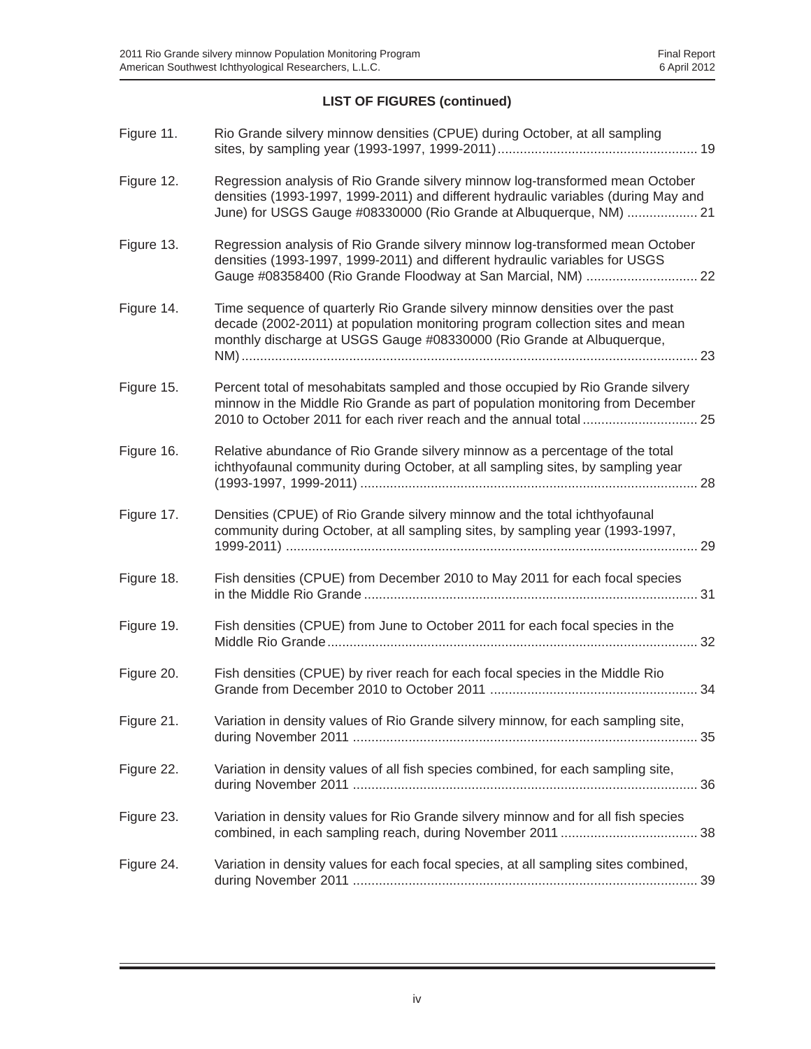**LIST OF FIGURES (continued)**

| | | |
|---|---|---|
| Figure 11. | Rio Grande silvery minnow densities (CPUE) during October, at all sampling sites, by sampling year (1993-1997, 1999-2011) | 19 |
| Figure 12. | Regression analysis of Rio Grande silvery minnow log-transformed mean October densities (1993-1997, 1999-2011) and different hydraulic variables (during May and June) for USGS Gauge #08330000 (Rio Grande at Albuquerque, NM) | 21 |
| Figure 13. | Regression analysis of Rio Grande silvery minnow log-transformed mean October densities (1993-1997, 1999-2011) and different hydraulic variables for USGS Gauge #08358400 (Rio Grande Floodway at San Marcial, NM) | 22 |
| Figure 14. | Time sequence of quarterly Rio Grande silvery minnow densities over the past decade (2002-2011) at population monitoring program collection sites and mean monthly discharge at USGS Gauge #08330000 (Rio Grande at Albuquerque, NM) | 23 |
| Figure 15. | Percent total of mesohabitats sampled and those occupied by Rio Grande silvery minnow in the Middle Rio Grande as part of population monitoring from December 2010 to October 2011 for each river reach and the annual total | 25 |
| Figure 16. | Relative abundance of Rio Grande silvery minnow as a percentage of the total ichthyofaunal community during October, at all sampling sites, by sampling year (1993-1997, 1999-2011) | 28 |
| Figure 17. | Densities (CPUE) of Rio Grande silvery minnow and the total ichthyofaunal community during October, at all sampling sites, by sampling year (1993-1997, 1999-2011) | 29 |
| Figure 18. | Fish densities (CPUE) from December 2010 to May 2011 for each focal species in the Middle Rio Grande | 31 |
| Figure 19. | Fish densities (CPUE) from June to October 2011 for each focal species in the Middle Rio Grande | 32 |
| Figure 20. | Fish densities (CPUE) by river reach for each focal species in the Middle Rio Grande from December 2010 to October 2011 | 34 |
| Figure 21. | Variation in density values of Rio Grande silvery minnow, for each sampling site, during November 2011 | 35 |
| Figure 22. | Variation in density values of all fish species combined, for each sampling site, during November 2011 | 36 |
| Figure 23. | Variation in density values for Rio Grande silvery minnow and for all fish species combined, in each sampling reach, during November 2011 | 38 |
| Figure 24. | Variation in density values for each focal species, at all sampling sites combined, during November 2011 | 39 |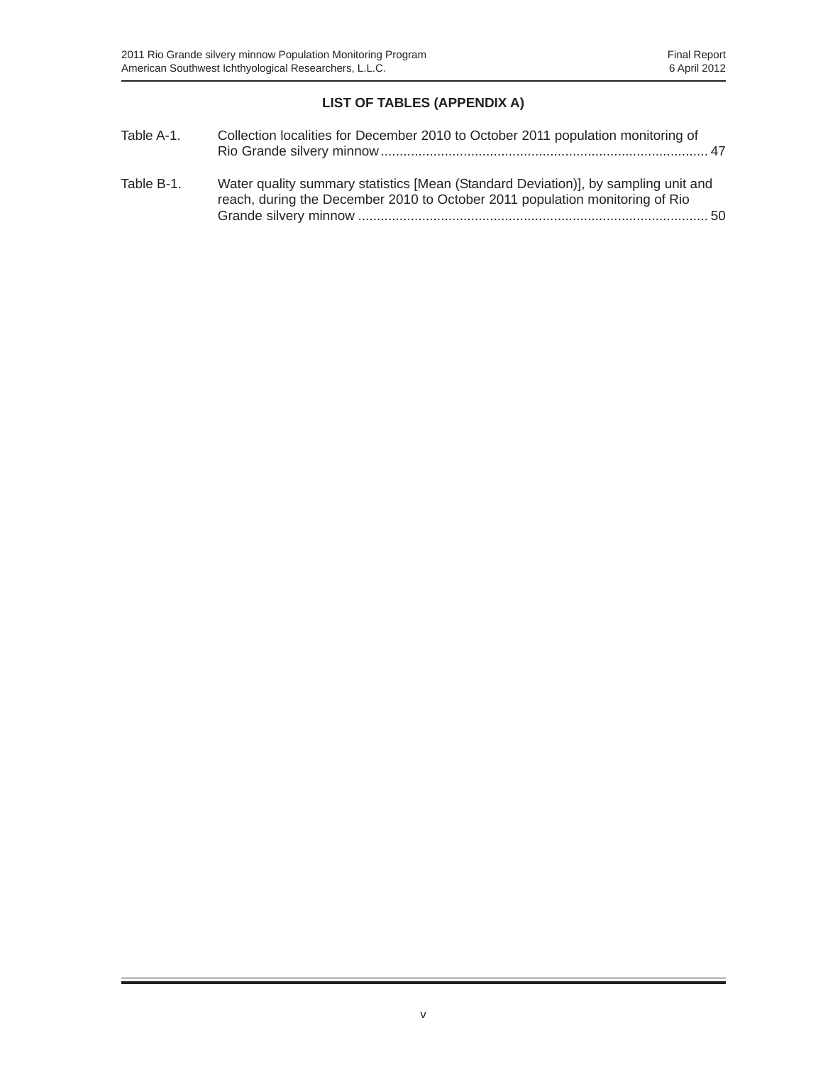## LIST OF TABLES (APPENDIX A)

Table A-1. Collection localities for December 2010 to October 2011 population monitoring of Rio Grande silvery minnow ........................................................................................ 47

Table B-1. Water quality summary statistics [Mean (Standard Deviation)], by sampling unit and reach, during the December 2010 to October 2011 population monitoring of Rio Grande silvery minnow ............................................................................................ 50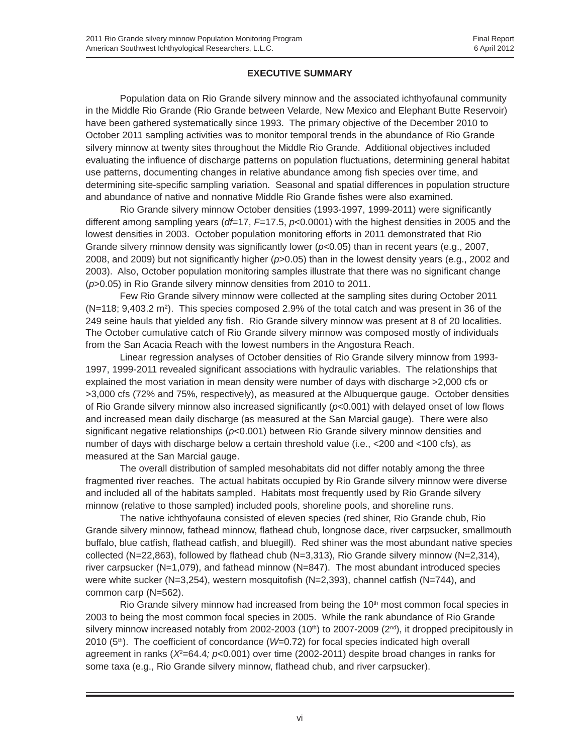## EXECUTIVE SUMMARY

Population data on Rio Grande silvery minnow and the associated ichthyofaunal community in the Middle Rio Grande (Rio Grande between Velarde, New Mexico and Elephant Butte Reservoir) have been gathered systematically since 1993. The primary objective of the December 2010 to October 2011 sampling activities was to monitor temporal trends in the abundance of Rio Grande silvery minnow at twenty sites throughout the Middle Rio Grande. Additional objectives included evaluating the influence of discharge patterns on population fluctuations, determining general habitat use patterns, documenting changes in relative abundance among fish species over time, and determining site-specific sampling variation. Seasonal and spatial differences in population structure and abundance of native and nonnative Middle Rio Grande fishes were also examined.

Rio Grande silvery minnow October densities (1993-1997, 1999-2011) were significantly different among sampling years ($df$=17, $F$=17.5, $p$<0.0001) with the highest densities in 2005 and the lowest densities in 2003. October population monitoring efforts in 2011 demonstrated that Rio Grande silvery minnow density was significantly lower ($p$<0.05) than in recent years (e.g., 2007, 2008, and 2009) but not significantly higher ($p$>0.05) than in the lowest density years (e.g., 2002 and 2003). Also, October population monitoring samples illustrate that there was no significant change ($p$>0.05) in Rio Grande silvery minnow densities from 2010 to 2011.

Few Rio Grande silvery minnow were collected at the sampling sites during October 2011 (N=118; 9,403.2 $m^2$). This species composed 2.9% of the total catch and was present in 36 of the 249 seine hauls that yielded any fish. Rio Grande silvery minnow was present at 8 of 20 localities. The October cumulative catch of Rio Grande silvery minnow was composed mostly of individuals from the San Acacia Reach with the lowest numbers in the Angostura Reach.

Linear regression analyses of October densities of Rio Grande silvery minnow from 1993-1997, 1999-2011 revealed significant associations with hydraulic variables. The relationships that explained the most variation in mean density were number of days with discharge >2,000 cfs or >3,000 cfs (72% and 75%, respectively), as measured at the Albuquerque gauge. October densities of Rio Grande silvery minnow also increased significantly ($p$<0.001) with delayed onset of low flows and increased mean daily discharge (as measured at the San Marcial gauge). There were also significant negative relationships ($p$<0.001) between Rio Grande silvery minnow densities and number of days with discharge below a certain threshold value (i.e., <200 and <100 cfs), as measured at the San Marcial gauge.

The overall distribution of sampled mesohabitats did not differ notably among the three fragmented river reaches. The actual habitats occupied by Rio Grande silvery minnow were diverse and included all of the habitats sampled. Habitats most frequently used by Rio Grande silvery minnow (relative to those sampled) included pools, shoreline pools, and shoreline runs.

The native ichthyofauna consisted of eleven species (red shiner, Rio Grande chub, Rio Grande silvery minnow, fathead minnow, flathead chub, longnose dace, river carpsucker, smallmouth buffalo, blue catfish, flathead catfish, and bluegill). Red shiner was the most abundant native species collected (N=22,863), followed by flathead chub (N=3,313), Rio Grande silvery minnow (N=2,314), river carpsucker (N=1,079), and fathead minnow (N=847). The most abundant introduced species were white sucker (N=3,254), western mosquitofish (N=2,393), channel catfish (N=744), and common carp (N=562).

Rio Grande silvery minnow had increased from being the 10th most common focal species in 2003 to being the most common focal species in 2005. While the rank abundance of Rio Grande silvery minnow increased notably from 2002-2003 (10th) to 2007-2009 (2nd), it dropped precipitously in 2010 (5th). The coefficient of concordance ($W$=0.72) for focal species indicated high overall agreement in ranks ($X^2$=64.4; $p$<0.001) over time (2002-2011) despite broad changes in ranks for some taxa (e.g., Rio Grande silvery minnow, flathead chub, and river carpsucker).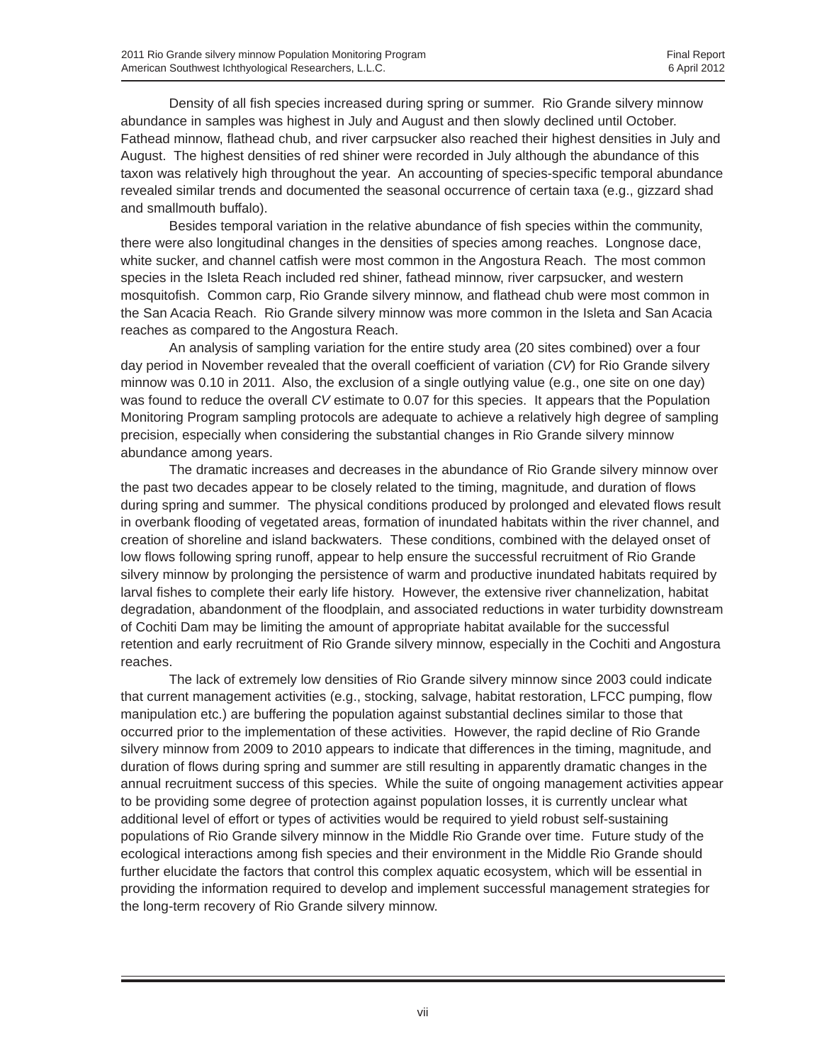Density of all fish species increased during spring or summer. Rio Grande silvery minnow abundance in samples was highest in July and August and then slowly declined until October. Fathead minnow, flathead chub, and river carpsucker also reached their highest densities in July and August. The highest densities of red shiner were recorded in July although the abundance of this taxon was relatively high throughout the year. An accounting of species-specific temporal abundance revealed similar trends and documented the seasonal occurrence of certain taxa (e.g., gizzard shad and smallmouth buffalo).

Besides temporal variation in the relative abundance of fish species within the community, there were also longitudinal changes in the densities of species among reaches. Longnose dace, white sucker, and channel catfish were most common in the Angostura Reach. The most common species in the Isleta Reach included red shiner, fathead minnow, river carpsucker, and western mosquitofish. Common carp, Rio Grande silvery minnow, and flathead chub were most common in the San Acacia Reach. Rio Grande silvery minnow was more common in the Isleta and San Acacia reaches as compared to the Angostura Reach.

An analysis of sampling variation for the entire study area (20 sites combined) over a four day period in November revealed that the overall coefficient of variation (*CV*) for Rio Grande silvery minnow was 0.10 in 2011. Also, the exclusion of a single outlying value (e.g., one site on one day) was found to reduce the overall *CV* estimate to 0.07 for this species. It appears that the Population Monitoring Program sampling protocols are adequate to achieve a relatively high degree of sampling precision, especially when considering the substantial changes in Rio Grande silvery minnow abundance among years.

The dramatic increases and decreases in the abundance of Rio Grande silvery minnow over the past two decades appear to be closely related to the timing, magnitude, and duration of flows during spring and summer. The physical conditions produced by prolonged and elevated flows result in overbank flooding of vegetated areas, formation of inundated habitats within the river channel, and creation of shoreline and island backwaters. These conditions, combined with the delayed onset of low flows following spring runoff, appear to help ensure the successful recruitment of Rio Grande silvery minnow by prolonging the persistence of warm and productive inundated habitats required by larval fishes to complete their early life history. However, the extensive river channelization, habitat degradation, abandonment of the floodplain, and associated reductions in water turbidity downstream of Cochiti Dam may be limiting the amount of appropriate habitat available for the successful retention and early recruitment of Rio Grande silvery minnow, especially in the Cochiti and Angostura reaches.

The lack of extremely low densities of Rio Grande silvery minnow since 2003 could indicate that current management activities (e.g., stocking, salvage, habitat restoration, LFCC pumping, flow manipulation etc.) are buffering the population against substantial declines similar to those that occurred prior to the implementation of these activities. However, the rapid decline of Rio Grande silvery minnow from 2009 to 2010 appears to indicate that differences in the timing, magnitude, and duration of flows during spring and summer are still resulting in apparently dramatic changes in the annual recruitment success of this species. While the suite of ongoing management activities appear to be providing some degree of protection against population losses, it is currently unclear what additional level of effort or types of activities would be required to yield robust self-sustaining populations of Rio Grande silvery minnow in the Middle Rio Grande over time. Future study of the ecological interactions among fish species and their environment in the Middle Rio Grande should further elucidate the factors that control this complex aquatic ecosystem, which will be essential in providing the information required to develop and implement successful management strategies for the long-term recovery of Rio Grande silvery minnow.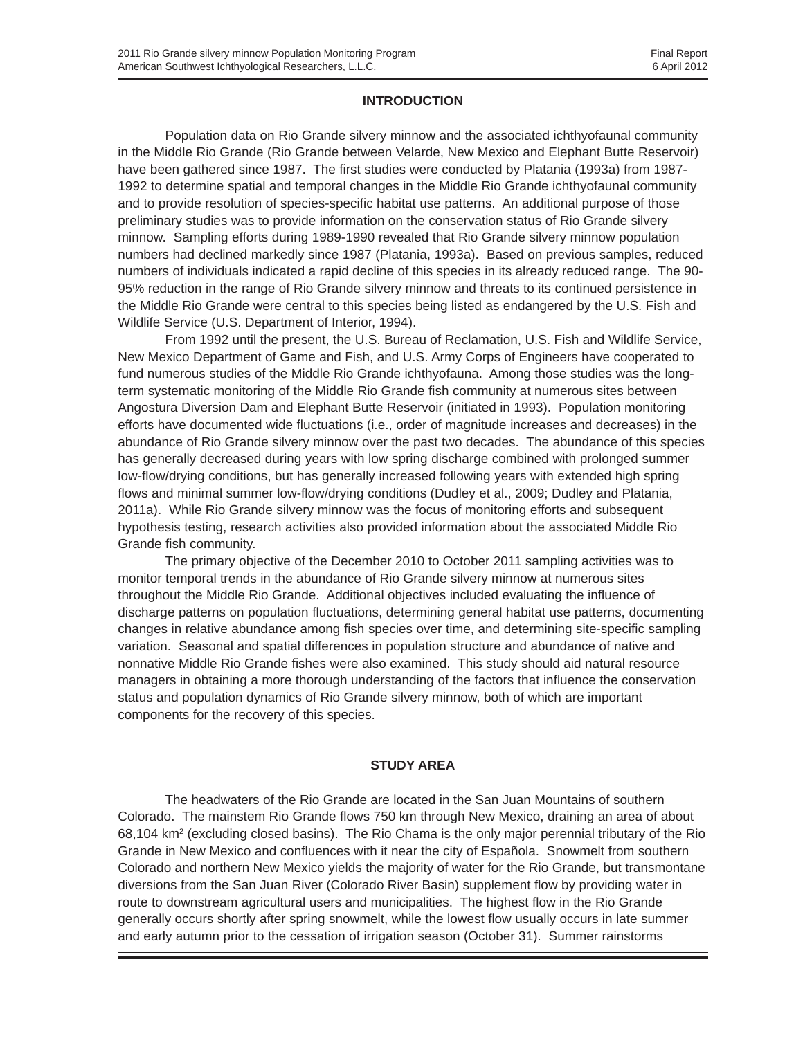## INTRODUCTION

Population data on Rio Grande silvery minnow and the associated ichthyofaunal community in the Middle Rio Grande (Rio Grande between Velarde, New Mexico and Elephant Butte Reservoir) have been gathered since 1987. The first studies were conducted by Platania (1993a) from 1987-1992 to determine spatial and temporal changes in the Middle Rio Grande ichthyofaunal community and to provide resolution of species-specific habitat use patterns. An additional purpose of those preliminary studies was to provide information on the conservation status of Rio Grande silvery minnow. Sampling efforts during 1989-1990 revealed that Rio Grande silvery minnow population numbers had declined markedly since 1987 (Platania, 1993a). Based on previous samples, reduced numbers of individuals indicated a rapid decline of this species in its already reduced range. The 90-95% reduction in the range of Rio Grande silvery minnow and threats to its continued persistence in the Middle Rio Grande were central to this species being listed as endangered by the U.S. Fish and Wildlife Service (U.S. Department of Interior, 1994).

From 1992 until the present, the U.S. Bureau of Reclamation, U.S. Fish and Wildlife Service, New Mexico Department of Game and Fish, and U.S. Army Corps of Engineers have cooperated to fund numerous studies of the Middle Rio Grande ichthyofauna. Among those studies was the long-term systematic monitoring of the Middle Rio Grande fish community at numerous sites between Angostura Diversion Dam and Elephant Butte Reservoir (initiated in 1993). Population monitoring efforts have documented wide fluctuations (i.e., order of magnitude increases and decreases) in the abundance of Rio Grande silvery minnow over the past two decades. The abundance of this species has generally decreased during years with low spring discharge combined with prolonged summer low-flow/drying conditions, but has generally increased following years with extended high spring flows and minimal summer low-flow/drying conditions (Dudley et al., 2009; Dudley and Platania, 2011a). While Rio Grande silvery minnow was the focus of monitoring efforts and subsequent hypothesis testing, research activities also provided information about the associated Middle Rio Grande fish community.

The primary objective of the December 2010 to October 2011 sampling activities was to monitor temporal trends in the abundance of Rio Grande silvery minnow at numerous sites throughout the Middle Rio Grande. Additional objectives included evaluating the influence of discharge patterns on population fluctuations, determining general habitat use patterns, documenting changes in relative abundance among fish species over time, and determining site-specific sampling variation. Seasonal and spatial differences in population structure and abundance of native and nonnative Middle Rio Grande fishes were also examined. This study should aid natural resource managers in obtaining a more thorough understanding of the factors that influence the conservation status and population dynamics of Rio Grande silvery minnow, both of which are important components for the recovery of this species.

## STUDY AREA

The headwaters of the Rio Grande are located in the San Juan Mountains of southern Colorado. The mainstem Rio Grande flows 750 km through New Mexico, draining an area of about 68,104 $km^2$ (excluding closed basins). The Rio Chama is the only major perennial tributary of the Rio Grande in New Mexico and confluences with it near the city of Española. Snowmelt from southern Colorado and northern New Mexico yields the majority of water for the Rio Grande, but transmontane diversions from the San Juan River (Colorado River Basin) supplement flow by providing water in route to downstream agricultural users and municipalities. The highest flow in the Rio Grande generally occurs shortly after spring snowmelt, while the lowest flow usually occurs in late summer and early autumn prior to the cessation of irrigation season (October 31). Summer rainstorms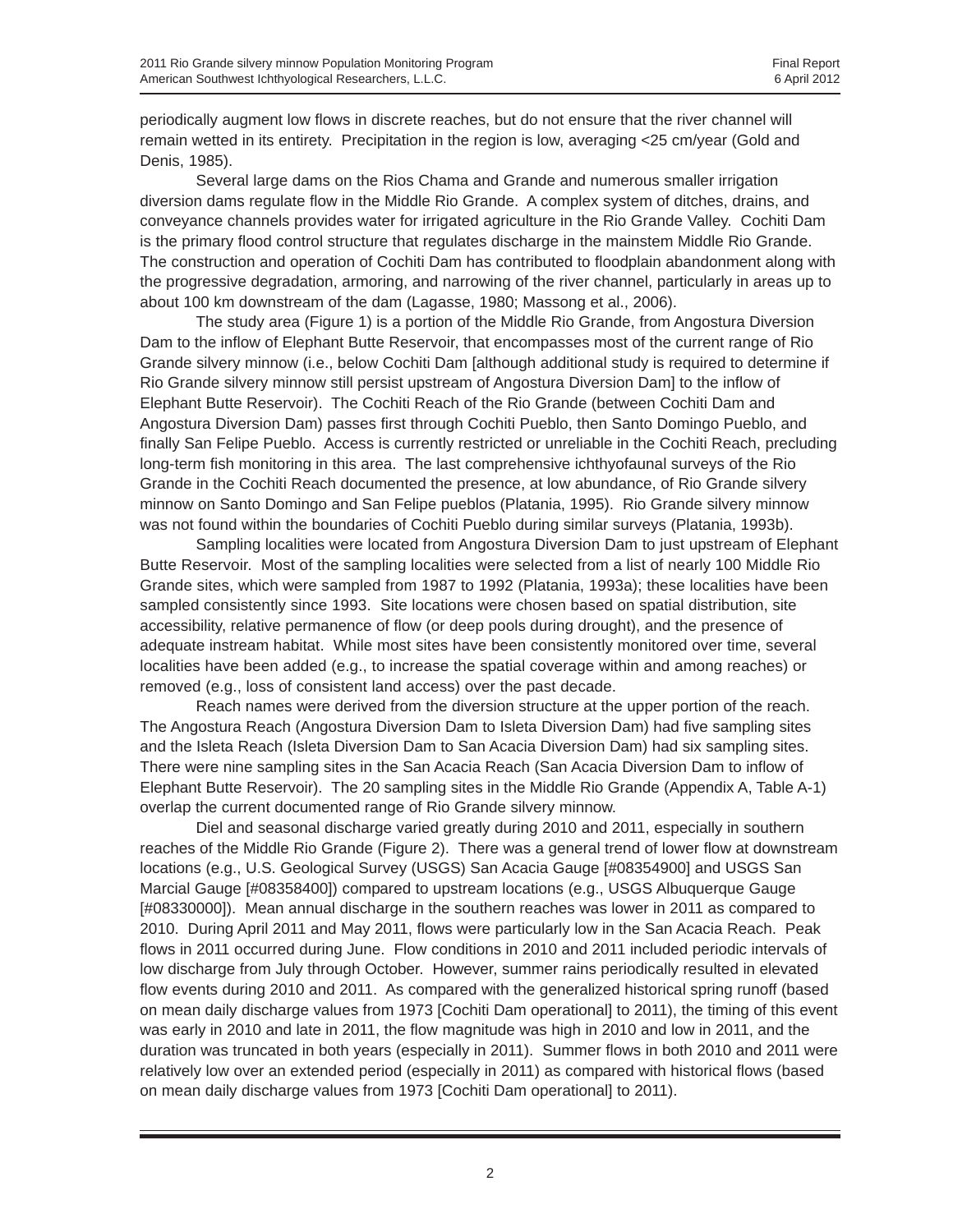periodically augment low flows in discrete reaches, but do not ensure that the river channel will remain wetted in its entirety. Precipitation in the region is low, averaging <25 cm/year (Gold and Denis, 1985).

Several large dams on the Rios Chama and Grande and numerous smaller irrigation diversion dams regulate flow in the Middle Rio Grande. A complex system of ditches, drains, and conveyance channels provides water for irrigated agriculture in the Rio Grande Valley. Cochiti Dam is the primary flood control structure that regulates discharge in the mainstem Middle Rio Grande. The construction and operation of Cochiti Dam has contributed to floodplain abandonment along with the progressive degradation, armoring, and narrowing of the river channel, particularly in areas up to about 100 km downstream of the dam (Lagasse, 1980; Massong et al., 2006).

The study area (Figure 1) is a portion of the Middle Rio Grande, from Angostura Diversion Dam to the inflow of Elephant Butte Reservoir, that encompasses most of the current range of Rio Grande silvery minnow (i.e., below Cochiti Dam [although additional study is required to determine if Rio Grande silvery minnow still persist upstream of Angostura Diversion Dam] to the inflow of Elephant Butte Reservoir). The Cochiti Reach of the Rio Grande (between Cochiti Dam and Angostura Diversion Dam) passes first through Cochiti Pueblo, then Santo Domingo Pueblo, and finally San Felipe Pueblo. Access is currently restricted or unreliable in the Cochiti Reach, precluding long-term fish monitoring in this area. The last comprehensive ichthyofaunal surveys of the Rio Grande in the Cochiti Reach documented the presence, at low abundance, of Rio Grande silvery minnow on Santo Domingo and San Felipe pueblos (Platania, 1995). Rio Grande silvery minnow was not found within the boundaries of Cochiti Pueblo during similar surveys (Platania, 1993b).

Sampling localities were located from Angostura Diversion Dam to just upstream of Elephant Butte Reservoir. Most of the sampling localities were selected from a list of nearly 100 Middle Rio Grande sites, which were sampled from 1987 to 1992 (Platania, 1993a); these localities have been sampled consistently since 1993. Site locations were chosen based on spatial distribution, site accessibility, relative permanence of flow (or deep pools during drought), and the presence of adequate instream habitat. While most sites have been consistently monitored over time, several localities have been added (e.g., to increase the spatial coverage within and among reaches) or removed (e.g., loss of consistent land access) over the past decade.

Reach names were derived from the diversion structure at the upper portion of the reach. The Angostura Reach (Angostura Diversion Dam to Isleta Diversion Dam) had five sampling sites and the Isleta Reach (Isleta Diversion Dam to San Acacia Diversion Dam) had six sampling sites. There were nine sampling sites in the San Acacia Reach (San Acacia Diversion Dam to inflow of Elephant Butte Reservoir). The 20 sampling sites in the Middle Rio Grande (Appendix A, Table A-1) overlap the current documented range of Rio Grande silvery minnow.

Diel and seasonal discharge varied greatly during 2010 and 2011, especially in southern reaches of the Middle Rio Grande (Figure 2). There was a general trend of lower flow at downstream locations (e.g., U.S. Geological Survey (USGS) San Acacia Gauge [#08354900] and USGS San Marcial Gauge [#08358400]) compared to upstream locations (e.g., USGS Albuquerque Gauge [#08330000]). Mean annual discharge in the southern reaches was lower in 2011 as compared to 2010. During April 2011 and May 2011, flows were particularly low in the San Acacia Reach. Peak flows in 2011 occurred during June. Flow conditions in 2010 and 2011 included periodic intervals of low discharge from July through October. However, summer rains periodically resulted in elevated flow events during 2010 and 2011. As compared with the generalized historical spring runoff (based on mean daily discharge values from 1973 [Cochiti Dam operational] to 2011), the timing of this event was early in 2010 and late in 2011, the flow magnitude was high in 2010 and low in 2011, and the duration was truncated in both years (especially in 2011). Summer flows in both 2010 and 2011 were relatively low over an extended period (especially in 2011) as compared with historical flows (based on mean daily discharge values from 1973 [Cochiti Dam operational] to 2011).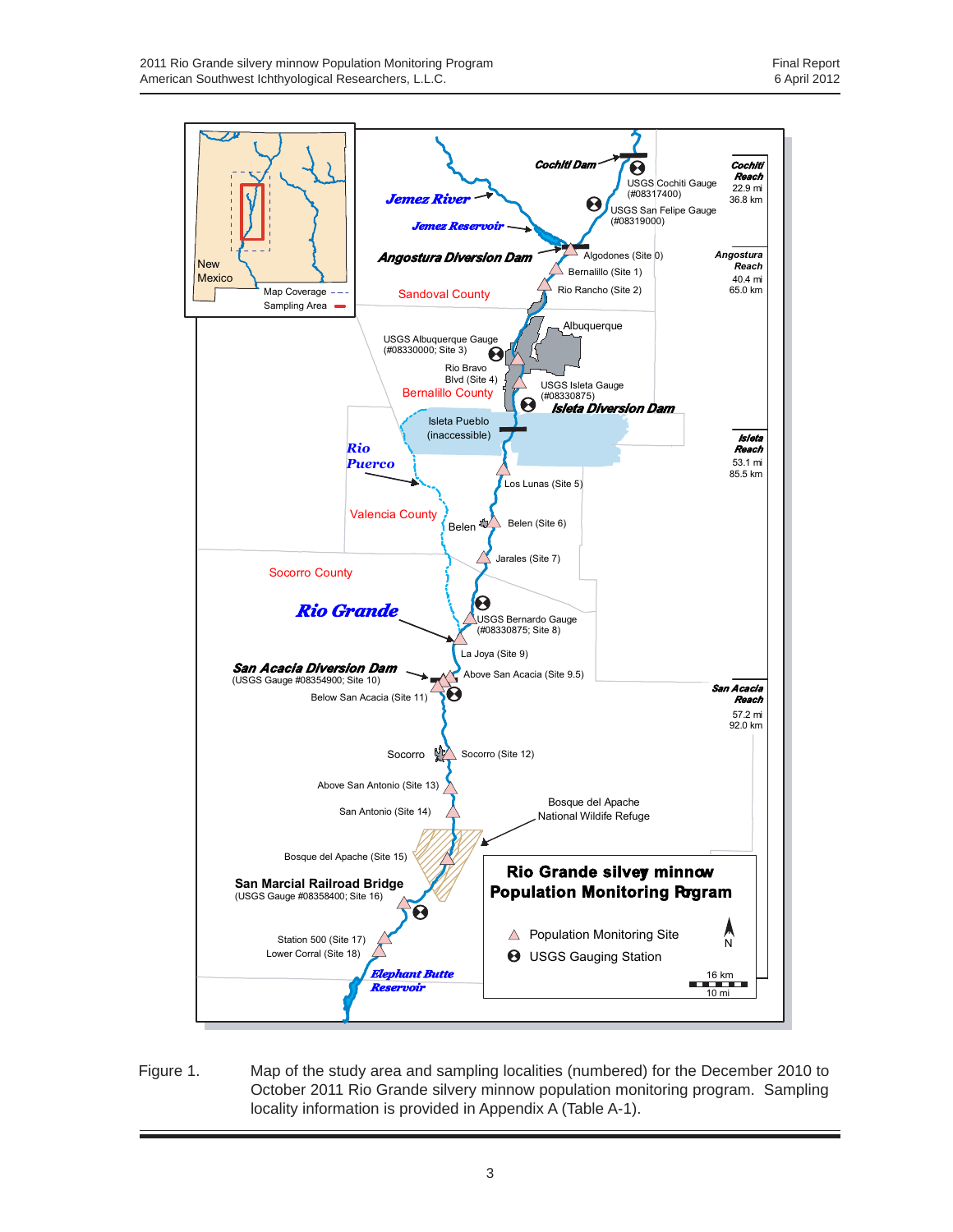Figure 1. Map of the study area and sampling localities (numbered) for the December 2010 to October 2011 Rio Grande silvery minnow population monitoring program. Sampling locality information is provided in Appendix A (Table A-1).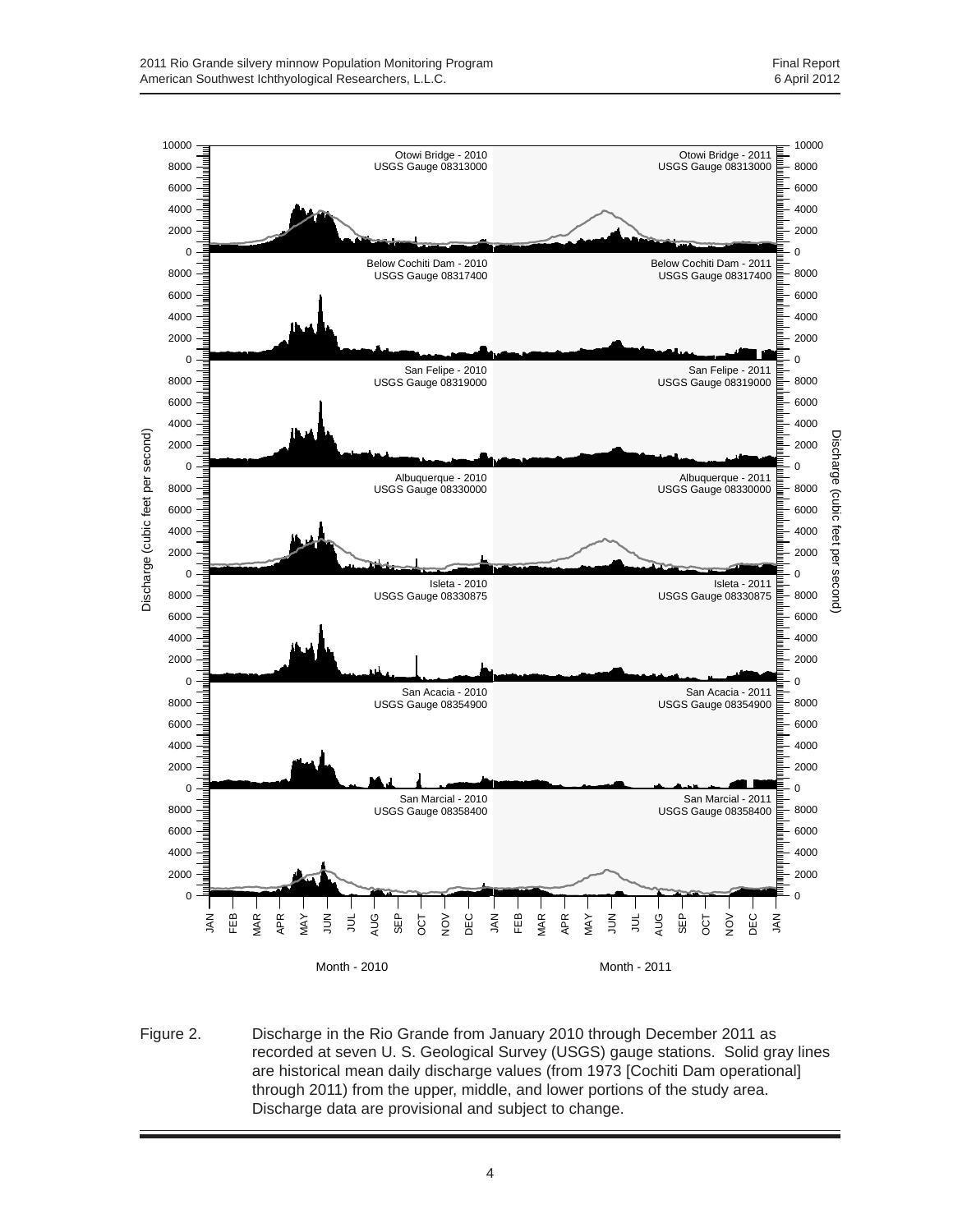Figure 2. Discharge in the Rio Grande from January 2010 through December 2011 as recorded at seven U. S. Geological Survey (USGS) gauge stations. Solid gray lines are historical mean daily discharge values (from 1973 [Cochiti Dam operational] through 2011) from the upper, middle, and lower portions of the study area. Discharge data are provisional and subject to change.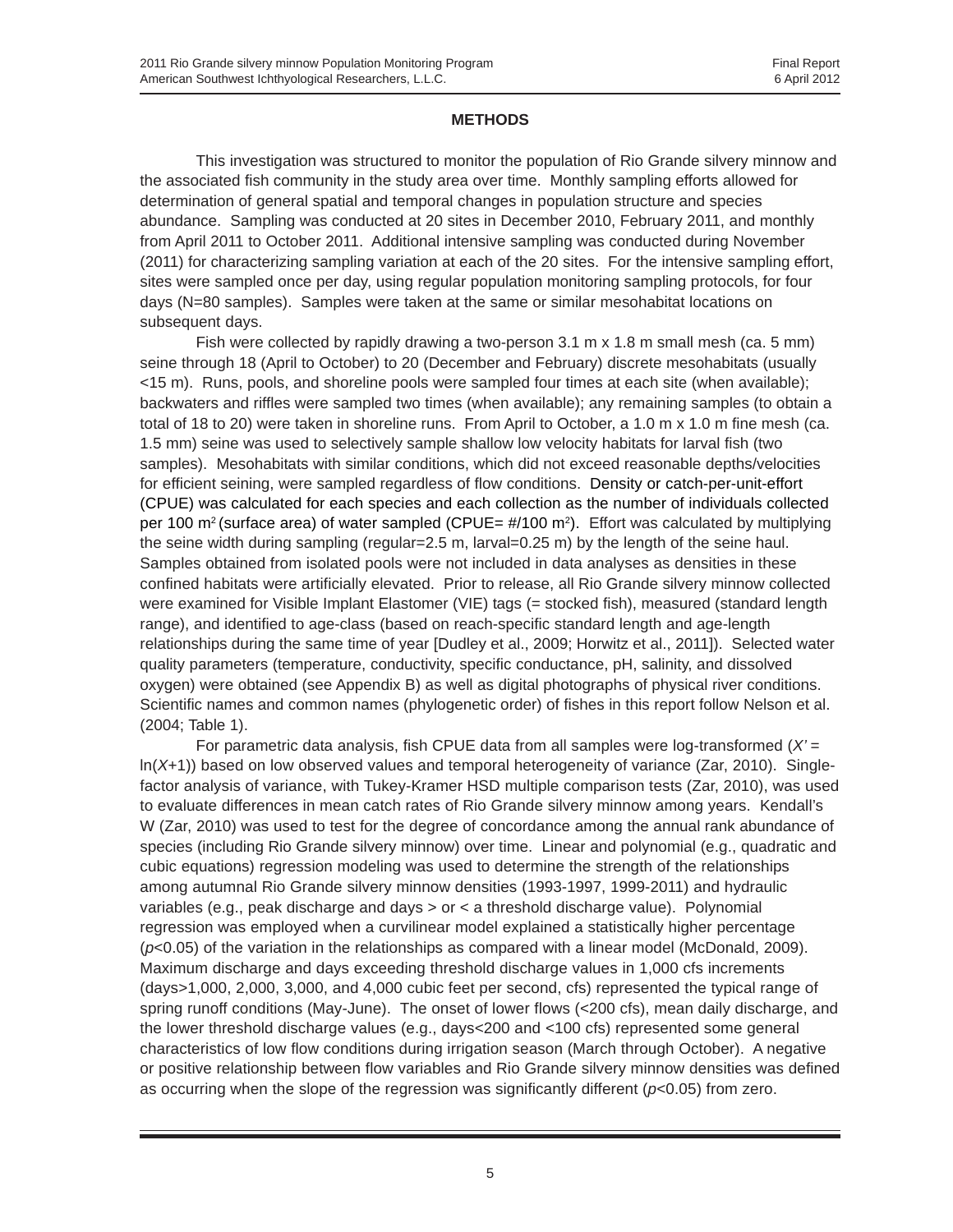## METHODS

This investigation was structured to monitor the population of Rio Grande silvery minnow and the associated fish community in the study area over time. Monthly sampling efforts allowed for determination of general spatial and temporal changes in population structure and species abundance. Sampling was conducted at 20 sites in December 2010, February 2011, and monthly from April 2011 to October 2011. Additional intensive sampling was conducted during November (2011) for characterizing sampling variation at each of the 20 sites. For the intensive sampling effort, sites were sampled once per day, using regular population monitoring sampling protocols, for four days (N=80 samples). Samples were taken at the same or similar mesohabitat locations on subsequent days.

Fish were collected by rapidly drawing a two-person 3.1 m x 1.8 m small mesh (ca. 5 mm) seine through 18 (April to October) to 20 (December and February) discrete mesohabitats (usually <15 m). Runs, pools, and shoreline pools were sampled four times at each site (when available); backwaters and riffles were sampled two times (when available); any remaining samples (to obtain a total of 18 to 20) were taken in shoreline runs. From April to October, a 1.0 m x 1.0 m fine mesh (ca. 1.5 mm) seine was used to selectively sample shallow low velocity habitats for larval fish (two samples). Mesohabitats with similar conditions, which did not exceed reasonable depths/velocities for efficient seining, were sampled regardless of flow conditions. Density or catch-per-unit-effort (CPUE) was calculated for each species and each collection as the number of individuals collected per 100 $m^2$ (surface area) of water sampled (CPUE= #/100 $m^2$). Effort was calculated by multiplying the seine width during sampling (regular=2.5 m, larval=0.25 m) by the length of the seine haul. Samples obtained from isolated pools were not included in data analyses as densities in these confined habitats were artificially elevated. Prior to release, all Rio Grande silvery minnow collected were examined for Visible Implant Elastomer (VIE) tags (= stocked fish), measured (standard length range), and identified to age-class (based on reach-specific standard length and age-length relationships during the same time of year [Dudley et al., 2009; Horwitz et al., 2011]). Selected water quality parameters (temperature, conductivity, specific conductance, pH, salinity, and dissolved oxygen) were obtained (see Appendix B) as well as digital photographs of physical river conditions. Scientific names and common names (phylogenetic order) of fishes in this report follow Nelson et al. (2004; Table 1).

For parametric data analysis, fish CPUE data from all samples were log-transformed ($X' = \ln(X+1)$) based on low observed values and temporal heterogeneity of variance (Zar, 2010). Single-factor analysis of variance, with Tukey-Kramer HSD multiple comparison tests (Zar, 2010), was used to evaluate differences in mean catch rates of Rio Grande silvery minnow among years. Kendall's W (Zar, 2010) was used to test for the degree of concordance among the annual rank abundance of species (including Rio Grande silvery minnow) over time. Linear and polynomial (e.g., quadratic and cubic equations) regression modeling was used to determine the strength of the relationships among autumnal Rio Grande silvery minnow densities (1993-1997, 1999-2011) and hydraulic variables (e.g., peak discharge and days > or < a threshold discharge value). Polynomial regression was employed when a curvilinear model explained a statistically higher percentage ($p<0.05$) of the variation in the relationships as compared with a linear model (McDonald, 2009). Maximum discharge and days exceeding threshold discharge values in 1,000 cfs increments (days>1,000, 2,000, 3,000, and 4,000 cubic feet per second, cfs) represented the typical range of spring runoff conditions (May-June). The onset of lower flows (<200 cfs), mean daily discharge, and the lower threshold discharge values (e.g., days<200 and <100 cfs) represented some general characteristics of low flow conditions during irrigation season (March through October). A negative or positive relationship between flow variables and Rio Grande silvery minnow densities was defined as occurring when the slope of the regression was significantly different ($p<0.05$) from zero.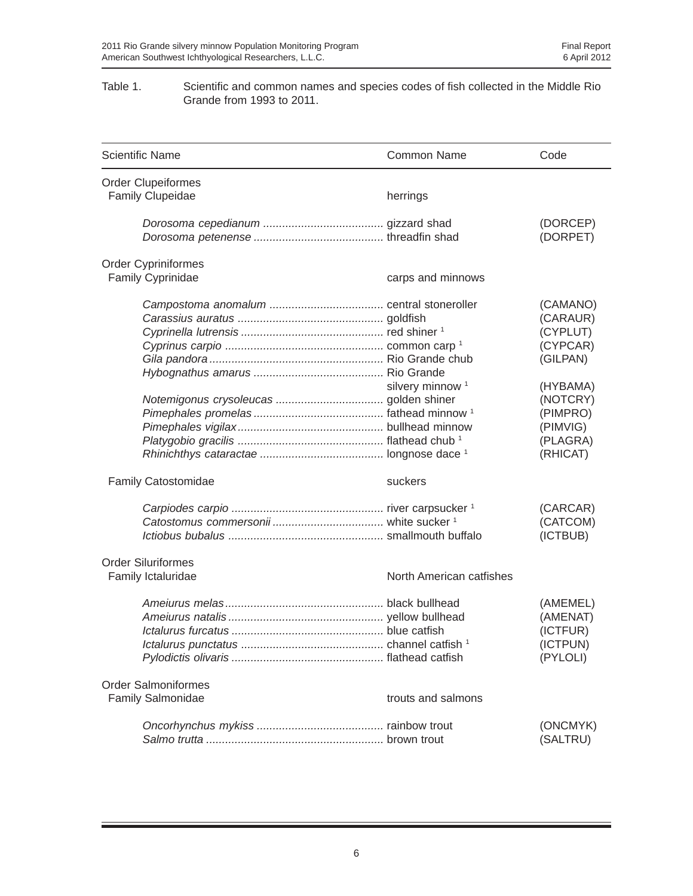Table 1. Scientific and common names and species codes of fish collected in the Middle Rio Grande from 1993 to 2011.

| Scientific Name | Common Name | Code |
|---|---|---|
| Order Clupeiformes | | |
| Family Clupeidae | herrings | |
| *Dorosoma cepedianum* | gizzard shad | (DORCEP) |
| *Dorosoma petenense* | threadfin shad | (DORPET) |
| Order Cypriniformes | | |
| Family Cyprinidae | carps and minnows | |
| *Campostoma anomalum* | central stoneroller | (CAMANO) |
| *Carassius auratus* | goldfish | (CARAUR) |
| *Cyprinella lutrensis* | red shiner [1] | (CYPLUT) |
| *Cyprinus carpio* | common carp [1] | (CYPCAR) |
| *Gila pandora* | Rio Grande chub | (GILPAN) |
| *Hybognathus amarus* | Rio Grande silvery minnow [1] | (HYBAMA) |
| *Notemigonus crysoleucas* | golden shiner | (NOTCRY) |
| *Pimephales promelas* | fathead minnow [1] | (PIMPRO) |
| *Pimephales vigilax* | bullhead minnow | (PIMVIG) |
| *Platygobio gracilis* | flathead chub [1] | (PLAGRA) |
| *Rhinichthys cataractae* | longnose dace [1] | (RHICAT) |
| Family Catostomidae | suckers | |
| *Carpiodes carpio* | river carpsucker [1] | (CARCAR) |
| *Catostomus commersonii* | white sucker [1] | (CATCOM) |
| *Ictiobus bubalus* | smallmouth buffalo | (ICTBUB) |
| Order Siluriformes | | |
| Family Ictaluridae | North American catfishes | |
| *Ameiurus melas* | black bullhead | (AMEMEL) |
| *Ameiurus natalis* | yellow bullhead | (AMENAT) |
| *Ictalurus furcatus* | blue catfish | (ICTFUR) |
| *Ictalurus punctatus* | channel catfish [1] | (ICTPUN) |
| *Pylodictis olivaris* | flathead catfish | (PYLOLI) |
| Order Salmoniformes | | |
| Family Salmonidae | trouts and salmons | |
| *Oncorhynchus mykiss* | rainbow trout | (ONCMYK) |
| *Salmo trutta* | brown trout | (SALTRU) |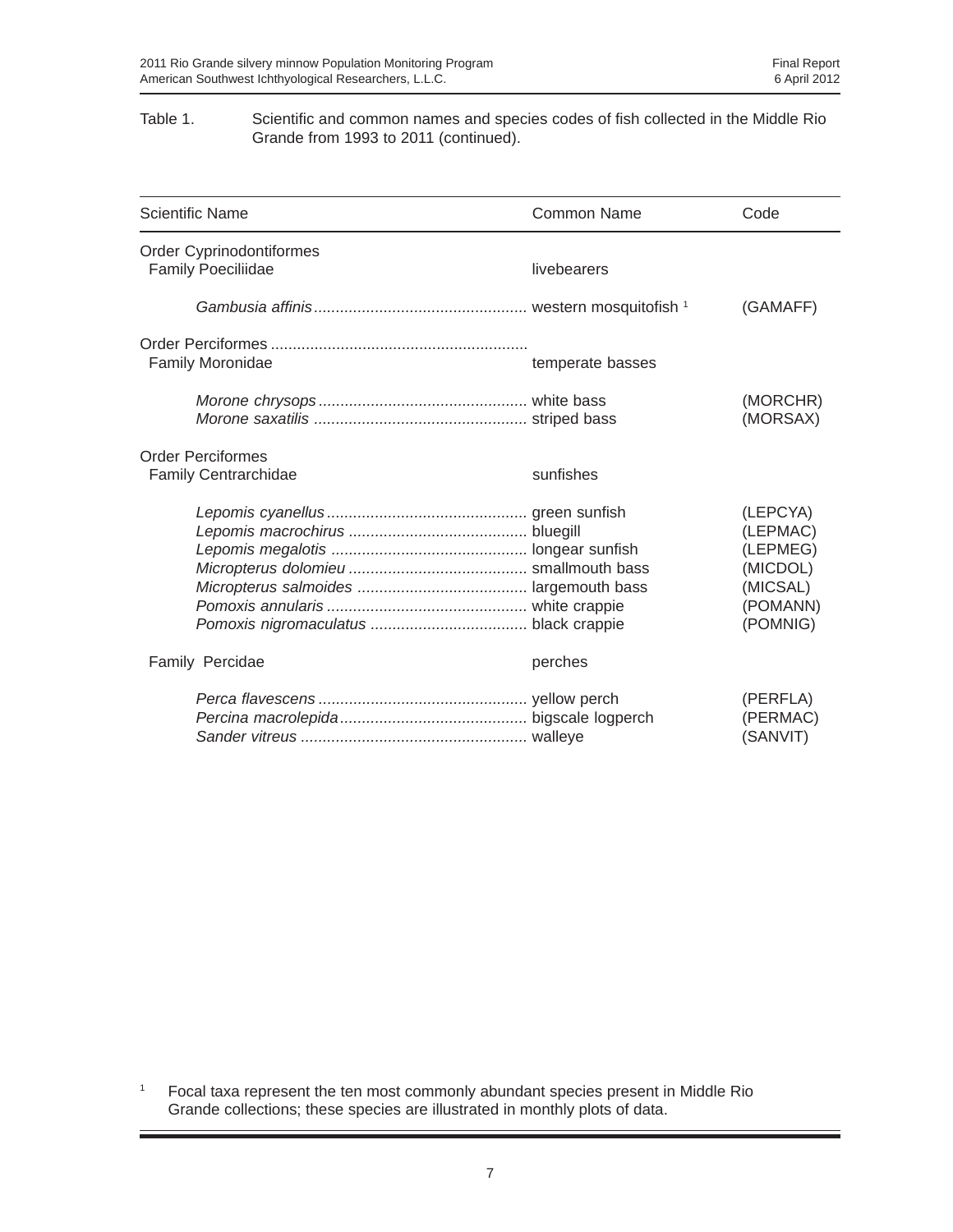Table 1. Scientific and common names and species codes of fish collected in the Middle Rio Grande from 1993 to 2011 (continued).

| Scientific Name | Common Name | Code |
|---|---|---|
| Order Cyprinodontiformes | | |
| Family Poeciliidae | livebearers | |
| *Gambusia affinis* | western mosquitofish [1] | (GAMAFF) |
| Order Perciformes | | |
| Family Moronidae | temperate basses | |
| *Morone chrysops* | white bass | (MORCHR) |
| *Morone saxatilis* | striped bass | (MORSAX) |
| Order Perciformes | | |
| Family Centrarchidae | sunfishes | |
| *Lepomis cyanellus* | green sunfish | (LEPCYA) |
| *Lepomis macrochirus* | bluegill | (LEPMAC) |
| *Lepomis megalotis* | longear sunfish | (LEPMEG) |
| *Micropterus dolomieu* | smallmouth bass | (MICDOL) |
| *Micropterus salmoides* | largemouth bass | (MICSAL) |
| *Pomoxis annularis* | white crappie | (POMANN) |
| *Pomoxis nigromaculatus* | black crappie | (POMNIG) |
| Family Percidae | perches | |
| *Perca flavescens* | yellow perch | (PERFLA) |
| *Percina macrolepida* | bigscale logperch | (PERMAC) |
| *Sander vitreus* | walleye | (SANVIT) |

[1] Focal taxa represent the ten most commonly abundant species present in Middle Rio Grande collections; these species are illustrated in monthly plots of data.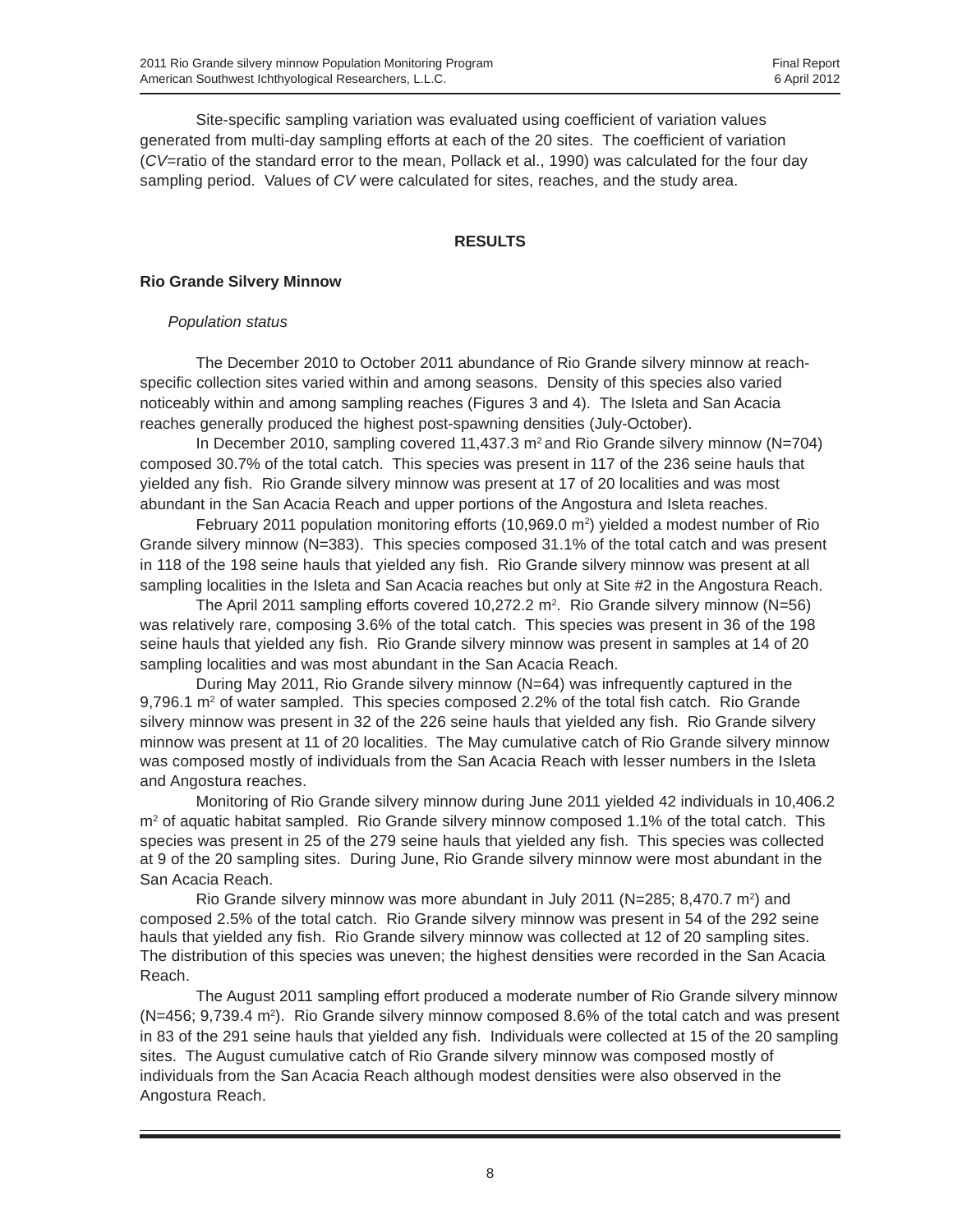Site-specific sampling variation was evaluated using coefficient of variation values generated from multi-day sampling efforts at each of the 20 sites. The coefficient of variation (*CV*=ratio of the standard error to the mean, Pollack et al., 1990) was calculated for the four day sampling period. Values of *CV* were calculated for sites, reaches, and the study area.

## RESULTS

### Rio Grande Silvery Minnow

*Population status*

The December 2010 to October 2011 abundance of Rio Grande silvery minnow at reach-specific collection sites varied within and among seasons. Density of this species also varied noticeably within and among sampling reaches (Figures 3 and 4). The Isleta and San Acacia reaches generally produced the highest post-spawning densities (July-October).

In December 2010, sampling covered 11,437.3 $m^2$ and Rio Grande silvery minnow (N=704) composed 30.7% of the total catch. This species was present in 117 of the 236 seine hauls that yielded any fish. Rio Grande silvery minnow was present at 17 of 20 localities and was most abundant in the San Acacia Reach and upper portions of the Angostura and Isleta reaches.

February 2011 population monitoring efforts (10,969.0 $m^2$) yielded a modest number of Rio Grande silvery minnow (N=383). This species composed 31.1% of the total catch and was present in 118 of the 198 seine hauls that yielded any fish. Rio Grande silvery minnow was present at all sampling localities in the Isleta and San Acacia reaches but only at Site #2 in the Angostura Reach.

The April 2011 sampling efforts covered 10,272.2 $m^2$. Rio Grande silvery minnow (N=56) was relatively rare, composing 3.6% of the total catch. This species was present in 36 of the 198 seine hauls that yielded any fish. Rio Grande silvery minnow was present in samples at 14 of 20 sampling localities and was most abundant in the San Acacia Reach.

During May 2011, Rio Grande silvery minnow (N=64) was infrequently captured in the 9,796.1 $m^2$ of water sampled. This species composed 2.2% of the total fish catch. Rio Grande silvery minnow was present in 32 of the 226 seine hauls that yielded any fish. Rio Grande silvery minnow was present at 11 of 20 localities. The May cumulative catch of Rio Grande silvery minnow was composed mostly of individuals from the San Acacia Reach with lesser numbers in the Isleta and Angostura reaches.

Monitoring of Rio Grande silvery minnow during June 2011 yielded 42 individuals in 10,406.2 $m^2$ of aquatic habitat sampled. Rio Grande silvery minnow composed 1.1% of the total catch. This species was present in 25 of the 279 seine hauls that yielded any fish. This species was collected at 9 of the 20 sampling sites. During June, Rio Grande silvery minnow were most abundant in the San Acacia Reach.

Rio Grande silvery minnow was more abundant in July 2011 (N=285; 8,470.7 $m^2$) and composed 2.5% of the total catch. Rio Grande silvery minnow was present in 54 of the 292 seine hauls that yielded any fish. Rio Grande silvery minnow was collected at 12 of 20 sampling sites. The distribution of this species was uneven; the highest densities were recorded in the San Acacia Reach.

The August 2011 sampling effort produced a moderate number of Rio Grande silvery minnow (N=456; 9,739.4 $m^2$). Rio Grande silvery minnow composed 8.6% of the total catch and was present in 83 of the 291 seine hauls that yielded any fish. Individuals were collected at 15 of the 20 sampling sites. The August cumulative catch of Rio Grande silvery minnow was composed mostly of individuals from the San Acacia Reach although modest densities were also observed in the Angostura Reach.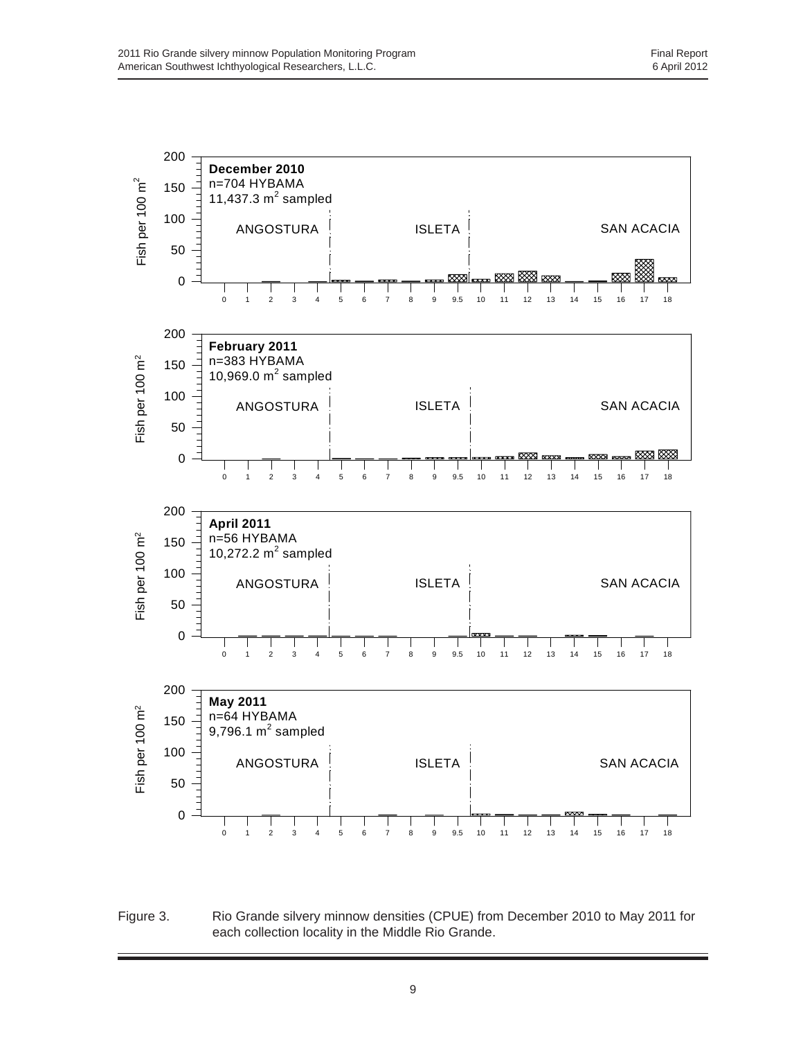Figure 3. Rio Grande silvery minnow densities (CPUE) from December 2010 to May 2011 for each collection locality in the Middle Rio Grande.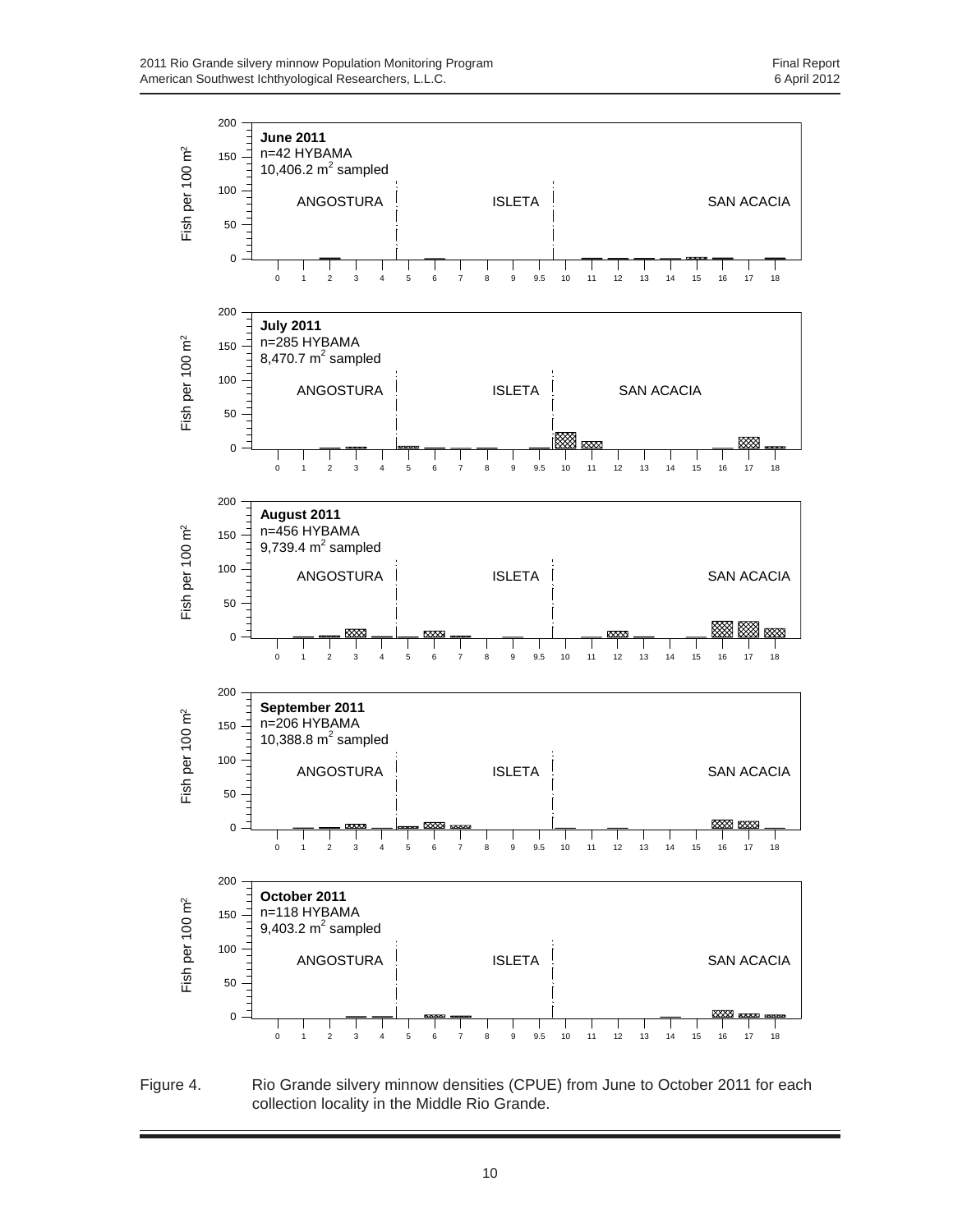June 2011
n=42 HYBAMA
10,406.2 $m^2$ sampled

July 2011
n=285 HYBAMA
8,470.7 $m^2$ sampled

August 2011
n=456 HYBAMA
9,739.4 $m^2$ sampled

September 2011
n=206 HYBAMA
10,388.8 $m^2$ sampled

October 2011
n=118 HYBAMA
9,403.2 $m^2$ sampled

Figure 4. Rio Grande silvery minnow densities (CPUE) from June to October 2011 for each collection locality in the Middle Rio Grande.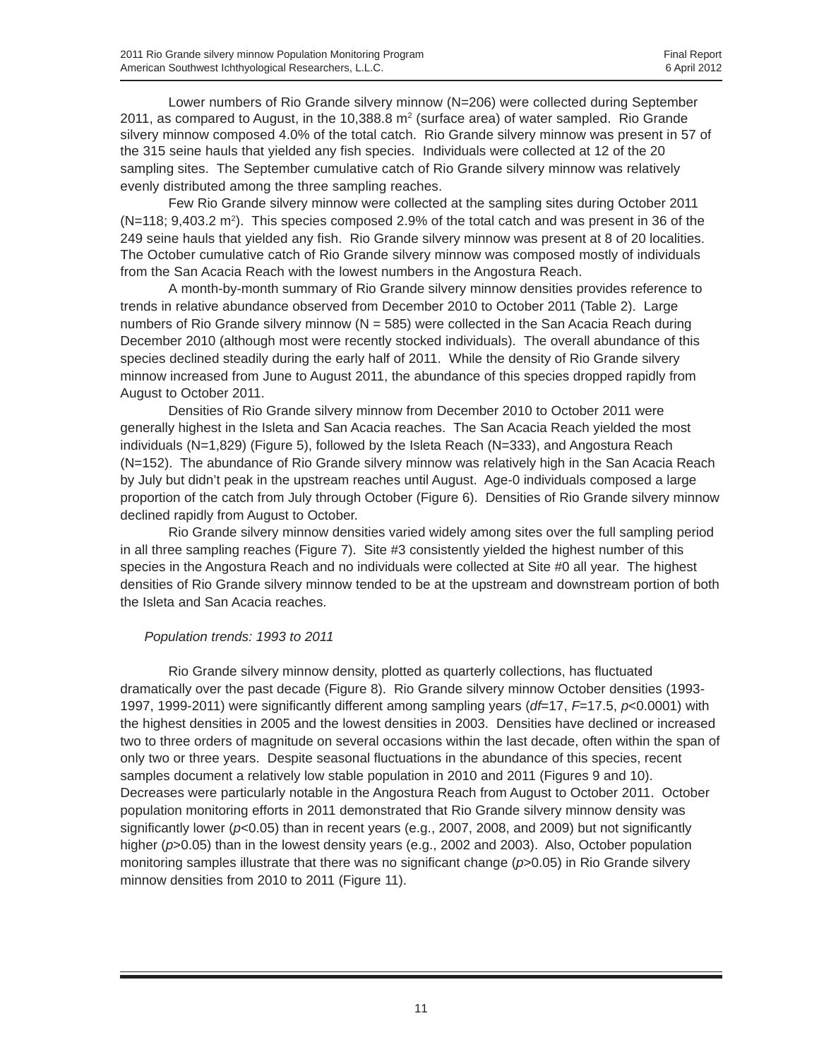Lower numbers of Rio Grande silvery minnow (N=206) were collected during September 2011, as compared to August, in the 10,388.8 $m^2$ (surface area) of water sampled. Rio Grande silvery minnow composed 4.0% of the total catch. Rio Grande silvery minnow was present in 57 of the 315 seine hauls that yielded any fish species. Individuals were collected at 12 of the 20 sampling sites. The September cumulative catch of Rio Grande silvery minnow was relatively evenly distributed among the three sampling reaches.

Few Rio Grande silvery minnow were collected at the sampling sites during October 2011 (N=118; 9,403.2 $m^2$). This species composed 2.9% of the total catch and was present in 36 of the 249 seine hauls that yielded any fish. Rio Grande silvery minnow was present at 8 of 20 localities. The October cumulative catch of Rio Grande silvery minnow was composed mostly of individuals from the San Acacia Reach with the lowest numbers in the Angostura Reach.

A month-by-month summary of Rio Grande silvery minnow densities provides reference to trends in relative abundance observed from December 2010 to October 2011 (Table 2). Large numbers of Rio Grande silvery minnow (N = 585) were collected in the San Acacia Reach during December 2010 (although most were recently stocked individuals). The overall abundance of this species declined steadily during the early half of 2011. While the density of Rio Grande silvery minnow increased from June to August 2011, the abundance of this species dropped rapidly from August to October 2011.

Densities of Rio Grande silvery minnow from December 2010 to October 2011 were generally highest in the Isleta and San Acacia reaches. The San Acacia Reach yielded the most individuals (N=1,829) (Figure 5), followed by the Isleta Reach (N=333), and Angostura Reach (N=152). The abundance of Rio Grande silvery minnow was relatively high in the San Acacia Reach by July but didn't peak in the upstream reaches until August. Age-0 individuals composed a large proportion of the catch from July through October (Figure 6). Densities of Rio Grande silvery minnow declined rapidly from August to October.

Rio Grande silvery minnow densities varied widely among sites over the full sampling period in all three sampling reaches (Figure 7). Site #3 consistently yielded the highest number of this species in the Angostura Reach and no individuals were collected at Site #0 all year. The highest densities of Rio Grande silvery minnow tended to be at the upstream and downstream portion of both the Isleta and San Acacia reaches.

*Population trends: 1993 to 2011*

Rio Grande silvery minnow density, plotted as quarterly collections, has fluctuated dramatically over the past decade (Figure 8). Rio Grande silvery minnow October densities (1993-1997, 1999-2011) were significantly different among sampling years ($df$=17, $F$=17.5, $p$<0.0001) with the highest densities in 2005 and the lowest densities in 2003. Densities have declined or increased two to three orders of magnitude on several occasions within the last decade, often within the span of only two or three years. Despite seasonal fluctuations in the abundance of this species, recent samples document a relatively low stable population in 2010 and 2011 (Figures 9 and 10). Decreases were particularly notable in the Angostura Reach from August to October 2011. October population monitoring efforts in 2011 demonstrated that Rio Grande silvery minnow density was significantly lower ($p$<0.05) than in recent years (e.g., 2007, 2008, and 2009) but not significantly higher ($p$>0.05) than in the lowest density years (e.g., 2002 and 2003). Also, October population monitoring samples illustrate that there was no significant change ($p$>0.05) in Rio Grande silvery minnow densities from 2010 to 2011 (Figure 11).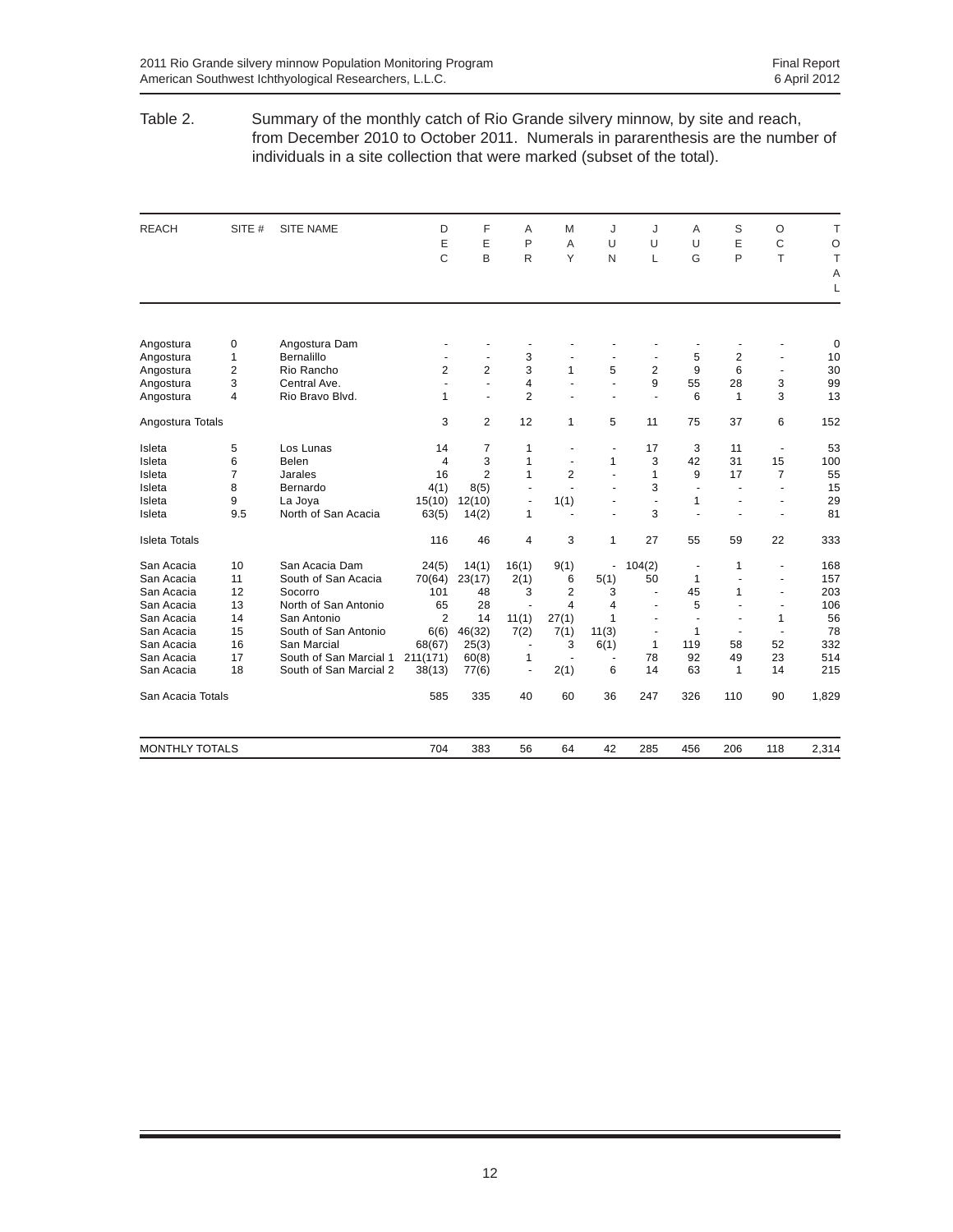Table 2. Summary of the monthly catch of Rio Grande silvery minnow, by site and reach, from December 2010 to October 2011. Numerals in pararenthesis are the number of individuals in a site collection that were marked (subset of the total).

| REACH | SITE # | SITE NAME | DEC | FEB | APR | MAY | JUN | JUL | AUG | SEP | OCT | TOTAL |
|---|---|---|---|---|---|---|---|---|---|---|---|---|
| Angostura | 0 | Angostura Dam | - | - | - | - | - | - | - | - | - | 0 |
| Angostura | 1 | Bernalillo | - | - | 3 | - | - | - | 5 | 2 | - | 10 |
| Angostura | 2 | Rio Rancho | 2 | 2 | 3 | 1 | 5 | 2 | 9 | 6 | - | 30 |
| Angostura | 3 | Central Ave. | - | - | 4 | - | - | 9 | 55 | 28 | 3 | 99 |
| Angostura | 4 | Rio Bravo Blvd. | 1 | - | 2 | - | - | - | 6 | 1 | 3 | 13 |
| Angostura Totals | | | 3 | 2 | 12 | 1 | 5 | 11 | 75 | 37 | 6 | 152 |
| Isleta | 5 | Los Lunas | 14 | 7 | 1 | - | - | 17 | 3 | 11 | - | 53 |
| Isleta | 6 | Belen | 4 | 3 | 1 | - | 1 | 3 | 42 | 31 | 15 | 100 |
| Isleta | 7 | Jarales | 16 | 2 | 1 | 2 | - | 1 | 9 | 17 | 7 | 55 |
| Isleta | 8 | Bernardo | 4(1) | 8(5) | - | - | - | 3 | - | - | - | 15 |
| Isleta | 9 | La Joya | 15(10) | 12(10) | - | 1(1) | - | - | 1 | - | - | 29 |
| Isleta | 9.5 | North of San Acacia | 63(5) | 14(2) | 1 | - | - | 3 | - | - | - | 81 |
| Isleta Totals | | | 116 | 46 | 4 | 3 | 1 | 27 | 55 | 59 | 22 | 333 |
| San Acacia | 10 | San Acacia Dam | 24(5) | 14(1) | 16(1) | 9(1) | - | 104(2) | - | 1 | - | 168 |
| San Acacia | 11 | South of San Acacia | 70(64) | 23(17) | 2(1) | 6 | 5(1) | 50 | 1 | - | - | 157 |
| San Acacia | 12 | Socorro | 101 | 48 | 3 | 2 | 3 | - | 45 | 1 | - | 203 |
| San Acacia | 13 | North of San Antonio | 65 | 28 | - | 4 | 4 | - | 5 | - | - | 106 |
| San Acacia | 14 | San Antonio | 2 | 14 | 11(1) | 27(1) | 1 | - | - | - | 1 | 56 |
| San Acacia | 15 | South of San Antonio | 6(6) | 46(32) | 7(2) | 7(1) | 11(3) | - | 1 | - | - | 78 |
| San Acacia | 16 | San Marcial | 68(67) | 25(3) | - | 3 | 6(1) | 1 | 119 | 58 | 52 | 332 |
| San Acacia | 17 | South of San Marcial 1 | 211(171) | 60(8) | 1 | - | - | 78 | 92 | 49 | 23 | 514 |
| San Acacia | 18 | South of San Marcial 2 | 38(13) | 77(6) | - | 2(1) | 6 | 14 | 63 | 1 | 14 | 215 |
| San Acacia Totals | | | 585 | 335 | 40 | 60 | 36 | 247 | 326 | 110 | 90 | 1,829 |
| MONTHLY TOTALS | | | 704 | 383 | 56 | 64 | 42 | 285 | 456 | 206 | 118 | 2,314 |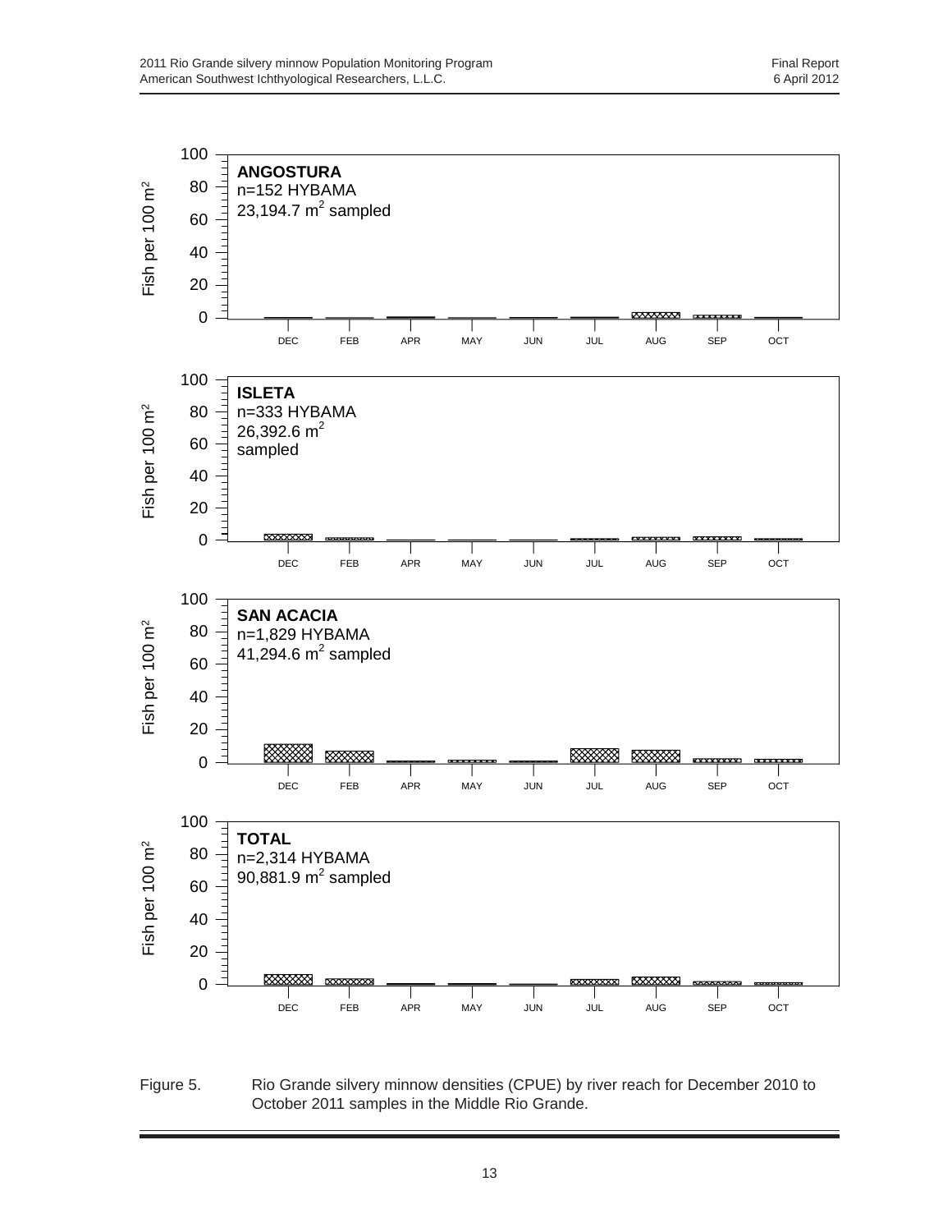**ANGOSTURA**
n=152 HYBAMA
23,194.7 $m^2$ sampled

**ISLETA**
n=333 HYBAMA
26,392.6 $m^2$ sampled

**SAN ACACIA**
n=1,829 HYBAMA
41,294.6 $m^2$ sampled

**TOTAL**
n=2,314 HYBAMA
90,881.9 $m^2$ sampled

Figure 5. Rio Grande silvery minnow densities (CPUE) by river reach for December 2010 to October 2011 samples in the Middle Rio Grande.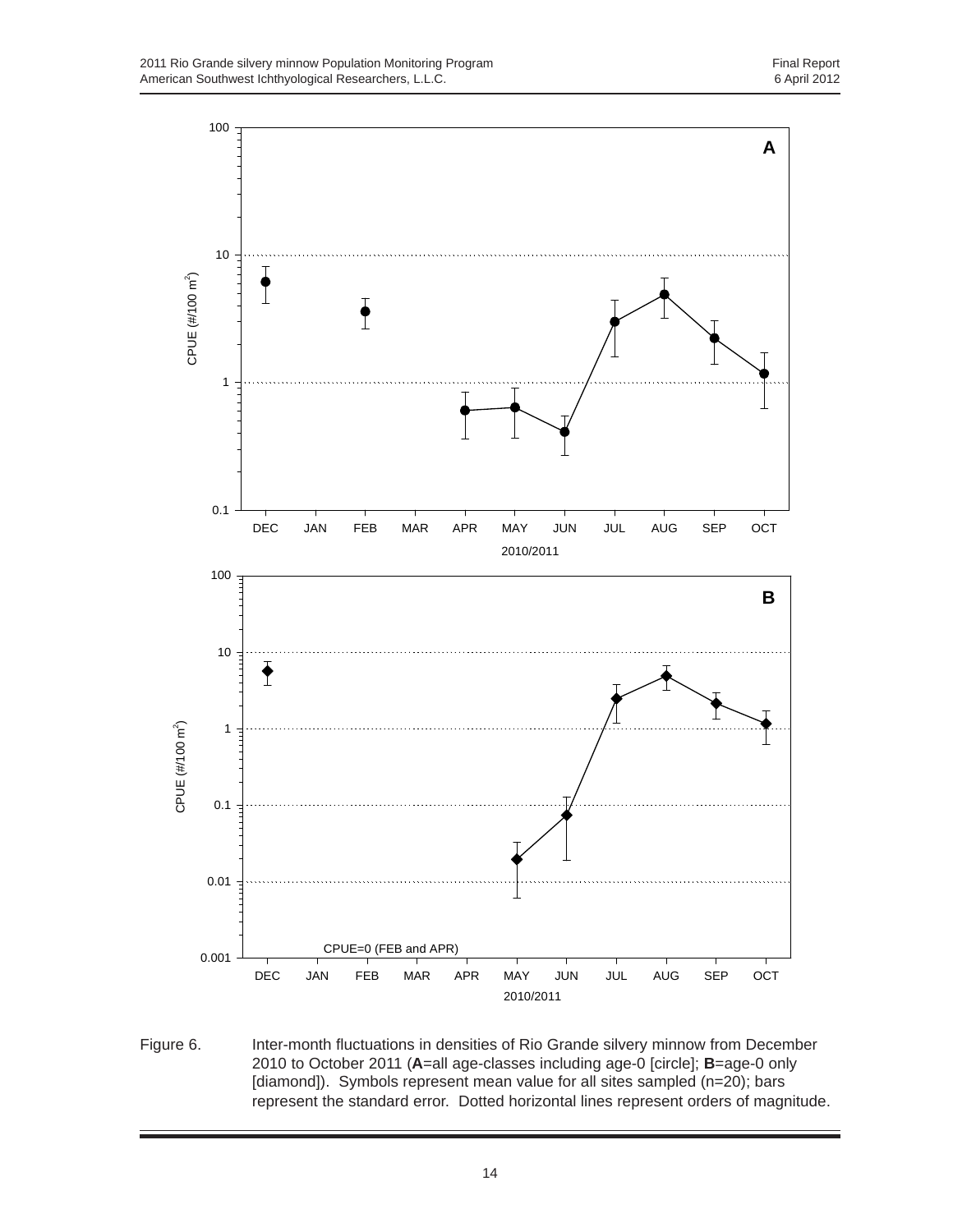Figure 6. Inter-month fluctuations in densities of Rio Grande silvery minnow from December 2010 to October 2011 (**A**=all age-classes including age-0 [circle]; **B**=age-0 only [diamond]). Symbols represent mean value for all sites sampled (n=20); bars represent the standard error. Dotted horizontal lines represent orders of magnitude.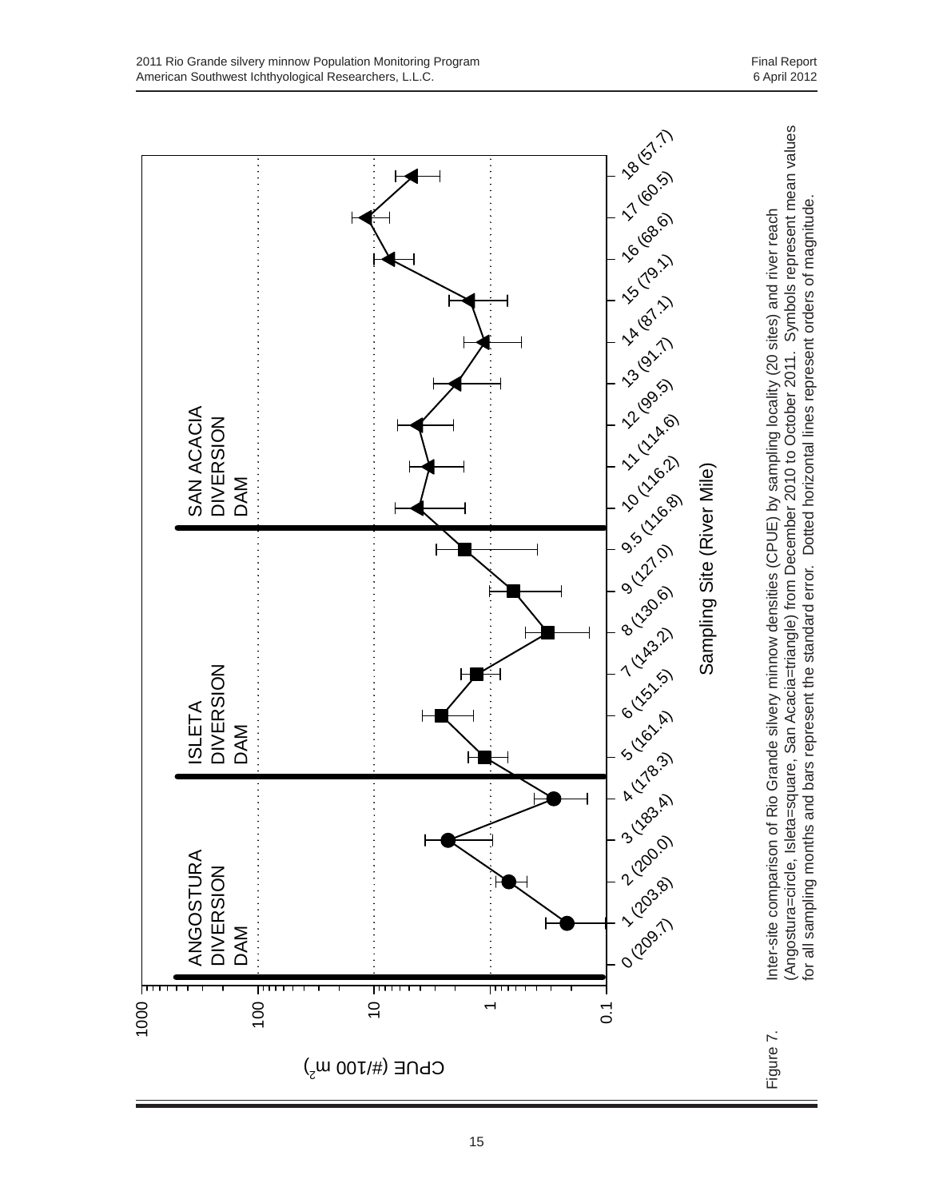Figure 7. Inter-site comparison of Rio Grande silvery minnow densities (CPUE) by sampling locality (20 sites) and river reach (Angostura=circle, Isleta=square, San Acacia=triangle) from December 2010 to October 2011. Symbols represent mean values for all sampling months and bars represent the standard error. Dotted horizontal lines represent orders of magnitude.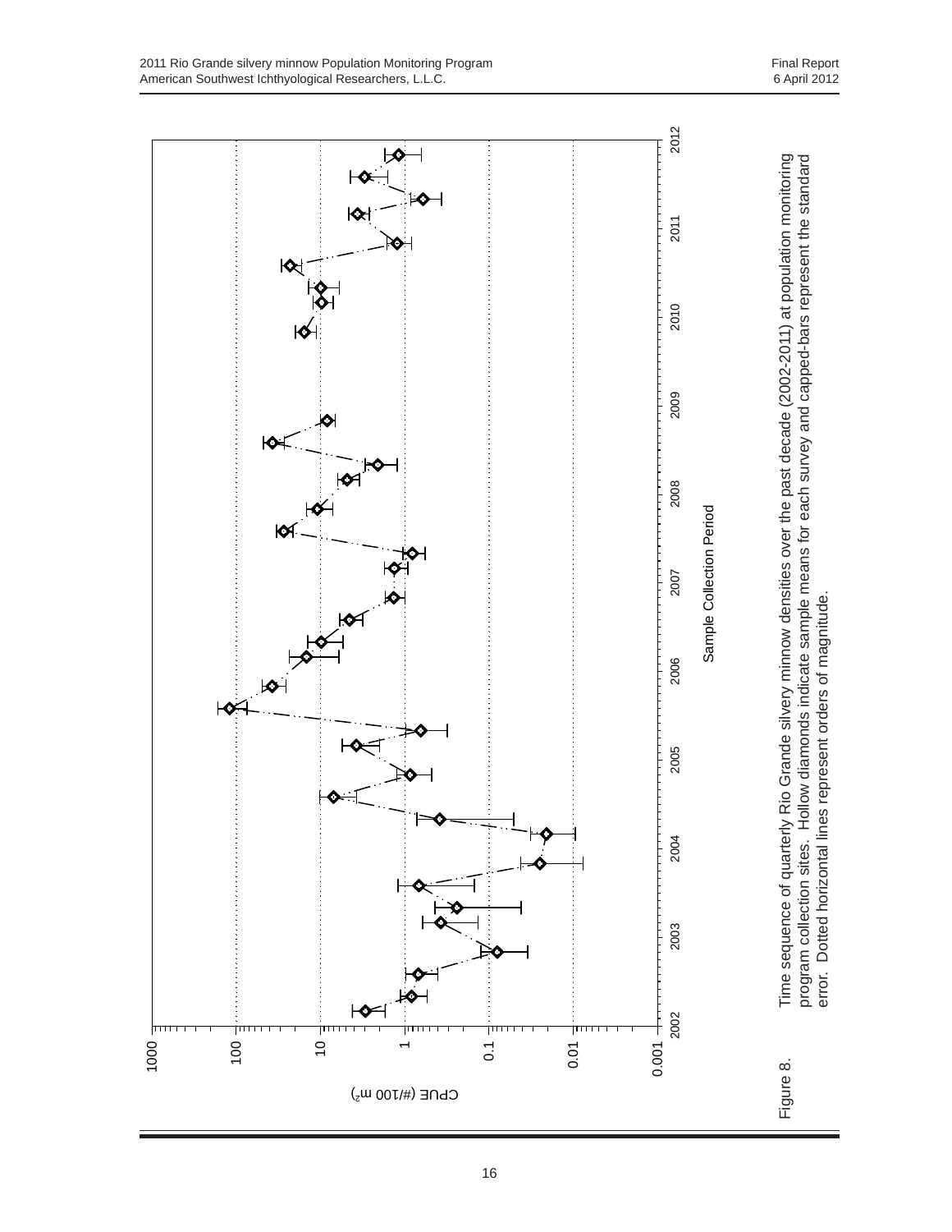Figure 8. Time sequence of quarterly Rio Grande silvery minnow densities over the past decade (2002-2011) at population monitoring program collection sites. Hollow diamonds indicate sample means for each survey and capped-bars represent the standard error. Dotted horizontal lines represent orders of magnitude.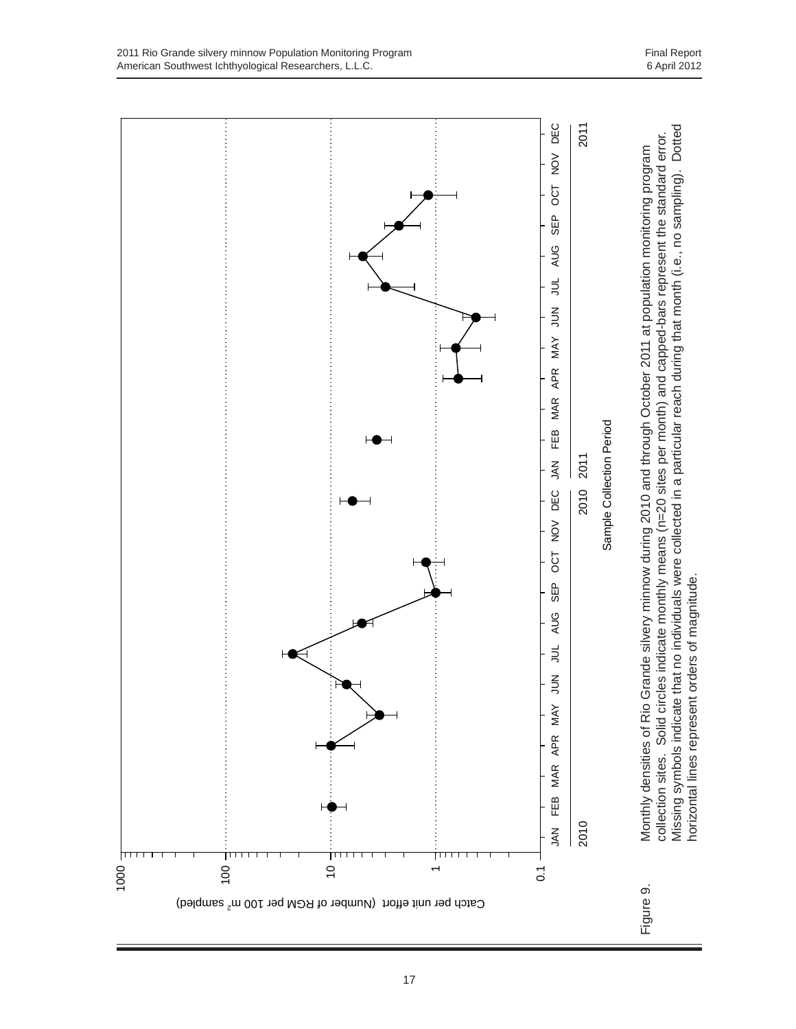Figure 9. Monthly densities of Rio Grande silvery minnow during 2010 and through October 2011 at population monitoring program collection sites. Solid circles indicate monthly means (n=20 sites per month) and capped-bars represent the standard error. Missing symbols indicate that no individuals were collected in a particular reach during that month (i.e., no sampling). Dotted horizontal lines represent orders of magnitude.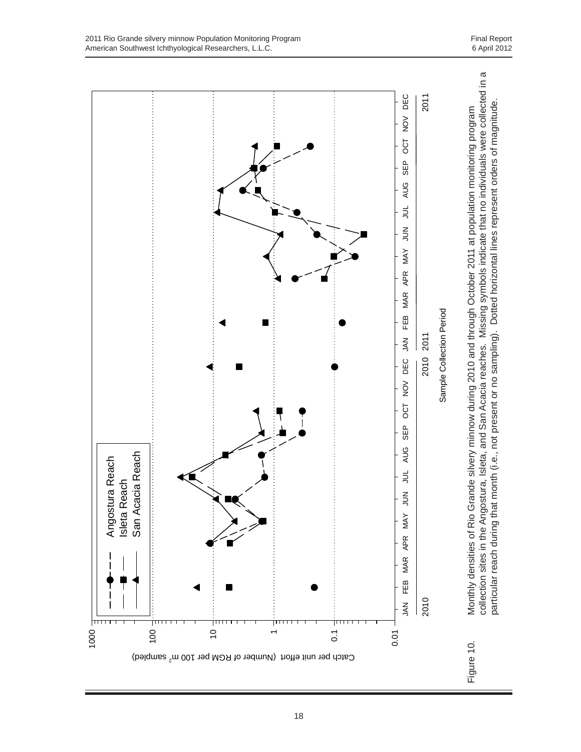Figure 10. Monthly densities of Rio Grande silvery minnow during 2010 and through October 2011 at population monitoring program collection sites in the Angostura, Isleta, and San Acacia reaches. Missing symbols indicate that no individuals were collected in a particular reach during that month (i.e., not present or no sampling). Dotted horizontal lines represent orders of magnitude.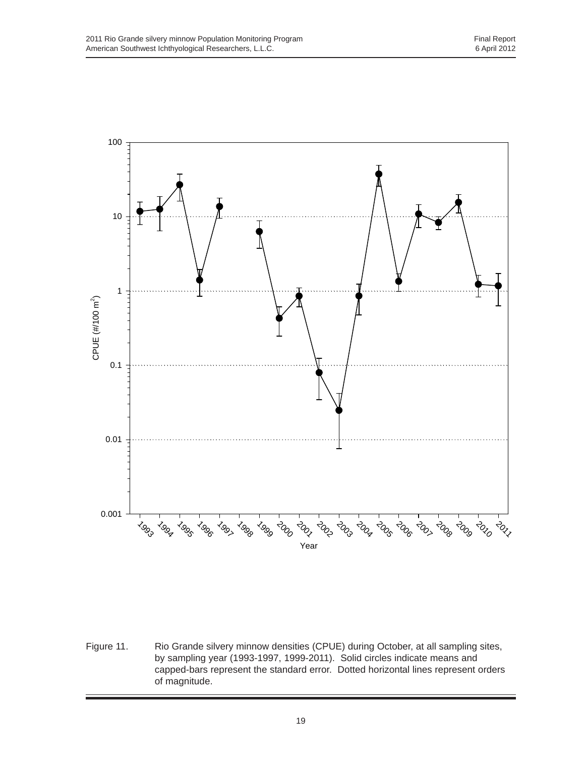Figure 11. Rio Grande silvery minnow densities (CPUE) during October, at all sampling sites, by sampling year (1993-1997, 1999-2011). Solid circles indicate means and capped-bars represent the standard error. Dotted horizontal lines represent orders of magnitude.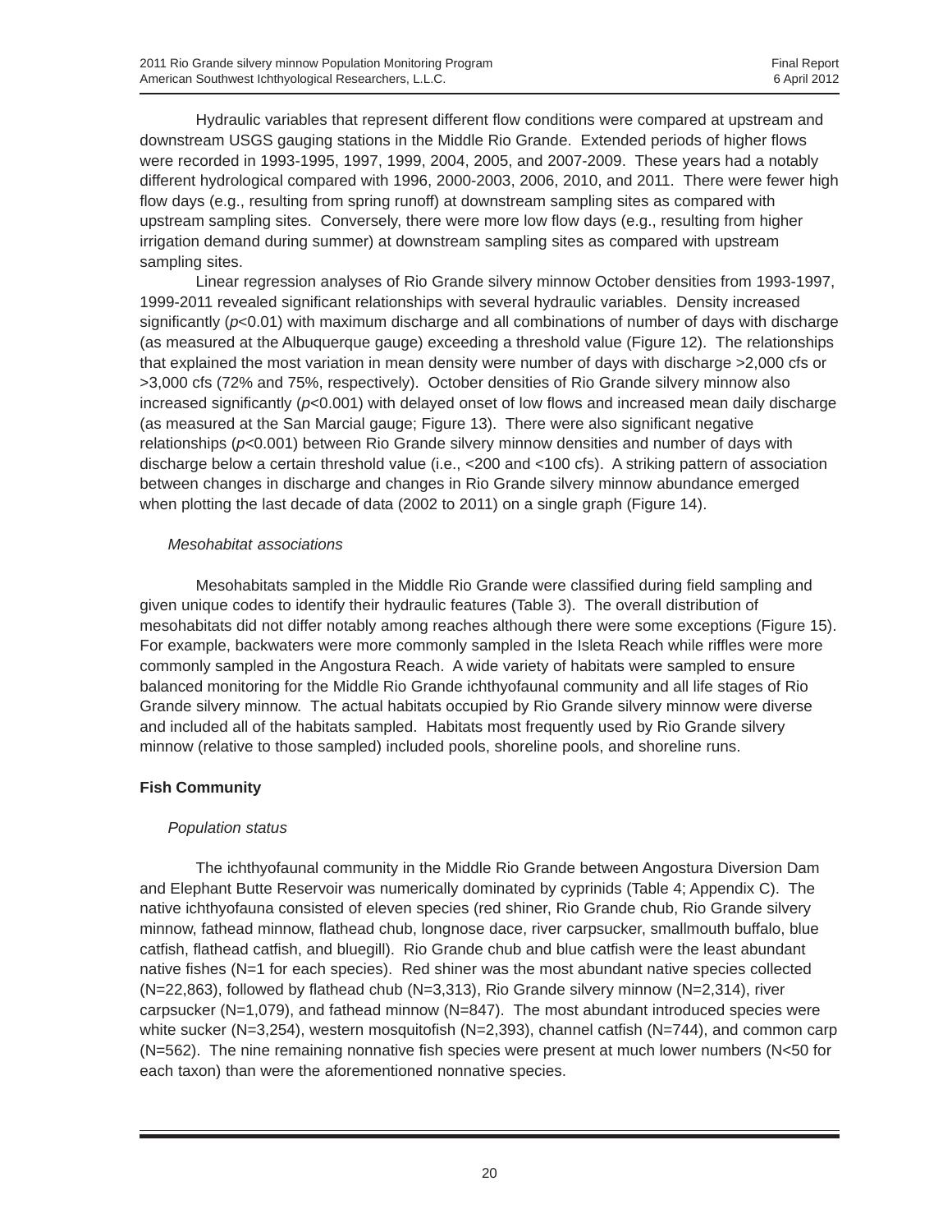Hydraulic variables that represent different flow conditions were compared at upstream and downstream USGS gauging stations in the Middle Rio Grande. Extended periods of higher flows were recorded in 1993-1995, 1997, 1999, 2004, 2005, and 2007-2009. These years had a notably different hydrological compared with 1996, 2000-2003, 2006, 2010, and 2011. There were fewer high flow days (e.g., resulting from spring runoff) at downstream sampling sites as compared with upstream sampling sites. Conversely, there were more low flow days (e.g., resulting from higher irrigation demand during summer) at downstream sampling sites as compared with upstream sampling sites.

Linear regression analyses of Rio Grande silvery minnow October densities from 1993-1997, 1999-2011 revealed significant relationships with several hydraulic variables. Density increased significantly ($p<0.01$) with maximum discharge and all combinations of number of days with discharge (as measured at the Albuquerque gauge) exceeding a threshold value (Figure 12). The relationships that explained the most variation in mean density were number of days with discharge >2,000 cfs or >3,000 cfs (72% and 75%, respectively). October densities of Rio Grande silvery minnow also increased significantly ($p<0.001$) with delayed onset of low flows and increased mean daily discharge (as measured at the San Marcial gauge; Figure 13). There were also significant negative relationships ($p<0.001$) between Rio Grande silvery minnow densities and number of days with discharge below a certain threshold value (i.e., <200 and <100 cfs). A striking pattern of association between changes in discharge and changes in Rio Grande silvery minnow abundance emerged when plotting the last decade of data (2002 to 2011) on a single graph (Figure 14).

### *Mesohabitat associations*

Mesohabitats sampled in the Middle Rio Grande were classified during field sampling and given unique codes to identify their hydraulic features (Table 3). The overall distribution of mesohabitats did not differ notably among reaches although there were some exceptions (Figure 15). For example, backwaters were more commonly sampled in the Isleta Reach while riffles were more commonly sampled in the Angostura Reach. A wide variety of habitats were sampled to ensure balanced monitoring for the Middle Rio Grande ichthyofaunal community and all life stages of Rio Grande silvery minnow. The actual habitats occupied by Rio Grande silvery minnow were diverse and included all of the habitats sampled. Habitats most frequently used by Rio Grande silvery minnow (relative to those sampled) included pools, shoreline pools, and shoreline runs.

## **Fish Community**

### *Population status*

The ichthyofaunal community in the Middle Rio Grande between Angostura Diversion Dam and Elephant Butte Reservoir was numerically dominated by cyprinids (Table 4; Appendix C). The native ichthyofauna consisted of eleven species (red shiner, Rio Grande chub, Rio Grande silvery minnow, fathead minnow, flathead chub, longnose dace, river carpsucker, smallmouth buffalo, blue catfish, flathead catfish, and bluegill). Rio Grande chub and blue catfish were the least abundant native fishes (N=1 for each species). Red shiner was the most abundant native species collected (N=22,863), followed by flathead chub (N=3,313), Rio Grande silvery minnow (N=2,314), river carpsucker (N=1,079), and fathead minnow (N=847). The most abundant introduced species were white sucker (N=3,254), western mosquitofish (N=2,393), channel catfish (N=744), and common carp (N=562). The nine remaining nonnative fish species were present at much lower numbers (N<50 for each taxon) than were the aforementioned nonnative species.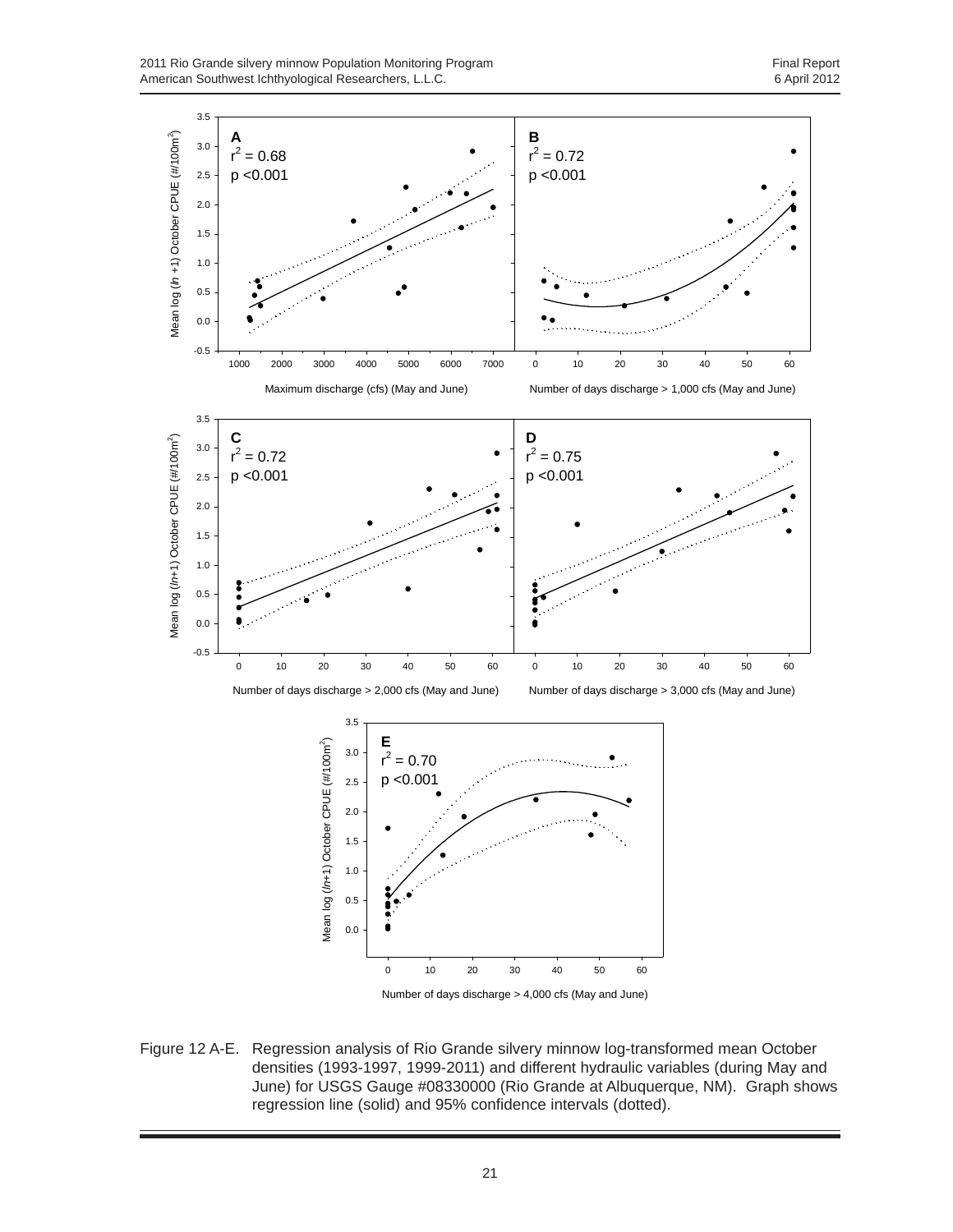Figure 12 A-E. Regression analysis of Rio Grande silvery minnow log-transformed mean October densities (1993-1997, 1999-2011) and different hydraulic variables (during May and June) for USGS Gauge #08330000 (Rio Grande at Albuquerque, NM). Graph shows regression line (solid) and 95% confidence intervals (dotted).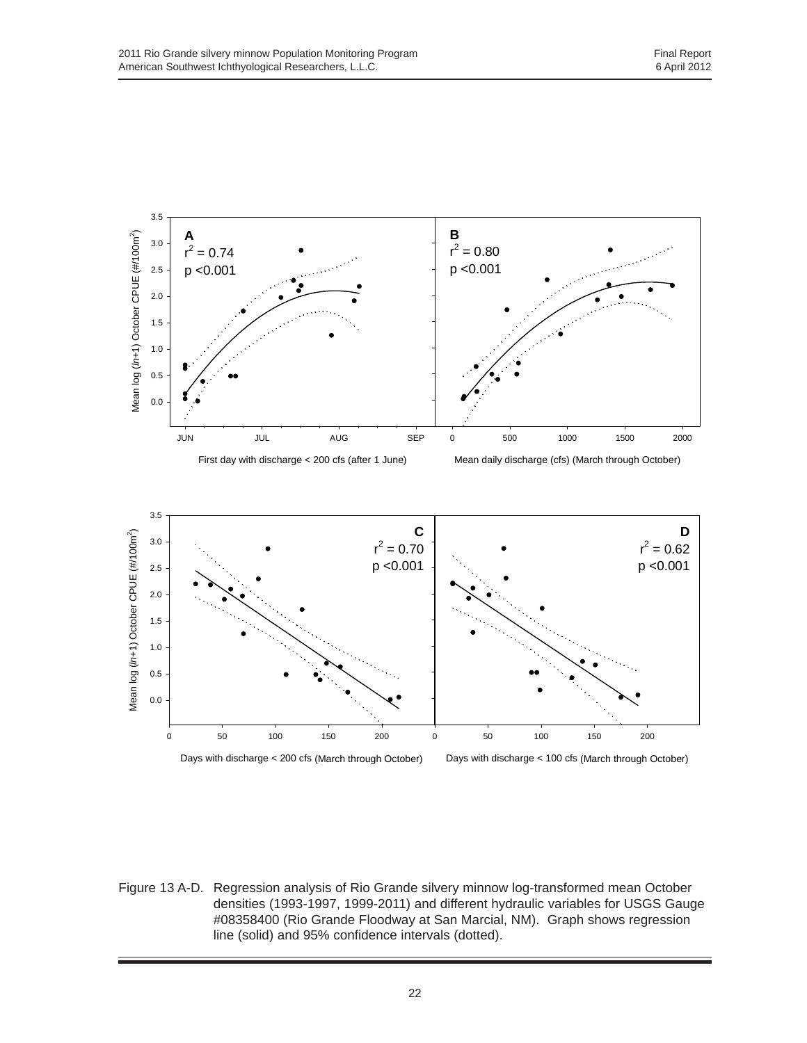A
$r^2 = 0.74$
$p < 0.001$

B
$r^2 = 0.80$
$p < 0.001$

Mean log ($ln$+1) October CPUE (#/100m$^2$)

First day with discharge < 200 cfs (after 1 June)

Mean daily discharge (cfs) (March through October)

C
$r^2 = 0.70$
$p < 0.001$

D
$r^2 = 0.62$
$p < 0.001$

Mean log ($ln$+1) October CPUE (#/100m$^2$)

Days with discharge < 200 cfs (March through October)

Days with discharge < 100 cfs (March through October)

Figure 13 A-D. Regression analysis of Rio Grande silvery minnow log-transformed mean October densities (1993-1997, 1999-2011) and different hydraulic variables for USGS Gauge #08358400 (Rio Grande Floodway at San Marcial, NM). Graph shows regression line (solid) and 95% confidence intervals (dotted).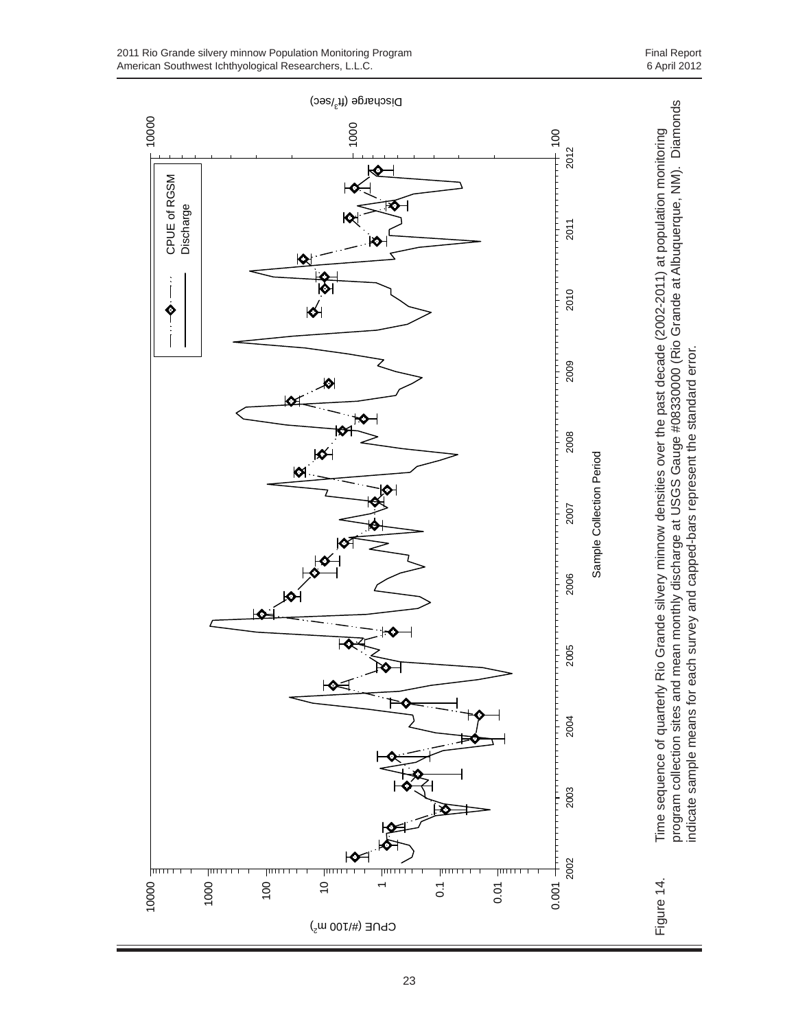Sample Collection Period

CPUE (#/100 m$^2$)

Discharge (ft$^3$/sec)

CPUE of RGSM

Discharge

Figure 14. Time sequence of quarterly Rio Grande silvery minnow densities over the past decade (2002-2011) at population monitoring program collection sites and mean monthly discharge at USGS Gauge #08330000 (Rio Grande at Albuquerque, NM). Diamonds indicate sample means for each survey and capped-bars represent the standard error.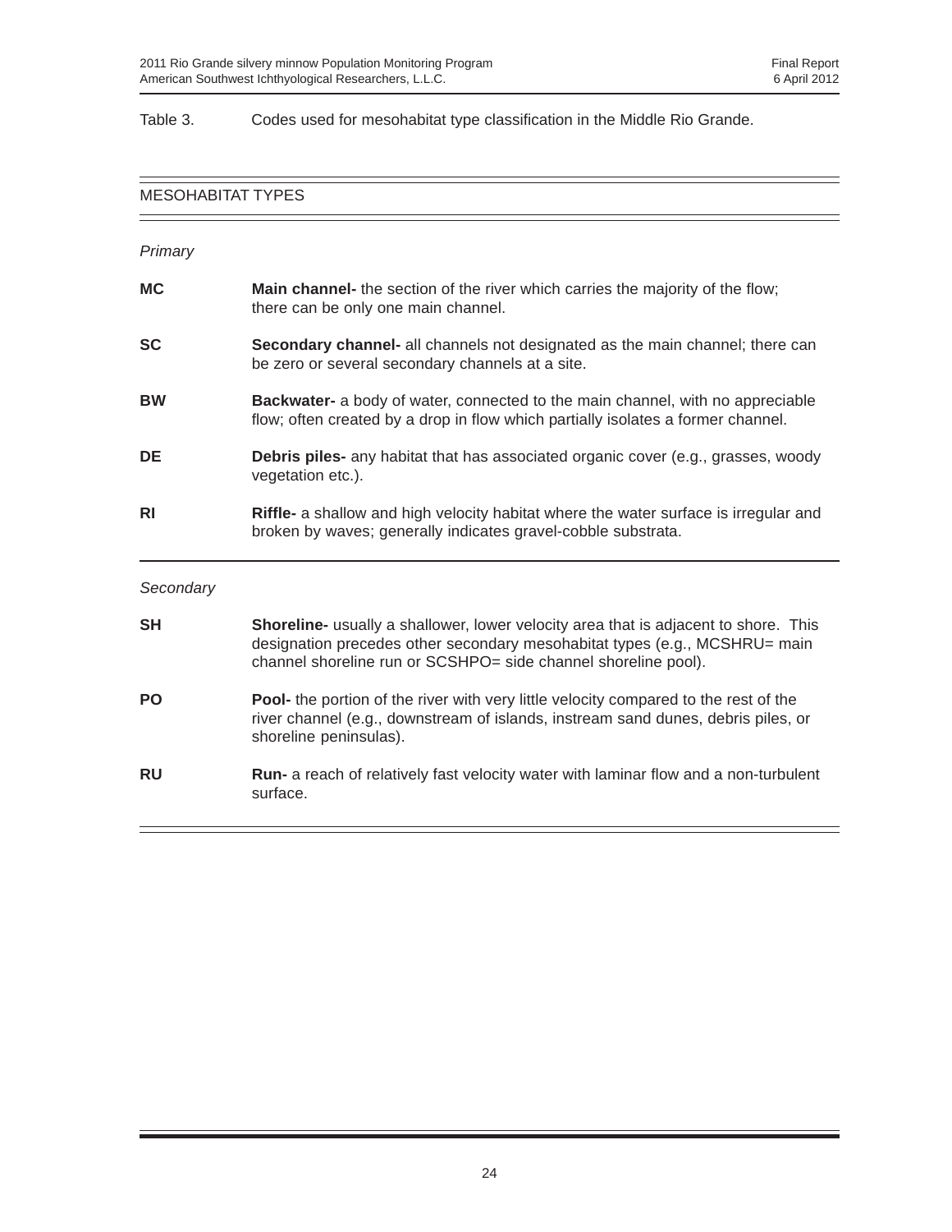Table 3. Codes used for mesohabitat type classification in the Middle Rio Grande.

| MESOHABITAT TYPES | |
|---|---|
| *Primary* | |
| **MC** | **Main channel-** the section of the river which carries the majority of the flow; there can be only one main channel. |
| **SC** | **Secondary channel-** all channels not designated as the main channel; there can be zero or several secondary channels at a site. |
| **BW** | **Backwater-** a body of water, connected to the main channel, with no appreciable flow; often created by a drop in flow which partially isolates a former channel. |
| **DE** | **Debris piles-** any habitat that has associated organic cover (e.g., grasses, woody vegetation etc.). |
| **RI** | **Riffle-** a shallow and high velocity habitat where the water surface is irregular and broken by waves; generally indicates gravel-cobble substrata. |
| *Secondary* | |
| **SH** | **Shoreline-** usually a shallower, lower velocity area that is adjacent to shore. This designation precedes other secondary mesohabitat types (e.g., MCSHRU= main channel shoreline run or SCSHPO= side channel shoreline pool). |
| **PO** | **Pool-** the portion of the river with very little velocity compared to the rest of the river channel (e.g., downstream of islands, instream sand dunes, debris piles, or shoreline peninsulas). |
| **RU** | **Run-** a reach of relatively fast velocity water with laminar flow and a non-turbulent surface. |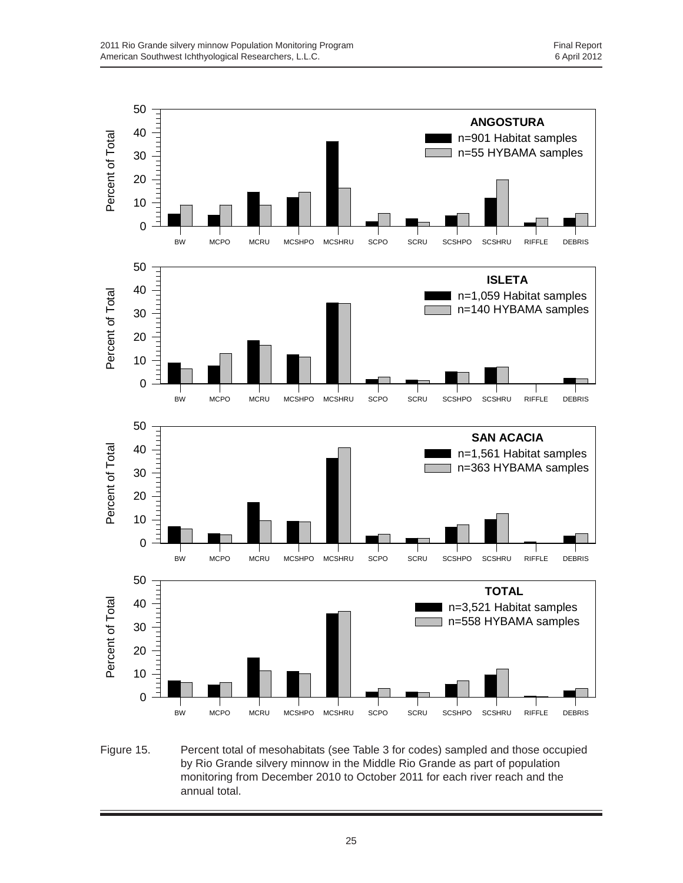Figure 15. Percent total of mesohabitats (see Table 3 for codes) sampled and those occupied by Rio Grande silvery minnow in the Middle Rio Grande as part of population monitoring from December 2010 to October 2011 for each river reach and the annual total.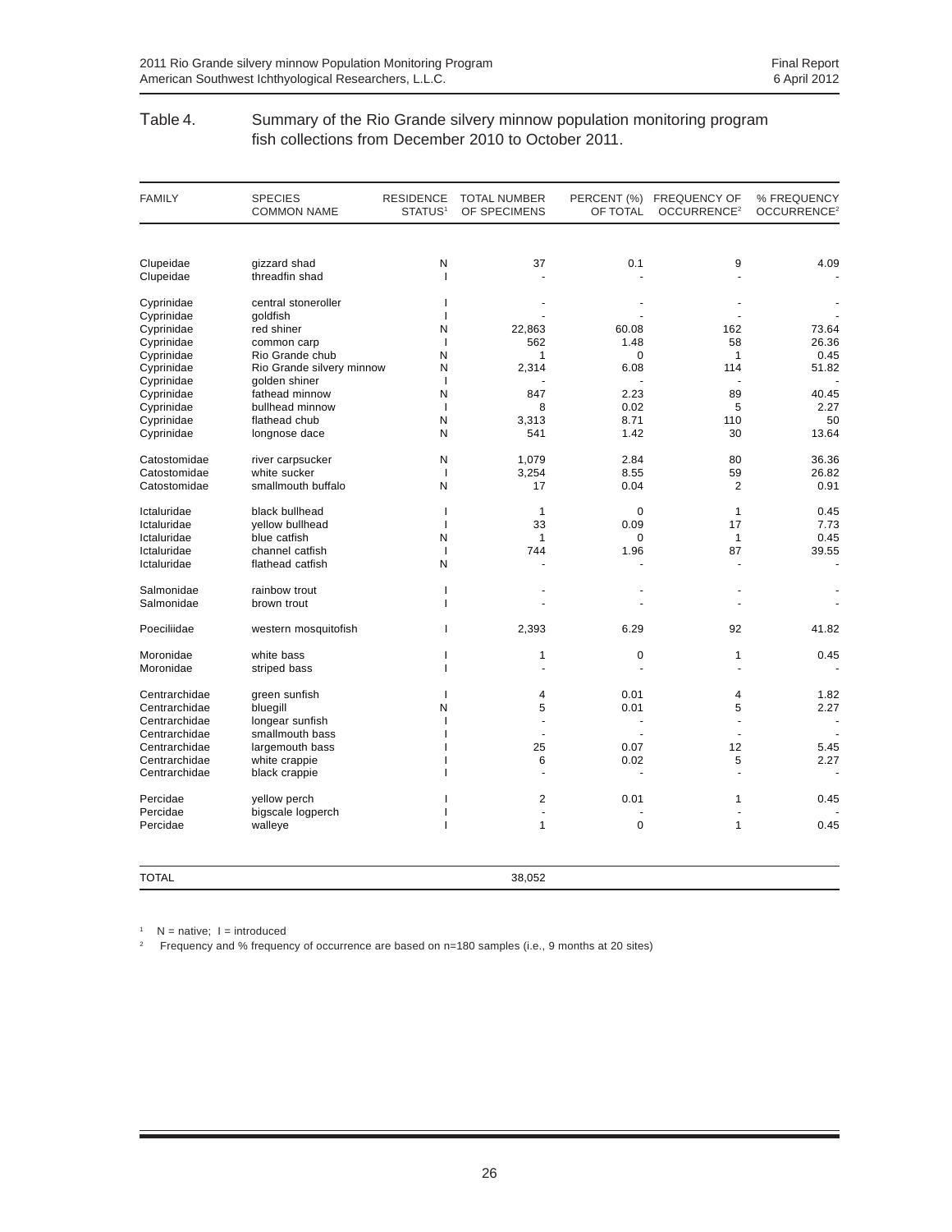Table 4. Summary of the Rio Grande silvery minnow population monitoring program fish collections from December 2010 to October 2011.

| FAMILY | SPECIES COMMON NAME | RESIDENCE STATUS[1] | TOTAL NUMBER OF SPECIMENS | PERCENT (%) OF TOTAL | FREQUENCY OF OCCURRENCE[2] | % FREQUENCY OCCURRENCE[2] |
|---|---|---|---|---|---|---|
| Clupeidae | gizzard shad | N | 37 | 0.1 | 9 | 4.09 |
| Clupeidae | threadfin shad | I | - | - | - | - |
| Cyprinidae | central stoneroller | I | - | - | - | - |
| Cyprinidae | goldfish | I | - | - | - | - |
| Cyprinidae | red shiner | N | 22,863 | 60.08 | 162 | 73.64 |
| Cyprinidae | common carp | I | 562 | 1.48 | 58 | 26.36 |
| Cyprinidae | Rio Grande chub | N | 1 | 0 | 1 | 0.45 |
| Cyprinidae | Rio Grande silvery minnow | N | 2,314 | 6.08 | 114 | 51.82 |
| Cyprinidae | golden shiner | I | - | - | - | - |
| Cyprinidae | fathead minnow | N | 847 | 2.23 | 89 | 40.45 |
| Cyprinidae | bullhead minnow | I | 8 | 0.02 | 5 | 2.27 |
| Cyprinidae | flathead chub | N | 3,313 | 8.71 | 110 | 50 |
| Cyprinidae | longnose dace | N | 541 | 1.42 | 30 | 13.64 |
| Catostomidae | river carpsucker | N | 1,079 | 2.84 | 80 | 36.36 |
| Catostomidae | white sucker | I | 3,254 | 8.55 | 59 | 26.82 |
| Catostomidae | smallmouth buffalo | N | 17 | 0.04 | 2 | 0.91 |
| Ictaluridae | black bullhead | I | 1 | 0 | 1 | 0.45 |
| Ictaluridae | yellow bullhead | I | 33 | 0.09 | 17 | 7.73 |
| Ictaluridae | blue catfish | N | 1 | 0 | 1 | 0.45 |
| Ictaluridae | channel catfish | I | 744 | 1.96 | 87 | 39.55 |
| Ictaluridae | flathead catfish | N | - | - | - | - |
| Salmonidae | rainbow trout | I | - | - | - | - |
| Salmonidae | brown trout | I | - | - | - | - |
| Poeciliidae | western mosquitofish | I | 2,393 | 6.29 | 92 | 41.82 |
| Moronidae | white bass | I | 1 | 0 | 1 | 0.45 |
| Moronidae | striped bass | I | - | - | - | - |
| Centrarchidae | green sunfish | I | 4 | 0.01 | 4 | 1.82 |
| Centrarchidae | bluegill | N | 5 | 0.01 | 5 | 2.27 |
| Centrarchidae | longear sunfish | I | - | - | - | - |
| Centrarchidae | smallmouth bass | I | - | - | - | - |
| Centrarchidae | largemouth bass | I | 25 | 0.07 | 12 | 5.45 |
| Centrarchidae | white crappie | I | 6 | 0.02 | 5 | 2.27 |
| Centrarchidae | black crappie | I | - | - | - | - |
| Percidae | yellow perch | I | 2 | 0.01 | 1 | 0.45 |
| Percidae | bigscale logperch | I | - | - | - | - |
| Percidae | walleye | I | 1 | 0 | 1 | 0.45 |
| TOTAL | | | 38,052 | | | |

[1] N = native; I = introduced

[2] Frequency and % frequency of occurrence are based on n=180 samples (i.e., 9 months at 20 sites)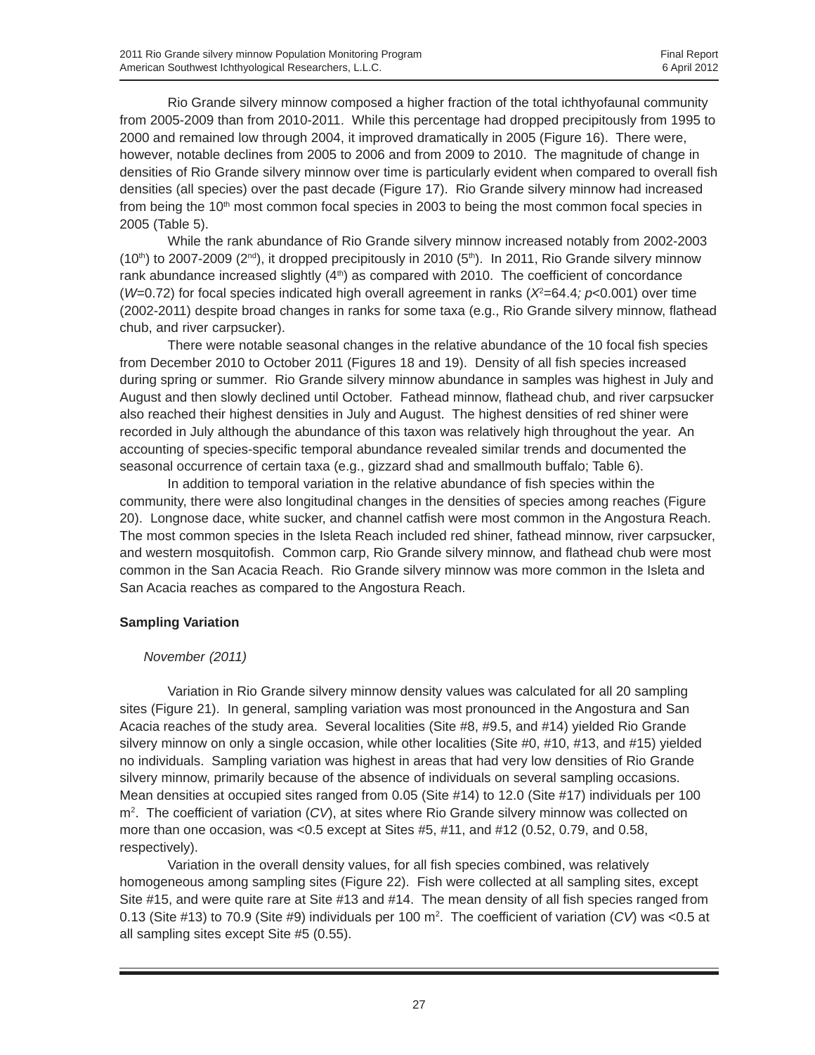Rio Grande silvery minnow composed a higher fraction of the total ichthyofaunal community from 2005-2009 than from 2010-2011. While this percentage had dropped precipitously from 1995 to 2000 and remained low through 2004, it improved dramatically in 2005 (Figure 16). There were, however, notable declines from 2005 to 2006 and from 2009 to 2010. The magnitude of change in densities of Rio Grande silvery minnow over time is particularly evident when compared to overall fish densities (all species) over the past decade (Figure 17). Rio Grande silvery minnow had increased from being the 10th most common focal species in 2003 to being the most common focal species in 2005 (Table 5).

While the rank abundance of Rio Grande silvery minnow increased notably from 2002-2003 (10th) to 2007-2009 (2nd), it dropped precipitously in 2010 (5th). In 2011, Rio Grande silvery minnow rank abundance increased slightly (4th) as compared with 2010. The coefficient of concordance ($W$=0.72) for focal species indicated high overall agreement in ranks ($X^2$=64.4; $p$<0.001) over time (2002-2011) despite broad changes in ranks for some taxa (e.g., Rio Grande silvery minnow, flathead chub, and river carpsucker).

There were notable seasonal changes in the relative abundance of the 10 focal fish species from December 2010 to October 2011 (Figures 18 and 19). Density of all fish species increased during spring or summer. Rio Grande silvery minnow abundance in samples was highest in July and August and then slowly declined until October. Fathead minnow, flathead chub, and river carpsucker also reached their highest densities in July and August. The highest densities of red shiner were recorded in July although the abundance of this taxon was relatively high throughout the year. An accounting of species-specific temporal abundance revealed similar trends and documented the seasonal occurrence of certain taxa (e.g., gizzard shad and smallmouth buffalo; Table 6).

In addition to temporal variation in the relative abundance of fish species within the community, there were also longitudinal changes in the densities of species among reaches (Figure 20). Longnose dace, white sucker, and channel catfish were most common in the Angostura Reach. The most common species in the Isleta Reach included red shiner, fathead minnow, river carpsucker, and western mosquitofish. Common carp, Rio Grande silvery minnow, and flathead chub were most common in the San Acacia Reach. Rio Grande silvery minnow was more common in the Isleta and San Acacia reaches as compared to the Angostura Reach.

**Sampling Variation**

*November (2011)*

Variation in Rio Grande silvery minnow density values was calculated for all 20 sampling sites (Figure 21). In general, sampling variation was most pronounced in the Angostura and San Acacia reaches of the study area. Several localities (Site #8, #9.5, and #14) yielded Rio Grande silvery minnow on only a single occasion, while other localities (Site #0, #10, #13, and #15) yielded no individuals. Sampling variation was highest in areas that had very low densities of Rio Grande silvery minnow, primarily because of the absence of individuals on several sampling occasions. Mean densities at occupied sites ranged from 0.05 (Site #14) to 12.0 (Site #17) individuals per 100 $m^2$. The coefficient of variation ($CV$), at sites where Rio Grande silvery minnow was collected on more than one occasion, was <0.5 except at Sites #5, #11, and #12 (0.52, 0.79, and 0.58, respectively).

Variation in the overall density values, for all fish species combined, was relatively homogeneous among sampling sites (Figure 22). Fish were collected at all sampling sites, except Site #15, and were quite rare at Site #13 and #14. The mean density of all fish species ranged from 0.13 (Site #13) to 70.9 (Site #9) individuals per 100 $m^2$. The coefficient of variation ($CV$) was <0.5 at all sampling sites except Site #5 (0.55).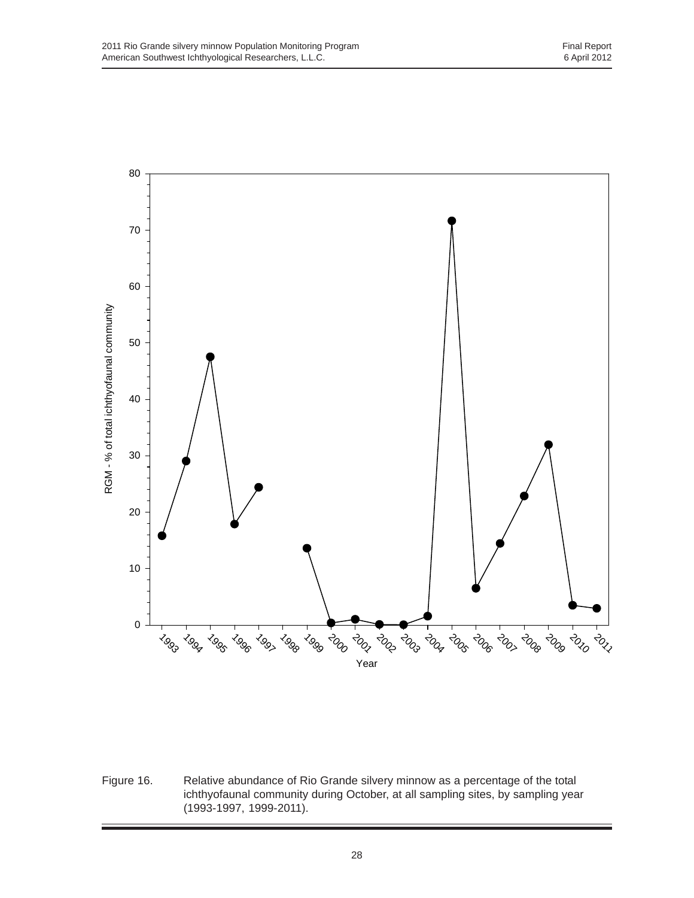Figure 16. Relative abundance of Rio Grande silvery minnow as a percentage of the total ichthyofaunal community during October, at all sampling sites, by sampling year (1993-1997, 1999-2011).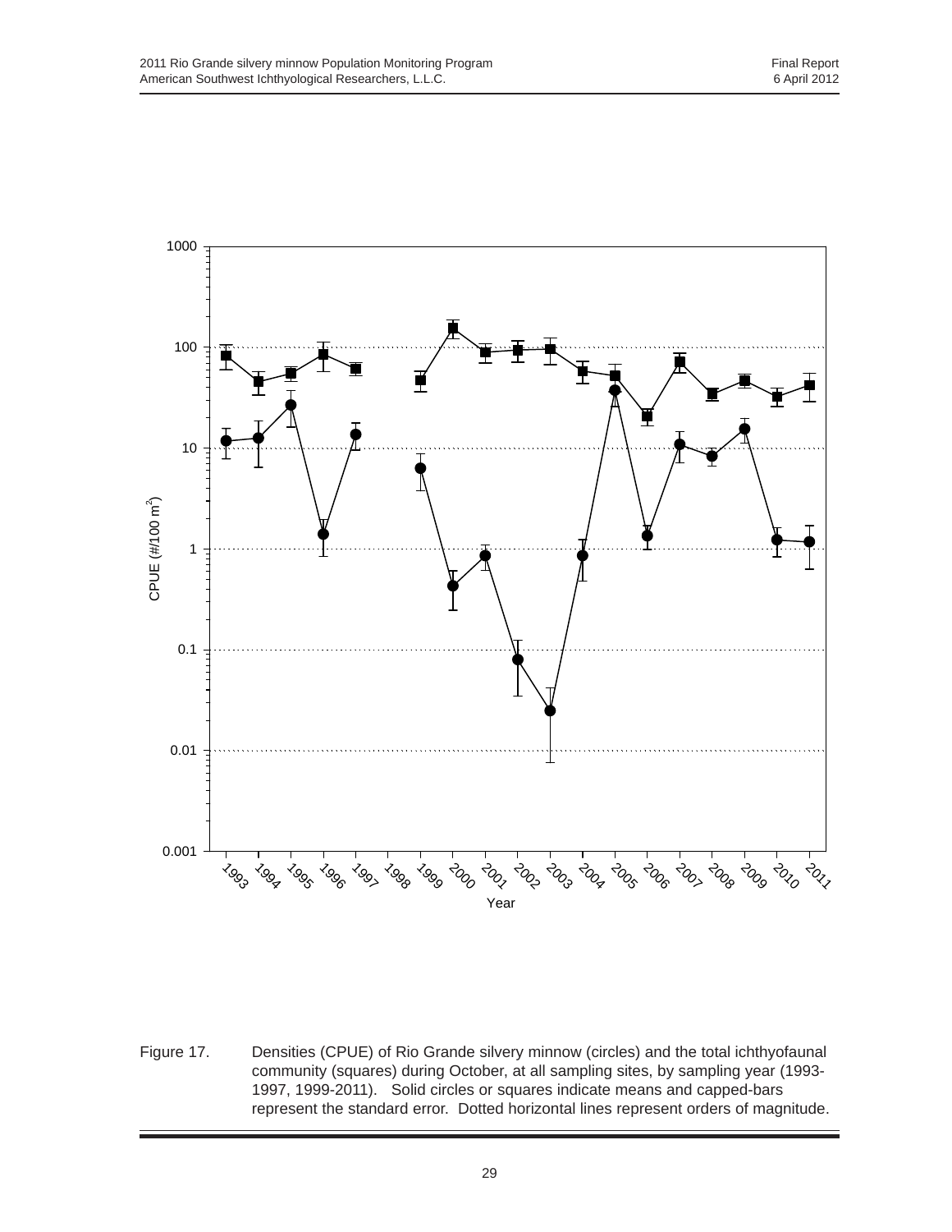Figure 17. Densities (CPUE) of Rio Grande silvery minnow (circles) and the total ichthyofaunal community (squares) during October, at all sampling sites, by sampling year (1993-1997, 1999-2011). Solid circles or squares indicate means and capped-bars represent the standard error. Dotted horizontal lines represent orders of magnitude.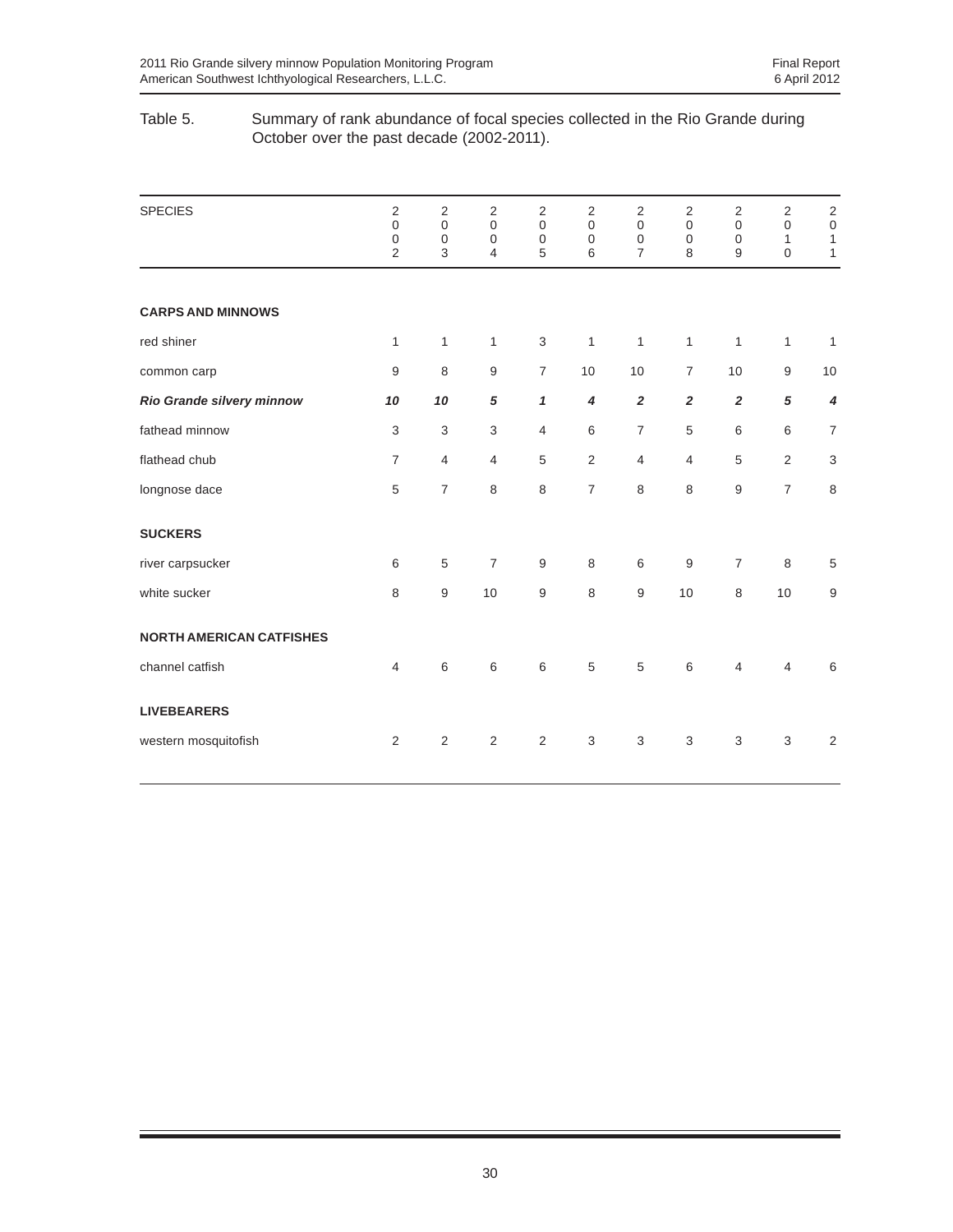Table 5. Summary of rank abundance of focal species collected in the Rio Grande during October over the past decade (2002-2011).

| SPECIES | 2002 | 2003 | 2004 | 2005 | 2006 | 2007 | 2008 | 2009 | 2010 | 2011 |
|---|---|---|---|---|---|---|---|---|---|---|
| **CARPS AND MINNOWS** | | | | | | | | | | |
| red shiner | 1 | 1 | 1 | 3 | 1 | 1 | 1 | 1 | 1 | 1 |
| common carp | 9 | 8 | 9 | 7 | 10 | 10 | 7 | 10 | 9 | 10 |
| ***Rio Grande silvery minnow*** | ***10*** | ***10*** | ***5*** | ***1*** | ***4*** | ***2*** | ***2*** | ***2*** | ***5*** | ***4*** |
| fathead minnow | 3 | 3 | 3 | 4 | 6 | 7 | 5 | 6 | 6 | 7 |
| flathead chub | 7 | 4 | 4 | 5 | 2 | 4 | 4 | 5 | 2 | 3 |
| longnose dace | 5 | 7 | 8 | 8 | 7 | 8 | 8 | 9 | 7 | 8 |
| **SUCKERS** | | | | | | | | | | |
| river carpsucker | 6 | 5 | 7 | 9 | 8 | 6 | 9 | 7 | 8 | 5 |
| white sucker | 8 | 9 | 10 | 9 | 8 | 9 | 10 | 8 | 10 | 9 |
| **NORTH AMERICAN CATFISHES** | | | | | | | | | | |
| channel catfish | 4 | 6 | 6 | 6 | 5 | 5 | 6 | 4 | 4 | 6 |
| **LIVEBEARERS** | | | | | | | | | | |
| western mosquitofish | 2 | 2 | 2 | 2 | 3 | 3 | 3 | 3 | 3 | 2 |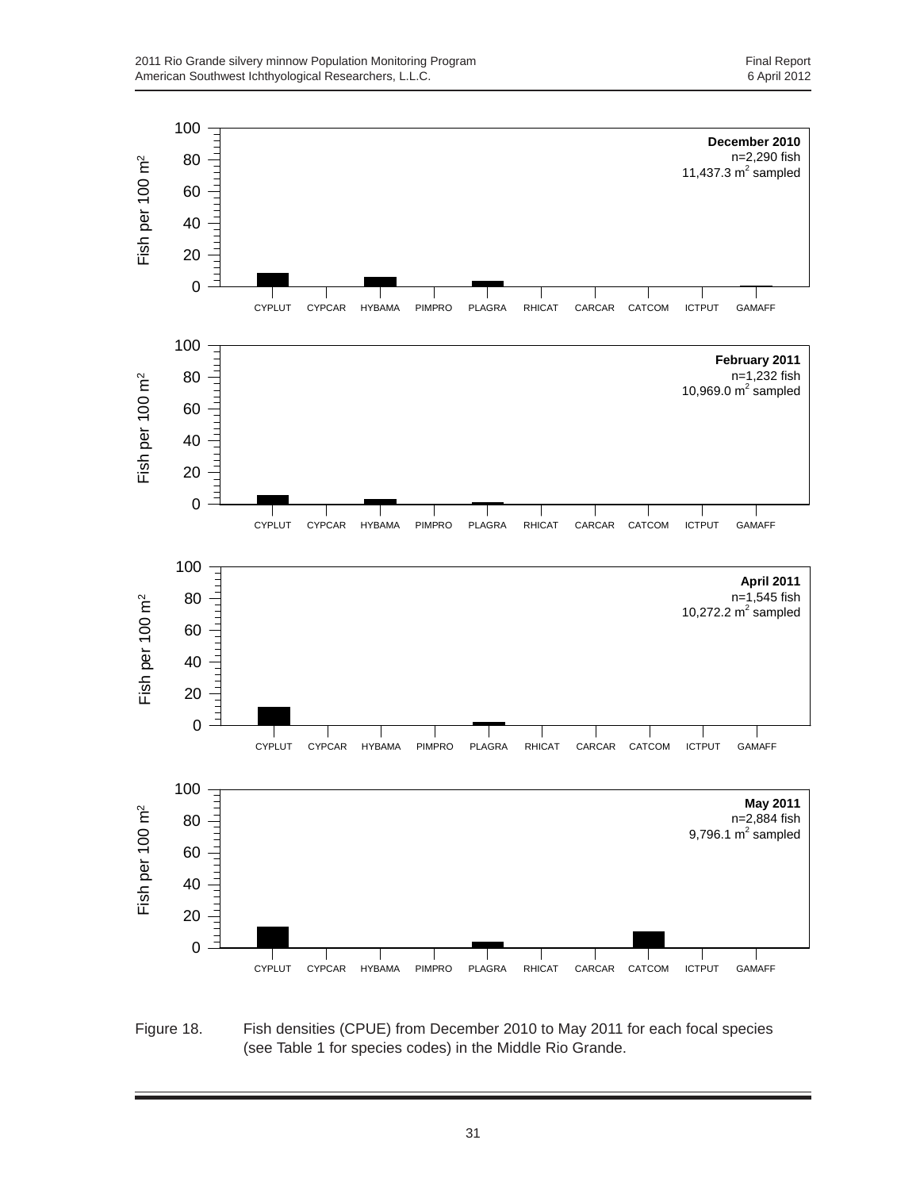Figure 18. Fish densities (CPUE) from December 2010 to May 2011 for each focal species (see Table 1 for species codes) in the Middle Rio Grande.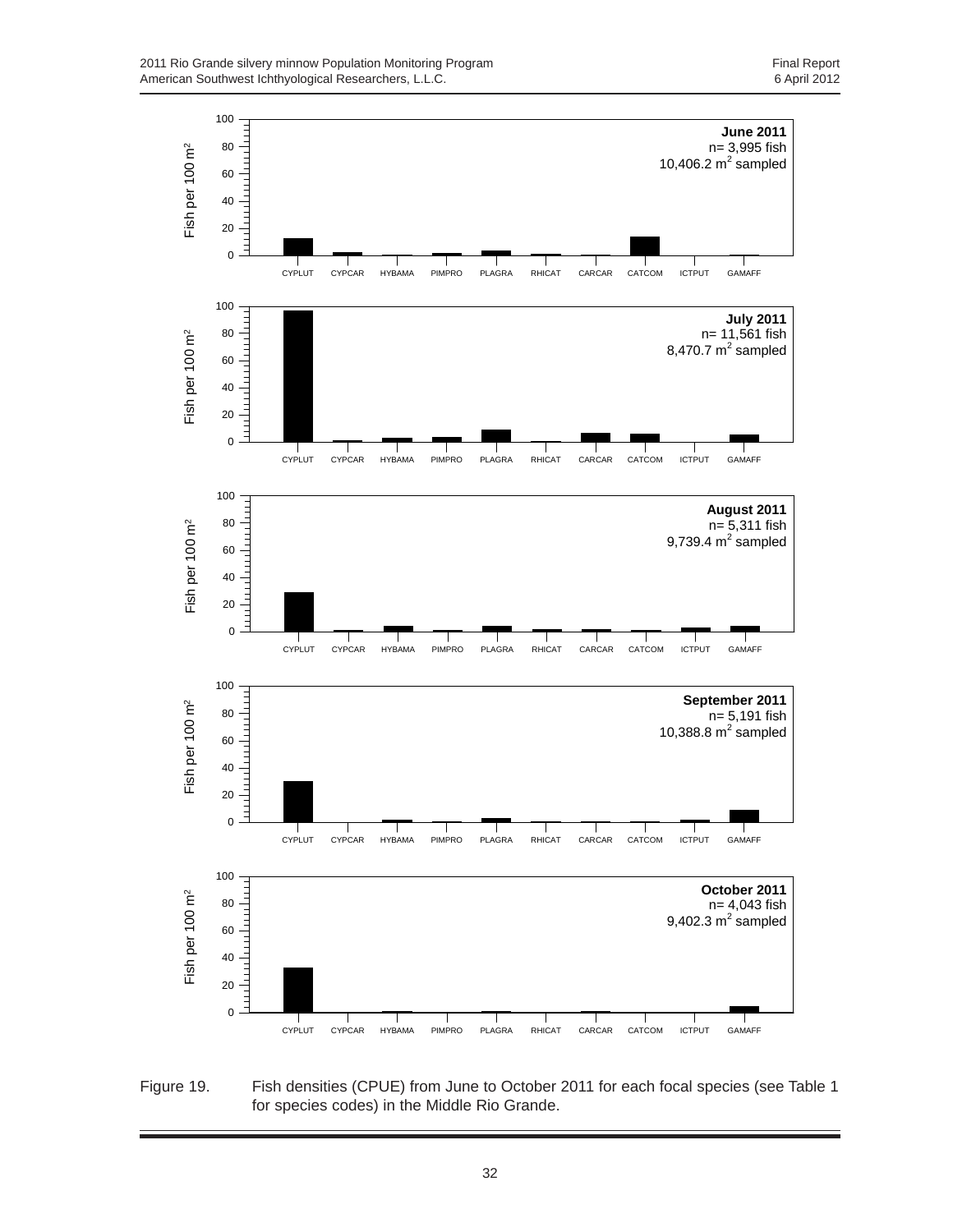June 2011
n= 3,995 fish
10,406.2 $m^2$ sampled

July 2011
n= 11,561 fish
8,470.7 $m^2$ sampled

August 2011
n= 5,311 fish
9,739.4 $m^2$ sampled

September 2011
n= 5,191 fish
10,388.8 $m^2$ sampled

October 2011
n= 4,043 fish
9,402.3 $m^2$ sampled

Figure 19. Fish densities (CPUE) from June to October 2011 for each focal species (see Table 1 for species codes) in the Middle Rio Grande.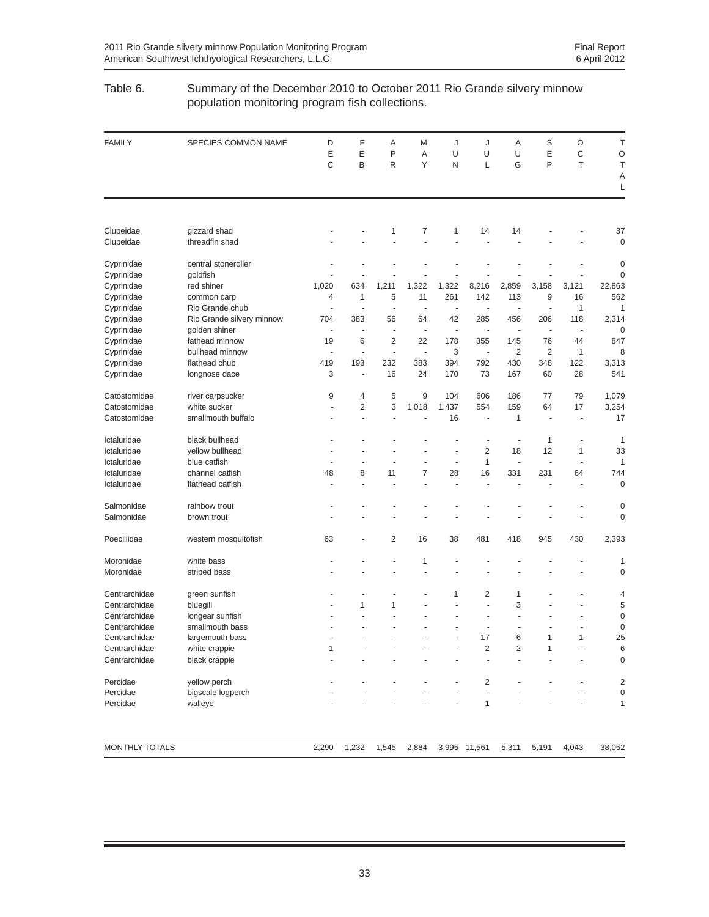Table 6. Summary of the December 2010 to October 2011 Rio Grande silvery minnow population monitoring program fish collections.

| FAMILY | SPECIES COMMON NAME | DEC | FEB | APR | MAY | JUN | JUL | AUG | SEP | OCT | TOTAL |
|---|---|---|---|---|---|---|---|---|---|---|---|
| Clupeidae | gizzard shad | - | - | 1 | 7 | 1 | 14 | 14 | - | - | 37 |
| Clupeidae | threadfin shad | - | - | - | - | - | - | - | - | - | 0 |
| Cyprinidae | central stoneroller | - | - | - | - | - | - | - | - | - | 0 |
| Cyprinidae | goldfish | - | - | - | - | - | - | - | - | - | 0 |
| Cyprinidae | red shiner | 1,020 | 634 | 1,211 | 1,322 | 1,322 | 8,216 | 2,859 | 3,158 | 3,121 | 22,863 |
| Cyprinidae | common carp | 4 | 1 | 5 | 11 | 261 | 142 | 113 | 9 | 16 | 562 |
| Cyprinidae | Rio Grande chub | - | - | - | - | - | - | - | - | 1 | 1 |
| Cyprinidae | Rio Grande silvery minnow | 704 | 383 | 56 | 64 | 42 | 285 | 456 | 206 | 118 | 2,314 |
| Cyprinidae | golden shiner | - | - | - | - | - | - | - | - | - | 0 |
| Cyprinidae | fathead minnow | 19 | 6 | 2 | 22 | 178 | 355 | 145 | 76 | 44 | 847 |
| Cyprinidae | bullhead minnow | - | - | - | - | 3 | - | 2 | 2 | 1 | 8 |
| Cyprinidae | flathead chub | 419 | 193 | 232 | 383 | 394 | 792 | 430 | 348 | 122 | 3,313 |
| Cyprinidae | longnose dace | 3 | - | 16 | 24 | 170 | 73 | 167 | 60 | 28 | 541 |
| Catostomidae | river carpsucker | 9 | 4 | 5 | 9 | 104 | 606 | 186 | 77 | 79 | 1,079 |
| Catostomidae | white sucker | - | 2 | 3 | 1,018 | 1,437 | 554 | 159 | 64 | 17 | 3,254 |
| Catostomidae | smallmouth buffalo | - | - | - | - | 16 | - | 1 | - | - | 17 |
| Ictaluridae | black bullhead | - | - | - | - | - | - | - | 1 | - | 1 |
| Ictaluridae | yellow bullhead | - | - | - | - | - | 2 | 18 | 12 | 1 | 33 |
| Ictaluridae | blue catfish | - | - | - | - | - | 1 | - | - | - | 1 |
| Ictaluridae | channel catfish | 48 | 8 | 11 | 7 | 28 | 16 | 331 | 231 | 64 | 744 |
| Ictaluridae | flathead catfish | - | - | - | - | - | - | - | - | - | 0 |
| Salmonidae | rainbow trout | - | - | - | - | - | - | - | - | - | 0 |
| Salmonidae | brown trout | - | - | - | - | - | - | - | - | - | 0 |
| Poeciliidae | western mosquitofish | 63 | - | 2 | 16 | 38 | 481 | 418 | 945 | 430 | 2,393 |
| Moronidae | white bass | - | - | - | 1 | - | - | - | - | - | 1 |
| Moronidae | striped bass | - | - | - | - | - | - | - | - | - | 0 |
| Centrarchidae | green sunfish | - | - | - | - | 1 | 2 | 1 | - | - | 4 |
| Centrarchidae | bluegill | - | 1 | 1 | - | - | - | 3 | - | - | 5 |
| Centrarchidae | longear sunfish | - | - | - | - | - | - | - | - | - | 0 |
| Centrarchidae | smallmouth bass | - | - | - | - | - | - | - | - | - | 0 |
| Centrarchidae | largemouth bass | - | - | - | - | - | 17 | 6 | 1 | 1 | 25 |
| Centrarchidae | white crappie | 1 | - | - | - | - | 2 | 2 | 1 | - | 6 |
| Centrarchidae | black crappie | - | - | - | - | - | - | - | - | - | 0 |
| Percidae | yellow perch | - | - | - | - | - | 2 | - | - | - | 2 |
| Percidae | bigscale logperch | - | - | - | - | - | - | - | - | - | 0 |
| Percidae | walleye | - | - | - | - | - | 1 | - | - | - | 1 |
| MONTHLY TOTALS | | 2,290 | 1,232 | 1,545 | 2,884 | 3,995 | 11,561 | 5,311 | 5,191 | 4,043 | 38,052 |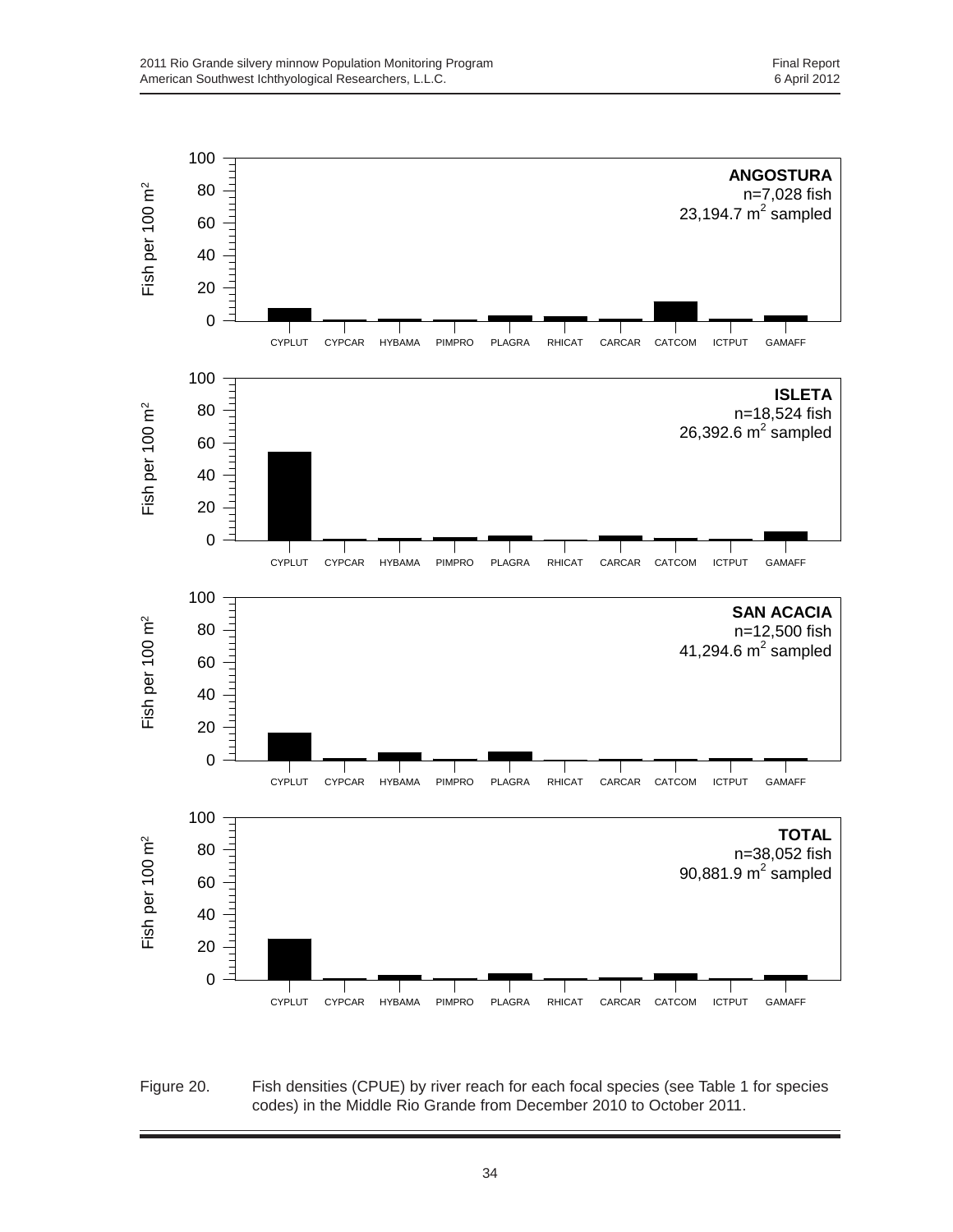Figure 20. Fish densities (CPUE) by river reach for each focal species (see Table 1 for species codes) in the Middle Rio Grande from December 2010 to October 2011.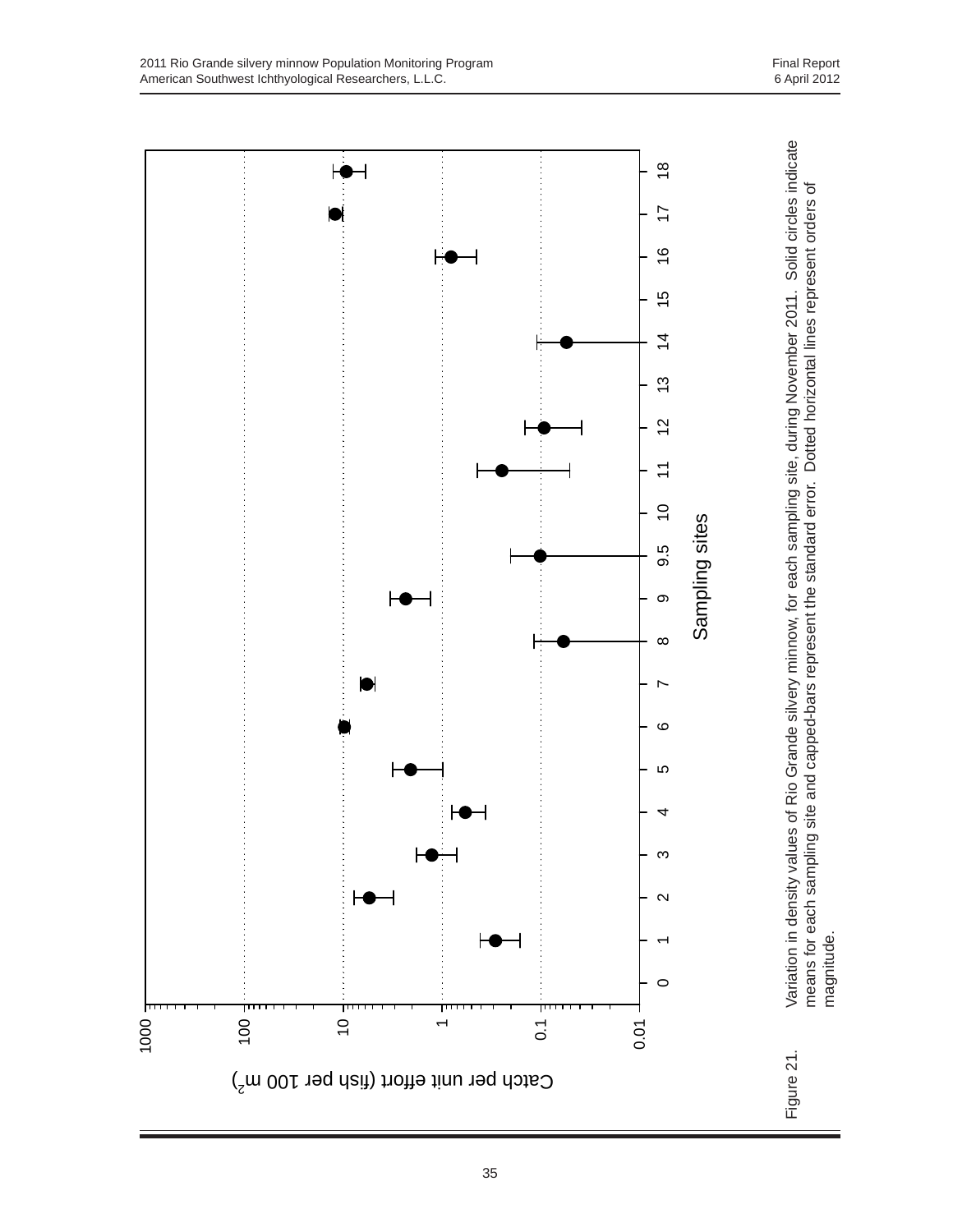Figure 21. Variation in density values of Rio Grande silvery minnow, for each sampling site, during November 2011. Solid circles indicate means for each sampling site and capped-bars represent the standard error. Dotted horizontal lines represent orders of magnitude.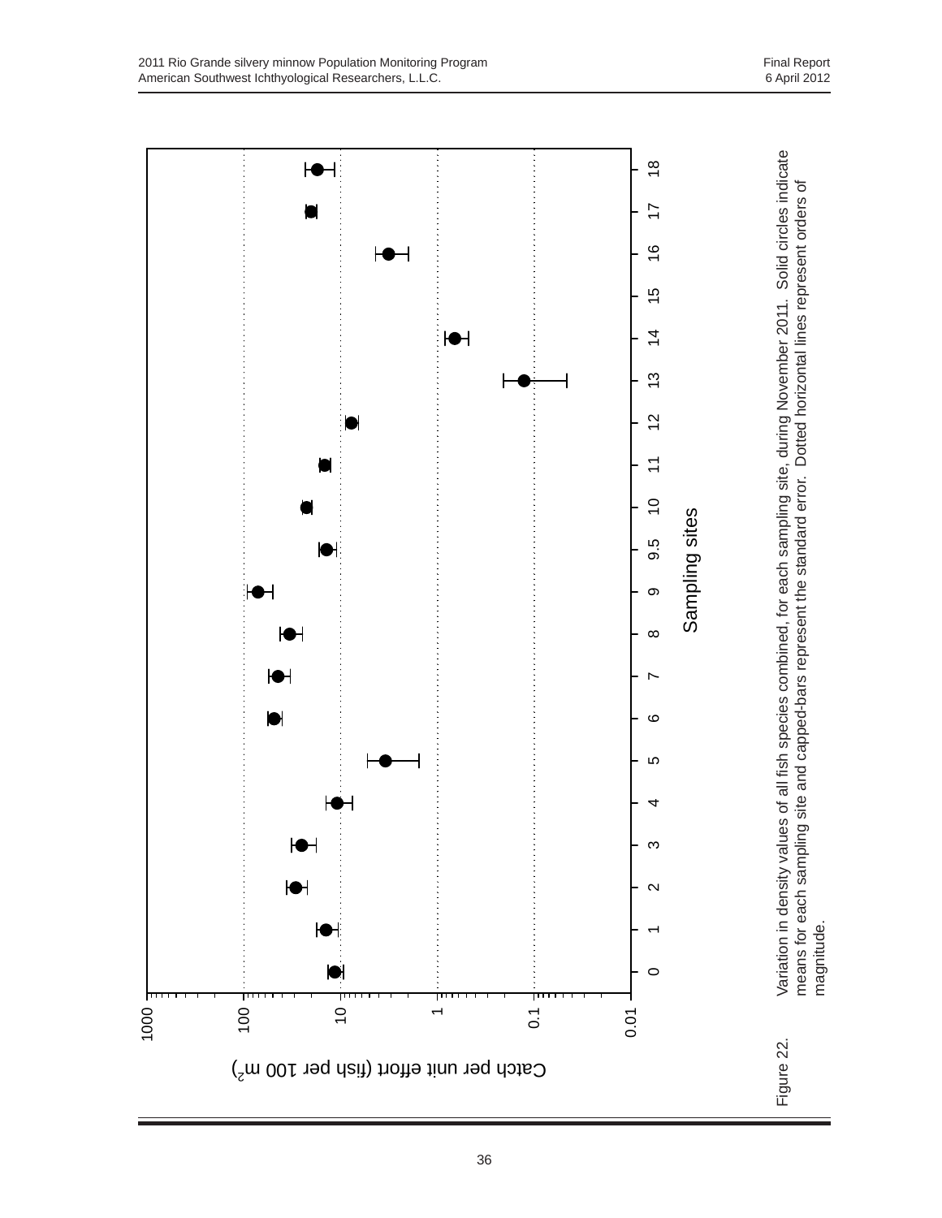Figure 22. Variation in density values of all fish species combined, for each sampling site, during November 2011. Solid circles indicate means for each sampling site and capped-bars represent the standard error. Dotted horizontal lines represent orders of magnitude.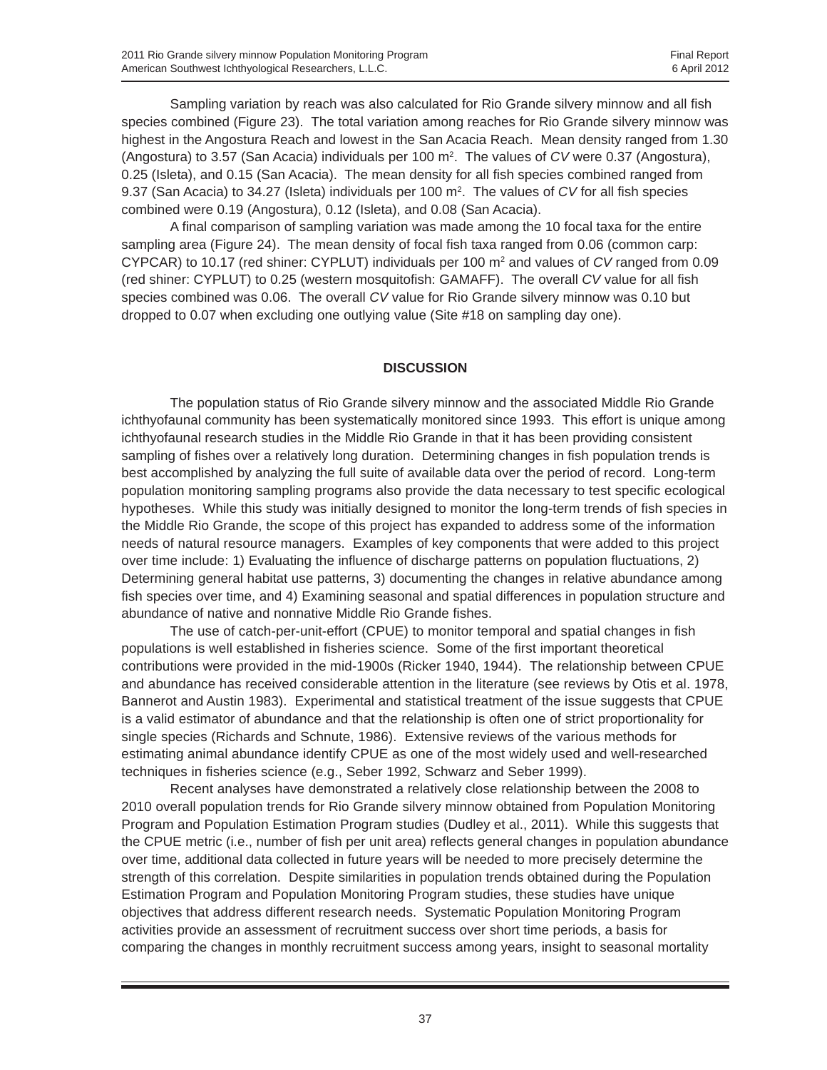Sampling variation by reach was also calculated for Rio Grande silvery minnow and all fish species combined (Figure 23). The total variation among reaches for Rio Grande silvery minnow was highest in the Angostura Reach and lowest in the San Acacia Reach. Mean density ranged from 1.30 (Angostura) to 3.57 (San Acacia) individuals per 100 $m^2$. The values of *CV* were 0.37 (Angostura), 0.25 (Isleta), and 0.15 (San Acacia). The mean density for all fish species combined ranged from 9.37 (San Acacia) to 34.27 (Isleta) individuals per 100 $m^2$. The values of *CV* for all fish species combined were 0.19 (Angostura), 0.12 (Isleta), and 0.08 (San Acacia).

A final comparison of sampling variation was made among the 10 focal taxa for the entire sampling area (Figure 24). The mean density of focal fish taxa ranged from 0.06 (common carp: CYPCAR) to 10.17 (red shiner: CYPLUT) individuals per 100 $m^2$ and values of *CV* ranged from 0.09 (red shiner: CYPLUT) to 0.25 (western mosquitofish: GAMAFF). The overall *CV* value for all fish species combined was 0.06. The overall *CV* value for Rio Grande silvery minnow was 0.10 but dropped to 0.07 when excluding one outlying value (Site #18 on sampling day one).

## DISCUSSION

The population status of Rio Grande silvery minnow and the associated Middle Rio Grande ichthyofaunal community has been systematically monitored since 1993. This effort is unique among ichthyofaunal research studies in the Middle Rio Grande in that it has been providing consistent sampling of fishes over a relatively long duration. Determining changes in fish population trends is best accomplished by analyzing the full suite of available data over the period of record. Long-term population monitoring sampling programs also provide the data necessary to test specific ecological hypotheses. While this study was initially designed to monitor the long-term trends of fish species in the Middle Rio Grande, the scope of this project has expanded to address some of the information needs of natural resource managers. Examples of key components that were added to this project over time include: 1) Evaluating the influence of discharge patterns on population fluctuations, 2) Determining general habitat use patterns, 3) documenting the changes in relative abundance among fish species over time, and 4) Examining seasonal and spatial differences in population structure and abundance of native and nonnative Middle Rio Grande fishes.

The use of catch-per-unit-effort (CPUE) to monitor temporal and spatial changes in fish populations is well established in fisheries science. Some of the first important theoretical contributions were provided in the mid-1900s (Ricker 1940, 1944). The relationship between CPUE and abundance has received considerable attention in the literature (see reviews by Otis et al. 1978, Bannerot and Austin 1983). Experimental and statistical treatment of the issue suggests that CPUE is a valid estimator of abundance and that the relationship is often one of strict proportionality for single species (Richards and Schnute, 1986). Extensive reviews of the various methods for estimating animal abundance identify CPUE as one of the most widely used and well-researched techniques in fisheries science (e.g., Seber 1992, Schwarz and Seber 1999).

Recent analyses have demonstrated a relatively close relationship between the 2008 to 2010 overall population trends for Rio Grande silvery minnow obtained from Population Monitoring Program and Population Estimation Program studies (Dudley et al., 2011). While this suggests that the CPUE metric (i.e., number of fish per unit area) reflects general changes in population abundance over time, additional data collected in future years will be needed to more precisely determine the strength of this correlation. Despite similarities in population trends obtained during the Population Estimation Program and Population Monitoring Program studies, these studies have unique objectives that address different research needs. Systematic Population Monitoring Program activities provide an assessment of recruitment success over short time periods, a basis for comparing the changes in monthly recruitment success among years, insight to seasonal mortality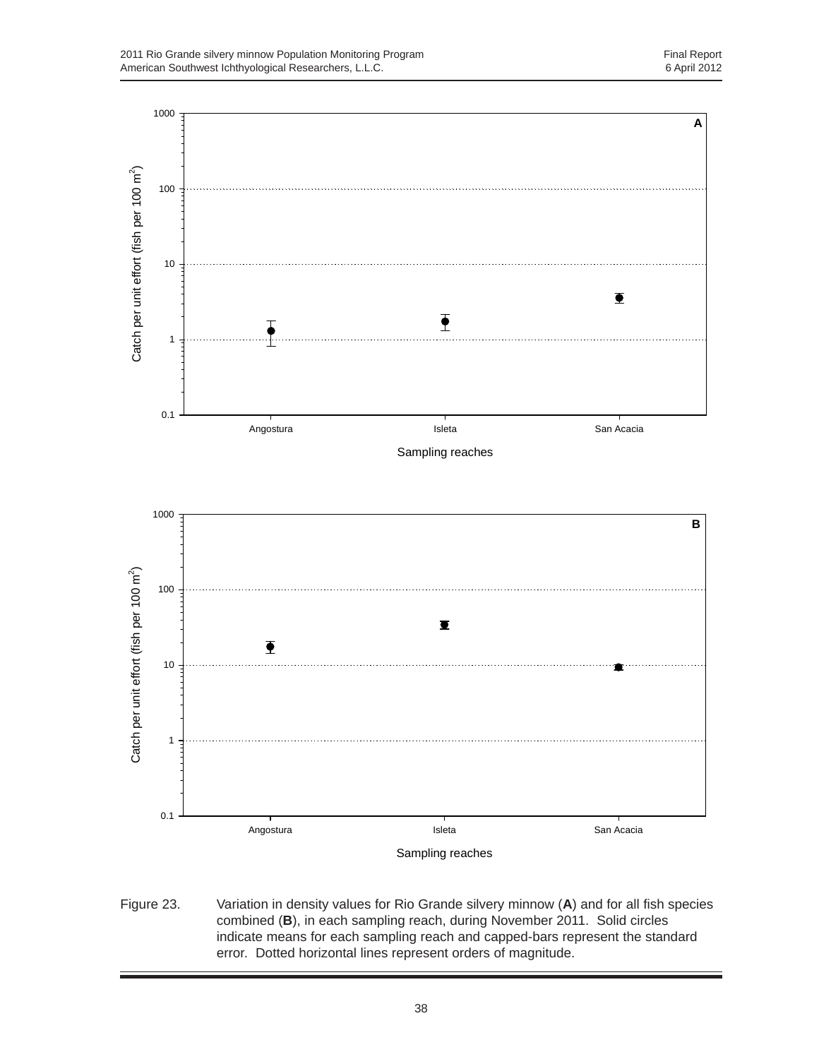Figure 23. Variation in density values for Rio Grande silvery minnow (**A**) and for all fish species combined (**B**), in each sampling reach, during November 2011. Solid circles indicate means for each sampling reach and capped-bars represent the standard error. Dotted horizontal lines represent orders of magnitude.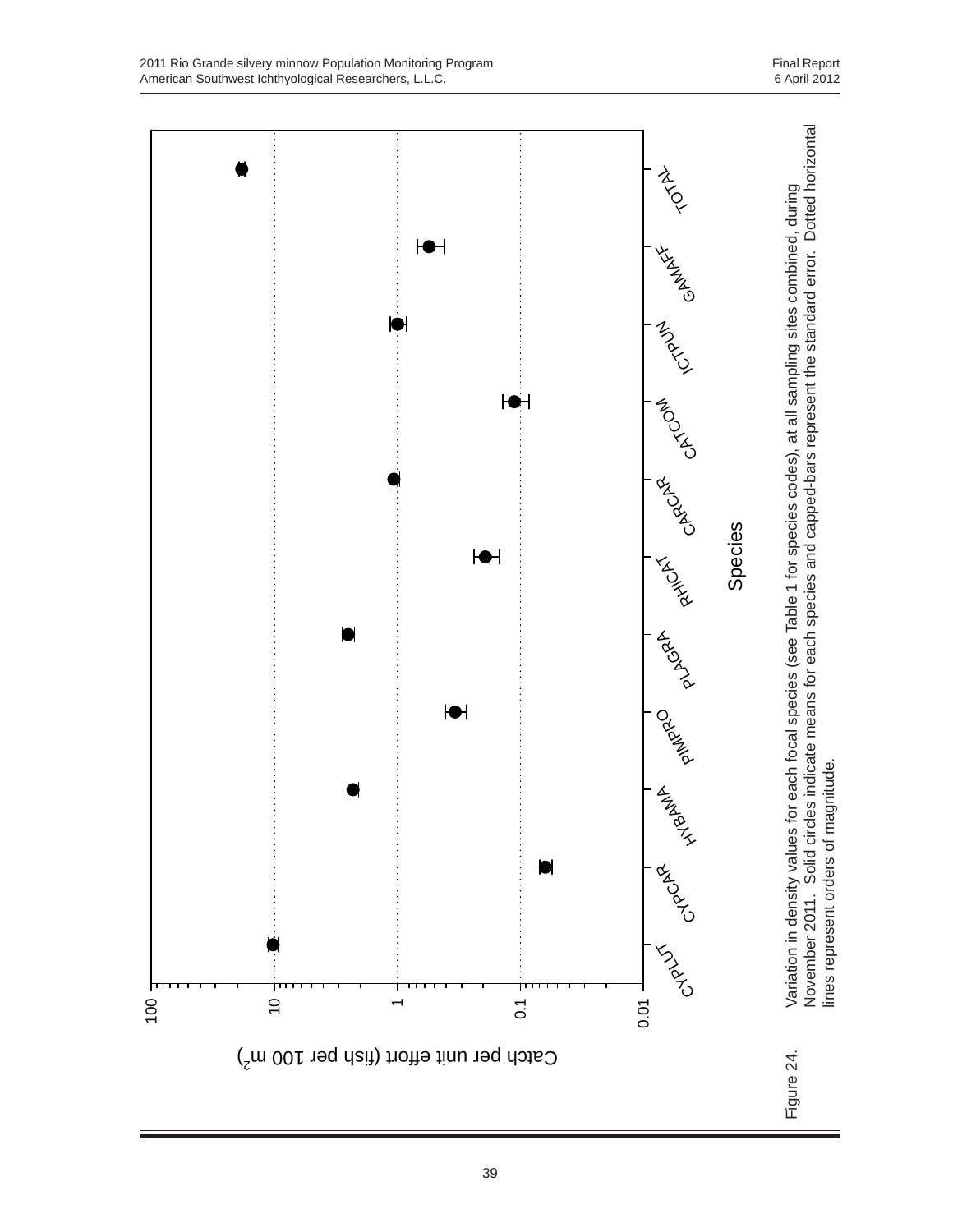Catch per unit effort (fish per 100 m$^2$)

100

10

1

0.1

0.01

CYPLUT CYPCAR HYBAMA PIMPRO PLAGRA RHICAT CARCAR CATCOM ICTPUN GAMAFF TOTAL

Species

Figure 24. Variation in density values for each focal species (see Table 1 for species codes), at all sampling sites combined, during November 2011. Solid circles indicate means for each species and capped-bars represent the standard error. Dotted horizontal lines represent orders of magnitude.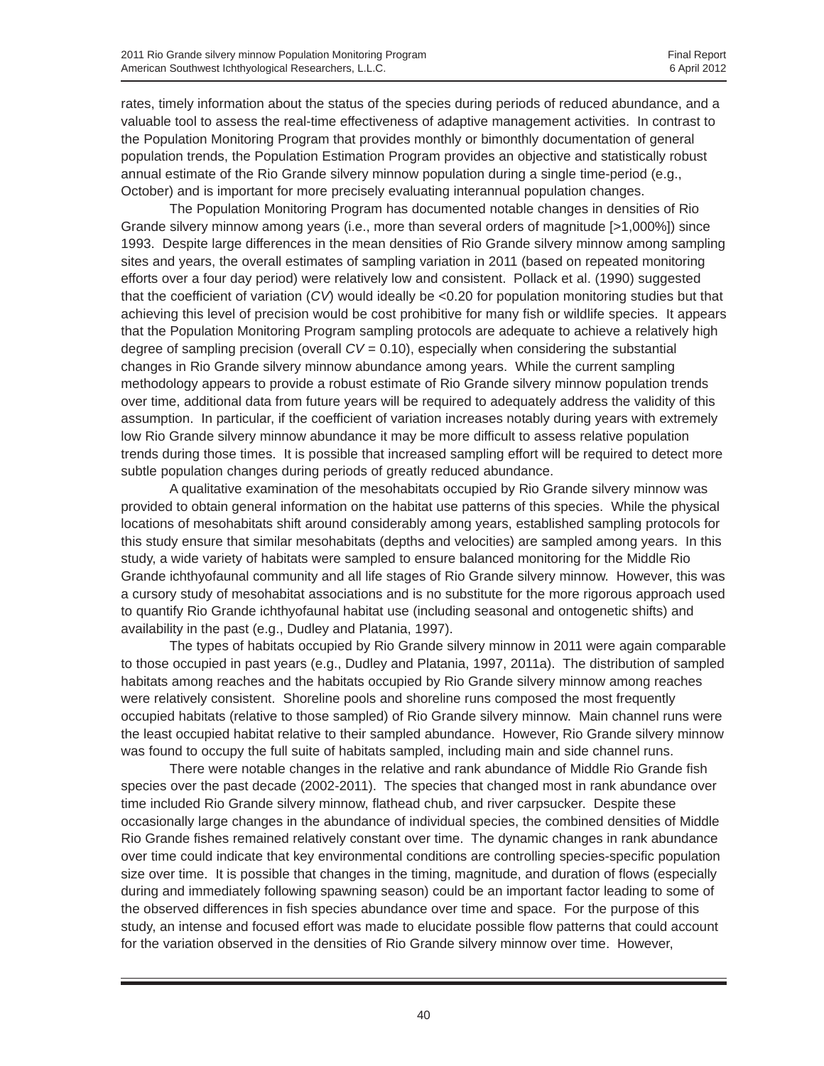rates, timely information about the status of the species during periods of reduced abundance, and a valuable tool to assess the real-time effectiveness of adaptive management activities. In contrast to the Population Monitoring Program that provides monthly or bimonthly documentation of general population trends, the Population Estimation Program provides an objective and statistically robust annual estimate of the Rio Grande silvery minnow population during a single time-period (e.g., October) and is important for more precisely evaluating interannual population changes.

The Population Monitoring Program has documented notable changes in densities of Rio Grande silvery minnow among years (i.e., more than several orders of magnitude [>1,000%]) since 1993. Despite large differences in the mean densities of Rio Grande silvery minnow among sampling sites and years, the overall estimates of sampling variation in 2011 (based on repeated monitoring efforts over a four day period) were relatively low and consistent. Pollack et al. (1990) suggested that the coefficient of variation (*CV*) would ideally be <0.20 for population monitoring studies but that achieving this level of precision would be cost prohibitive for many fish or wildlife species. It appears that the Population Monitoring Program sampling protocols are adequate to achieve a relatively high degree of sampling precision (overall *CV* = 0.10), especially when considering the substantial changes in Rio Grande silvery minnow abundance among years. While the current sampling methodology appears to provide a robust estimate of Rio Grande silvery minnow population trends over time, additional data from future years will be required to adequately address the validity of this assumption. In particular, if the coefficient of variation increases notably during years with extremely low Rio Grande silvery minnow abundance it may be more difficult to assess relative population trends during those times. It is possible that increased sampling effort will be required to detect more subtle population changes during periods of greatly reduced abundance.

A qualitative examination of the mesohabitats occupied by Rio Grande silvery minnow was provided to obtain general information on the habitat use patterns of this species. While the physical locations of mesohabitats shift around considerably among years, established sampling protocols for this study ensure that similar mesohabitats (depths and velocities) are sampled among years. In this study, a wide variety of habitats were sampled to ensure balanced monitoring for the Middle Rio Grande ichthyofaunal community and all life stages of Rio Grande silvery minnow. However, this was a cursory study of mesohabitat associations and is no substitute for the more rigorous approach used to quantify Rio Grande ichthyofaunal habitat use (including seasonal and ontogenetic shifts) and availability in the past (e.g., Dudley and Platania, 1997).

The types of habitats occupied by Rio Grande silvery minnow in 2011 were again comparable to those occupied in past years (e.g., Dudley and Platania, 1997, 2011a). The distribution of sampled habitats among reaches and the habitats occupied by Rio Grande silvery minnow among reaches were relatively consistent. Shoreline pools and shoreline runs composed the most frequently occupied habitats (relative to those sampled) of Rio Grande silvery minnow. Main channel runs were the least occupied habitat relative to their sampled abundance. However, Rio Grande silvery minnow was found to occupy the full suite of habitats sampled, including main and side channel runs.

There were notable changes in the relative and rank abundance of Middle Rio Grande fish species over the past decade (2002-2011). The species that changed most in rank abundance over time included Rio Grande silvery minnow, flathead chub, and river carpsucker. Despite these occasionally large changes in the abundance of individual species, the combined densities of Middle Rio Grande fishes remained relatively constant over time. The dynamic changes in rank abundance over time could indicate that key environmental conditions are controlling species-specific population size over time. It is possible that changes in the timing, magnitude, and duration of flows (especially during and immediately following spawning season) could be an important factor leading to some of the observed differences in fish species abundance over time and space. For the purpose of this study, an intense and focused effort was made to elucidate possible flow patterns that could account for the variation observed in the densities of Rio Grande silvery minnow over time. However,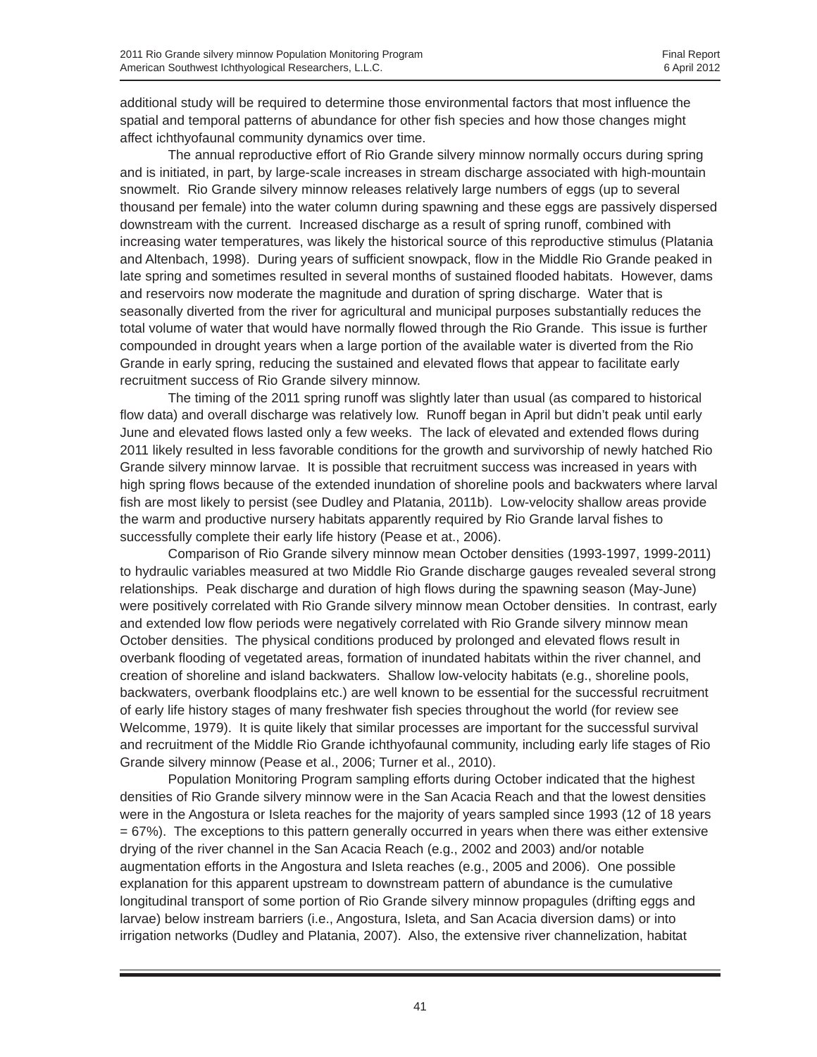additional study will be required to determine those environmental factors that most influence the spatial and temporal patterns of abundance for other fish species and how those changes might affect ichthyofaunal community dynamics over time.

The annual reproductive effort of Rio Grande silvery minnow normally occurs during spring and is initiated, in part, by large-scale increases in stream discharge associated with high-mountain snowmelt. Rio Grande silvery minnow releases relatively large numbers of eggs (up to several thousand per female) into the water column during spawning and these eggs are passively dispersed downstream with the current. Increased discharge as a result of spring runoff, combined with increasing water temperatures, was likely the historical source of this reproductive stimulus (Platania and Altenbach, 1998). During years of sufficient snowpack, flow in the Middle Rio Grande peaked in late spring and sometimes resulted in several months of sustained flooded habitats. However, dams and reservoirs now moderate the magnitude and duration of spring discharge. Water that is seasonally diverted from the river for agricultural and municipal purposes substantially reduces the total volume of water that would have normally flowed through the Rio Grande. This issue is further compounded in drought years when a large portion of the available water is diverted from the Rio Grande in early spring, reducing the sustained and elevated flows that appear to facilitate early recruitment success of Rio Grande silvery minnow.

The timing of the 2011 spring runoff was slightly later than usual (as compared to historical flow data) and overall discharge was relatively low. Runoff began in April but didn't peak until early June and elevated flows lasted only a few weeks. The lack of elevated and extended flows during 2011 likely resulted in less favorable conditions for the growth and survivorship of newly hatched Rio Grande silvery minnow larvae. It is possible that recruitment success was increased in years with high spring flows because of the extended inundation of shoreline pools and backwaters where larval fish are most likely to persist (see Dudley and Platania, 2011b). Low-velocity shallow areas provide the warm and productive nursery habitats apparently required by Rio Grande larval fishes to successfully complete their early life history (Pease et at., 2006).

Comparison of Rio Grande silvery minnow mean October densities (1993-1997, 1999-2011) to hydraulic variables measured at two Middle Rio Grande discharge gauges revealed several strong relationships. Peak discharge and duration of high flows during the spawning season (May-June) were positively correlated with Rio Grande silvery minnow mean October densities. In contrast, early and extended low flow periods were negatively correlated with Rio Grande silvery minnow mean October densities. The physical conditions produced by prolonged and elevated flows result in overbank flooding of vegetated areas, formation of inundated habitats within the river channel, and creation of shoreline and island backwaters. Shallow low-velocity habitats (e.g., shoreline pools, backwaters, overbank floodplains etc.) are well known to be essential for the successful recruitment of early life history stages of many freshwater fish species throughout the world (for review see Welcomme, 1979). It is quite likely that similar processes are important for the successful survival and recruitment of the Middle Rio Grande ichthyofaunal community, including early life stages of Rio Grande silvery minnow (Pease et al., 2006; Turner et al., 2010).

Population Monitoring Program sampling efforts during October indicated that the highest densities of Rio Grande silvery minnow were in the San Acacia Reach and that the lowest densities were in the Angostura or Isleta reaches for the majority of years sampled since 1993 (12 of 18 years = 67%). The exceptions to this pattern generally occurred in years when there was either extensive drying of the river channel in the San Acacia Reach (e.g., 2002 and 2003) and/or notable augmentation efforts in the Angostura and Isleta reaches (e.g., 2005 and 2006). One possible explanation for this apparent upstream to downstream pattern of abundance is the cumulative longitudinal transport of some portion of Rio Grande silvery minnow propagules (drifting eggs and larvae) below instream barriers (i.e., Angostura, Isleta, and San Acacia diversion dams) or into irrigation networks (Dudley and Platania, 2007). Also, the extensive river channelization, habitat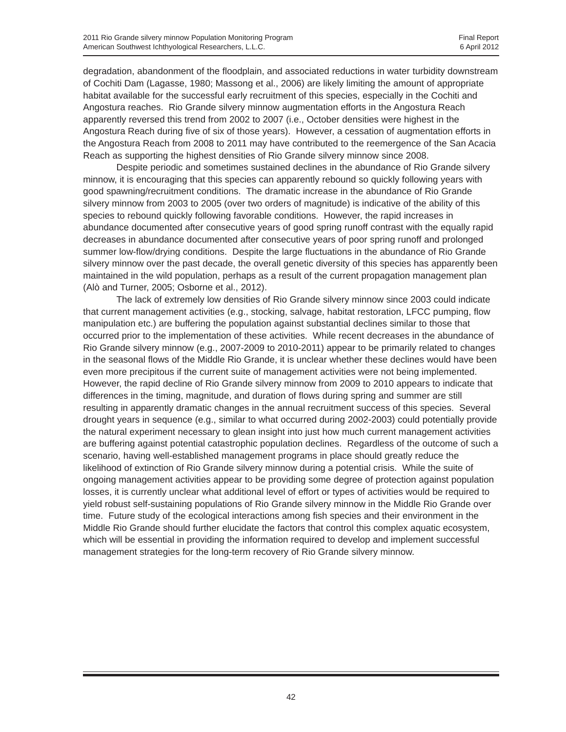degradation, abandonment of the floodplain, and associated reductions in water turbidity downstream of Cochiti Dam (Lagasse, 1980; Massong et al., 2006) are likely limiting the amount of appropriate habitat available for the successful early recruitment of this species, especially in the Cochiti and Angostura reaches. Rio Grande silvery minnow augmentation efforts in the Angostura Reach apparently reversed this trend from 2002 to 2007 (i.e., October densities were highest in the Angostura Reach during five of six of those years). However, a cessation of augmentation efforts in the Angostura Reach from 2008 to 2011 may have contributed to the reemergence of the San Acacia Reach as supporting the highest densities of Rio Grande silvery minnow since 2008.

Despite periodic and sometimes sustained declines in the abundance of Rio Grande silvery minnow, it is encouraging that this species can apparently rebound so quickly following years with good spawning/recruitment conditions. The dramatic increase in the abundance of Rio Grande silvery minnow from 2003 to 2005 (over two orders of magnitude) is indicative of the ability of this species to rebound quickly following favorable conditions. However, the rapid increases in abundance documented after consecutive years of good spring runoff contrast with the equally rapid decreases in abundance documented after consecutive years of poor spring runoff and prolonged summer low-flow/drying conditions. Despite the large fluctuations in the abundance of Rio Grande silvery minnow over the past decade, the overall genetic diversity of this species has apparently been maintained in the wild population, perhaps as a result of the current propagation management plan (Alò and Turner, 2005; Osborne et al., 2012).

The lack of extremely low densities of Rio Grande silvery minnow since 2003 could indicate that current management activities (e.g., stocking, salvage, habitat restoration, LFCC pumping, flow manipulation etc.) are buffering the population against substantial declines similar to those that occurred prior to the implementation of these activities. While recent decreases in the abundance of Rio Grande silvery minnow (e.g., 2007-2009 to 2010-2011) appear to be primarily related to changes in the seasonal flows of the Middle Rio Grande, it is unclear whether these declines would have been even more precipitous if the current suite of management activities were not being implemented. However, the rapid decline of Rio Grande silvery minnow from 2009 to 2010 appears to indicate that differences in the timing, magnitude, and duration of flows during spring and summer are still resulting in apparently dramatic changes in the annual recruitment success of this species. Several drought years in sequence (e.g., similar to what occurred during 2002-2003) could potentially provide the natural experiment necessary to glean insight into just how much current management activities are buffering against potential catastrophic population declines. Regardless of the outcome of such a scenario, having well-established management programs in place should greatly reduce the likelihood of extinction of Rio Grande silvery minnow during a potential crisis. While the suite of ongoing management activities appear to be providing some degree of protection against population losses, it is currently unclear what additional level of effort or types of activities would be required to yield robust self-sustaining populations of Rio Grande silvery minnow in the Middle Rio Grande over time. Future study of the ecological interactions among fish species and their environment in the Middle Rio Grande should further elucidate the factors that control this complex aquatic ecosystem, which will be essential in providing the information required to develop and implement successful management strategies for the long-term recovery of Rio Grande silvery minnow.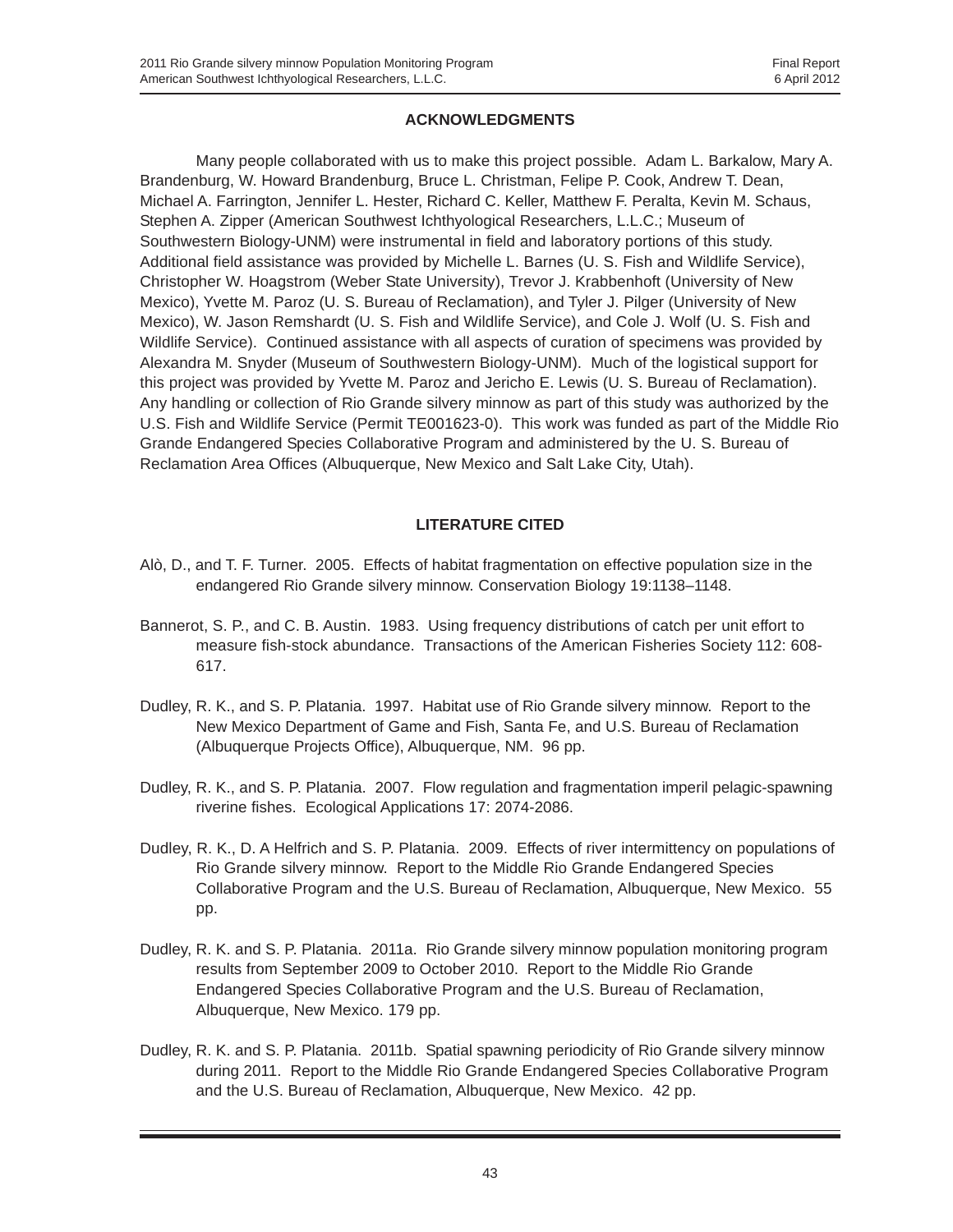## ACKNOWLEDGMENTS

Many people collaborated with us to make this project possible. Adam L. Barkalow, Mary A. Brandenburg, W. Howard Brandenburg, Bruce L. Christman, Felipe P. Cook, Andrew T. Dean, Michael A. Farrington, Jennifer L. Hester, Richard C. Keller, Matthew F. Peralta, Kevin M. Schaus, Stephen A. Zipper (American Southwest Ichthyological Researchers, L.L.C.; Museum of Southwestern Biology-UNM) were instrumental in field and laboratory portions of this study. Additional field assistance was provided by Michelle L. Barnes (U. S. Fish and Wildlife Service), Christopher W. Hoagstrom (Weber State University), Trevor J. Krabbenhoft (University of New Mexico), Yvette M. Paroz (U. S. Bureau of Reclamation), and Tyler J. Pilger (University of New Mexico), W. Jason Remshardt (U. S. Fish and Wildlife Service), and Cole J. Wolf (U. S. Fish and Wildlife Service). Continued assistance with all aspects of curation of specimens was provided by Alexandra M. Snyder (Museum of Southwestern Biology-UNM). Much of the logistical support for this project was provided by Yvette M. Paroz and Jericho E. Lewis (U. S. Bureau of Reclamation). Any handling or collection of Rio Grande silvery minnow as part of this study was authorized by the U.S. Fish and Wildlife Service (Permit TE001623-0). This work was funded as part of the Middle Rio Grande Endangered Species Collaborative Program and administered by the U. S. Bureau of Reclamation Area Offices (Albuquerque, New Mexico and Salt Lake City, Utah).

## LITERATURE CITED

Alò, D., and T. F. Turner. 2005. Effects of habitat fragmentation on effective population size in the endangered Rio Grande silvery minnow. Conservation Biology 19:1138–1148.

Bannerot, S. P., and C. B. Austin. 1983. Using frequency distributions of catch per unit effort to measure fish-stock abundance. Transactions of the American Fisheries Society 112: 608-617.

Dudley, R. K., and S. P. Platania. 1997. Habitat use of Rio Grande silvery minnow. Report to the New Mexico Department of Game and Fish, Santa Fe, and U.S. Bureau of Reclamation (Albuquerque Projects Office), Albuquerque, NM. 96 pp.

Dudley, R. K., and S. P. Platania. 2007. Flow regulation and fragmentation imperil pelagic-spawning riverine fishes. Ecological Applications 17: 2074-2086.

Dudley, R. K., D. A Helfrich and S. P. Platania. 2009. Effects of river intermittency on populations of Rio Grande silvery minnow. Report to the Middle Rio Grande Endangered Species Collaborative Program and the U.S. Bureau of Reclamation, Albuquerque, New Mexico. 55 pp.

Dudley, R. K. and S. P. Platania. 2011a. Rio Grande silvery minnow population monitoring program results from September 2009 to October 2010. Report to the Middle Rio Grande Endangered Species Collaborative Program and the U.S. Bureau of Reclamation, Albuquerque, New Mexico. 179 pp.

Dudley, R. K. and S. P. Platania. 2011b. Spatial spawning periodicity of Rio Grande silvery minnow during 2011. Report to the Middle Rio Grande Endangered Species Collaborative Program and the U.S. Bureau of Reclamation, Albuquerque, New Mexico. 42 pp.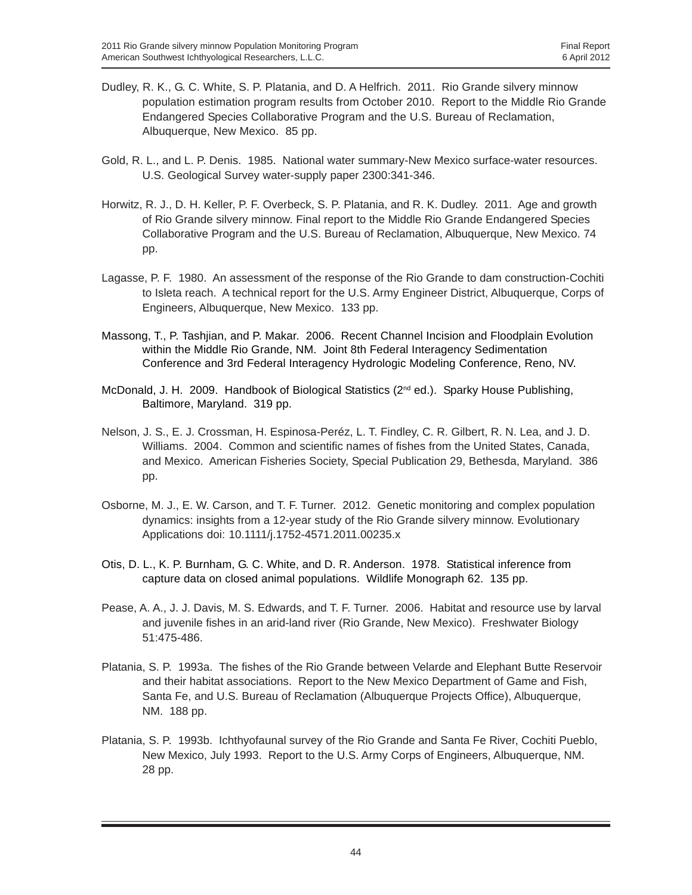Dudley, R. K., G. C. White, S. P. Platania, and D. A Helfrich. 2011. Rio Grande silvery minnow population estimation program results from October 2010. Report to the Middle Rio Grande Endangered Species Collaborative Program and the U.S. Bureau of Reclamation, Albuquerque, New Mexico. 85 pp.

Gold, R. L., and L. P. Denis. 1985. National water summary-New Mexico surface-water resources. U.S. Geological Survey water-supply paper 2300:341-346.

Horwitz, R. J., D. H. Keller, P. F. Overbeck, S. P. Platania, and R. K. Dudley. 2011. Age and growth of Rio Grande silvery minnow. Final report to the Middle Rio Grande Endangered Species Collaborative Program and the U.S. Bureau of Reclamation, Albuquerque, New Mexico. 74 pp.

Lagasse, P. F. 1980. An assessment of the response of the Rio Grande to dam construction-Cochiti to Isleta reach. A technical report for the U.S. Army Engineer District, Albuquerque, Corps of Engineers, Albuquerque, New Mexico. 133 pp.

Massong, T., P. Tashjian, and P. Makar. 2006. Recent Channel Incision and Floodplain Evolution within the Middle Rio Grande, NM. Joint 8th Federal Interagency Sedimentation Conference and 3rd Federal Interagency Hydrologic Modeling Conference, Reno, NV.

McDonald, J. H. 2009. Handbook of Biological Statistics (2nd ed.). Sparky House Publishing, Baltimore, Maryland. 319 pp.

Nelson, J. S., E. J. Crossman, H. Espinosa-Peréz, L. T. Findley, C. R. Gilbert, R. N. Lea, and J. D. Williams. 2004. Common and scientific names of fishes from the United States, Canada, and Mexico. American Fisheries Society, Special Publication 29, Bethesda, Maryland. 386 pp.

Osborne, M. J., E. W. Carson, and T. F. Turner. 2012. Genetic monitoring and complex population dynamics: insights from a 12-year study of the Rio Grande silvery minnow. Evolutionary Applications doi: 10.1111/j.1752-4571.2011.00235.x

Otis, D. L., K. P. Burnham, G. C. White, and D. R. Anderson. 1978. Statistical inference from capture data on closed animal populations. Wildlife Monograph 62. 135 pp.

Pease, A. A., J. J. Davis, M. S. Edwards, and T. F. Turner. 2006. Habitat and resource use by larval and juvenile fishes in an arid-land river (Rio Grande, New Mexico). Freshwater Biology 51:475-486.

Platania, S. P. 1993a. The fishes of the Rio Grande between Velarde and Elephant Butte Reservoir and their habitat associations. Report to the New Mexico Department of Game and Fish, Santa Fe, and U.S. Bureau of Reclamation (Albuquerque Projects Office), Albuquerque, NM. 188 pp.

Platania, S. P. 1993b. Ichthyofaunal survey of the Rio Grande and Santa Fe River, Cochiti Pueblo, New Mexico, July 1993. Report to the U.S. Army Corps of Engineers, Albuquerque, NM. 28 pp.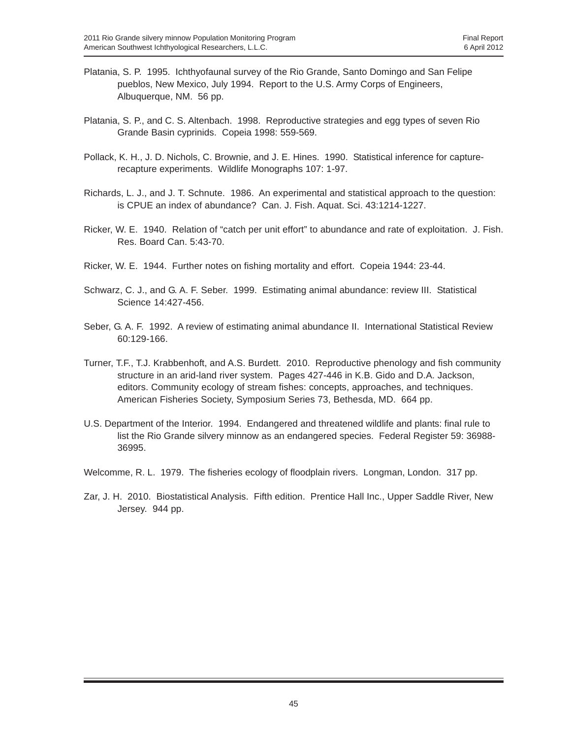Platania, S. P. 1995. Ichthyofaunal survey of the Rio Grande, Santo Domingo and San Felipe pueblos, New Mexico, July 1994. Report to the U.S. Army Corps of Engineers, Albuquerque, NM. 56 pp.

Platania, S. P., and C. S. Altenbach. 1998. Reproductive strategies and egg types of seven Rio Grande Basin cyprinids. Copeia 1998: 559-569.

Pollack, K. H., J. D. Nichols, C. Brownie, and J. E. Hines. 1990. Statistical inference for capture-recapture experiments. Wildlife Monographs 107: 1-97.

Richards, L. J., and J. T. Schnute. 1986. An experimental and statistical approach to the question: is CPUE an index of abundance? Can. J. Fish. Aquat. Sci. 43:1214-1227.

Ricker, W. E. 1940. Relation of "catch per unit effort" to abundance and rate of exploitation. J. Fish. Res. Board Can. 5:43-70.

Ricker, W. E. 1944. Further notes on fishing mortality and effort. Copeia 1944: 23-44.

Schwarz, C. J., and G. A. F. Seber. 1999. Estimating animal abundance: review III. Statistical Science 14:427-456.

Seber, G. A. F. 1992. A review of estimating animal abundance II. International Statistical Review 60:129-166.

Turner, T.F., T.J. Krabbenhoft, and A.S. Burdett. 2010. Reproductive phenology and fish community structure in an arid-land river system. Pages 427-446 in K.B. Gido and D.A. Jackson, editors. Community ecology of stream fishes: concepts, approaches, and techniques. American Fisheries Society, Symposium Series 73, Bethesda, MD. 664 pp.

U.S. Department of the Interior. 1994. Endangered and threatened wildlife and plants: final rule to list the Rio Grande silvery minnow as an endangered species. Federal Register 59: 36988-36995.

Welcomme, R. L. 1979. The fisheries ecology of floodplain rivers. Longman, London. 317 pp.

Zar, J. H. 2010. Biostatistical Analysis. Fifth edition. Prentice Hall Inc., Upper Saddle River, New Jersey. 944 pp.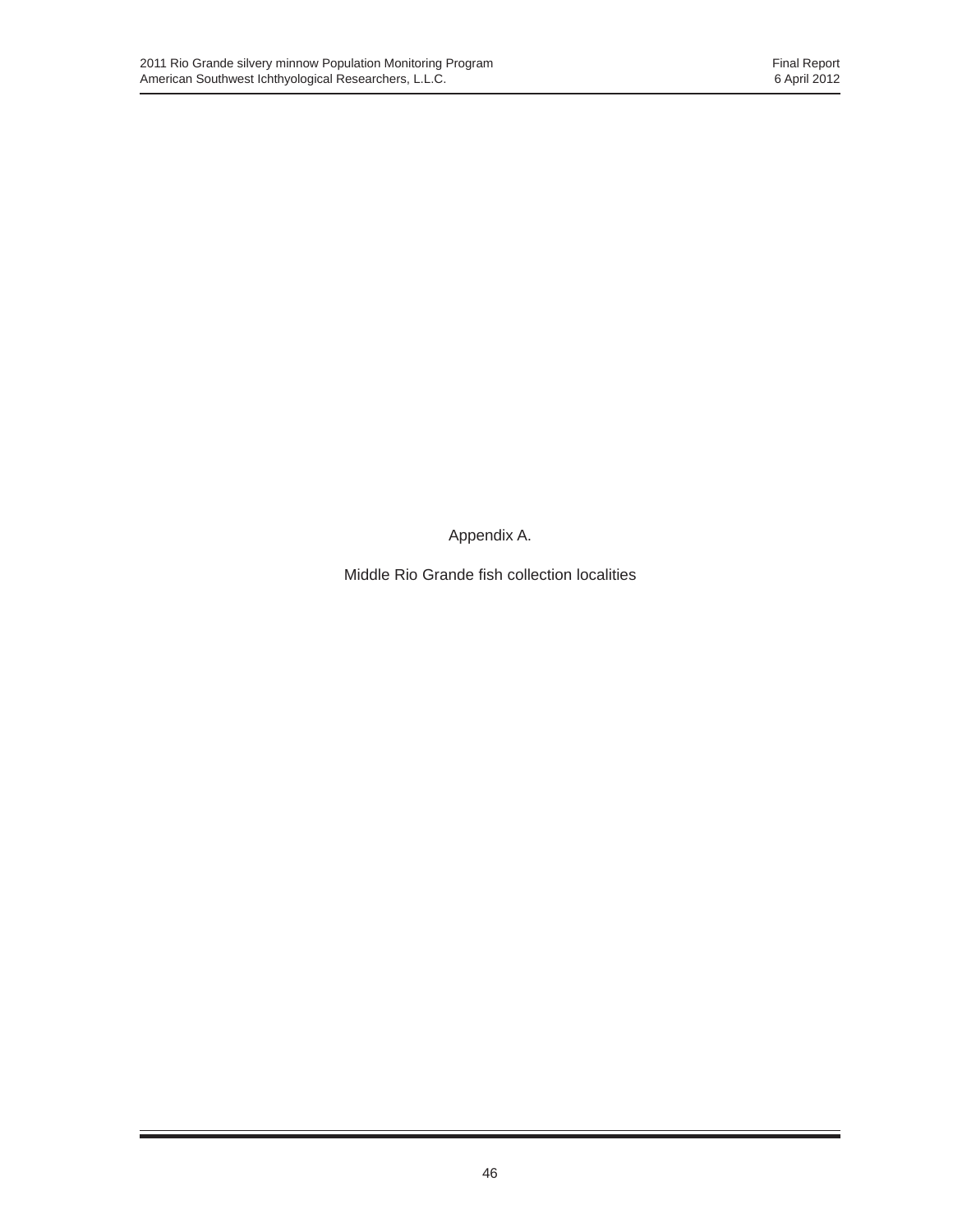# Appendix A.

Middle Rio Grande fish collection localities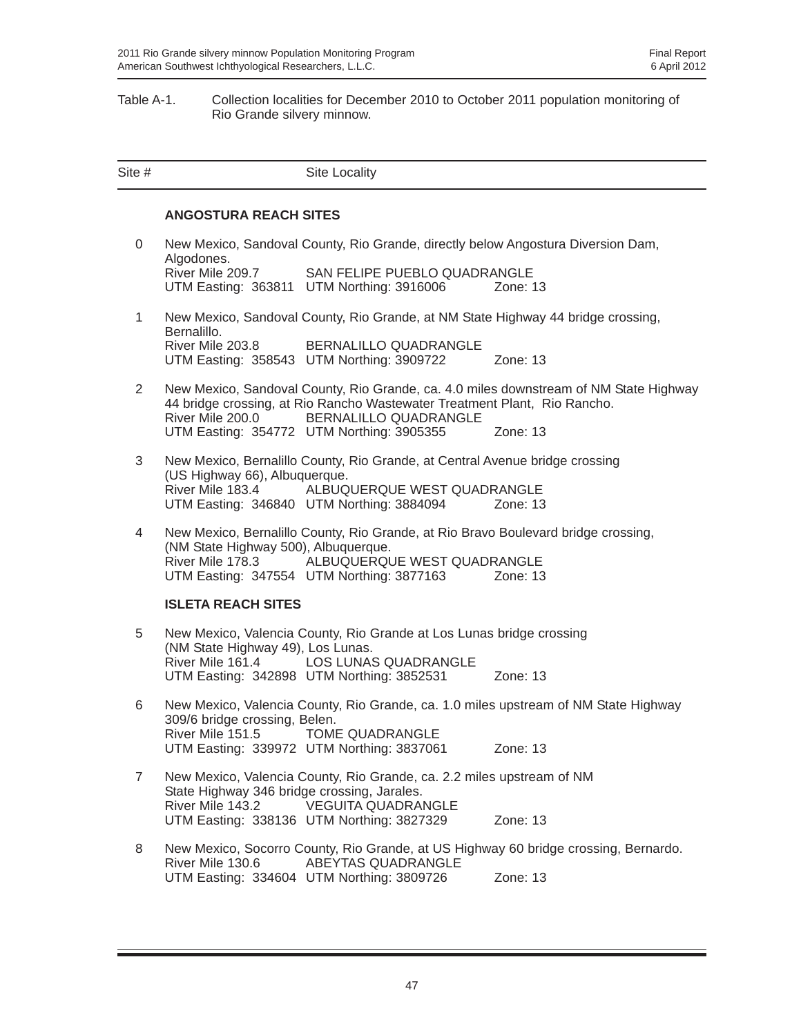Table A-1. Collection localities for December 2010 to October 2011 population monitoring of Rio Grande silvery minnow.

| Site # | Site Locality |
|---|---|
| | **ANGOSTURA REACH SITES** |
| 0 | New Mexico, Sandoval County, Rio Grande, directly below Angostura Diversion Dam, Algodones.<br>River Mile 209.7 SAN FELIPE PUEBLO QUADRANGLE<br>UTM Easting: 363811 UTM Northing: 3916006 Zone: 13 |
| 1 | New Mexico, Sandoval County, Rio Grande, at NM State Highway 44 bridge crossing, Bernalillo.<br>River Mile 203.8 BERNALILLO QUADRANGLE<br>UTM Easting: 358543 UTM Northing: 3909722 Zone: 13 |
| 2 | New Mexico, Sandoval County, Rio Grande, ca. 4.0 miles downstream of NM State Highway 44 bridge crossing, at Rio Rancho Wastewater Treatment Plant, Rio Rancho.<br>River Mile 200.0 BERNALILLO QUADRANGLE<br>UTM Easting: 354772 UTM Northing: 3905355 Zone: 13 |
| 3 | New Mexico, Bernalillo County, Rio Grande, at Central Avenue bridge crossing (US Highway 66), Albuquerque.<br>River Mile 183.4 ALBUQUERQUE WEST QUADRANGLE<br>UTM Easting: 346840 UTM Northing: 3884094 Zone: 13 |
| 4 | New Mexico, Bernalillo County, Rio Grande, at Rio Bravo Boulevard bridge crossing, (NM State Highway 500), Albuquerque.<br>River Mile 178.3 ALBUQUERQUE WEST QUADRANGLE<br>UTM Easting: 347554 UTM Northing: 3877163 Zone: 13 |
| | **ISLETA REACH SITES** |
| 5 | New Mexico, Valencia County, Rio Grande at Los Lunas bridge crossing (NM State Highway 49), Los Lunas.<br>River Mile 161.4 LOS LUNAS QUADRANGLE<br>UTM Easting: 342898 UTM Northing: 3852531 Zone: 13 |
| 6 | New Mexico, Valencia County, Rio Grande, ca. 1.0 miles upstream of NM State Highway 309/6 bridge crossing, Belen.<br>River Mile 151.5 TOME QUADRANGLE<br>UTM Easting: 339972 UTM Northing: 3837061 Zone: 13 |
| 7 | New Mexico, Valencia County, Rio Grande, ca. 2.2 miles upstream of NM State Highway 346 bridge crossing, Jarales.<br>River Mile 143.2 VEGUITA QUADRANGLE<br>UTM Easting: 338136 UTM Northing: 3827329 Zone: 13 |
| 8 | New Mexico, Socorro County, Rio Grande, at US Highway 60 bridge crossing, Bernardo.<br>River Mile 130.6 ABEYTAS QUADRANGLE<br>UTM Easting: 334604 UTM Northing: 3809726 Zone: 13 |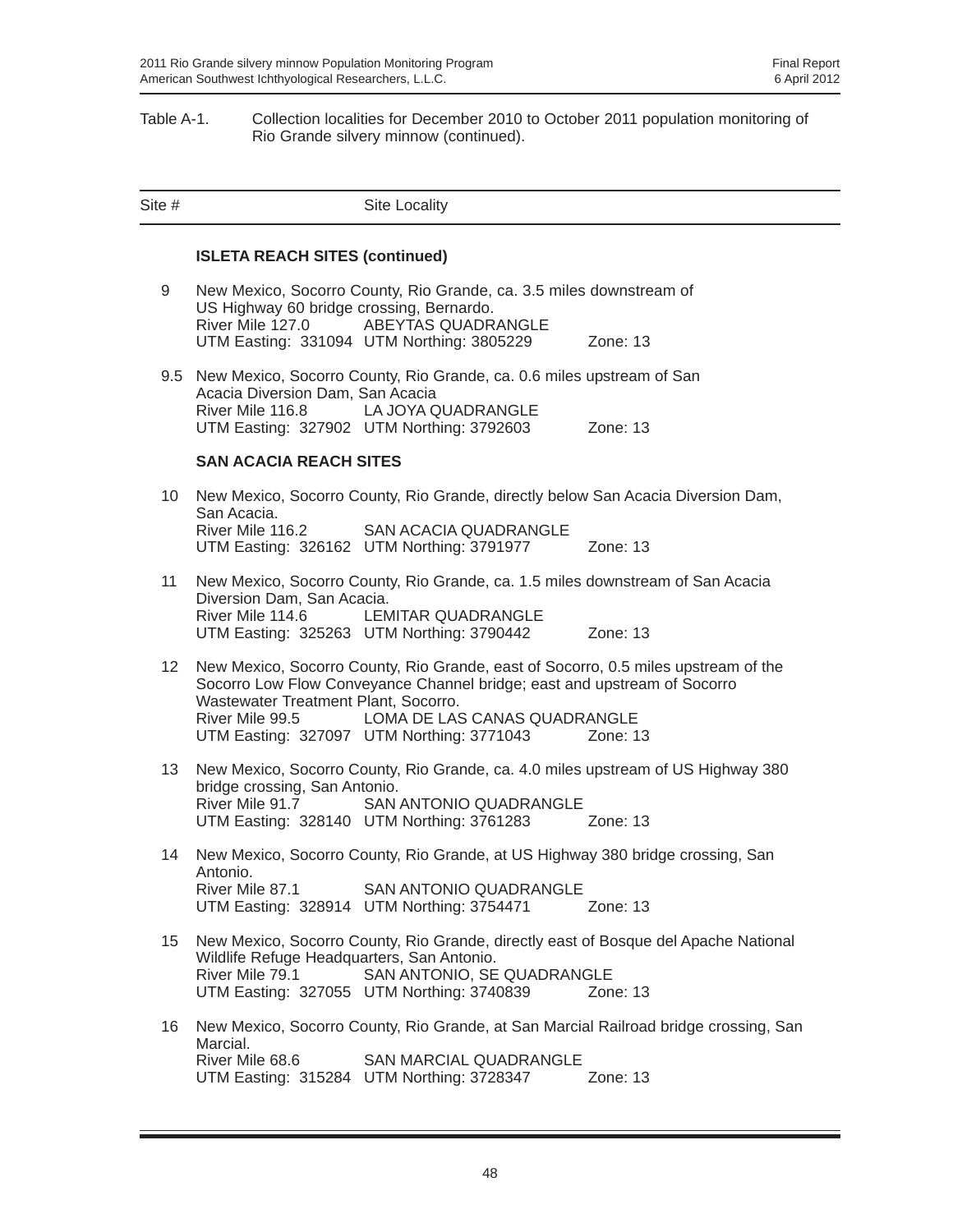Table A-1. Collection localities for December 2010 to October 2011 population monitoring of Rio Grande silvery minnow (continued).

| Site # | Site Locality |
|---|---|
| | **ISLETA REACH SITES (continued)** |
| 9 | New Mexico, Socorro County, Rio Grande, ca. 3.5 miles downstream of US Highway 60 bridge crossing, Bernardo.<br>River Mile 127.0 ABEYTAS QUADRANGLE<br>UTM Easting: 331094 UTM Northing: 3805229 Zone: 13 |
| 9.5 | New Mexico, Socorro County, Rio Grande, ca. 0.6 miles upstream of San Acacia Diversion Dam, San Acacia<br>River Mile 116.8 LA JOYA QUADRANGLE<br>UTM Easting: 327902 UTM Northing: 3792603 Zone: 13 |
| | **SAN ACACIA REACH SITES** |
| 10 | New Mexico, Socorro County, Rio Grande, directly below San Acacia Diversion Dam, San Acacia.<br>River Mile 116.2 SAN ACACIA QUADRANGLE<br>UTM Easting: 326162 UTM Northing: 3791977 Zone: 13 |
| 11 | New Mexico, Socorro County, Rio Grande, ca. 1.5 miles downstream of San Acacia Diversion Dam, San Acacia.<br>River Mile 114.6 LEMITAR QUADRANGLE<br>UTM Easting: 325263 UTM Northing: 3790442 Zone: 13 |
| 12 | New Mexico, Socorro County, Rio Grande, east of Socorro, 0.5 miles upstream of the Socorro Low Flow Conveyance Channel bridge; east and upstream of Socorro Wastewater Treatment Plant, Socorro.<br>River Mile 99.5 LOMA DE LAS CANAS QUADRANGLE<br>UTM Easting: 327097 UTM Northing: 3771043 Zone: 13 |
| 13 | New Mexico, Socorro County, Rio Grande, ca. 4.0 miles upstream of US Highway 380 bridge crossing, San Antonio.<br>River Mile 91.7 SAN ANTONIO QUADRANGLE<br>UTM Easting: 328140 UTM Northing: 3761283 Zone: 13 |
| 14 | New Mexico, Socorro County, Rio Grande, at US Highway 380 bridge crossing, San Antonio.<br>River Mile 87.1 SAN ANTONIO QUADRANGLE<br>UTM Easting: 328914 UTM Northing: 3754471 Zone: 13 |
| 15 | New Mexico, Socorro County, Rio Grande, directly east of Bosque del Apache National Wildlife Refuge Headquarters, San Antonio.<br>River Mile 79.1 SAN ANTONIO, SE QUADRANGLE<br>UTM Easting: 327055 UTM Northing: 3740839 Zone: 13 |
| 16 | New Mexico, Socorro County, Rio Grande, at San Marcial Railroad bridge crossing, San Marcial.<br>River Mile 68.6 SAN MARCIAL QUADRANGLE<br>UTM Easting: 315284 UTM Northing: 3728347 Zone: 13 |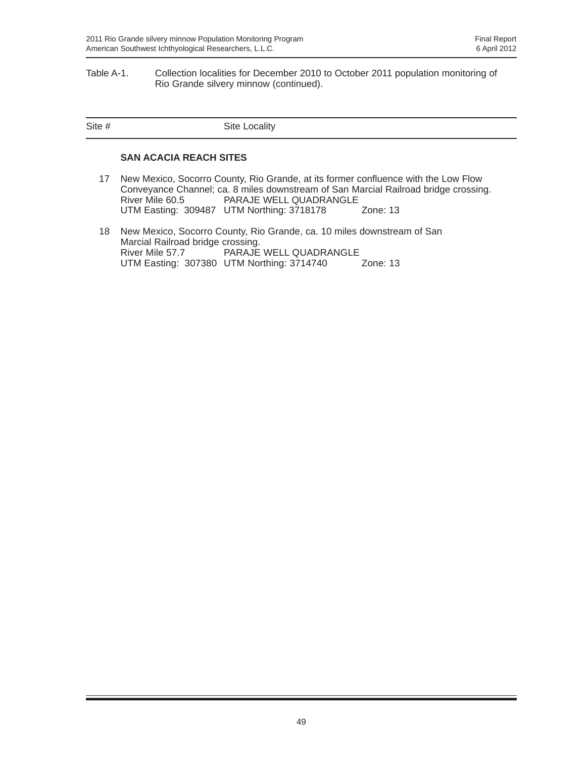Table A-1. Collection localities for December 2010 to October 2011 population monitoring of Rio Grande silvery minnow (continued).

| Site # | Site Locality |
|---|---|
| | **SAN ACACIA REACH SITES** |
| 17 | New Mexico, Socorro County, Rio Grande, at its former confluence with the Low Flow Conveyance Channel; ca. 8 miles downstream of San Marcial Railroad bridge crossing.<br>River Mile 60.5 PARAJE WELL QUADRANGLE<br>UTM Easting: 309487 UTM Northing: 3718178 Zone: 13 |
| 18 | New Mexico, Socorro County, Rio Grande, ca. 10 miles downstream of San Marcial Railroad bridge crossing.<br>River Mile 57.7 PARAJE WELL QUADRANGLE<br>UTM Easting: 307380 UTM Northing: 3714740 Zone: 13 |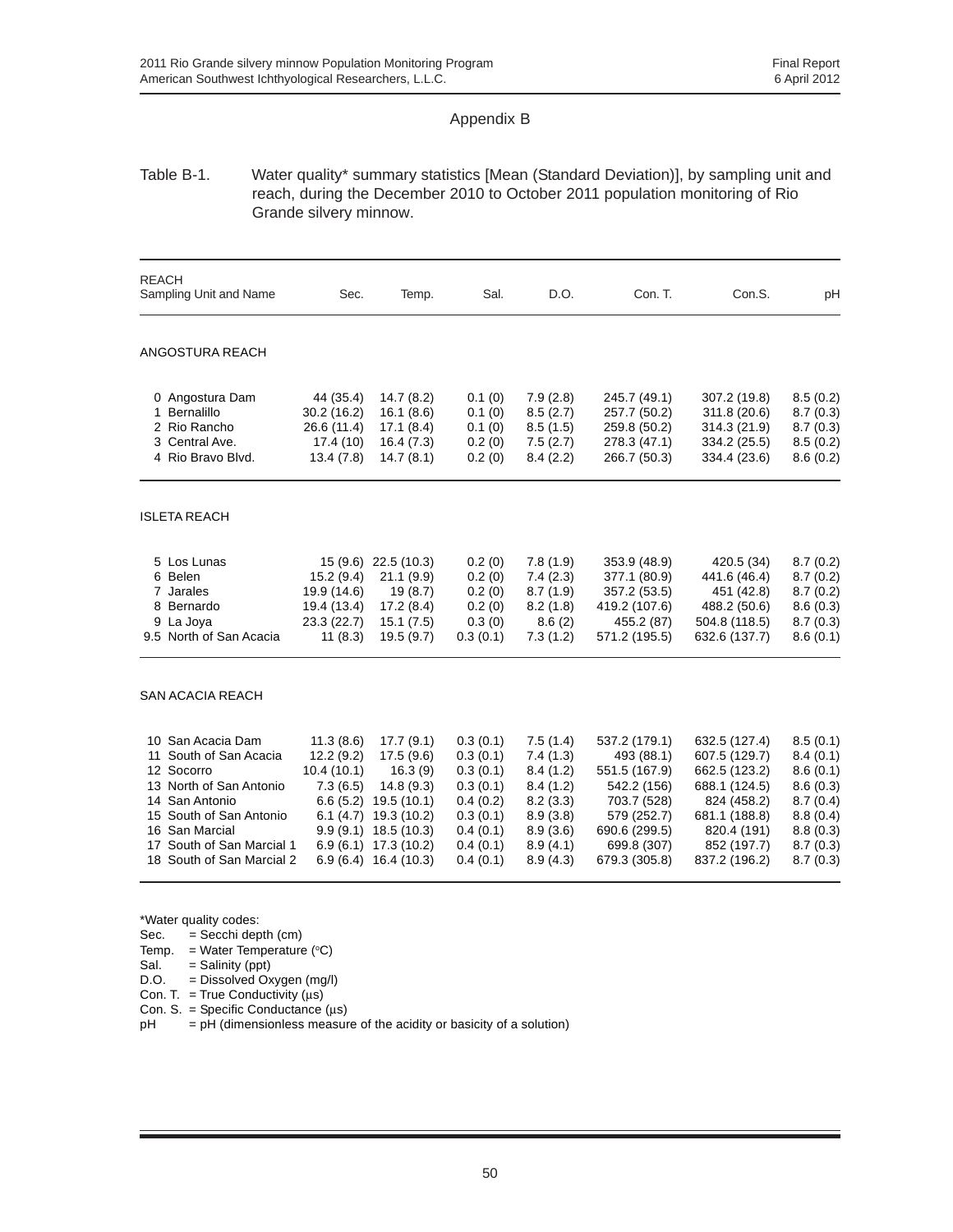# Appendix B

Table B-1. Water quality* summary statistics [Mean (Standard Deviation)], by sampling unit and reach, during the December 2010 to October 2011 population monitoring of Rio Grande silvery minnow.

| REACH<br>Sampling Unit and Name | Sec. | Temp. | Sal. | D.O. | Con. T. | Con.S. | pH |
|---|---|---|---|---|---|---|---|
| **ANGOSTURA REACH** | | | | | | | |
| 0 Angostura Dam | 44 (35.4) | 14.7 (8.2) | 0.1 (0) | 7.9 (2.8) | 245.7 (49.1) | 307.2 (19.8) | 8.5 (0.2) |
| 1 Bernalillo | 30.2 (16.2) | 16.1 (8.6) | 0.1 (0) | 8.5 (2.7) | 257.7 (50.2) | 311.8 (20.6) | 8.7 (0.3) |
| 2 Rio Rancho | 26.6 (11.4) | 17.1 (8.4) | 0.1 (0) | 8.5 (1.5) | 259.8 (50.2) | 314.3 (21.9) | 8.7 (0.3) |
| 3 Central Ave. | 17.4 (10) | 16.4 (7.3) | 0.2 (0) | 7.5 (2.7) | 278.3 (47.1) | 334.2 (25.5) | 8.5 (0.2) |
| 4 Rio Bravo Blvd. | 13.4 (7.8) | 14.7 (8.1) | 0.2 (0) | 8.4 (2.2) | 266.7 (50.3) | 334.4 (23.6) | 8.6 (0.2) |
| **ISLETA REACH** | | | | | | | |
| 5 Los Lunas | 15 (9.6) | 22.5 (10.3) | 0.2 (0) | 7.8 (1.9) | 353.9 (48.9) | 420.5 (34) | 8.7 (0.2) |
| 6 Belen | 15.2 (9.4) | 21.1 (9.9) | 0.2 (0) | 7.4 (2.3) | 377.1 (80.9) | 441.6 (46.4) | 8.7 (0.2) |
| 7 Jarales | 19.9 (14.6) | 19 (8.7) | 0.2 (0) | 8.7 (1.9) | 357.2 (53.5) | 451 (42.8) | 8.7 (0.2) |
| 8 Bernardo | 19.4 (13.4) | 17.2 (8.4) | 0.2 (0) | 8.2 (1.8) | 419.2 (107.6) | 488.2 (50.6) | 8.6 (0.3) |
| 9 La Joya | 23.3 (22.7) | 15.1 (7.5) | 0.3 (0) | 8.6 (2) | 455.2 (87) | 504.8 (118.5) | 8.7 (0.3) |
| 9.5 North of San Acacia | 11 (8.3) | 19.5 (9.7) | 0.3 (0.1) | 7.3 (1.2) | 571.2 (195.5) | 632.6 (137.7) | 8.6 (0.1) |
| **SAN ACACIA REACH** | | | | | | | |
| 10 San Acacia Dam | 11.3 (8.6) | 17.7 (9.1) | 0.3 (0.1) | 7.5 (1.4) | 537.2 (179.1) | 632.5 (127.4) | 8.5 (0.1) |
| 11 South of San Acacia | 12.2 (9.2) | 17.5 (9.6) | 0.3 (0.1) | 7.4 (1.3) | 493 (88.1) | 607.5 (129.7) | 8.4 (0.1) |
| 12 Socorro | 10.4 (10.1) | 16.3 (9) | 0.3 (0.1) | 8.4 (1.2) | 551.5 (167.9) | 662.5 (123.2) | 8.6 (0.1) |
| 13 North of San Antonio | 7.3 (6.5) | 14.8 (9.3) | 0.3 (0.1) | 8.4 (1.2) | 542.2 (156) | 688.1 (124.5) | 8.6 (0.3) |
| 14 San Antonio | 6.6 (5.2) | 19.5 (10.1) | 0.4 (0.2) | 8.2 (3.3) | 703.7 (528) | 824 (458.2) | 8.7 (0.4) |
| 15 South of San Antonio | 6.1 (4.7) | 19.3 (10.2) | 0.3 (0.1) | 8.9 (3.8) | 579 (252.7) | 681.1 (188.8) | 8.8 (0.4) |
| 16 San Marcial | 9.9 (9.1) | 18.5 (10.3) | 0.4 (0.1) | 8.9 (3.6) | 690.6 (299.5) | 820.4 (191) | 8.8 (0.3) |
| 17 South of San Marcial 1 | 6.9 (6.1) | 17.3 (10.2) | 0.4 (0.1) | 8.9 (4.1) | 699.8 (307) | 852 (197.7) | 8.7 (0.3) |
| 18 South of San Marcial 2 | 6.9 (6.4) | 16.4 (10.3) | 0.4 (0.1) | 8.9 (4.3) | 679.3 (305.8) | 837.2 (196.2) | 8.7 (0.3) |

*Water quality codes:
Sec. = Secchi depth (cm)
Temp. = Water Temperature (°C)
Sal. = Salinity (ppt)
D.O. = Dissolved Oxygen (mg/l)
Con. T. = True Conductivity (μs)
Con. S. = Specific Conductance (μs)
pH = pH (dimensionless measure of the acidity or basicity of a solution)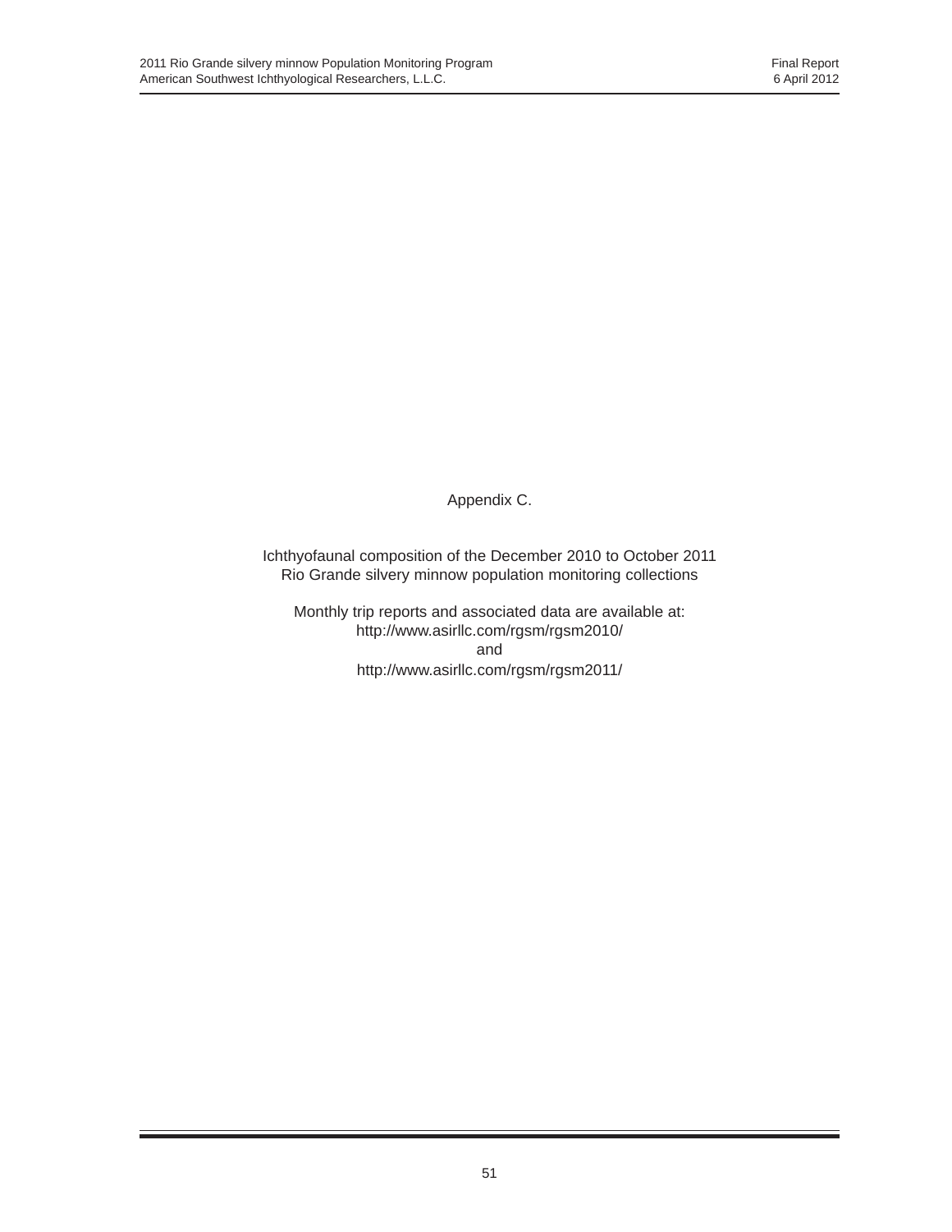# Appendix C.

Ichthyofaunal composition of the December 2010 to October 2011
Rio Grande silvery minnow population monitoring collections

Monthly trip reports and associated data are available at:
http://www.asirllc.com/rgsm/rgsm2010/
and
http://www.asirllc.com/rgsm/rgsm2011/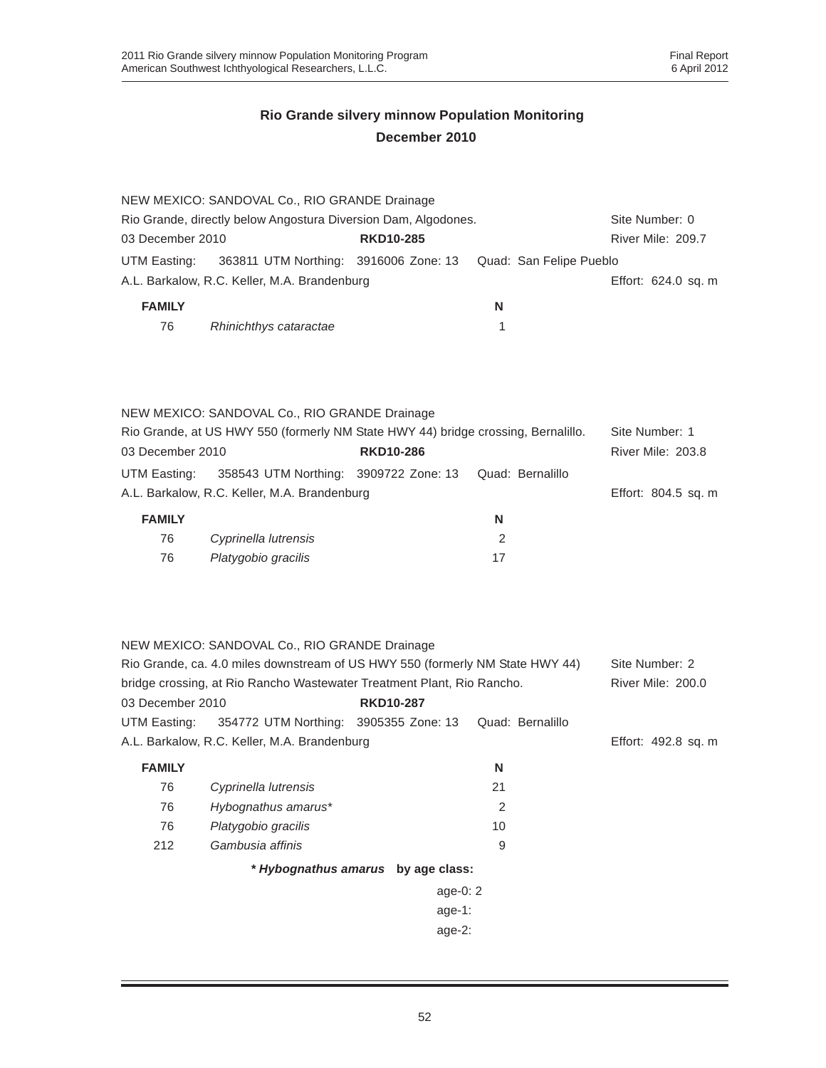## Rio Grande silvery minnow Population Monitoring
## December 2010

NEW MEXICO: SANDOVAL Co., RIO GRANDE Drainage
Rio Grande, directly below Angostura Diversion Dam, Algodones. Site Number: 0
03 December 2010 **RKD10-285** River Mile: 209.7
UTM Easting: 363811 UTM Northing: 3916006 Zone: 13 Quad: San Felipe Pueblo
A.L. Barkalow, R.C. Keller, M.A. Brandenburg Effort: 624.0 sq. m

| FAMILY | | N |
|---|---|---|
| 76 | *Rhinichthys cataractae* | 1 |

NEW MEXICO: SANDOVAL Co., RIO GRANDE Drainage
Rio Grande, at US HWY 550 (formerly NM State HWY 44) bridge crossing, Bernalillo. Site Number: 1
03 December 2010 **RKD10-286** River Mile: 203.8
UTM Easting: 358543 UTM Northing: 3909722 Zone: 13 Quad: Bernalillo
A.L. Barkalow, R.C. Keller, M.A. Brandenburg Effort: 804.5 sq. m

| FAMILY | | N |
|---|---|---|
| 76 | *Cyprinella lutrensis* | 2 |
| 76 | *Platygobio gracilis* | 17 |

NEW MEXICO: SANDOVAL Co., RIO GRANDE Drainage
Rio Grande, ca. 4.0 miles downstream of US HWY 550 (formerly NM State HWY 44) bridge crossing, at Rio Rancho Wastewater Treatment Plant, Rio Rancho. Site Number: 2
River Mile: 200.0
03 December 2010 **RKD10-287**
UTM Easting: 354772 UTM Northing: 3905355 Zone: 13 Quad: Bernalillo
A.L. Barkalow, R.C. Keller, M.A. Brandenburg Effort: 492.8 sq. m

| FAMILY | | N |
|---|---|---|
| 76 | *Cyprinella lutrensis* | 21 |
| 76 | *Hybognathus amarus** | 2 |
| 76 | *Platygobio gracilis* | 10 |
| 212 | *Gambusia affinis* | 9 |

***Hybognathus amarus* by age class:**

age-0: 2
age-1:
age-2: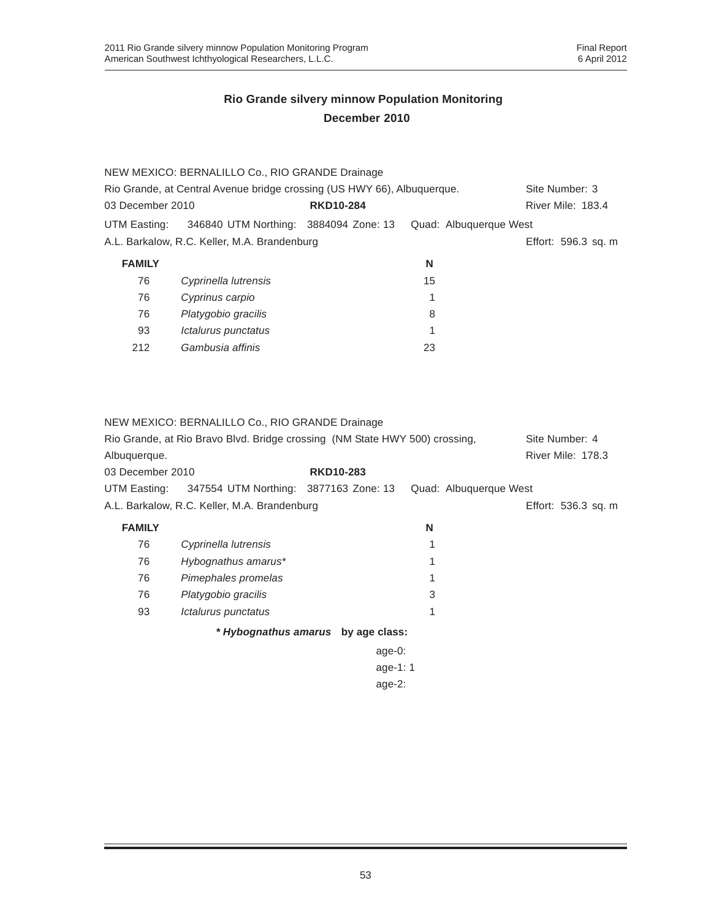## Rio Grande silvery minnow Population Monitoring
## December 2010

NEW MEXICO: BERNALILLO Co., RIO GRANDE Drainage

Rio Grande, at Central Avenue bridge crossing (US HWY 66), Albuquerque. Site Number: 3

03 December 2010 **RKD10-284** River Mile: 183.4

UTM Easting: 346840 UTM Northing: 3884094 Zone: 13 Quad: Albuquerque West

A.L. Barkalow, R.C. Keller, M.A. Brandenburg Effort: 596.3 sq. m

| **FAMILY** | | **N** |
|---|---|---|
| 76 | *Cyprinella lutrensis* | 15 |
| 76 | *Cyprinus carpio* | 1 |
| 76 | *Platygobio gracilis* | 8 |
| 93 | *Ictalurus punctatus* | 1 |
| 212 | *Gambusia affinis* | 23 |

NEW MEXICO: BERNALILLO Co., RIO GRANDE Drainage

Rio Grande, at Rio Bravo Blvd. Bridge crossing (NM State HWY 500) crossing, Albuquerque. Site Number: 4

River Mile: 178.3

03 December 2010 **RKD10-283**

UTM Easting: 347554 UTM Northing: 3877163 Zone: 13 Quad: Albuquerque West

A.L. Barkalow, R.C. Keller, M.A. Brandenburg Effort: 536.3 sq. m

| **FAMILY** | | **N** |
|---|---|---|
| 76 | *Cyprinella lutrensis* | 1 |
| 76 | *Hybognathus amarus** | 1 |
| 76 | *Pimephales promelas* | 1 |
| 76 | *Platygobio gracilis* | 3 |
| 93 | *Ictalurus punctatus* | 1 |

***Hybognathus amarus* by age class:**

age-0:
age-1: 1
age-2: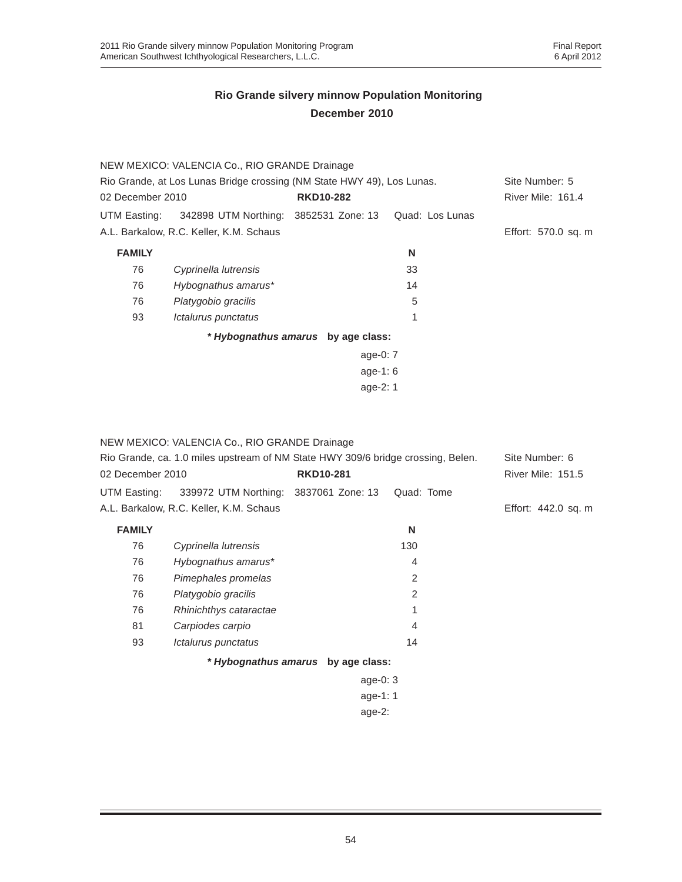## Rio Grande silvery minnow Population Monitoring
## December 2010

NEW MEXICO: VALENCIA Co., RIO GRANDE Drainage
Rio Grande, at Los Lunas Bridge crossing (NM State HWY 49), Los Lunas. Site Number: 5
02 December 2010 **RKD10-282** River Mile: 161.4
UTM Easting: 342898 UTM Northing: 3852531 Zone: 13 Quad: Los Lunas
A.L. Barkalow, R.C. Keller, K.M. Schaus Effort: 570.0 sq. m

| FAMILY | | N |
|---|---|---|
| 76 | *Cyprinella lutrensis* | 33 |
| 76 | *Hybognathus amarus\** | 14 |
| 76 | *Platygobio gracilis* | 5 |
| 93 | *Ictalurus punctatus* | 1 |

***\* Hybognathus amarus*** **by age class:**

age-0: 7
age-1: 6
age-2: 1

NEW MEXICO: VALENCIA Co., RIO GRANDE Drainage
Rio Grande, ca. 1.0 miles upstream of NM State HWY 309/6 bridge crossing, Belen. Site Number: 6
02 December 2010 **RKD10-281** River Mile: 151.5
UTM Easting: 339972 UTM Northing: 3837061 Zone: 13 Quad: Tome
A.L. Barkalow, R.C. Keller, K.M. Schaus Effort: 442.0 sq. m

| FAMILY | | N |
|---|---|---|
| 76 | *Cyprinella lutrensis* | 130 |
| 76 | *Hybognathus amarus\** | 4 |
| 76 | *Pimephales promelas* | 2 |
| 76 | *Platygobio gracilis* | 2 |
| 76 | *Rhinichthys cataractae* | 1 |
| 81 | *Carpiodes carpio* | 4 |
| 93 | *Ictalurus punctatus* | 14 |

***\* Hybognathus amarus*** **by age class:**

age-0: 3
age-1: 1
age-2: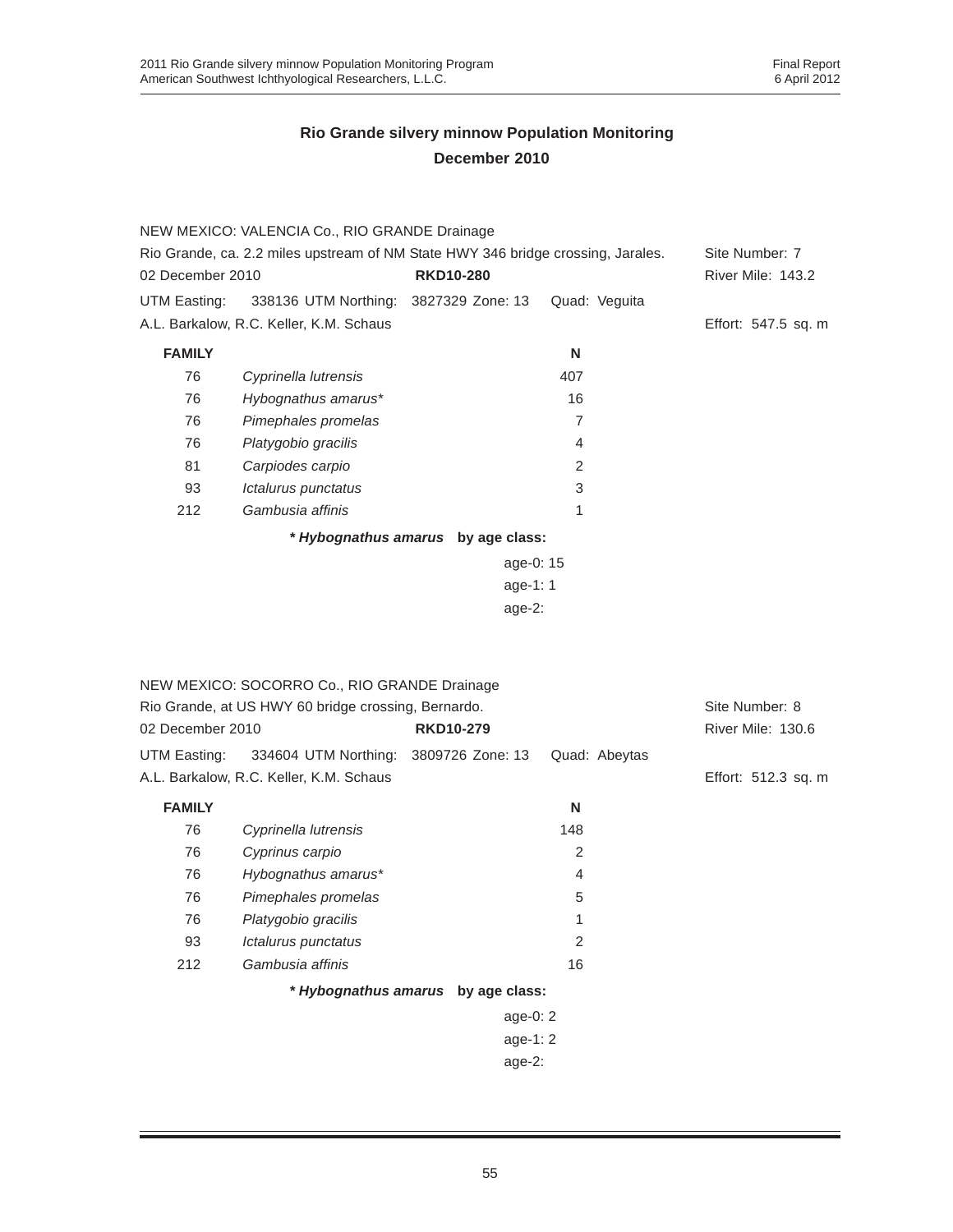## Rio Grande silvery minnow Population Monitoring
## December 2010

NEW MEXICO: VALENCIA Co., RIO GRANDE Drainage

Rio Grande, ca. 2.2 miles upstream of NM State HWY 346 bridge crossing, Jarales. Site Number: 7

02 December 2010 **RKD10-280** River Mile: 143.2

UTM Easting: 338136 UTM Northing: 3827329 Zone: 13 Quad: Veguita

A.L. Barkalow, R.C. Keller, K.M. Schaus Effort: 547.5 sq. m

| FAMILY | | N |
|---|---|---|
| 76 | *Cyprinella lutrensis* | 407 |
| 76 | *Hybognathus amarus\** | 16 |
| 76 | *Pimephales promelas* | 7 |
| 76 | *Platygobio gracilis* | 4 |
| 81 | *Carpiodes carpio* | 2 |
| 93 | *Ictalurus punctatus* | 3 |
| 212 | *Gambusia affinis* | 1 |

***Hybognathus amarus* by age class:**

age-0: 15
age-1: 1
age-2:

NEW MEXICO: SOCORRO Co., RIO GRANDE Drainage

Rio Grande, at US HWY 60 bridge crossing, Bernardo. Site Number: 8

02 December 2010 **RKD10-279** River Mile: 130.6

UTM Easting: 334604 UTM Northing: 3809726 Zone: 13 Quad: Abeytas

A.L. Barkalow, R.C. Keller, K.M. Schaus Effort: 512.3 sq. m

| FAMILY | | N |
|---|---|---|
| 76 | *Cyprinella lutrensis* | 148 |
| 76 | *Cyprinus carpio* | 2 |
| 76 | *Hybognathus amarus\** | 4 |
| 76 | *Pimephales promelas* | 5 |
| 76 | *Platygobio gracilis* | 1 |
| 93 | *Ictalurus punctatus* | 2 |
| 212 | *Gambusia affinis* | 16 |

***Hybognathus amarus* by age class:**

age-0: 2
age-1: 2
age-2: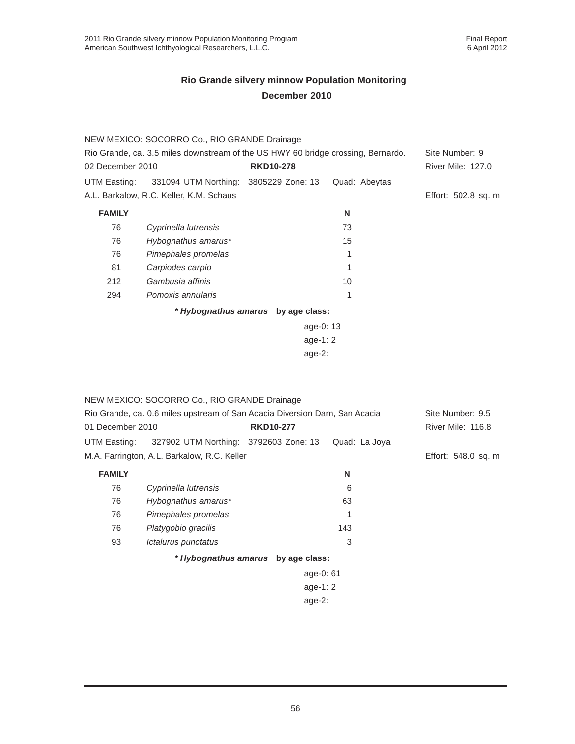## Rio Grande silvery minnow Population Monitoring
## December 2010

NEW MEXICO: SOCORRO Co., RIO GRANDE Drainage
Rio Grande, ca. 3.5 miles downstream of the US HWY 60 bridge crossing, Bernardo. Site Number: 9
02 December 2010 **RKD10-278** River Mile: 127.0
UTM Easting: 331094 UTM Northing: 3805229 Zone: 13 Quad: Abeytas
A.L. Barkalow, R.C. Keller, K.M. Schaus Effort: 502.8 sq. m

| FAMILY | | N |
|---|---|---|
| 76 | *Cyprinella lutrensis* | 73 |
| 76 | *Hybognathus amarus** | 15 |
| 76 | *Pimephales promelas* | 1 |
| 81 | *Carpiodes carpio* | 1 |
| 212 | *Gambusia affinis* | 10 |
| 294 | *Pomoxis annularis* | 1 |

**\* *Hybognathus amarus* by age class:**

age-0: 13
age-1: 2
age-2:

NEW MEXICO: SOCORRO Co., RIO GRANDE Drainage
Rio Grande, ca. 0.6 miles upstream of San Acacia Diversion Dam, San Acacia Site Number: 9.5
01 December 2010 **RKD10-277** River Mile: 116.8
UTM Easting: 327902 UTM Northing: 3792603 Zone: 13 Quad: La Joya
M.A. Farrington, A.L. Barkalow, R.C. Keller Effort: 548.0 sq. m

| FAMILY | | N |
|---|---|---|
| 76 | *Cyprinella lutrensis* | 6 |
| 76 | *Hybognathus amarus** | 63 |
| 76 | *Pimephales promelas* | 1 |
| 76 | *Platygobio gracilis* | 143 |
| 93 | *Ictalurus punctatus* | 3 |

**\* *Hybognathus amarus* by age class:**

age-0: 61
age-1: 2
age-2: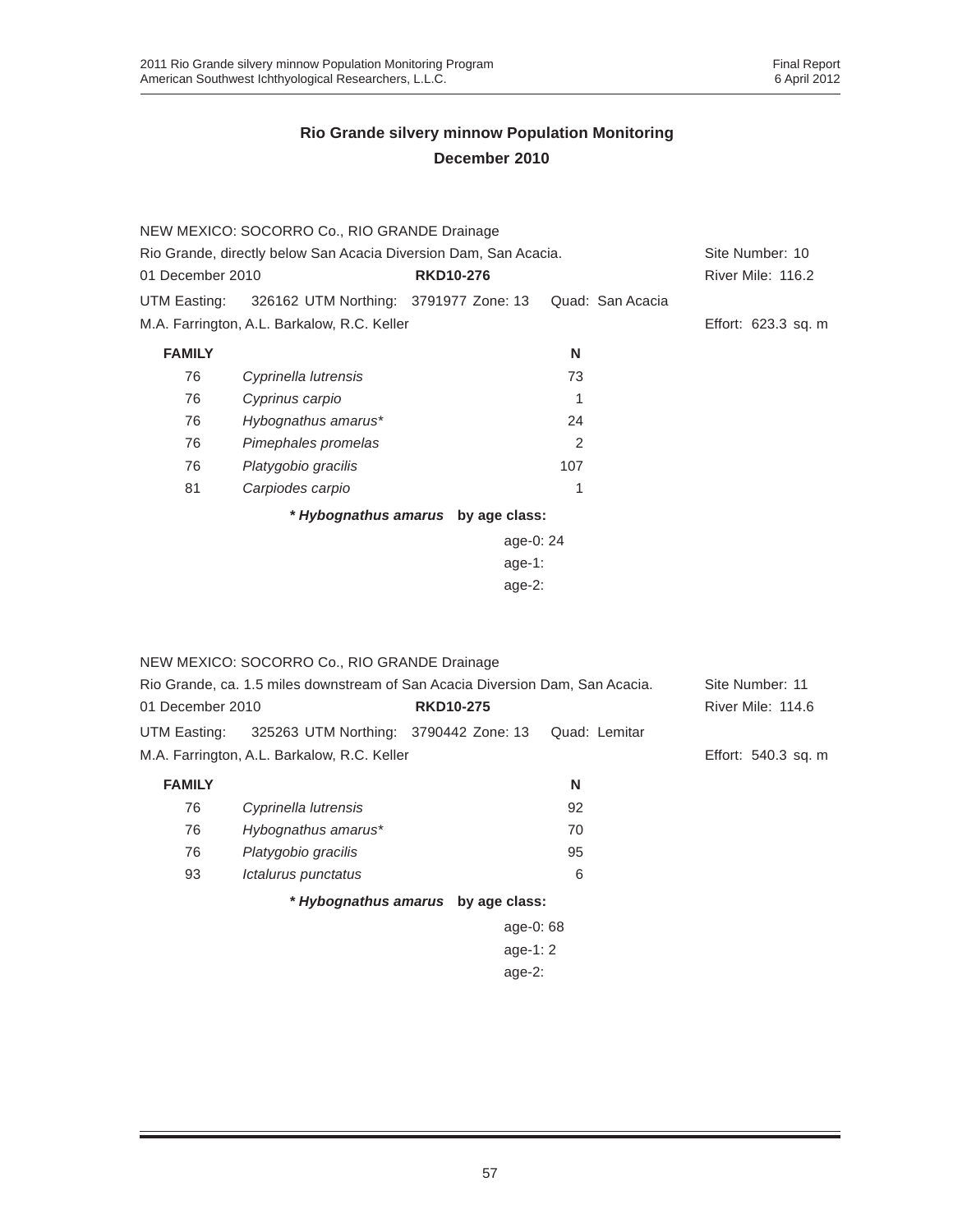## Rio Grande silvery minnow Population Monitoring
## December 2010

NEW MEXICO: SOCORRO Co., RIO GRANDE Drainage
Rio Grande, directly below San Acacia Diversion Dam, San Acacia. Site Number: 10
01 December 2010 **RKD10-276** River Mile: 116.2
UTM Easting: 326162 UTM Northing: 3791977 Zone: 13 Quad: San Acacia
M.A. Farrington, A.L. Barkalow, R.C. Keller Effort: 623.3 sq. m

| FAMILY | | N |
|---|---|---|
| 76 | *Cyprinella lutrensis* | 73 |
| 76 | *Cyprinus carpio* | 1 |
| 76 | *Hybognathus amarus** | 24 |
| 76 | *Pimephales promelas* | 2 |
| 76 | *Platygobio gracilis* | 107 |
| 81 | *Carpiodes carpio* | 1 |

***Hybognathus amarus* by age class:**

age-0: 24
age-1:
age-2:

NEW MEXICO: SOCORRO Co., RIO GRANDE Drainage
Rio Grande, ca. 1.5 miles downstream of San Acacia Diversion Dam, San Acacia. Site Number: 11
01 December 2010 **RKD10-275** River Mile: 114.6
UTM Easting: 325263 UTM Northing: 3790442 Zone: 13 Quad: Lemitar
M.A. Farrington, A.L. Barkalow, R.C. Keller Effort: 540.3 sq. m

| FAMILY | | N |
|---|---|---|
| 76 | *Cyprinella lutrensis* | 92 |
| 76 | *Hybognathus amarus** | 70 |
| 76 | *Platygobio gracilis* | 95 |
| 93 | *Ictalurus punctatus* | 6 |

***Hybognathus amarus* by age class:**

age-0: 68
age-1: 2
age-2: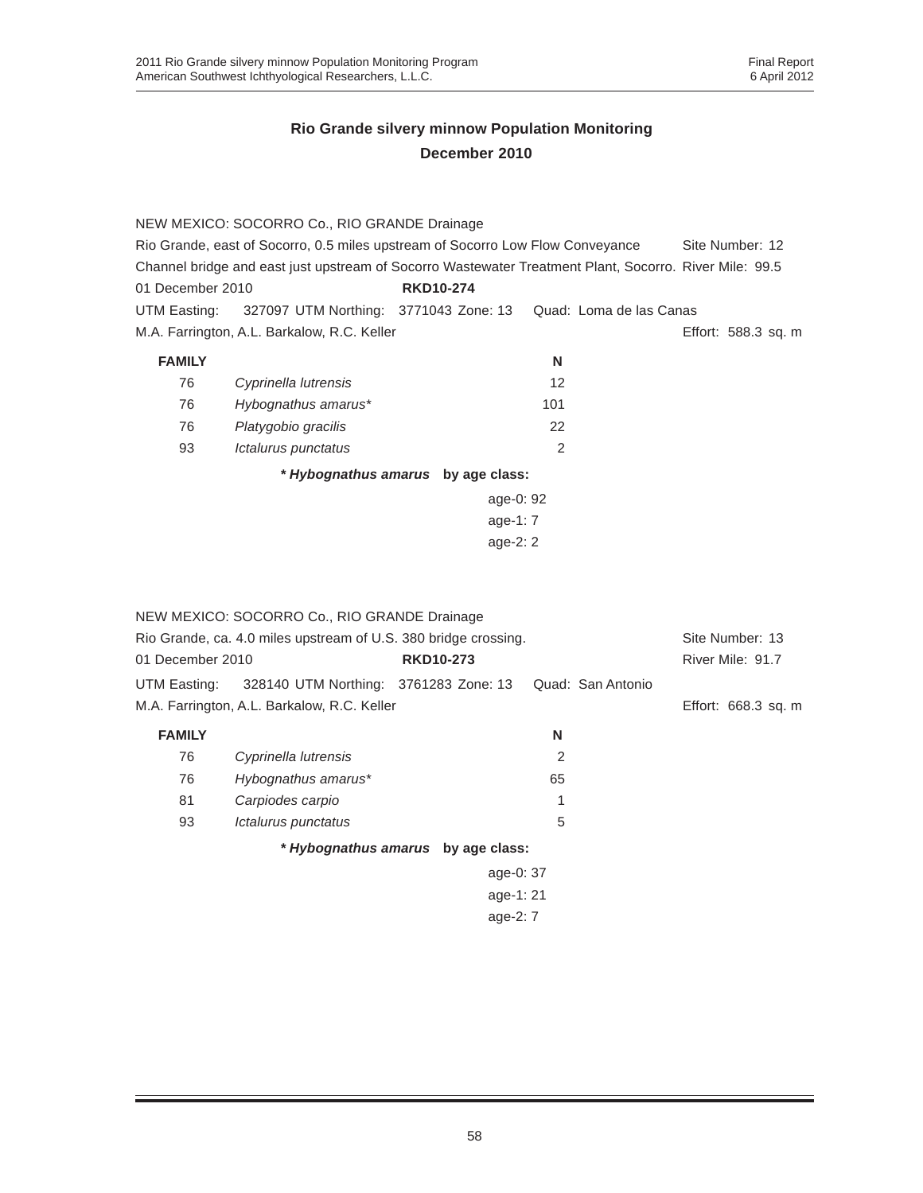## Rio Grande silvery minnow Population Monitoring
## December 2010

NEW MEXICO: SOCORRO Co., RIO GRANDE Drainage
Rio Grande, east of Socorro, 0.5 miles upstream of Socorro Low Flow Conveyance Channel bridge and east just upstream of Socorro Wastewater Treatment Plant, Socorro. Site Number: 12 River Mile: 99.5
01 December 2010 **RKD10-274**
UTM Easting: 327097 UTM Northing: 3771043 Zone: 13 Quad: Loma de las Canas
M.A. Farrington, A.L. Barkalow, R.C. Keller Effort: 588.3 sq. m

| FAMILY | | N |
|---|---|---|
| 76 | *Cyprinella lutrensis* | 12 |
| 76 | *Hybognathus amarus** | 101 |
| 76 | *Platygobio gracilis* | 22 |
| 93 | *Ictalurus punctatus* | 2 |

***Hybognathus amarus* by age class:**

age-0: 92
age-1: 7
age-2: 2

NEW MEXICO: SOCORRO Co., RIO GRANDE Drainage
Rio Grande, ca. 4.0 miles upstream of U.S. 380 bridge crossing. Site Number: 13
01 December 2010 **RKD10-273** River Mile: 91.7
UTM Easting: 328140 UTM Northing: 3761283 Zone: 13 Quad: San Antonio
M.A. Farrington, A.L. Barkalow, R.C. Keller Effort: 668.3 sq. m

| FAMILY | | N |
|---|---|---|
| 76 | *Cyprinella lutrensis* | 2 |
| 76 | *Hybognathus amarus** | 65 |
| 81 | *Carpiodes carpio* | 1 |
| 93 | *Ictalurus punctatus* | 5 |

***Hybognathus amarus* by age class:**

age-0: 37
age-1: 21
age-2: 7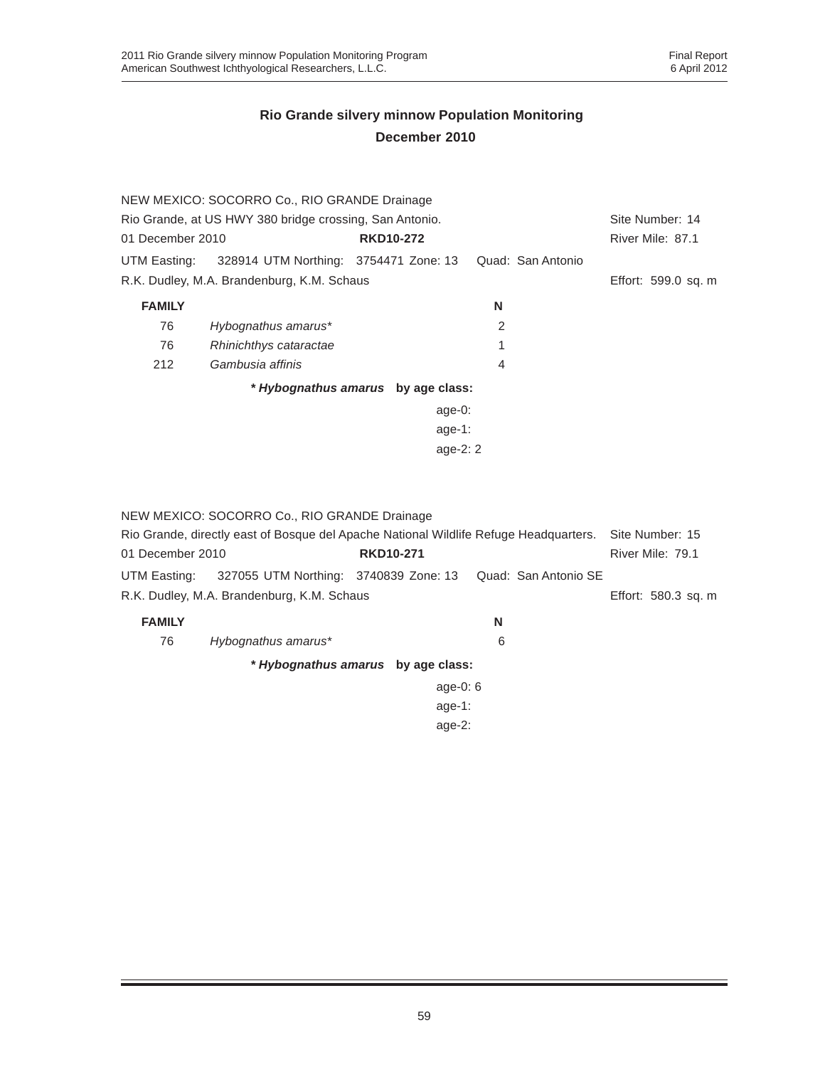## Rio Grande silvery minnow Population Monitoring
## December 2010

NEW MEXICO: SOCORRO Co., RIO GRANDE Drainage
Rio Grande, at US HWY 380 bridge crossing, San Antonio. Site Number: 14
01 December 2010 **RKD10-272** River Mile: 87.1
UTM Easting: 328914 UTM Northing: 3754471 Zone: 13 Quad: San Antonio
R.K. Dudley, M.A. Brandenburg, K.M. Schaus Effort: 599.0 sq. m

| FAMILY | | N |
|---|---|---|
| 76 | *Hybognathus amarus** | 2 |
| 76 | *Rhinichthys cataractae* | 1 |
| 212 | *Gambusia affinis* | 4 |

***Hybognathus amarus* by age class:**

age-0:
age-1:
age-2: 2

NEW MEXICO: SOCORRO Co., RIO GRANDE Drainage
Rio Grande, directly east of Bosque del Apache National Wildlife Refuge Headquarters. Site Number: 15
01 December 2010 **RKD10-271** River Mile: 79.1
UTM Easting: 327055 UTM Northing: 3740839 Zone: 13 Quad: San Antonio SE
R.K. Dudley, M.A. Brandenburg, K.M. Schaus Effort: 580.3 sq. m

| FAMILY | | N |
|---|---|---|
| 76 | *Hybognathus amarus** | 6 |

***Hybognathus amarus* by age class:**

age-0: 6
age-1:
age-2: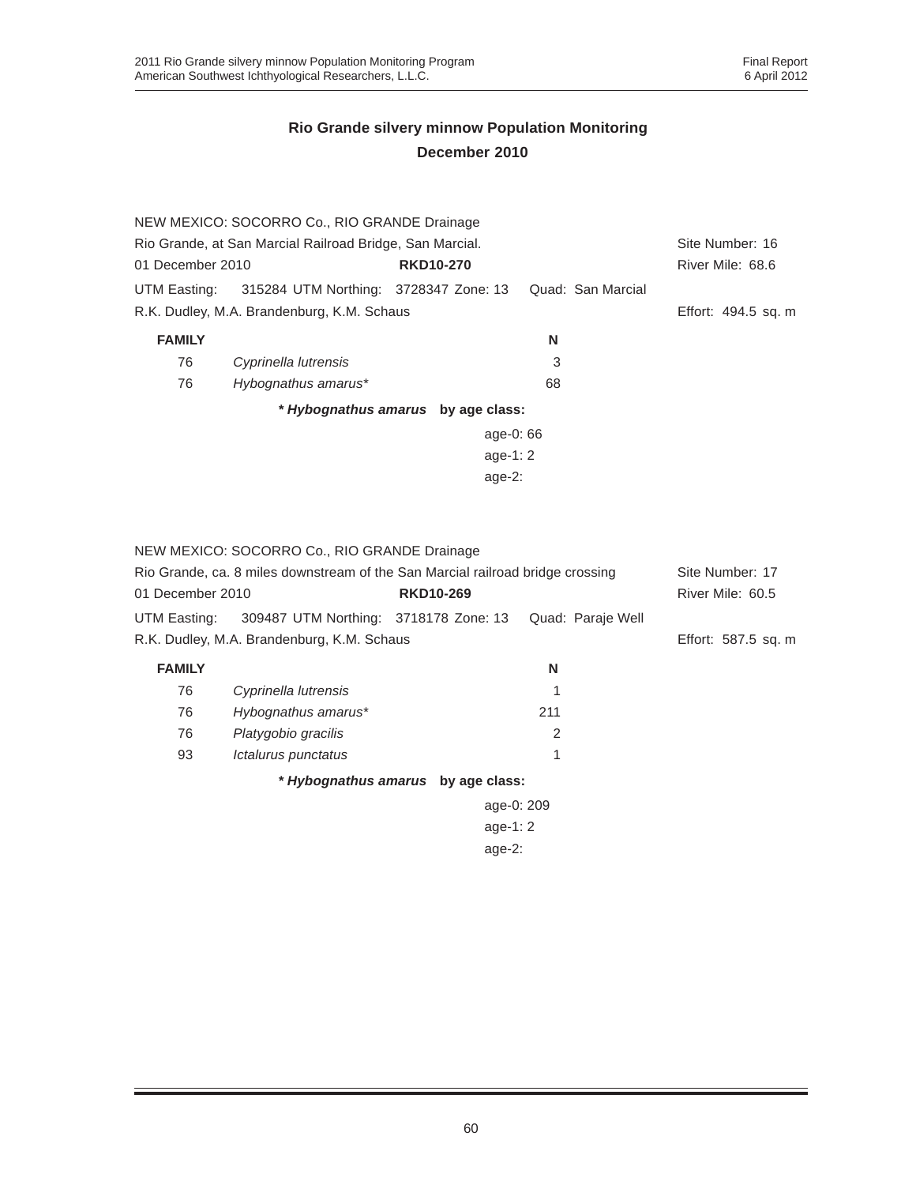## Rio Grande silvery minnow Population Monitoring
## December 2010

NEW MEXICO: SOCORRO Co., RIO GRANDE Drainage
Rio Grande, at San Marcial Railroad Bridge, San Marcial. Site Number: 16
01 December 2010 **RKD10-270** River Mile: 68.6
UTM Easting: 315284 UTM Northing: 3728347 Zone: 13 Quad: San Marcial
R.K. Dudley, M.A. Brandenburg, K.M. Schaus Effort: 494.5 sq. m

| FAMILY | | N |
|---|---|---|
| 76 | *Cyprinella lutrensis* | 3 |
| 76 | *Hybognathus amarus** | 68 |

***Hybognathus amarus* by age class:**

age-0: 66
age-1: 2
age-2:

NEW MEXICO: SOCORRO Co., RIO GRANDE Drainage
Rio Grande, ca. 8 miles downstream of the San Marcial railroad bridge crossing Site Number: 17
01 December 2010 **RKD10-269** River Mile: 60.5
UTM Easting: 309487 UTM Northing: 3718178 Zone: 13 Quad: Paraje Well
R.K. Dudley, M.A. Brandenburg, K.M. Schaus Effort: 587.5 sq. m

| FAMILY | | N |
|---|---|---|
| 76 | *Cyprinella lutrensis* | 1 |
| 76 | *Hybognathus amarus** | 211 |
| 76 | *Platygobio gracilis* | 2 |
| 93 | *Ictalurus punctatus* | 1 |

***Hybognathus amarus* by age class:**

age-0: 209
age-1: 2
age-2: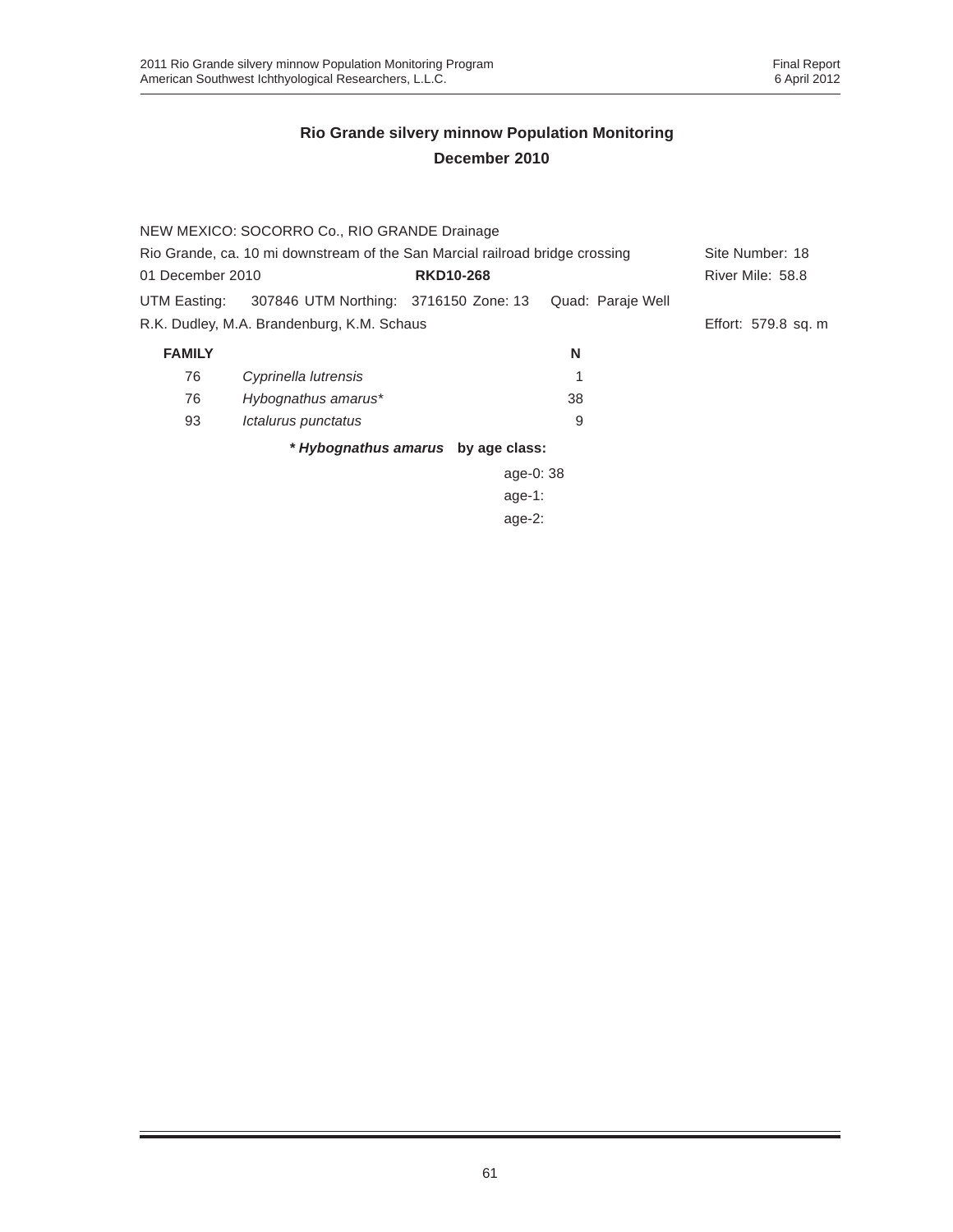## Rio Grande silvery minnow Population Monitoring
## December 2010

NEW MEXICO: SOCORRO Co., RIO GRANDE Drainage

Rio Grande, ca. 10 mi downstream of the San Marcial railroad bridge crossing — Site Number: 18

01 December 2010 — **RKD10-268** — River Mile: 58.8

UTM Easting: 307846 UTM Northing: 3716150 Zone: 13 Quad: Paraje Well

R.K. Dudley, M.A. Brandenburg, K.M. Schaus — Effort: 579.8 sq. m

| FAMILY | | N |
|---|---|---|
| 76 | *Cyprinella lutrensis* | 1 |
| 76 | *Hybognathus amarus** | 38 |
| 93 | *Ictalurus punctatus* | 9 |

***Hybognathus amarus* by age class:**

age-0: 38
age-1:
age-2: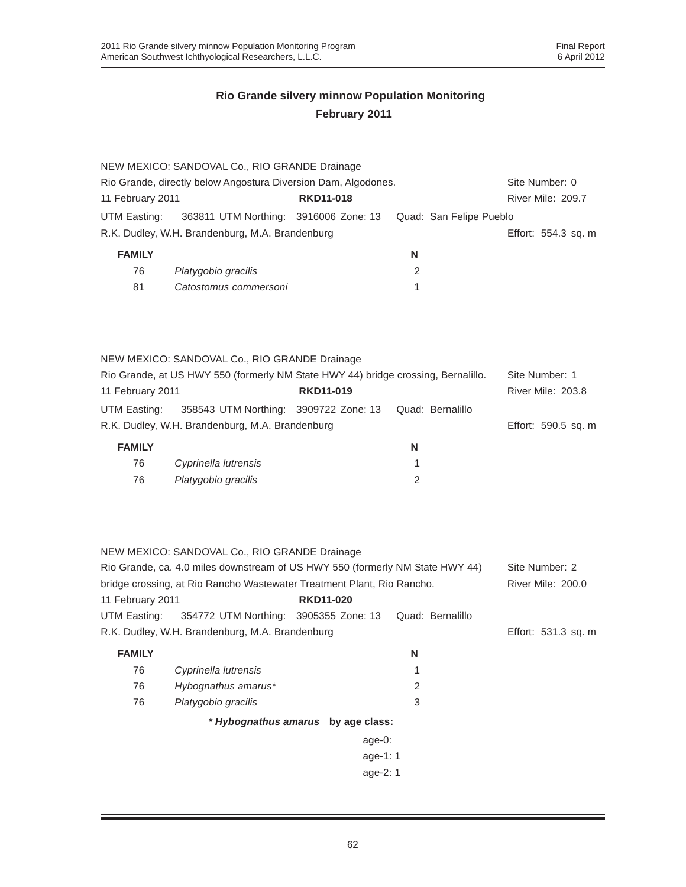## Rio Grande silvery minnow Population Monitoring
## February 2011

NEW MEXICO: SANDOVAL Co., RIO GRANDE Drainage
Rio Grande, directly below Angostura Diversion Dam, Algodones. Site Number: 0
11 February 2011 **RKD11-018** River Mile: 209.7
UTM Easting: 363811 UTM Northing: 3916006 Zone: 13 Quad: San Felipe Pueblo
R.K. Dudley, W.H. Brandenburg, M.A. Brandenburg Effort: 554.3 sq. m

| FAMILY | | N |
|---|---|---|
| 76 | *Platygobio gracilis* | 2 |
| 81 | *Catostomus commersoni* | 1 |

NEW MEXICO: SANDOVAL Co., RIO GRANDE Drainage
Rio Grande, at US HWY 550 (formerly NM State HWY 44) bridge crossing, Bernalillo. Site Number: 1
11 February 2011 **RKD11-019** River Mile: 203.8
UTM Easting: 358543 UTM Northing: 3909722 Zone: 13 Quad: Bernalillo
R.K. Dudley, W.H. Brandenburg, M.A. Brandenburg Effort: 590.5 sq. m

| FAMILY | | N |
|---|---|---|
| 76 | *Cyprinella lutrensis* | 1 |
| 76 | *Platygobio gracilis* | 2 |

NEW MEXICO: SANDOVAL Co., RIO GRANDE Drainage
Rio Grande, ca. 4.0 miles downstream of US HWY 550 (formerly NM State HWY 44) bridge crossing, at Rio Rancho Wastewater Treatment Plant, Rio Rancho. Site Number: 2
River Mile: 200.0
11 February 2011 **RKD11-020**
UTM Easting: 354772 UTM Northing: 3905355 Zone: 13 Quad: Bernalillo
R.K. Dudley, W.H. Brandenburg, M.A. Brandenburg Effort: 531.3 sq. m

| FAMILY | | N |
|---|---|---|
| 76 | *Cyprinella lutrensis* | 1 |
| 76 | *Hybognathus amarus** | 2 |
| 76 | *Platygobio gracilis* | 3 |

***\* Hybognathus amarus*** **by age class:**

age-0:
age-1: 1
age-2: 1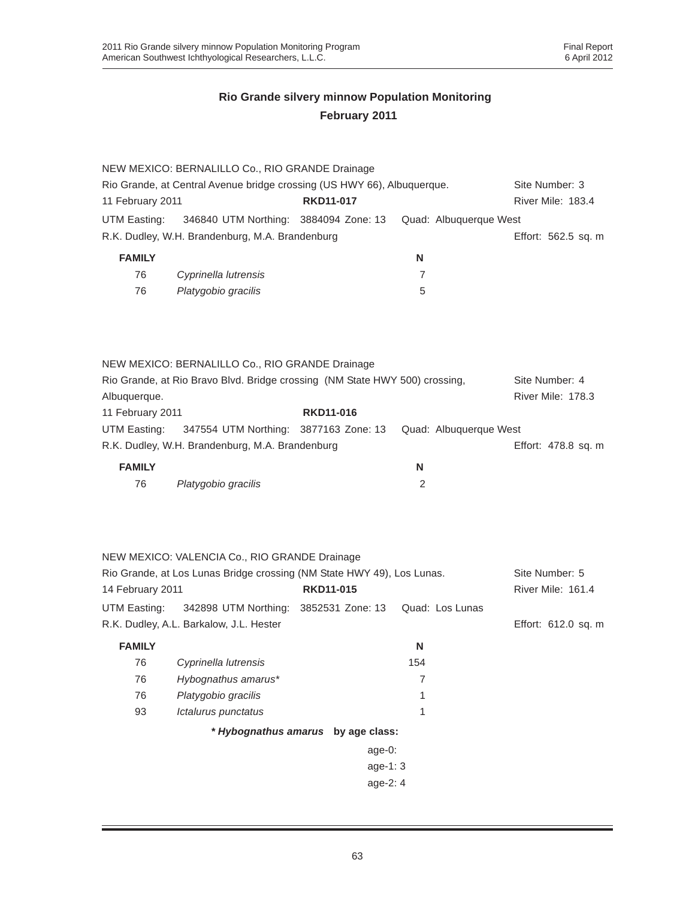## Rio Grande silvery minnow Population Monitoring
## February 2011

NEW MEXICO: BERNALILLO Co., RIO GRANDE Drainage
Rio Grande, at Central Avenue bridge crossing (US HWY 66), Albuquerque. Site Number: 3
11 February 2011 **RKD11-017** River Mile: 183.4
UTM Easting: 346840 UTM Northing: 3884094 Zone: 13 Quad: Albuquerque West
R.K. Dudley, W.H. Brandenburg, M.A. Brandenburg Effort: 562.5 sq. m

| FAMILY | | N |
|---|---|---|
| 76 | *Cyprinella lutrensis* | 7 |
| 76 | *Platygobio gracilis* | 5 |

NEW MEXICO: BERNALILLO Co., RIO GRANDE Drainage
Rio Grande, at Rio Bravo Blvd. Bridge crossing (NM State HWY 500) crossing, Albuquerque. Site Number: 4
River Mile: 178.3
11 February 2011 **RKD11-016**
UTM Easting: 347554 UTM Northing: 3877163 Zone: 13 Quad: Albuquerque West
R.K. Dudley, W.H. Brandenburg, M.A. Brandenburg Effort: 478.8 sq. m

| FAMILY | | N |
|---|---|---|
| 76 | *Platygobio gracilis* | 2 |

NEW MEXICO: VALENCIA Co., RIO GRANDE Drainage
Rio Grande, at Los Lunas Bridge crossing (NM State HWY 49), Los Lunas. Site Number: 5
14 February 2011 **RKD11-015** River Mile: 161.4
UTM Easting: 342898 UTM Northing: 3852531 Zone: 13 Quad: Los Lunas
R.K. Dudley, A.L. Barkalow, J.L. Hester Effort: 612.0 sq. m

| FAMILY | | N |
|---|---|---|
| 76 | *Cyprinella lutrensis* | 154 |
| 76 | *Hybognathus amarus** | 7 |
| 76 | *Platygobio gracilis* | 1 |
| 93 | *Ictalurus punctatus* | 1 |

***Hybognathus amarus* by age class:**

age-0:
age-1: 3
age-2: 4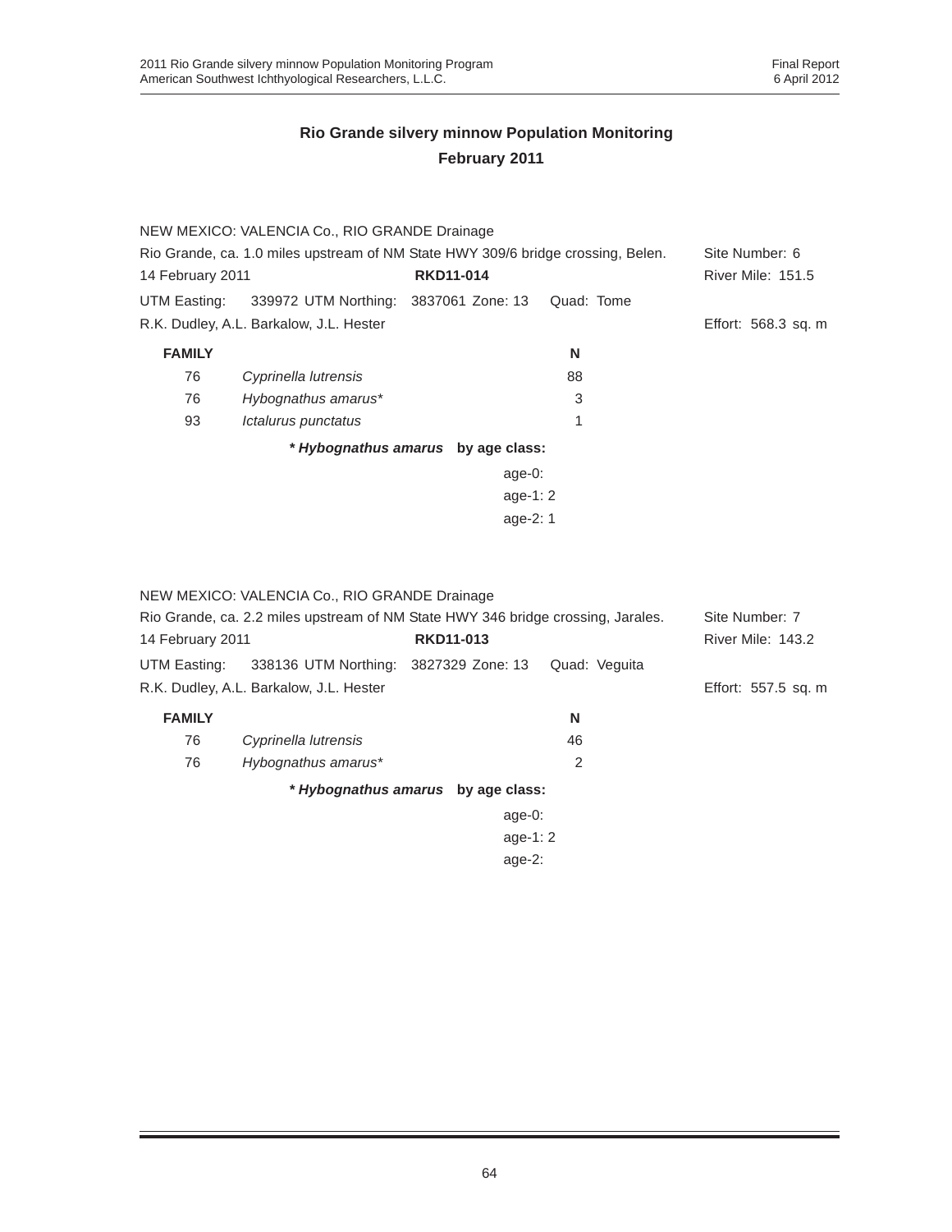## Rio Grande silvery minnow Population Monitoring
## February 2011

NEW MEXICO: VALENCIA Co., RIO GRANDE Drainage

Rio Grande, ca. 1.0 miles upstream of NM State HWY 309/6 bridge crossing, Belen. Site Number: 6

14 February 2011 **RKD11-014** River Mile: 151.5

UTM Easting: 339972 UTM Northing: 3837061 Zone: 13 Quad: Tome

R.K. Dudley, A.L. Barkalow, J.L. Hester Effort: 568.3 sq. m

| FAMILY | | N |
|---|---|---|
| 76 | *Cyprinella lutrensis* | 88 |
| 76 | *Hybognathus amarus** | 3 |
| 93 | *Ictalurus punctatus* | 1 |

***Hybognathus amarus* by age class:**

age-0:
age-1: 2
age-2: 1

NEW MEXICO: VALENCIA Co., RIO GRANDE Drainage

Rio Grande, ca. 2.2 miles upstream of NM State HWY 346 bridge crossing, Jarales. Site Number: 7

14 February 2011 **RKD11-013** River Mile: 143.2

UTM Easting: 338136 UTM Northing: 3827329 Zone: 13 Quad: Veguita

R.K. Dudley, A.L. Barkalow, J.L. Hester Effort: 557.5 sq. m

| FAMILY | | N |
|---|---|---|
| 76 | *Cyprinella lutrensis* | 46 |
| 76 | *Hybognathus amarus** | 2 |

***Hybognathus amarus* by age class:**

age-0:
age-1: 2
age-2: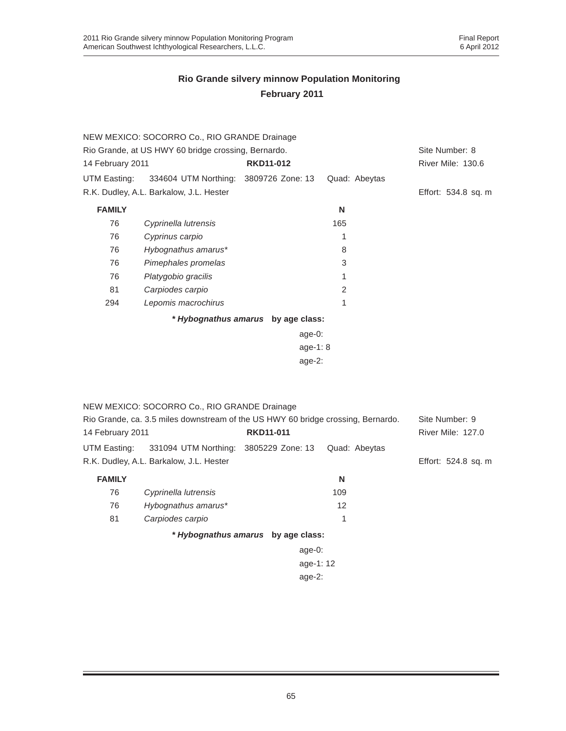## Rio Grande silvery minnow Population Monitoring
## February 2011

NEW MEXICO: SOCORRO Co., RIO GRANDE Drainage
Rio Grande, at US HWY 60 bridge crossing, Bernardo. Site Number: 8
14 February 2011 **RKD11-012** River Mile: 130.6
UTM Easting: 334604 UTM Northing: 3809726 Zone: 13 Quad: Abeytas
R.K. Dudley, A.L. Barkalow, J.L. Hester Effort: 534.8 sq. m

| FAMILY | | N |
|---|---|---|
| 76 | *Cyprinella lutrensis* | 165 |
| 76 | *Cyprinus carpio* | 1 |
| 76 | *Hybognathus amarus** | 8 |
| 76 | *Pimephales promelas* | 3 |
| 76 | *Platygobio gracilis* | 1 |
| 81 | *Carpiodes carpio* | 2 |
| 294 | *Lepomis macrochirus* | 1 |

***Hybognathus amarus* by age class:**

age-0:
age-1: 8
age-2:

NEW MEXICO: SOCORRO Co., RIO GRANDE Drainage
Rio Grande, ca. 3.5 miles downstream of the US HWY 60 bridge crossing, Bernardo. Site Number: 9
14 February 2011 **RKD11-011** River Mile: 127.0
UTM Easting: 331094 UTM Northing: 3805229 Zone: 13 Quad: Abeytas
R.K. Dudley, A.L. Barkalow, J.L. Hester Effort: 524.8 sq. m

| FAMILY | | N |
|---|---|---|
| 76 | *Cyprinella lutrensis* | 109 |
| 76 | *Hybognathus amarus** | 12 |
| 81 | *Carpiodes carpio* | 1 |

***Hybognathus amarus* by age class:**

age-0:
age-1: 12
age-2: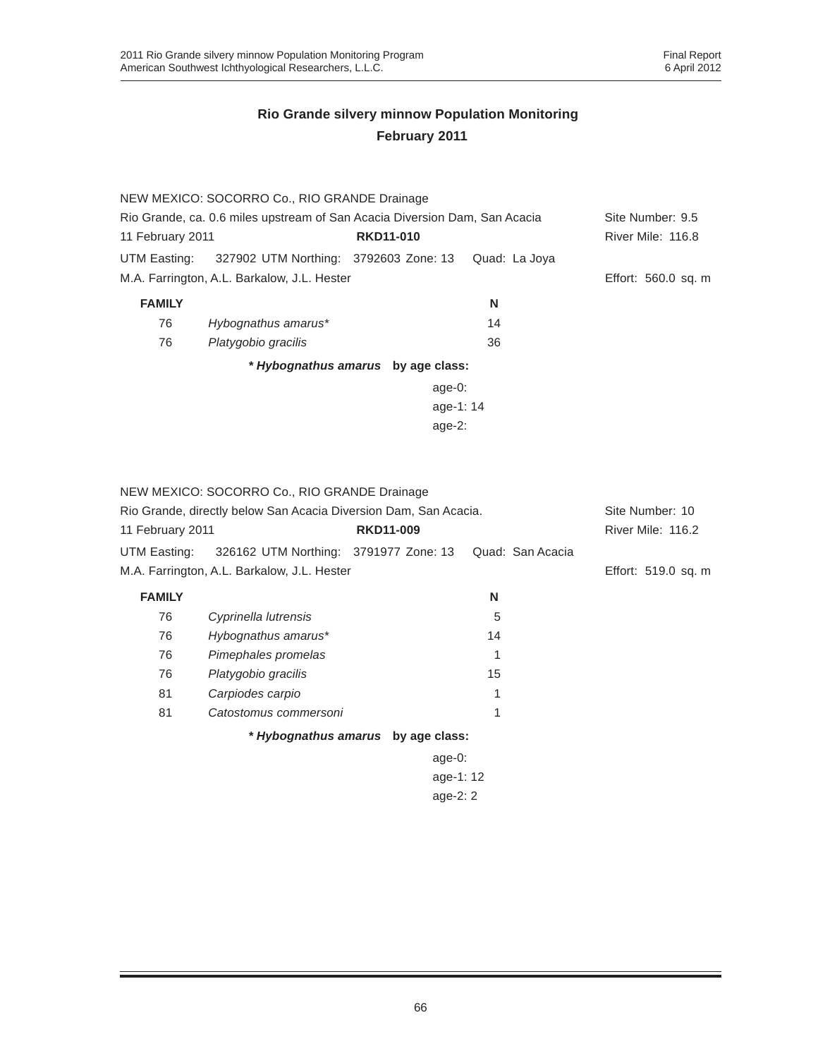## Rio Grande silvery minnow Population Monitoring
## February 2011

NEW MEXICO: SOCORRO Co., RIO GRANDE Drainage
Rio Grande, ca. 0.6 miles upstream of San Acacia Diversion Dam, San Acacia — Site Number: 9.5
11 February 2011 — **RKD11-010** — River Mile: 116.8
UTM Easting: 327902 UTM Northing: 3792603 Zone: 13 Quad: La Joya
M.A. Farrington, A.L. Barkalow, J.L. Hester — Effort: 560.0 sq. m

| FAMILY | | N |
|---|---|---|
| 76 | *Hybognathus amarus** | 14 |
| 76 | *Platygobio gracilis* | 36 |

***Hybognathus amarus* by age class:**

age-0:
age-1: 14
age-2:

NEW MEXICO: SOCORRO Co., RIO GRANDE Drainage
Rio Grande, directly below San Acacia Diversion Dam, San Acacia. — Site Number: 10
11 February 2011 — **RKD11-009** — River Mile: 116.2
UTM Easting: 326162 UTM Northing: 3791977 Zone: 13 Quad: San Acacia
M.A. Farrington, A.L. Barkalow, J.L. Hester — Effort: 519.0 sq. m

| FAMILY | | N |
|---|---|---|
| 76 | *Cyprinella lutrensis* | 5 |
| 76 | *Hybognathus amarus** | 14 |
| 76 | *Pimephales promelas* | 1 |
| 76 | *Platygobio gracilis* | 15 |
| 81 | *Carpiodes carpio* | 1 |
| 81 | *Catostomus commersoni* | 1 |

***Hybognathus amarus* by age class:**

age-0:
age-1: 12
age-2: 2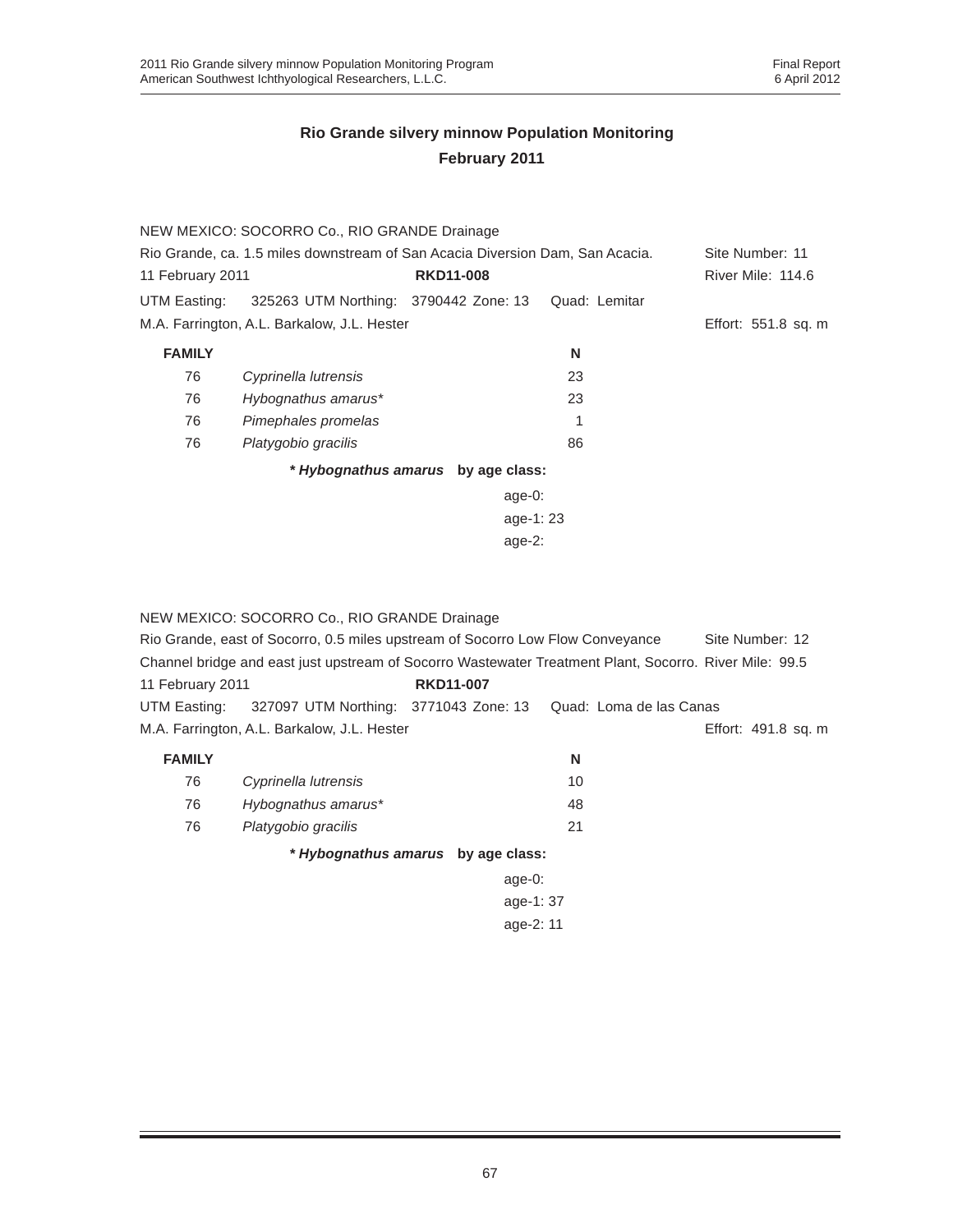## Rio Grande silvery minnow Population Monitoring
## February 2011

NEW MEXICO: SOCORRO Co., RIO GRANDE Drainage

Rio Grande, ca. 1.5 miles downstream of San Acacia Diversion Dam, San Acacia. Site Number: 11

11 February 2011 **RKD11-008** River Mile: 114.6

UTM Easting: 325263 UTM Northing: 3790442 Zone: 13 Quad: Lemitar

M.A. Farrington, A.L. Barkalow, J.L. Hester Effort: 551.8 sq. m

| FAMILY | | N |
|---|---|---|
| 76 | *Cyprinella lutrensis* | 23 |
| 76 | *Hybognathus amarus** | 23 |
| 76 | *Pimephales promelas* | 1 |
| 76 | *Platygobio gracilis* | 86 |

***Hybognathus amarus* by age class:**

age-0:
age-1: 23
age-2:

NEW MEXICO: SOCORRO Co., RIO GRANDE Drainage

Rio Grande, east of Socorro, 0.5 miles upstream of Socorro Low Flow Conveyance Channel bridge and east just upstream of Socorro Wastewater Treatment Plant, Socorro. Site Number: 12 River Mile: 99.5

11 February 2011 **RKD11-007**

UTM Easting: 327097 UTM Northing: 3771043 Zone: 13 Quad: Loma de las Canas

M.A. Farrington, A.L. Barkalow, J.L. Hester Effort: 491.8 sq. m

| FAMILY | | N |
|---|---|---|
| 76 | *Cyprinella lutrensis* | 10 |
| 76 | *Hybognathus amarus** | 48 |
| 76 | *Platygobio gracilis* | 21 |

***Hybognathus amarus* by age class:**

age-0:
age-1: 37
age-2: 11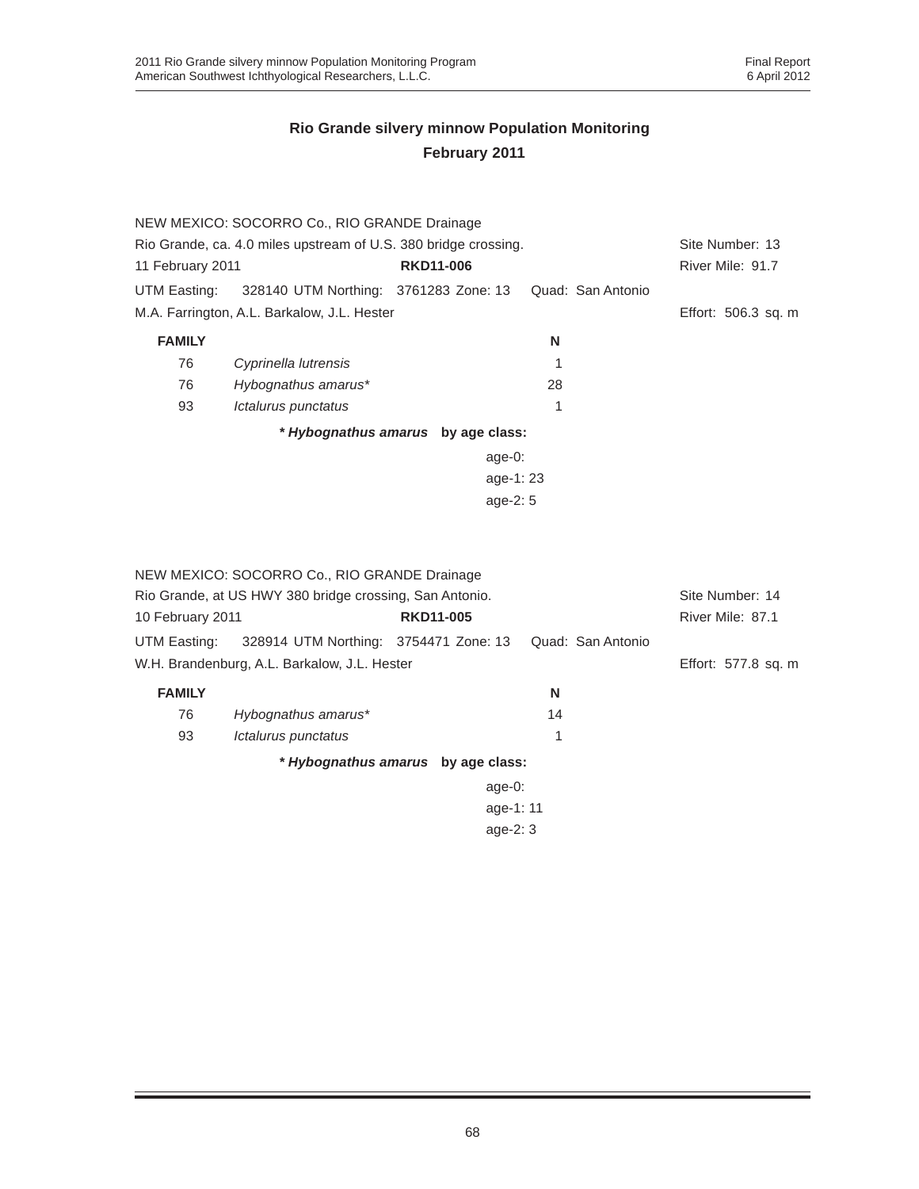## Rio Grande silvery minnow Population Monitoring
## February 2011

NEW MEXICO: SOCORRO Co., RIO GRANDE Drainage
Rio Grande, ca. 4.0 miles upstream of U.S. 380 bridge crossing. Site Number: 13
11 February 2011 **RKD11-006** River Mile: 91.7
UTM Easting: 328140 UTM Northing: 3761283 Zone: 13 Quad: San Antonio
M.A. Farrington, A.L. Barkalow, J.L. Hester Effort: 506.3 sq. m

| FAMILY | | N |
|---|---|---|
| 76 | *Cyprinella lutrensis* | 1 |
| 76 | *Hybognathus amarus** | 28 |
| 93 | *Ictalurus punctatus* | 1 |

***Hybognathus amarus* by age class:**

age-0:
age-1: 23
age-2: 5

NEW MEXICO: SOCORRO Co., RIO GRANDE Drainage
Rio Grande, at US HWY 380 bridge crossing, San Antonio. Site Number: 14
10 February 2011 **RKD11-005** River Mile: 87.1
UTM Easting: 328914 UTM Northing: 3754471 Zone: 13 Quad: San Antonio
W.H. Brandenburg, A.L. Barkalow, J.L. Hester Effort: 577.8 sq. m

| FAMILY | | N |
|---|---|---|
| 76 | *Hybognathus amarus** | 14 |
| 93 | *Ictalurus punctatus* | 1 |

***Hybognathus amarus* by age class:**

age-0:
age-1: 11
age-2: 3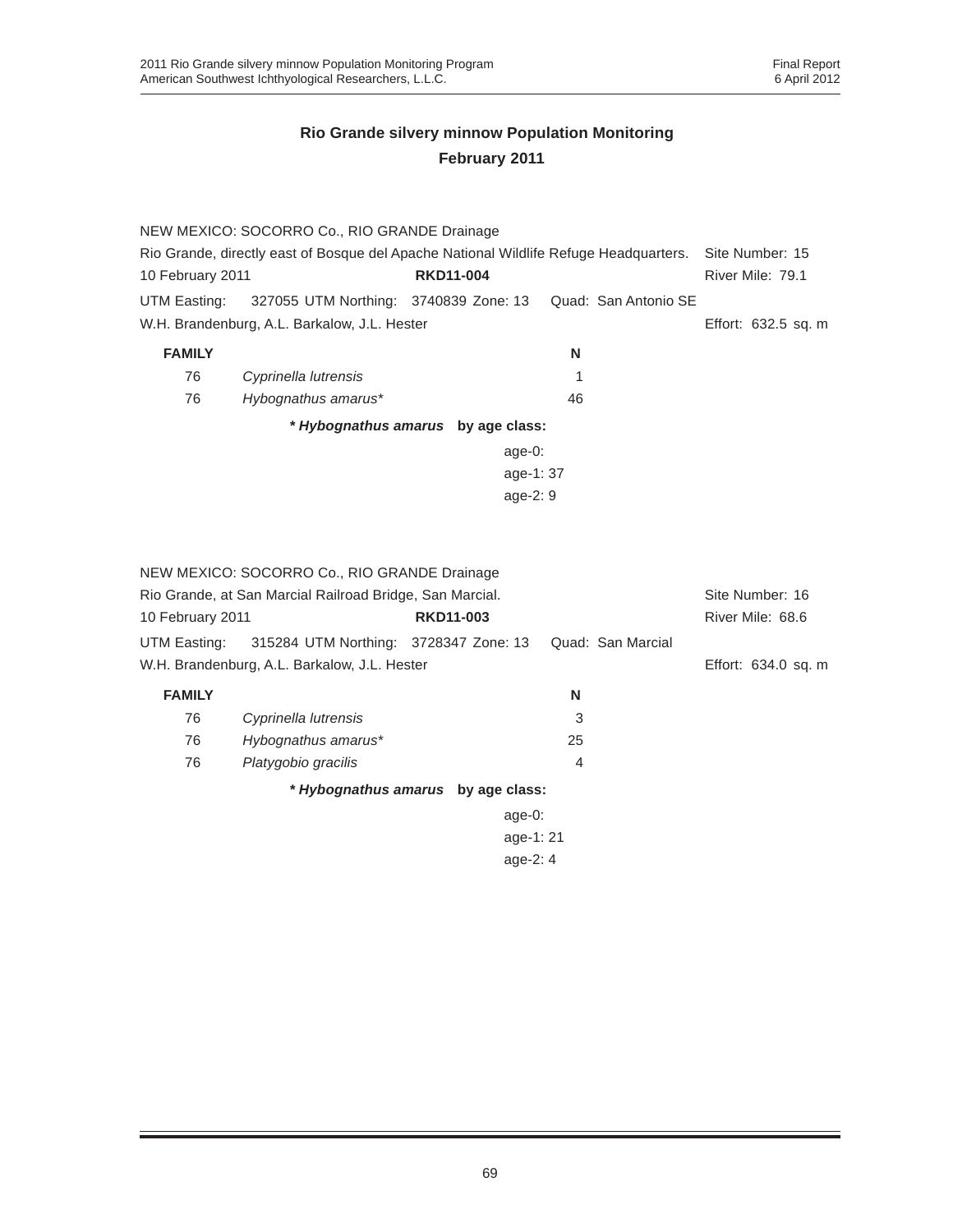## Rio Grande silvery minnow Population Monitoring
## February 2011

NEW MEXICO: SOCORRO Co., RIO GRANDE Drainage

Rio Grande, directly east of Bosque del Apache National Wildlife Refuge Headquarters. Site Number: 15

10 February 2011 **RKD11-004** River Mile: 79.1

UTM Easting: 327055 UTM Northing: 3740839 Zone: 13 Quad: San Antonio SE

W.H. Brandenburg, A.L. Barkalow, J.L. Hester Effort: 632.5 sq. m

| FAMILY | | N |
|---|---|---|
| 76 | *Cyprinella lutrensis* | 1 |
| 76 | *Hybognathus amarus** | 46 |

***Hybognathus amarus* by age class:**

age-0:
age-1: 37
age-2: 9

NEW MEXICO: SOCORRO Co., RIO GRANDE Drainage

Rio Grande, at San Marcial Railroad Bridge, San Marcial. Site Number: 16

10 February 2011 **RKD11-003** River Mile: 68.6

UTM Easting: 315284 UTM Northing: 3728347 Zone: 13 Quad: San Marcial

W.H. Brandenburg, A.L. Barkalow, J.L. Hester Effort: 634.0 sq. m

| FAMILY | | N |
|---|---|---|
| 76 | *Cyprinella lutrensis* | 3 |
| 76 | *Hybognathus amarus** | 25 |
| 76 | *Platygobio gracilis* | 4 |

***Hybognathus amarus* by age class:**

age-0:
age-1: 21
age-2: 4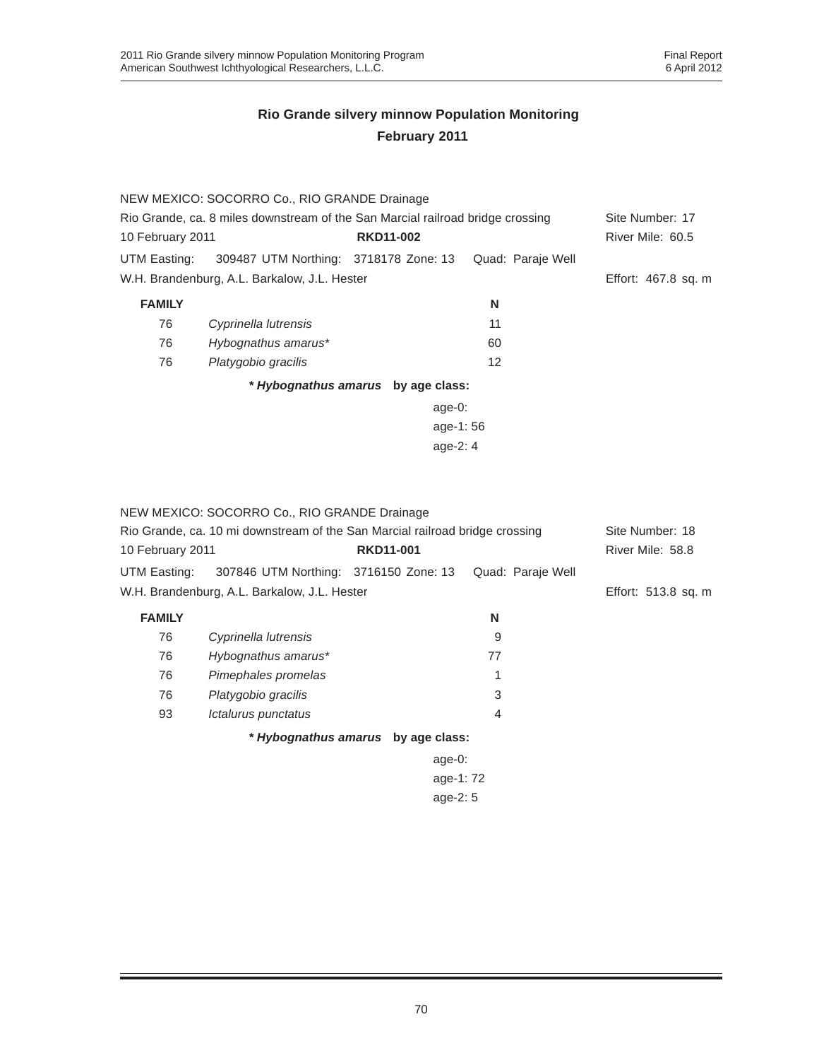## Rio Grande silvery minnow Population Monitoring
## February 2011

NEW MEXICO: SOCORRO Co., RIO GRANDE Drainage
Rio Grande, ca. 8 miles downstream of the San Marcial railroad bridge crossing — Site Number: 17
10 February 2011 — **RKD11-002** — River Mile: 60.5
UTM Easting: 309487 UTM Northing: 3718178 Zone: 13 Quad: Paraje Well
W.H. Brandenburg, A.L. Barkalow, J.L. Hester — Effort: 467.8 sq. m

| FAMILY | | N |
|---|---|---|
| 76 | *Cyprinella lutrensis* | 11 |
| 76 | *Hybognathus amarus** | 60 |
| 76 | *Platygobio gracilis* | 12 |

***Hybognathus amarus* by age class:**

age-0:
age-1: 56
age-2: 4

NEW MEXICO: SOCORRO Co., RIO GRANDE Drainage
Rio Grande, ca. 10 mi downstream of the San Marcial railroad bridge crossing — Site Number: 18
10 February 2011 — **RKD11-001** — River Mile: 58.8
UTM Easting: 307846 UTM Northing: 3716150 Zone: 13 Quad: Paraje Well
W.H. Brandenburg, A.L. Barkalow, J.L. Hester — Effort: 513.8 sq. m

| FAMILY | | N |
|---|---|---|
| 76 | *Cyprinella lutrensis* | 9 |
| 76 | *Hybognathus amarus** | 77 |
| 76 | *Pimephales promelas* | 1 |
| 76 | *Platygobio gracilis* | 3 |
| 93 | *Ictalurus punctatus* | 4 |

***Hybognathus amarus* by age class:**

age-0:
age-1: 72
age-2: 5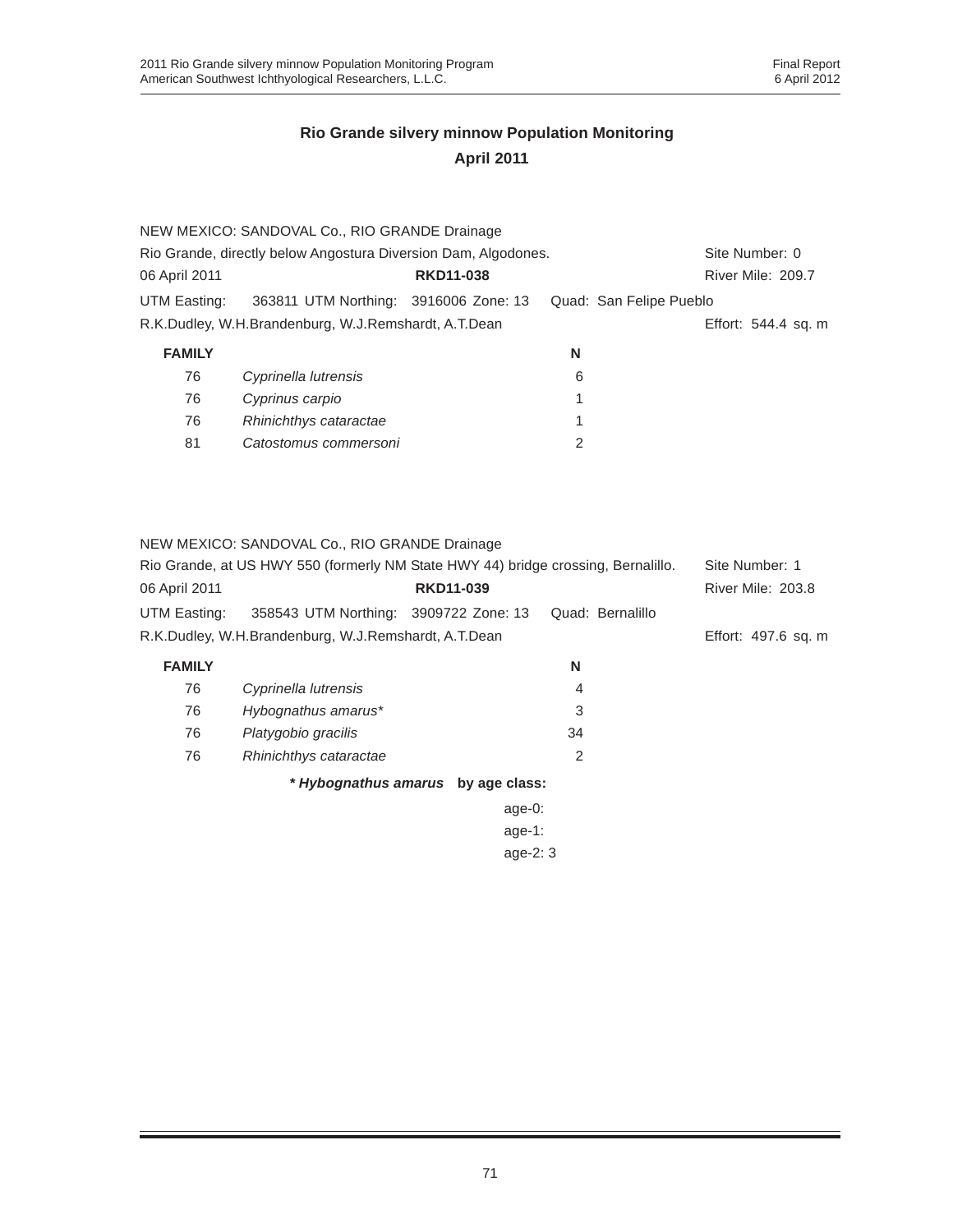## Rio Grande silvery minnow Population Monitoring
## April 2011

NEW MEXICO: SANDOVAL Co., RIO GRANDE Drainage

Rio Grande, directly below Angostura Diversion Dam, Algodones. Site Number: 0

06 April 2011 **RKD11-038** River Mile: 209.7

UTM Easting: 363811 UTM Northing: 3916006 Zone: 13 Quad: San Felipe Pueblo

R.K.Dudley, W.H.Brandenburg, W.J.Remshardt, A.T.Dean Effort: 544.4 sq. m

| FAMILY | | N |
|---|---|---|
| 76 | *Cyprinella lutrensis* | 6 |
| 76 | *Cyprinus carpio* | 1 |
| 76 | *Rhinichthys cataractae* | 1 |
| 81 | *Catostomus commersoni* | 2 |

NEW MEXICO: SANDOVAL Co., RIO GRANDE Drainage

Rio Grande, at US HWY 550 (formerly NM State HWY 44) bridge crossing, Bernalillo. Site Number: 1

06 April 2011 **RKD11-039** River Mile: 203.8

UTM Easting: 358543 UTM Northing: 3909722 Zone: 13 Quad: Bernalillo

R.K.Dudley, W.H.Brandenburg, W.J.Remshardt, A.T.Dean Effort: 497.6 sq. m

| FAMILY | | N |
|---|---|---|
| 76 | *Cyprinella lutrensis* | 4 |
| 76 | *Hybognathus amarus** | 3 |
| 76 | *Platygobio gracilis* | 34 |
| 76 | *Rhinichthys cataractae* | 2 |

***Hybognathus amarus* by age class:**

age-0:
age-1:
age-2: 3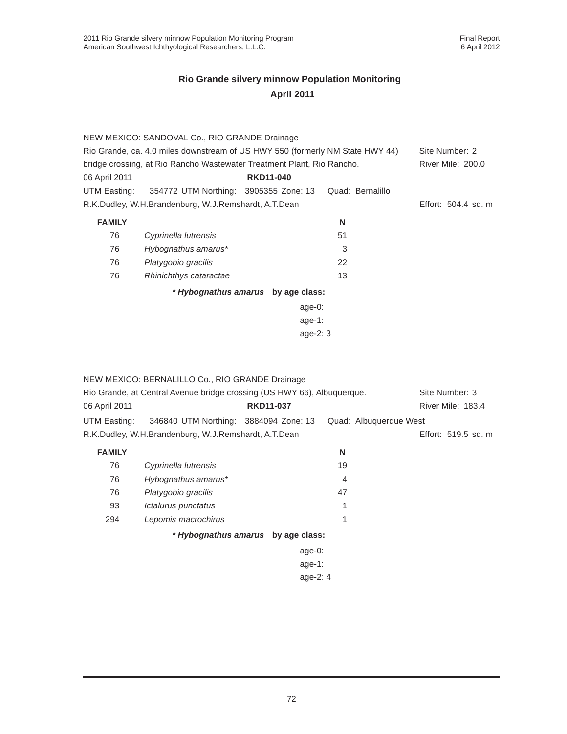# Rio Grande silvery minnow Population Monitoring
## April 2011

NEW MEXICO: SANDOVAL Co., RIO GRANDE Drainage

Rio Grande, ca. 4.0 miles downstream of US HWY 550 (formerly NM State HWY 44) bridge crossing, at Rio Rancho Wastewater Treatment Plant, Rio Rancho. — Site Number: 2 — River Mile: 200.0

06 April 2011 — **RKD11-040**

UTM Easting: 354772 UTM Northing: 3905355 Zone: 13 Quad: Bernalillo

R.K.Dudley, W.H.Brandenburg, W.J.Remshardt, A.T.Dean — Effort: 504.4 sq. m

| FAMILY | | N |
|---|---|---|
| 76 | *Cyprinella lutrensis* | 51 |
| 76 | *Hybognathus amarus** | 3 |
| 76 | *Platygobio gracilis* | 22 |
| 76 | *Rhinichthys cataractae* | 13 |

*** *Hybognathus amarus* by age class:**

age-0:
age-1:
age-2: 3

NEW MEXICO: BERNALILLO Co., RIO GRANDE Drainage

Rio Grande, at Central Avenue bridge crossing (US HWY 66), Albuquerque. — Site Number: 3 — River Mile: 183.4

06 April 2011 — **RKD11-037**

UTM Easting: 346840 UTM Northing: 3884094 Zone: 13 Quad: Albuquerque West

R.K.Dudley, W.H.Brandenburg, W.J.Remshardt, A.T.Dean — Effort: 519.5 sq. m

| FAMILY | | N |
|---|---|---|
| 76 | *Cyprinella lutrensis* | 19 |
| 76 | *Hybognathus amarus** | 4 |
| 76 | *Platygobio gracilis* | 47 |
| 93 | *Ictalurus punctatus* | 1 |
| 294 | *Lepomis macrochirus* | 1 |

*** *Hybognathus amarus* by age class:**

age-0:
age-1:
age-2: 4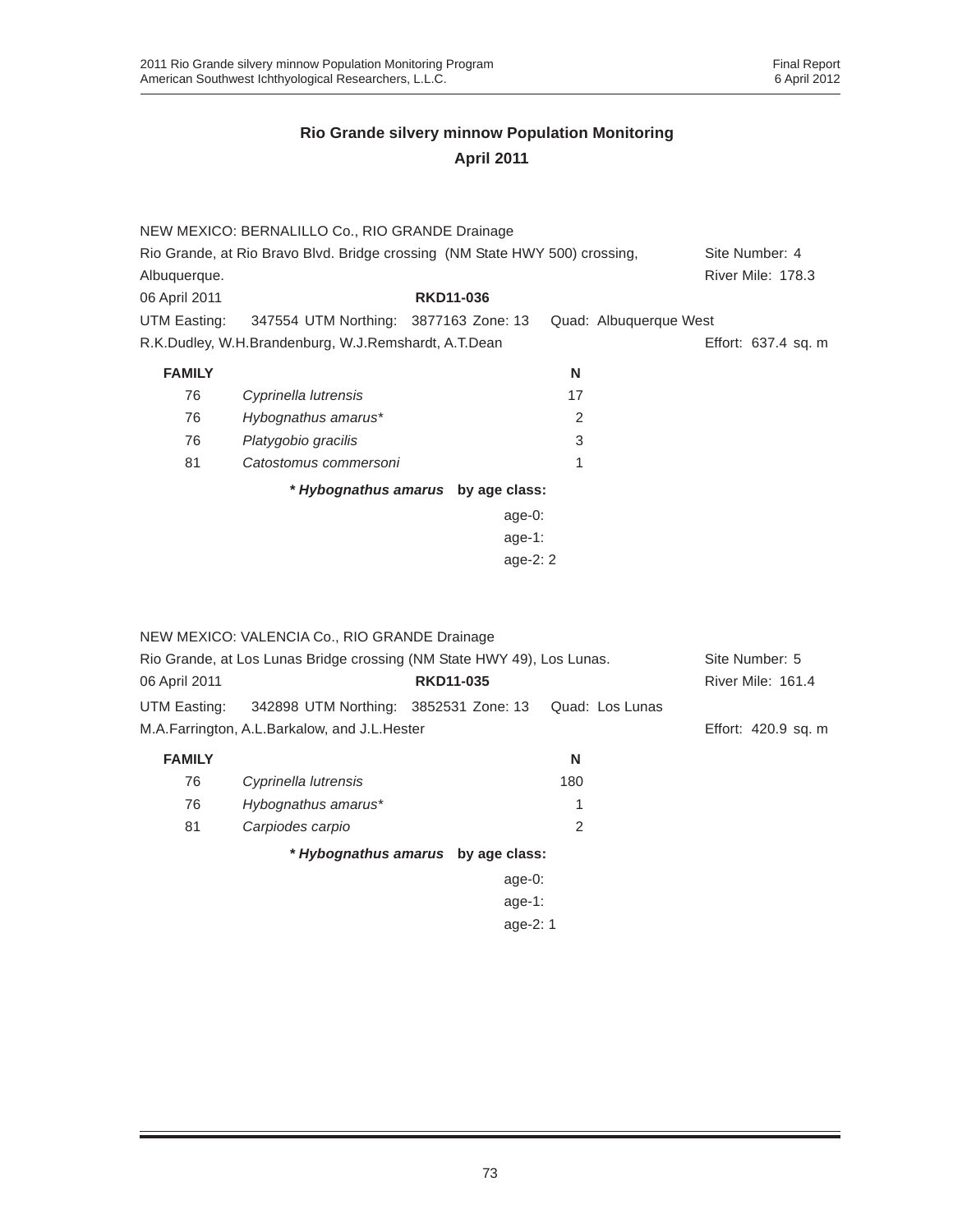## Rio Grande silvery minnow Population Monitoring
## April 2011

NEW MEXICO: BERNALILLO Co., RIO GRANDE Drainage
Rio Grande, at Rio Bravo Blvd. Bridge crossing (NM State HWY 500) crossing, Albuquerque. — Site Number: 4 — River Mile: 178.3
06 April 2011 — **RKD11-036**
UTM Easting: 347554 UTM Northing: 3877163 Zone: 13 Quad: Albuquerque West
R.K.Dudley, W.H.Brandenburg, W.J.Remshardt, A.T.Dean — Effort: 637.4 sq. m

| FAMILY | | N |
|---|---|---|
| 76 | *Cyprinella lutrensis* | 17 |
| 76 | *Hybognathus amarus** | 2 |
| 76 | *Platygobio gracilis* | 3 |
| 81 | *Catostomus commersoni* | 1 |

***Hybognathus amarus* by age class:**

age-0:
age-1:
age-2: 2

NEW MEXICO: VALENCIA Co., RIO GRANDE Drainage
Rio Grande, at Los Lunas Bridge crossing (NM State HWY 49), Los Lunas. — Site Number: 5 — River Mile: 161.4
06 April 2011 — **RKD11-035**
UTM Easting: 342898 UTM Northing: 3852531 Zone: 13 Quad: Los Lunas
M.A.Farrington, A.L.Barkalow, and J.L.Hester — Effort: 420.9 sq. m

| FAMILY | | N |
|---|---|---|
| 76 | *Cyprinella lutrensis* | 180 |
| 76 | *Hybognathus amarus** | 1 |
| 81 | *Carpiodes carpio* | 2 |

***Hybognathus amarus* by age class:**

age-0:
age-1:
age-2: 1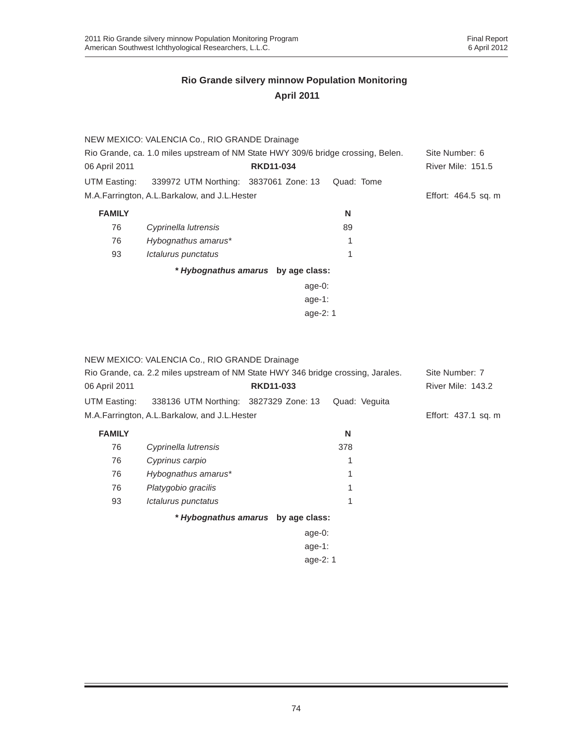# Rio Grande silvery minnow Population Monitoring
## April 2011

NEW MEXICO: VALENCIA Co., RIO GRANDE Drainage
Rio Grande, ca. 1.0 miles upstream of NM State HWY 309/6 bridge crossing, Belen. Site Number: 6
06 April 2011 **RKD11-034** River Mile: 151.5
UTM Easting: 339972 UTM Northing: 3837061 Zone: 13 Quad: Tome
M.A.Farrington, A.L.Barkalow, and J.L.Hester Effort: 464.5 sq. m

| FAMILY | | N |
|---|---|---|
| 76 | *Cyprinella lutrensis* | 89 |
| 76 | *Hybognathus amarus** | 1 |
| 93 | *Ictalurus punctatus* | 1 |

***Hybognathus amarus* by age class:**

age-0:
age-1:
age-2: 1

NEW MEXICO: VALENCIA Co., RIO GRANDE Drainage
Rio Grande, ca. 2.2 miles upstream of NM State HWY 346 bridge crossing, Jarales. Site Number: 7
06 April 2011 **RKD11-033** River Mile: 143.2
UTM Easting: 338136 UTM Northing: 3827329 Zone: 13 Quad: Veguita
M.A.Farrington, A.L.Barkalow, and J.L.Hester Effort: 437.1 sq. m

| FAMILY | | N |
|---|---|---|
| 76 | *Cyprinella lutrensis* | 378 |
| 76 | *Cyprinus carpio* | 1 |
| 76 | *Hybognathus amarus** | 1 |
| 76 | *Platygobio gracilis* | 1 |
| 93 | *Ictalurus punctatus* | 1 |

***Hybognathus amarus* by age class:**

age-0:
age-1:
age-2: 1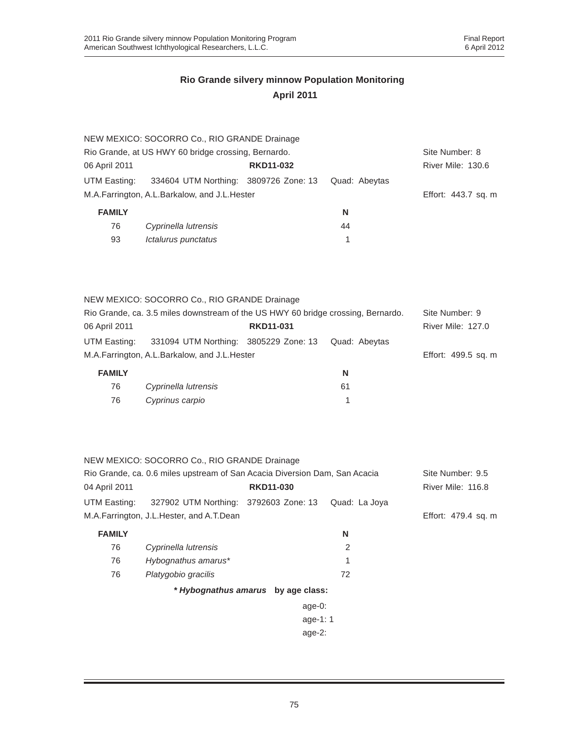## Rio Grande silvery minnow Population Monitoring
## April 2011

NEW MEXICO: SOCORRO Co., RIO GRANDE Drainage
Rio Grande, at US HWY 60 bridge crossing, Bernardo. — Site Number: 8
06 April 2011 — **RKD11-032** — River Mile: 130.6
UTM Easting: 334604 UTM Northing: 3809726 Zone: 13 Quad: Abeytas
M.A.Farrington, A.L.Barkalow, and J.L.Hester — Effort: 443.7 sq. m

| FAMILY | | N |
|---|---|---|
| 76 | *Cyprinella lutrensis* | 44 |
| 93 | *Ictalurus punctatus* | 1 |

NEW MEXICO: SOCORRO Co., RIO GRANDE Drainage
Rio Grande, ca. 3.5 miles downstream of the US HWY 60 bridge crossing, Bernardo. — Site Number: 9
06 April 2011 — **RKD11-031** — River Mile: 127.0
UTM Easting: 331094 UTM Northing: 3805229 Zone: 13 Quad: Abeytas
M.A.Farrington, A.L.Barkalow, and J.L.Hester — Effort: 499.5 sq. m

| FAMILY | | N |
|---|---|---|
| 76 | *Cyprinella lutrensis* | 61 |
| 76 | *Cyprinus carpio* | 1 |

NEW MEXICO: SOCORRO Co., RIO GRANDE Drainage
Rio Grande, ca. 0.6 miles upstream of San Acacia Diversion Dam, San Acacia — Site Number: 9.5
04 April 2011 — **RKD11-030** — River Mile: 116.8
UTM Easting: 327902 UTM Northing: 3792603 Zone: 13 Quad: La Joya
M.A.Farrington, J.L.Hester, and A.T.Dean — Effort: 479.4 sq. m

| FAMILY | | N |
|---|---|---|
| 76 | *Cyprinella lutrensis* | 2 |
| 76 | *Hybognathus amarus** | 1 |
| 76 | *Platygobio gracilis* | 72 |

***Hybognathus amarus* by age class:**

age-0:
age-1: 1
age-2: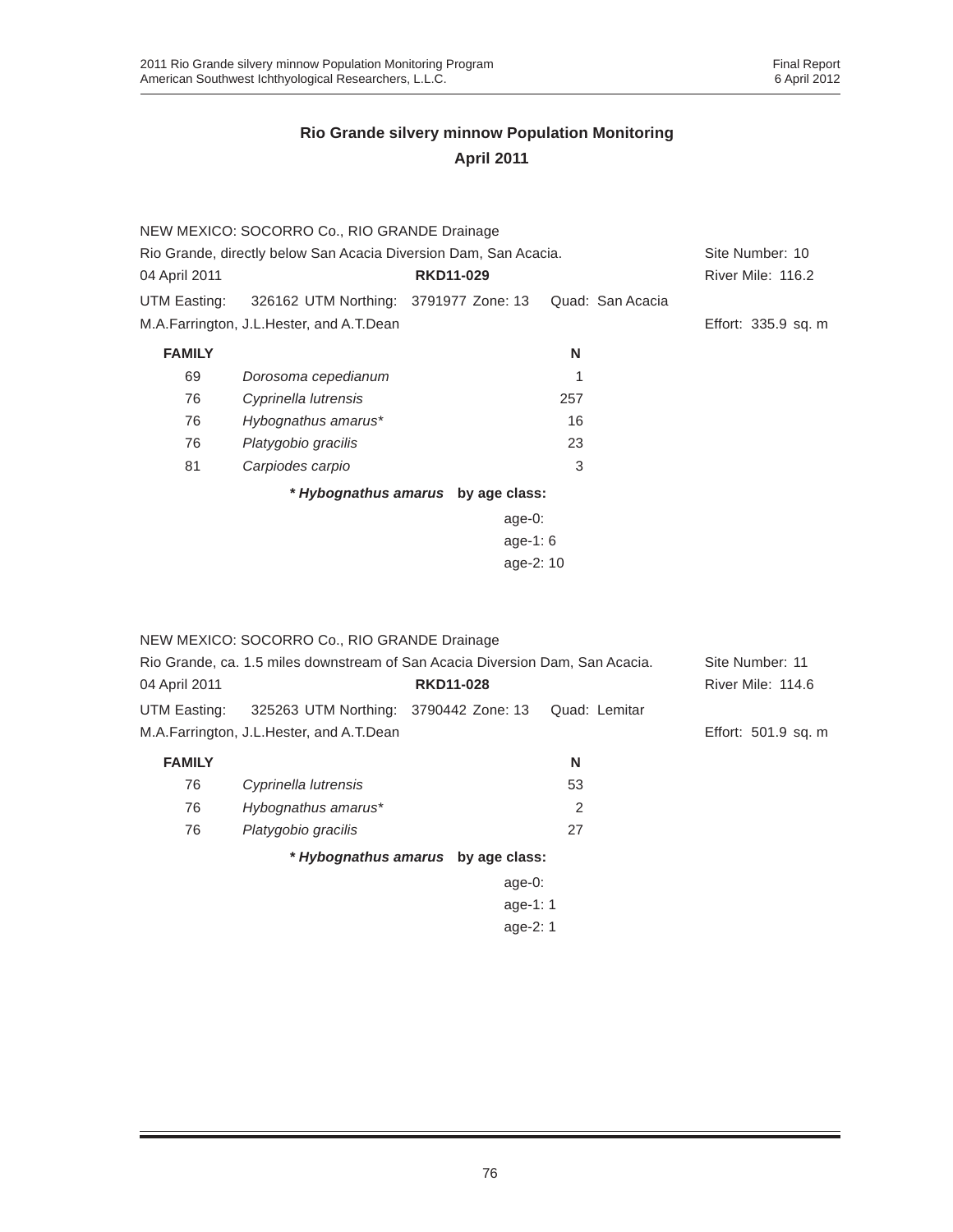## Rio Grande silvery minnow Population Monitoring
## April 2011

NEW MEXICO: SOCORRO Co., RIO GRANDE Drainage

Rio Grande, directly below San Acacia Diversion Dam, San Acacia. Site Number: 10

04 April 2011 **RKD11-029** River Mile: 116.2

UTM Easting: 326162 UTM Northing: 3791977 Zone: 13 Quad: San Acacia

M.A.Farrington, J.L.Hester, and A.T.Dean Effort: 335.9 sq. m

| FAMILY | | N |
|---|---|---|
| 69 | *Dorosoma cepedianum* | 1 |
| 76 | *Cyprinella lutrensis* | 257 |
| 76 | *Hybognathus amarus** | 16 |
| 76 | *Platygobio gracilis* | 23 |
| 81 | *Carpiodes carpio* | 3 |

***Hybognathus amarus* by age class:**

age-0:
age-1: 6
age-2: 10

NEW MEXICO: SOCORRO Co., RIO GRANDE Drainage

Rio Grande, ca. 1.5 miles downstream of San Acacia Diversion Dam, San Acacia. Site Number: 11

04 April 2011 **RKD11-028** River Mile: 114.6

UTM Easting: 325263 UTM Northing: 3790442 Zone: 13 Quad: Lemitar

M.A.Farrington, J.L.Hester, and A.T.Dean Effort: 501.9 sq. m

| FAMILY | | N |
|---|---|---|
| 76 | *Cyprinella lutrensis* | 53 |
| 76 | *Hybognathus amarus** | 2 |
| 76 | *Platygobio gracilis* | 27 |

***Hybognathus amarus* by age class:**

age-0:
age-1: 1
age-2: 1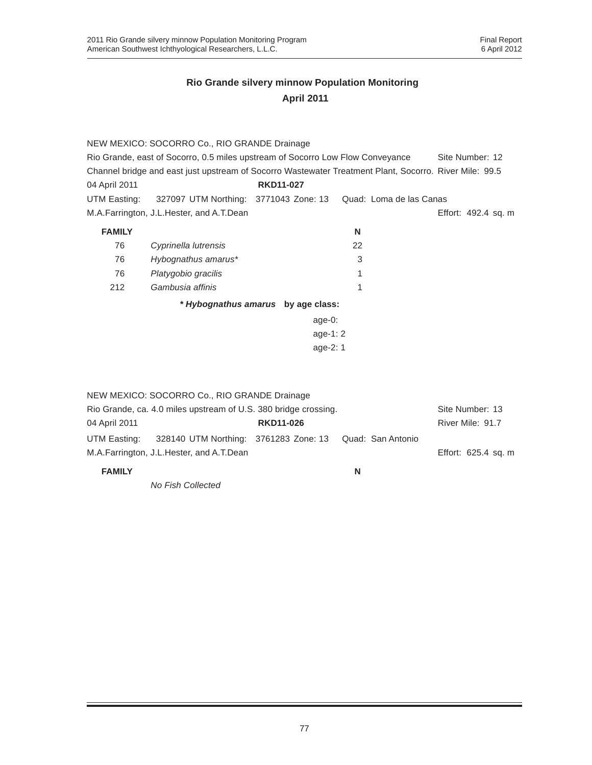## Rio Grande silvery minnow Population Monitoring
## April 2011

NEW MEXICO: SOCORRO Co., RIO GRANDE Drainage
Rio Grande, east of Socorro, 0.5 miles upstream of Socorro Low Flow Conveyance Channel bridge and east just upstream of Socorro Wastewater Treatment Plant, Socorro. Site Number: 12 River Mile: 99.5
04 April 2011 **RKD11-027**
UTM Easting: 327097 UTM Northing: 3771043 Zone: 13 Quad: Loma de las Canas
M.A.Farrington, J.L.Hester, and A.T.Dean Effort: 492.4 sq. m

| FAMILY | | N |
|---|---|---|
| 76 | *Cyprinella lutrensis* | 22 |
| 76 | *Hybognathus amarus** | 3 |
| 76 | *Platygobio gracilis* | 1 |
| 212 | *Gambusia affinis* | 1 |

***Hybognathus amarus* by age class:**

age-0:
age-1: 2
age-2: 1

NEW MEXICO: SOCORRO Co., RIO GRANDE Drainage
Rio Grande, ca. 4.0 miles upstream of U.S. 380 bridge crossing. Site Number: 13
04 April 2011 **RKD11-026** River Mile: 91.7
UTM Easting: 328140 UTM Northing: 3761283 Zone: 13 Quad: San Antonio
M.A.Farrington, J.L.Hester, and A.T.Dean Effort: 625.4 sq. m

| FAMILY | | N |
|---|---|---|
| | *No Fish Collected* | |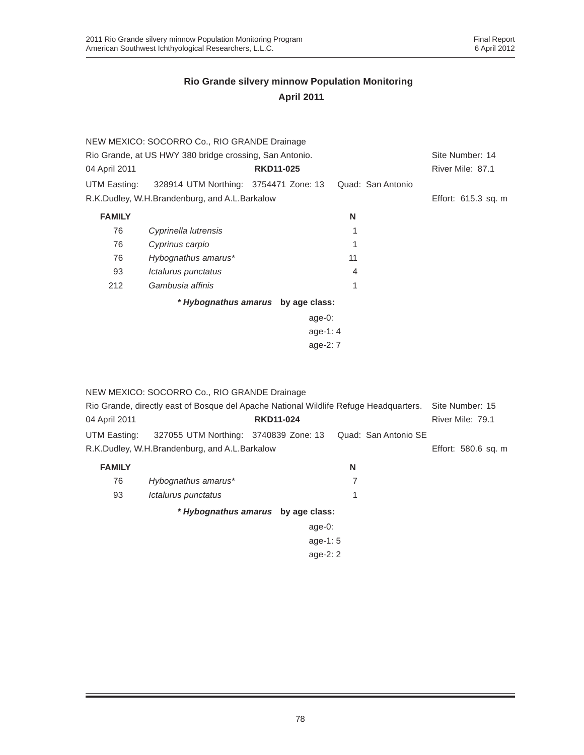## Rio Grande silvery minnow Population Monitoring
## April 2011

NEW MEXICO: SOCORRO Co., RIO GRANDE Drainage
Rio Grande, at US HWY 380 bridge crossing, San Antonio. Site Number: 14
04 April 2011 **RKD11-025** River Mile: 87.1
UTM Easting: 328914 UTM Northing: 3754471 Zone: 13 Quad: San Antonio
R.K.Dudley, W.H.Brandenburg, and A.L.Barkalow Effort: 615.3 sq. m

| FAMILY | | N |
|---|---|---|
| 76 | *Cyprinella lutrensis* | 1 |
| 76 | *Cyprinus carpio* | 1 |
| 76 | *Hybognathus amarus** | 11 |
| 93 | *Ictalurus punctatus* | 4 |
| 212 | *Gambusia affinis* | 1 |

***Hybognathus amarus** by age class:**

age-0:
age-1: 4
age-2: 7

NEW MEXICO: SOCORRO Co., RIO GRANDE Drainage
Rio Grande, directly east of Bosque del Apache National Wildlife Refuge Headquarters. Site Number: 15
04 April 2011 **RKD11-024** River Mile: 79.1
UTM Easting: 327055 UTM Northing: 3740839 Zone: 13 Quad: San Antonio SE
R.K.Dudley, W.H.Brandenburg, and A.L.Barkalow Effort: 580.6 sq. m

| FAMILY | | N |
|---|---|---|
| 76 | *Hybognathus amarus** | 7 |
| 93 | *Ictalurus punctatus* | 1 |

***Hybognathus amarus** by age class:**

age-0:
age-1: 5
age-2: 2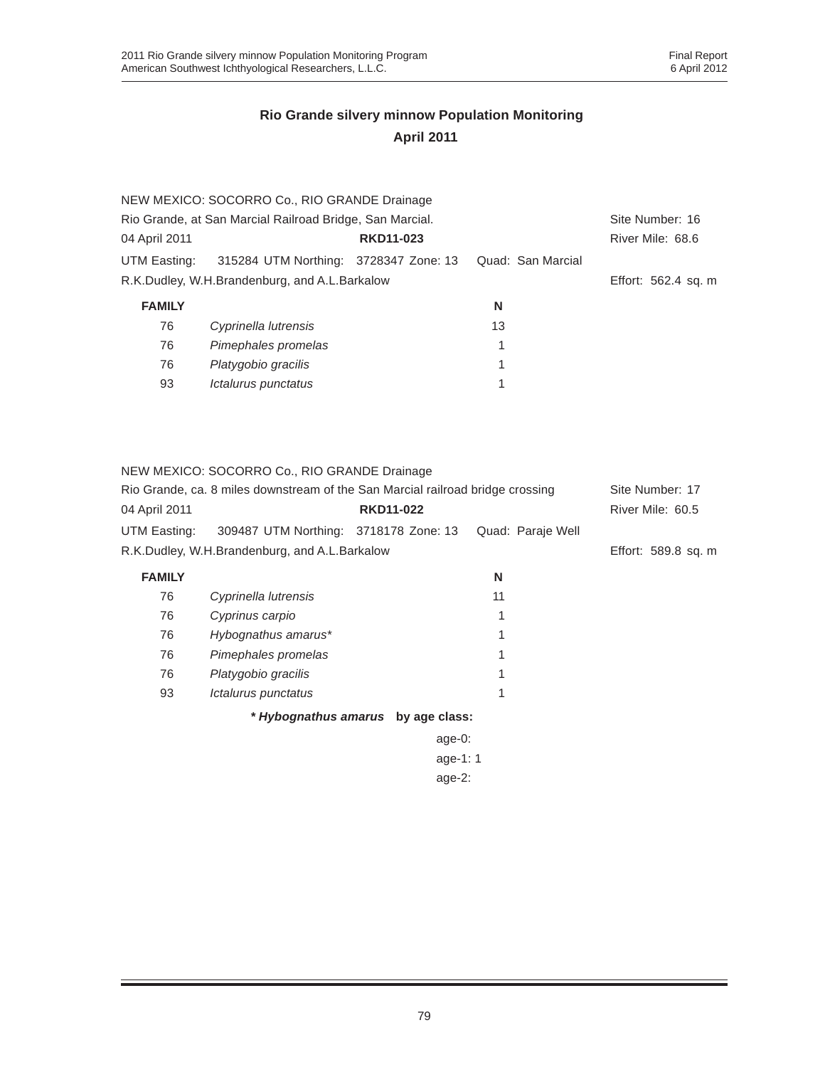## Rio Grande silvery minnow Population Monitoring

## April 2011

NEW MEXICO: SOCORRO Co., RIO GRANDE Drainage

Rio Grande, at San Marcial Railroad Bridge, San Marcial. Site Number: 16

04 April 2011 **RKD11-023** River Mile: 68.6

UTM Easting: 315284 UTM Northing: 3728347 Zone: 13 Quad: San Marcial

R.K.Dudley, W.H.Brandenburg, and A.L.Barkalow Effort: 562.4 sq. m

| FAMILY | | N |
|---|---|---|
| 76 | *Cyprinella lutrensis* | 13 |
| 76 | *Pimephales promelas* | 1 |
| 76 | *Platygobio gracilis* | 1 |
| 93 | *Ictalurus punctatus* | 1 |

NEW MEXICO: SOCORRO Co., RIO GRANDE Drainage

Rio Grande, ca. 8 miles downstream of the San Marcial railroad bridge crossing Site Number: 17

04 April 2011 **RKD11-022** River Mile: 60.5

UTM Easting: 309487 UTM Northing: 3718178 Zone: 13 Quad: Paraje Well

R.K.Dudley, W.H.Brandenburg, and A.L.Barkalow Effort: 589.8 sq. m

| FAMILY | | N |
|---|---|---|
| 76 | *Cyprinella lutrensis* | 11 |
| 76 | *Cyprinus carpio* | 1 |
| 76 | *Hybognathus amarus** | 1 |
| 76 | *Pimephales promelas* | 1 |
| 76 | *Platygobio gracilis* | 1 |
| 93 | *Ictalurus punctatus* | 1 |

**\* *Hybognathus amarus* by age class:**

age-0:
age-1: 1
age-2: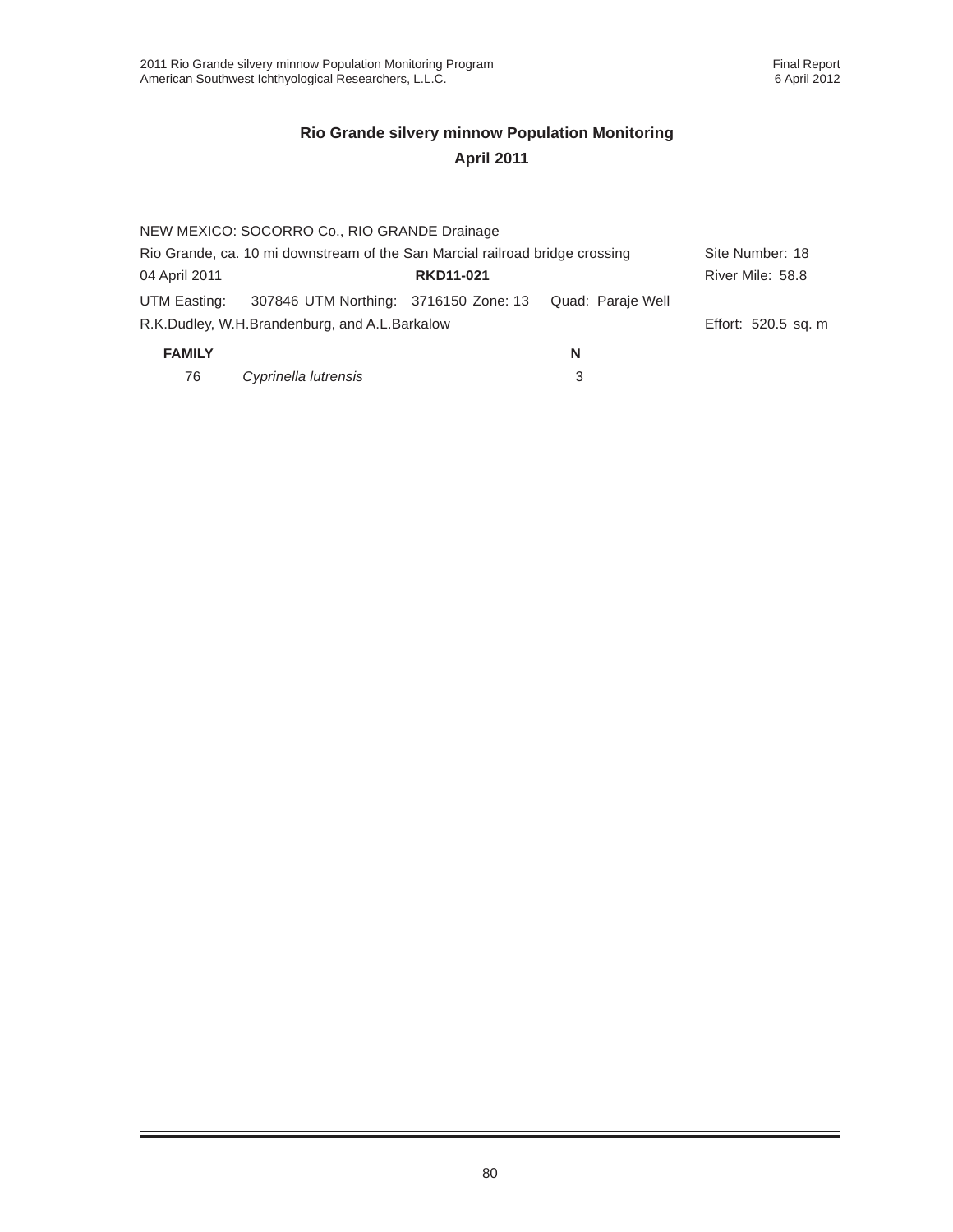## Rio Grande silvery minnow Population Monitoring
## April 2011

NEW MEXICO: SOCORRO Co., RIO GRANDE Drainage

Rio Grande, ca. 10 mi downstream of the San Marcial railroad bridge crossing — Site Number: 18

04 April 2011 — **RKD11-021** — River Mile: 58.8

UTM Easting: 307846 UTM Northing: 3716150 Zone: 13 Quad: Paraje Well

R.K.Dudley, W.H.Brandenburg, and A.L.Barkalow — Effort: 520.5 sq. m

| **FAMILY** | | **N** |
|---|---|---|
| 76 | *Cyprinella lutrensis* | 3 |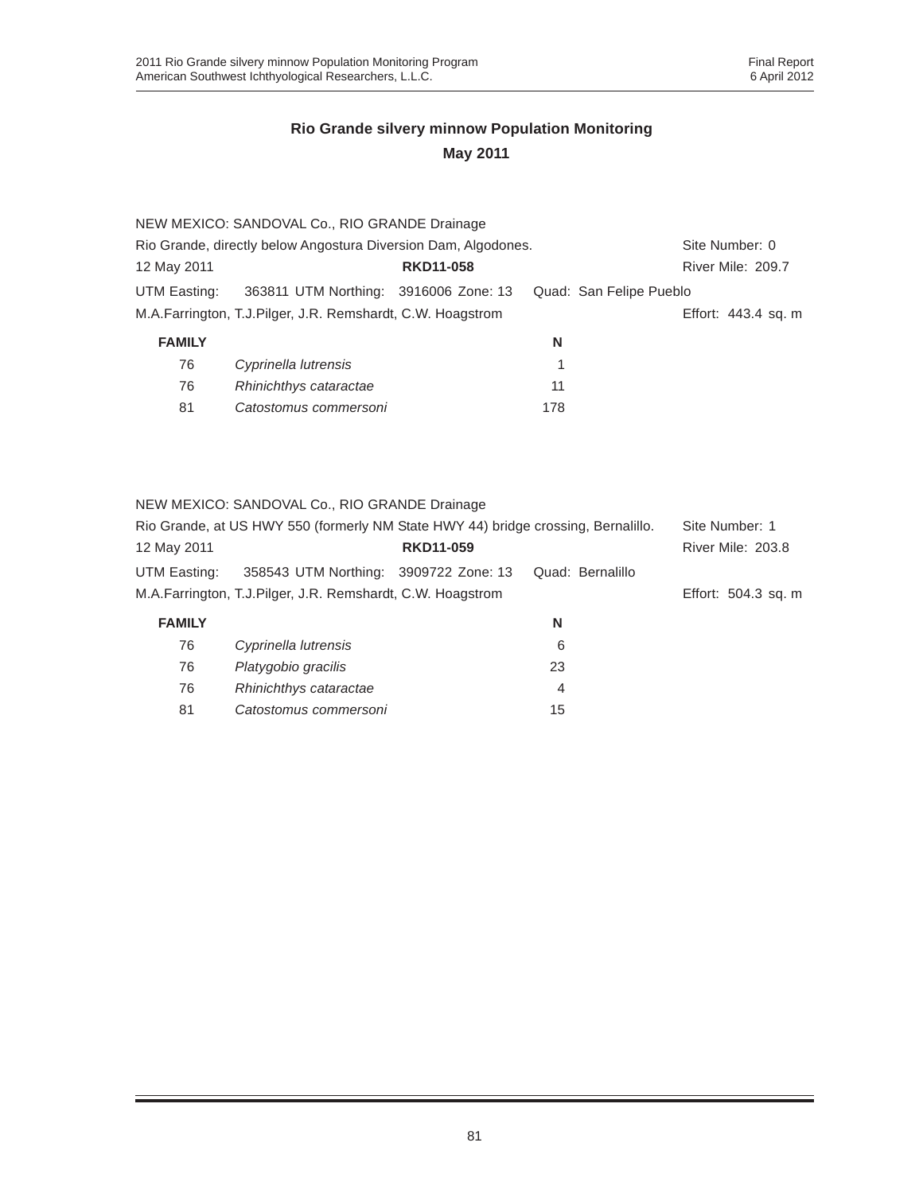## Rio Grande silvery minnow Population Monitoring

## May 2011

NEW MEXICO: SANDOVAL Co., RIO GRANDE Drainage
Rio Grande, directly below Angostura Diversion Dam, Algodones. Site Number: 0
12 May 2011 **RKD11-058** River Mile: 209.7
UTM Easting: 363811 UTM Northing: 3916006 Zone: 13 Quad: San Felipe Pueblo
M.A.Farrington, T.J.Pilger, J.R. Remshardt, C.W. Hoagstrom Effort: 443.4 sq. m

| FAMILY | | N |
|---|---|---|
| 76 | *Cyprinella lutrensis* | 1 |
| 76 | *Rhinichthys cataractae* | 11 |
| 81 | *Catostomus commersoni* | 178 |

NEW MEXICO: SANDOVAL Co., RIO GRANDE Drainage
Rio Grande, at US HWY 550 (formerly NM State HWY 44) bridge crossing, Bernalillo. Site Number: 1
12 May 2011 **RKD11-059** River Mile: 203.8
UTM Easting: 358543 UTM Northing: 3909722 Zone: 13 Quad: Bernalillo
M.A.Farrington, T.J.Pilger, J.R. Remshardt, C.W. Hoagstrom Effort: 504.3 sq. m

| FAMILY | | N |
|---|---|---|
| 76 | *Cyprinella lutrensis* | 6 |
| 76 | *Platygobio gracilis* | 23 |
| 76 | *Rhinichthys cataractae* | 4 |
| 81 | *Catostomus commersoni* | 15 |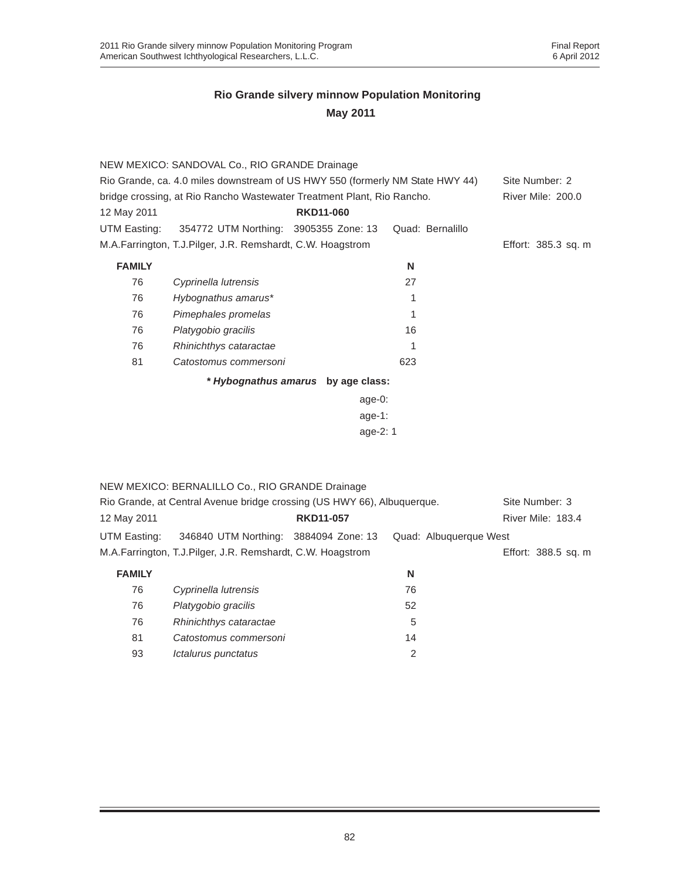# Rio Grande silvery minnow Population Monitoring

## May 2011

NEW MEXICO: SANDOVAL Co., RIO GRANDE Drainage
Rio Grande, ca. 4.0 miles downstream of US HWY 550 (formerly NM State HWY 44) bridge crossing, at Rio Rancho Wastewater Treatment Plant, Rio Rancho. — Site Number: 2 — River Mile: 200.0
12 May 2011 — **RKD11-060**
UTM Easting: 354772 UTM Northing: 3905355 Zone: 13 Quad: Bernalillo
M.A.Farrington, T.J.Pilger, J.R. Remshardt, C.W. Hoagstrom — Effort: 385.3 sq. m

| FAMILY | | N |
|---|---|---|
| 76 | *Cyprinella lutrensis* | 27 |
| 76 | *Hybognathus amarus** | 1 |
| 76 | *Pimephales promelas* | 1 |
| 76 | *Platygobio gracilis* | 16 |
| 76 | *Rhinichthys cataractae* | 1 |
| 81 | *Catostomus commersoni* | 623 |

***\* Hybognathus amarus* by age class:**

age-0:
age-1:
age-2: 1

NEW MEXICO: BERNALILLO Co., RIO GRANDE Drainage
Rio Grande, at Central Avenue bridge crossing (US HWY 66), Albuquerque. — Site Number: 3 — River Mile: 183.4
12 May 2011 — **RKD11-057**
UTM Easting: 346840 UTM Northing: 3884094 Zone: 13 Quad: Albuquerque West
M.A.Farrington, T.J.Pilger, J.R. Remshardt, C.W. Hoagstrom — Effort: 388.5 sq. m

| FAMILY | | N |
|---|---|---|
| 76 | *Cyprinella lutrensis* | 76 |
| 76 | *Platygobio gracilis* | 52 |
| 76 | *Rhinichthys cataractae* | 5 |
| 81 | *Catostomus commersoni* | 14 |
| 93 | *Ictalurus punctatus* | 2 |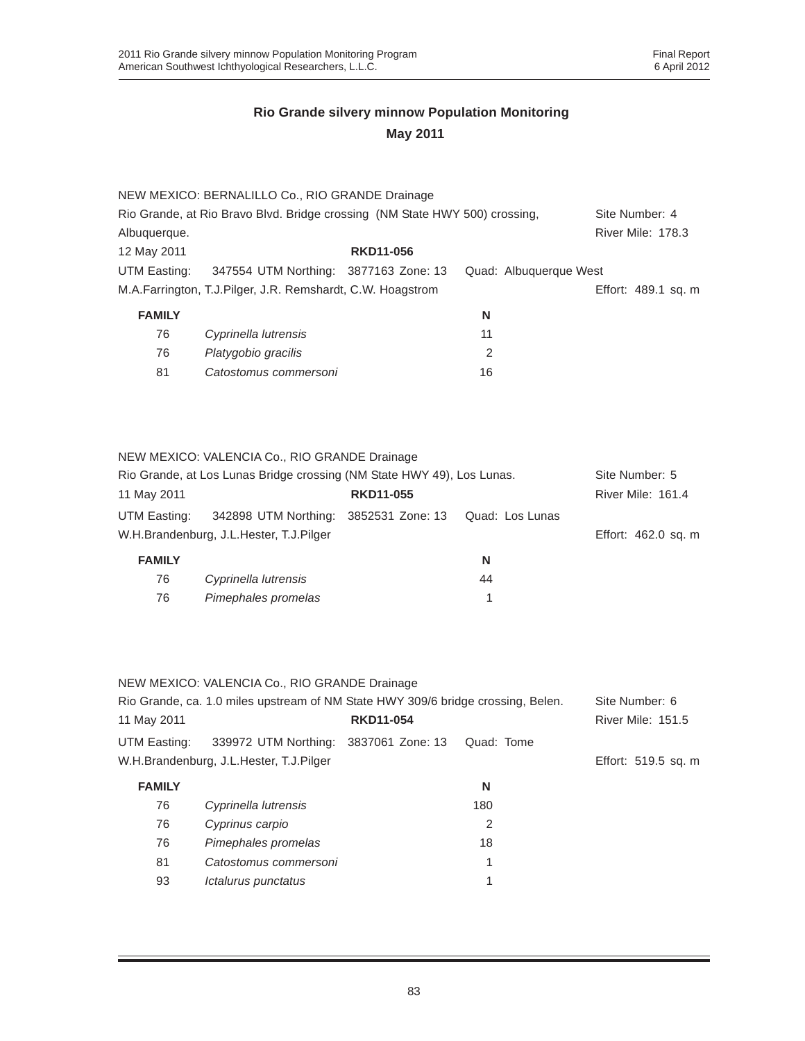## Rio Grande silvery minnow Population Monitoring

### May 2011

NEW MEXICO: BERNALILLO Co., RIO GRANDE Drainage
Rio Grande, at Rio Bravo Blvd. Bridge crossing (NM State HWY 500) crossing, Albuquerque. Site Number: 4
River Mile: 178.3
12 May 2011 **RKD11-056**
UTM Easting: 347554 UTM Northing: 3877163 Zone: 13 Quad: Albuquerque West
M.A.Farrington, T.J.Pilger, J.R. Remshardt, C.W. Hoagstrom Effort: 489.1 sq. m

| FAMILY | | N |
|---|---|---|
| 76 | *Cyprinella lutrensis* | 11 |
| 76 | *Platygobio gracilis* | 2 |
| 81 | *Catostomus commersoni* | 16 |

NEW MEXICO: VALENCIA Co., RIO GRANDE Drainage
Rio Grande, at Los Lunas Bridge crossing (NM State HWY 49), Los Lunas. Site Number: 5
11 May 2011 **RKD11-055** River Mile: 161.4
UTM Easting: 342898 UTM Northing: 3852531 Zone: 13 Quad: Los Lunas
W.H.Brandenburg, J.L.Hester, T.J.Pilger Effort: 462.0 sq. m

| FAMILY | | N |
|---|---|---|
| 76 | *Cyprinella lutrensis* | 44 |
| 76 | *Pimephales promelas* | 1 |

NEW MEXICO: VALENCIA Co., RIO GRANDE Drainage
Rio Grande, ca. 1.0 miles upstream of NM State HWY 309/6 bridge crossing, Belen. Site Number: 6
11 May 2011 **RKD11-054** River Mile: 151.5
UTM Easting: 339972 UTM Northing: 3837061 Zone: 13 Quad: Tome
W.H.Brandenburg, J.L.Hester, T.J.Pilger Effort: 519.5 sq. m

| FAMILY | | N |
|---|---|---|
| 76 | *Cyprinella lutrensis* | 180 |
| 76 | *Cyprinus carpio* | 2 |
| 76 | *Pimephales promelas* | 18 |
| 81 | *Catostomus commersoni* | 1 |
| 93 | *Ictalurus punctatus* | 1 |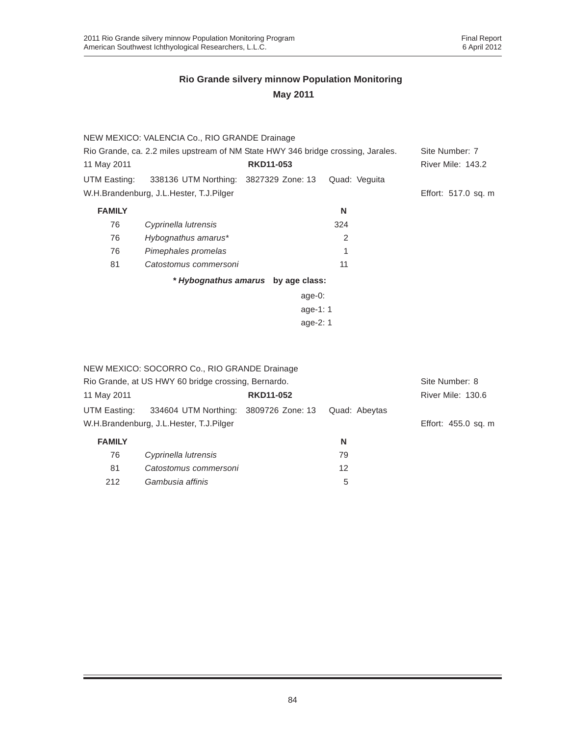# Rio Grande silvery minnow Population Monitoring
## May 2011

NEW MEXICO: VALENCIA Co., RIO GRANDE Drainage

Rio Grande, ca. 2.2 miles upstream of NM State HWY 346 bridge crossing, Jarales. Site Number: 7

11 May 2011 **RKD11-053** River Mile: 143.2

UTM Easting: 338136 UTM Northing: 3827329 Zone: 13 Quad: Veguita

W.H.Brandenburg, J.L.Hester, T.J.Pilger Effort: 517.0 sq. m

| FAMILY | | N |
|---|---|---|
| 76 | *Cyprinella lutrensis* | 324 |
| 76 | *Hybognathus amarus** | 2 |
| 76 | *Pimephales promelas* | 1 |
| 81 | *Catostomus commersoni* | 11 |

***Hybognathus amarus* by age class:**

age-0:
age-1: 1
age-2: 1

NEW MEXICO: SOCORRO Co., RIO GRANDE Drainage

Rio Grande, at US HWY 60 bridge crossing, Bernardo. Site Number: 8

11 May 2011 **RKD11-052** River Mile: 130.6

UTM Easting: 334604 UTM Northing: 3809726 Zone: 13 Quad: Abeytas

W.H.Brandenburg, J.L.Hester, T.J.Pilger Effort: 455.0 sq. m

| FAMILY | | N |
|---|---|---|
| 76 | *Cyprinella lutrensis* | 79 |
| 81 | *Catostomus commersoni* | 12 |
| 212 | *Gambusia affinis* | 5 |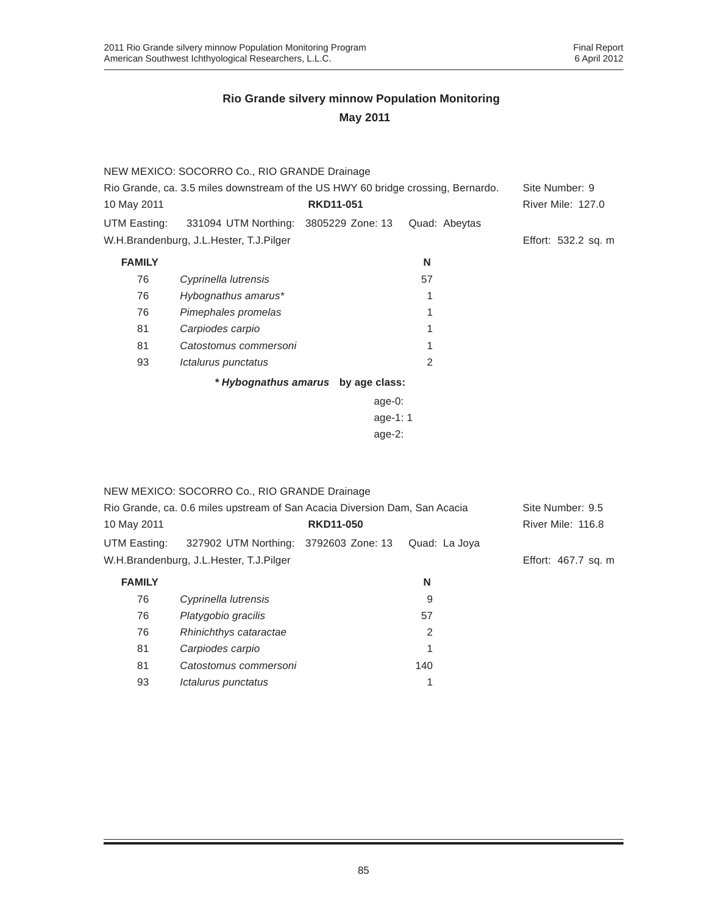## Rio Grande silvery minnow Population Monitoring
## May 2011

NEW MEXICO: SOCORRO Co., RIO GRANDE Drainage

Rio Grande, ca. 3.5 miles downstream of the US HWY 60 bridge crossing, Bernardo. Site Number: 9

10 May 2011 **RKD11-051** River Mile: 127.0

UTM Easting: 331094 UTM Northing: 3805229 Zone: 13 Quad: Abeytas

W.H.Brandenburg, J.L.Hester, T.J.Pilger Effort: 532.2 sq. m

| FAMILY | | N |
|---|---|---|
| 76 | *Cyprinella lutrensis* | 57 |
| 76 | *Hybognathus amarus** | 1 |
| 76 | *Pimephales promelas* | 1 |
| 81 | *Carpiodes carpio* | 1 |
| 81 | *Catostomus commersoni* | 1 |
| 93 | *Ictalurus punctatus* | 2 |

***Hybognathus amarus* by age class:**

age-0:
age-1: 1
age-2:

NEW MEXICO: SOCORRO Co., RIO GRANDE Drainage

Rio Grande, ca. 0.6 miles upstream of San Acacia Diversion Dam, San Acacia Site Number: 9.5

10 May 2011 **RKD11-050** River Mile: 116.8

UTM Easting: 327902 UTM Northing: 3792603 Zone: 13 Quad: La Joya

W.H.Brandenburg, J.L.Hester, T.J.Pilger Effort: 467.7 sq. m

| FAMILY | | N |
|---|---|---|
| 76 | *Cyprinella lutrensis* | 9 |
| 76 | *Platygobio gracilis* | 57 |
| 76 | *Rhinichthys cataractae* | 2 |
| 81 | *Carpiodes carpio* | 1 |
| 81 | *Catostomus commersoni* | 140 |
| 93 | *Ictalurus punctatus* | 1 |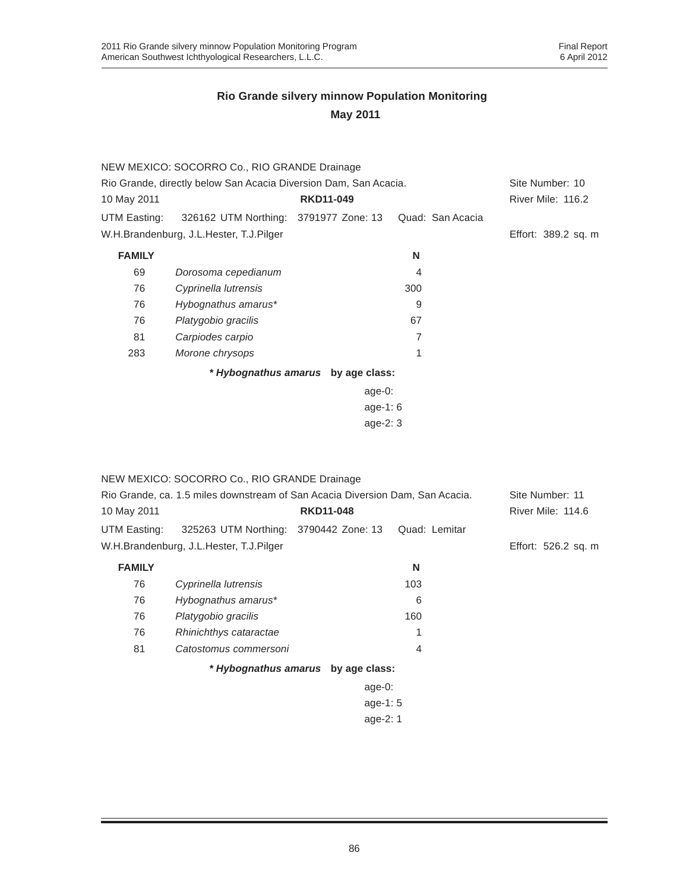## Rio Grande silvery minnow Population Monitoring
## May 2011

NEW MEXICO: SOCORRO Co., RIO GRANDE Drainage
Rio Grande, directly below San Acacia Diversion Dam, San Acacia. Site Number: 10
10 May 2011 **RKD11-049** River Mile: 116.2
UTM Easting: 326162 UTM Northing: 3791977 Zone: 13 Quad: San Acacia
W.H.Brandenburg, J.L.Hester, T.J.Pilger Effort: 389.2 sq. m

| FAMILY | | N |
|---|---|---|
| 69 | *Dorosoma cepedianum* | 4 |
| 76 | *Cyprinella lutrensis* | 300 |
| 76 | *Hybognathus amarus** | 9 |
| 76 | *Platygobio gracilis* | 67 |
| 81 | *Carpiodes carpio* | 7 |
| 283 | *Morone chrysops* | 1 |

**\* *Hybognathus amarus* by age class:**

age-0:
age-1: 6
age-2: 3

NEW MEXICO: SOCORRO Co., RIO GRANDE Drainage
Rio Grande, ca. 1.5 miles downstream of San Acacia Diversion Dam, San Acacia. Site Number: 11
10 May 2011 **RKD11-048** River Mile: 114.6
UTM Easting: 325263 UTM Northing: 3790442 Zone: 13 Quad: Lemitar
W.H.Brandenburg, J.L.Hester, T.J.Pilger Effort: 526.2 sq. m

| FAMILY | | N |
|---|---|---|
| 76 | *Cyprinella lutrensis* | 103 |
| 76 | *Hybognathus amarus** | 6 |
| 76 | *Platygobio gracilis* | 160 |
| 76 | *Rhinichthys cataractae* | 1 |
| 81 | *Catostomus commersoni* | 4 |

**\* *Hybognathus amarus* by age class:**

age-0:
age-1: 5
age-2: 1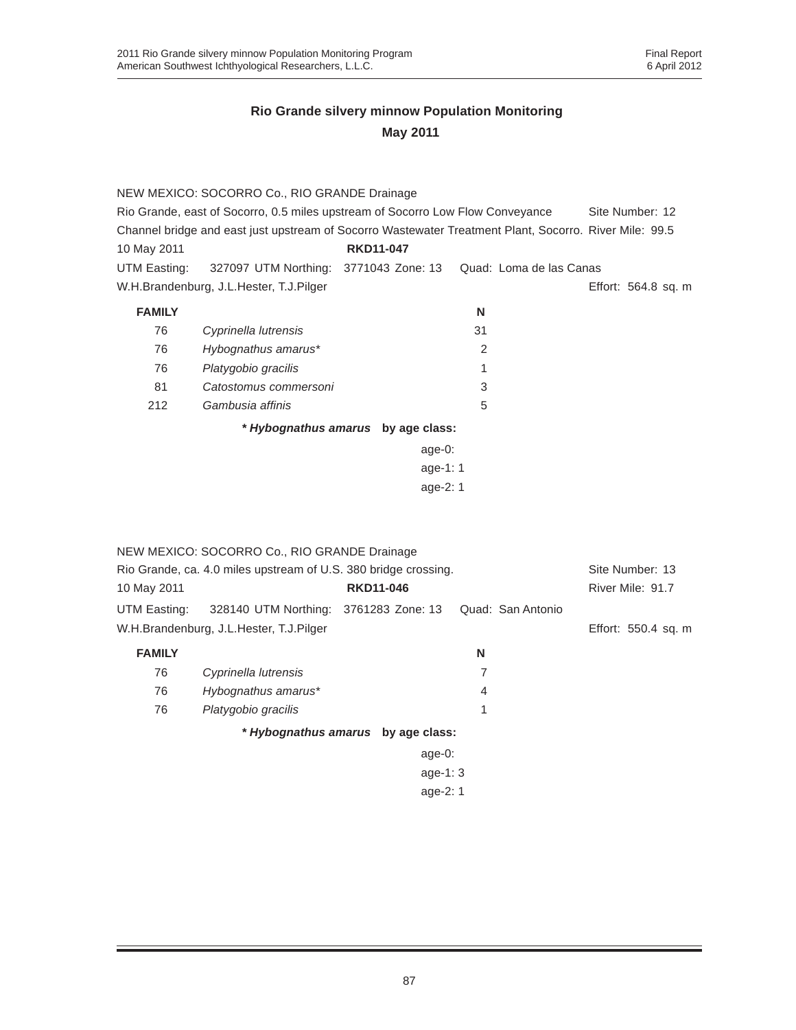## Rio Grande silvery minnow Population Monitoring
## May 2011

NEW MEXICO: SOCORRO Co., RIO GRANDE Drainage
Rio Grande, east of Socorro, 0.5 miles upstream of Socorro Low Flow Conveyance Channel bridge and east just upstream of Socorro Wastewater Treatment Plant, Socorro. Site Number: 12 River Mile: 99.5
10 May 2011 **RKD11-047**
UTM Easting: 327097 UTM Northing: 3771043 Zone: 13 Quad: Loma de las Canas
W.H.Brandenburg, J.L.Hester, T.J.Pilger Effort: 564.8 sq. m

| FAMILY | | N |
|---|---|---|
| 76 | *Cyprinella lutrensis* | 31 |
| 76 | *Hybognathus amarus** | 2 |
| 76 | *Platygobio gracilis* | 1 |
| 81 | *Catostomus commersoni* | 3 |
| 212 | *Gambusia affinis* | 5 |

***Hybognathus amarus* by age class:**

age-0:
age-1: 1
age-2: 1

NEW MEXICO: SOCORRO Co., RIO GRANDE Drainage
Rio Grande, ca. 4.0 miles upstream of U.S. 380 bridge crossing. Site Number: 13
10 May 2011 **RKD11-046** River Mile: 91.7
UTM Easting: 328140 UTM Northing: 3761283 Zone: 13 Quad: San Antonio
W.H.Brandenburg, J.L.Hester, T.J.Pilger Effort: 550.4 sq. m

| FAMILY | | N |
|---|---|---|
| 76 | *Cyprinella lutrensis* | 7 |
| 76 | *Hybognathus amarus** | 4 |
| 76 | *Platygobio gracilis* | 1 |

***Hybognathus amarus* by age class:**

age-0:
age-1: 3
age-2: 1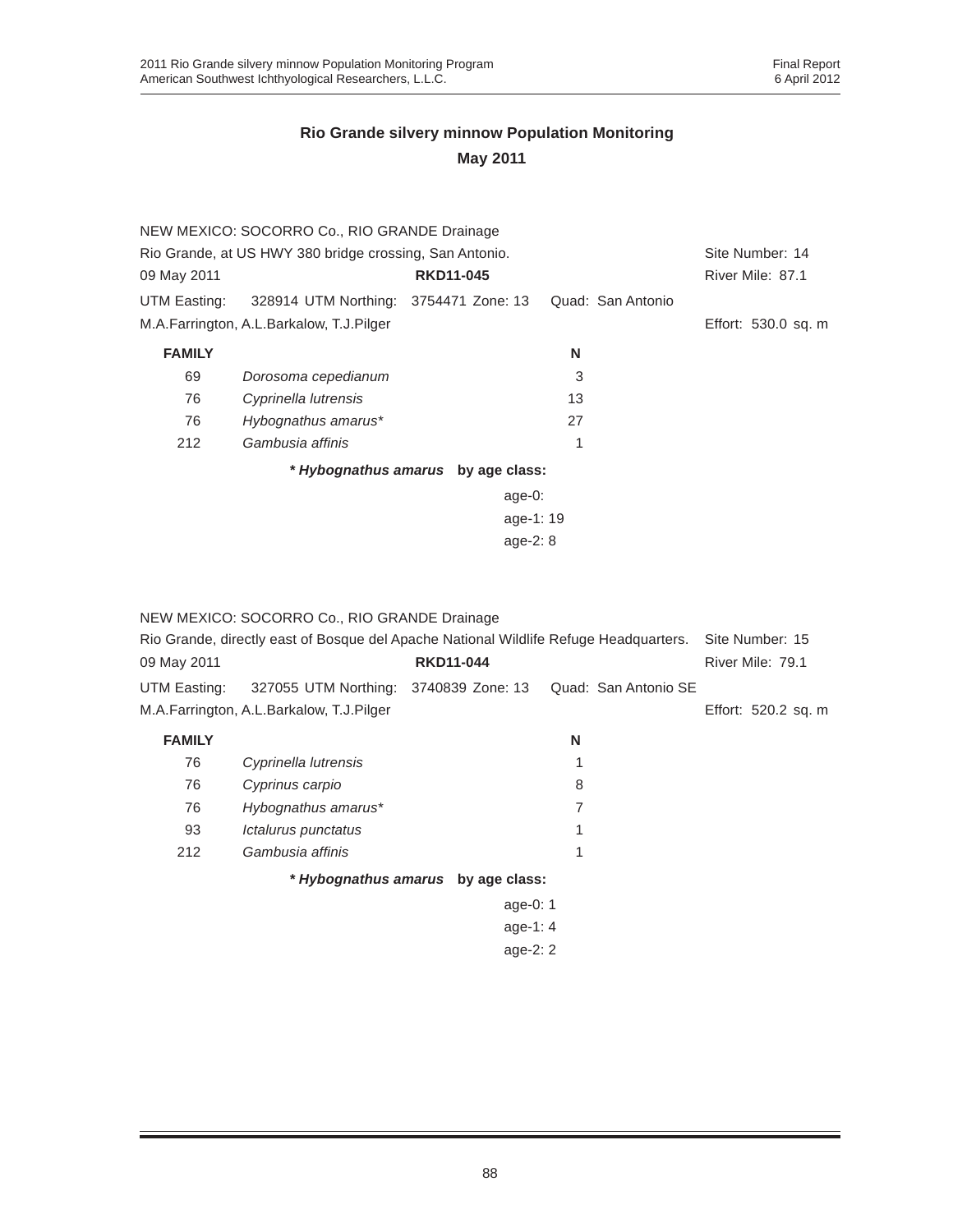# Rio Grande silvery minnow Population Monitoring

## May 2011

NEW MEXICO: SOCORRO Co., RIO GRANDE Drainage

Rio Grande, at US HWY 380 bridge crossing, San Antonio. Site Number: 14

09 May 2011 **RKD11-045** River Mile: 87.1

UTM Easting: 328914 UTM Northing: 3754471 Zone: 13 Quad: San Antonio

M.A.Farrington, A.L.Barkalow, T.J.Pilger Effort: 530.0 sq. m

| **FAMILY** | | **N** |
|---|---|---|
| 69 | *Dorosoma cepedianum* | 3 |
| 76 | *Cyprinella lutrensis* | 13 |
| 76 | *Hybognathus amarus** | 27 |
| 212 | *Gambusia affinis* | 1 |

***Hybognathus amarus* by age class:**

age-0:
age-1: 19
age-2: 8

NEW MEXICO: SOCORRO Co., RIO GRANDE Drainage

Rio Grande, directly east of Bosque del Apache National Wildlife Refuge Headquarters. Site Number: 15

09 May 2011 **RKD11-044** River Mile: 79.1

UTM Easting: 327055 UTM Northing: 3740839 Zone: 13 Quad: San Antonio SE

M.A.Farrington, A.L.Barkalow, T.J.Pilger Effort: 520.2 sq. m

| **FAMILY** | | **N** |
|---|---|---|
| 76 | *Cyprinella lutrensis* | 1 |
| 76 | *Cyprinus carpio* | 8 |
| 76 | *Hybognathus amarus** | 7 |
| 93 | *Ictalurus punctatus* | 1 |
| 212 | *Gambusia affinis* | 1 |

***Hybognathus amarus* by age class:**

age-0: 1
age-1: 4
age-2: 2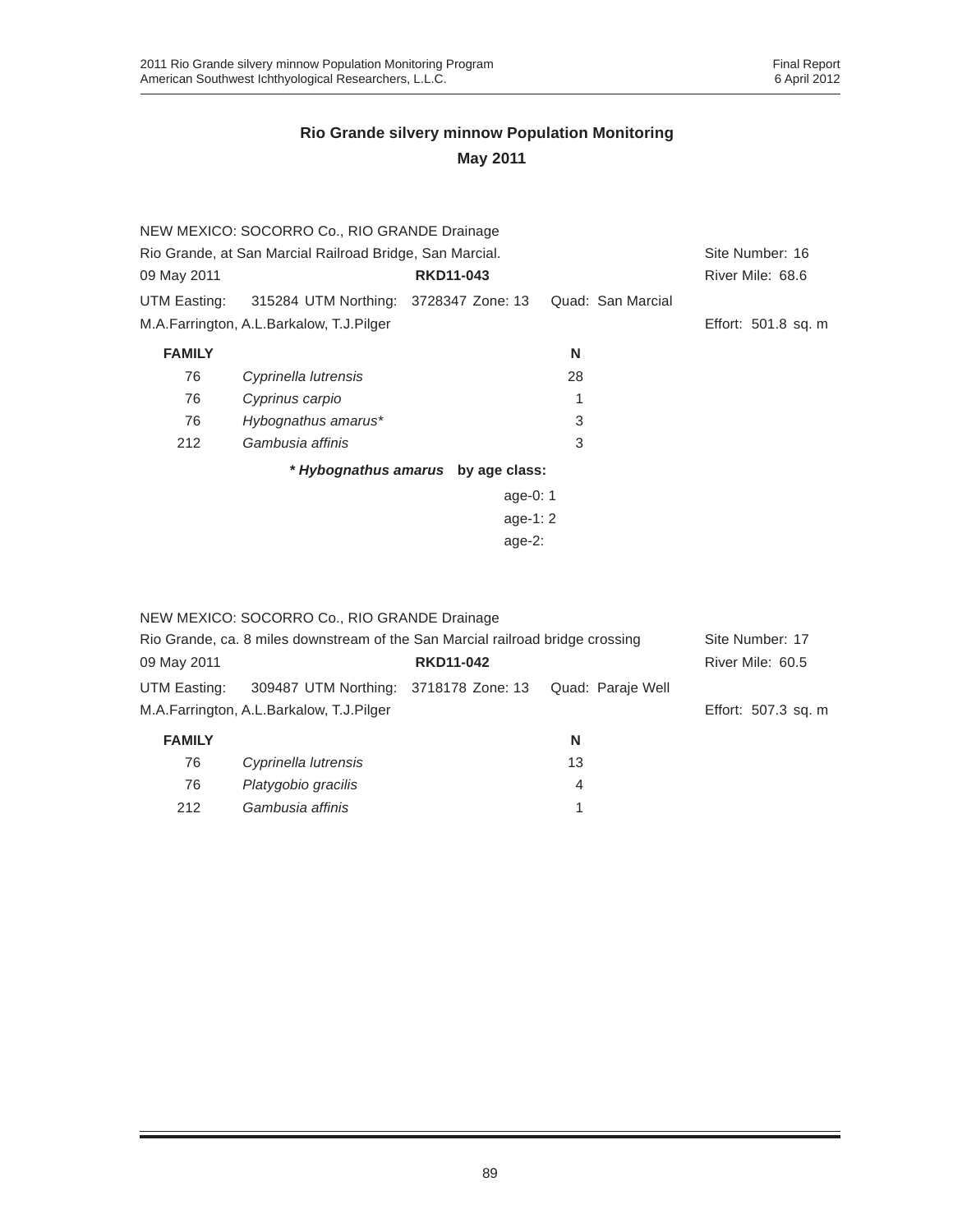## Rio Grande silvery minnow Population Monitoring

## May 2011

NEW MEXICO: SOCORRO Co., RIO GRANDE Drainage

Rio Grande, at San Marcial Railroad Bridge, San Marcial. Site Number: 16

09 May 2011 **RKD11-043** River Mile: 68.6

UTM Easting: 315284 UTM Northing: 3728347 Zone: 13 Quad: San Marcial

M.A.Farrington, A.L.Barkalow, T.J.Pilger Effort: 501.8 sq. m

| **FAMILY** | | **N** |
|---|---|---|
| 76 | *Cyprinella lutrensis* | 28 |
| 76 | *Cyprinus carpio* | 1 |
| 76 | *Hybognathus amarus** | 3 |
| 212 | *Gambusia affinis* | 3 |

***Hybognathus amarus* by age class:**

age-0: 1
age-1: 2
age-2:

NEW MEXICO: SOCORRO Co., RIO GRANDE Drainage

Rio Grande, ca. 8 miles downstream of the San Marcial railroad bridge crossing Site Number: 17

09 May 2011 **RKD11-042** River Mile: 60.5

UTM Easting: 309487 UTM Northing: 3718178 Zone: 13 Quad: Paraje Well

M.A.Farrington, A.L.Barkalow, T.J.Pilger Effort: 507.3 sq. m

| **FAMILY** | | **N** |
|---|---|---|
| 76 | *Cyprinella lutrensis* | 13 |
| 76 | *Platygobio gracilis* | 4 |
| 212 | *Gambusia affinis* | 1 |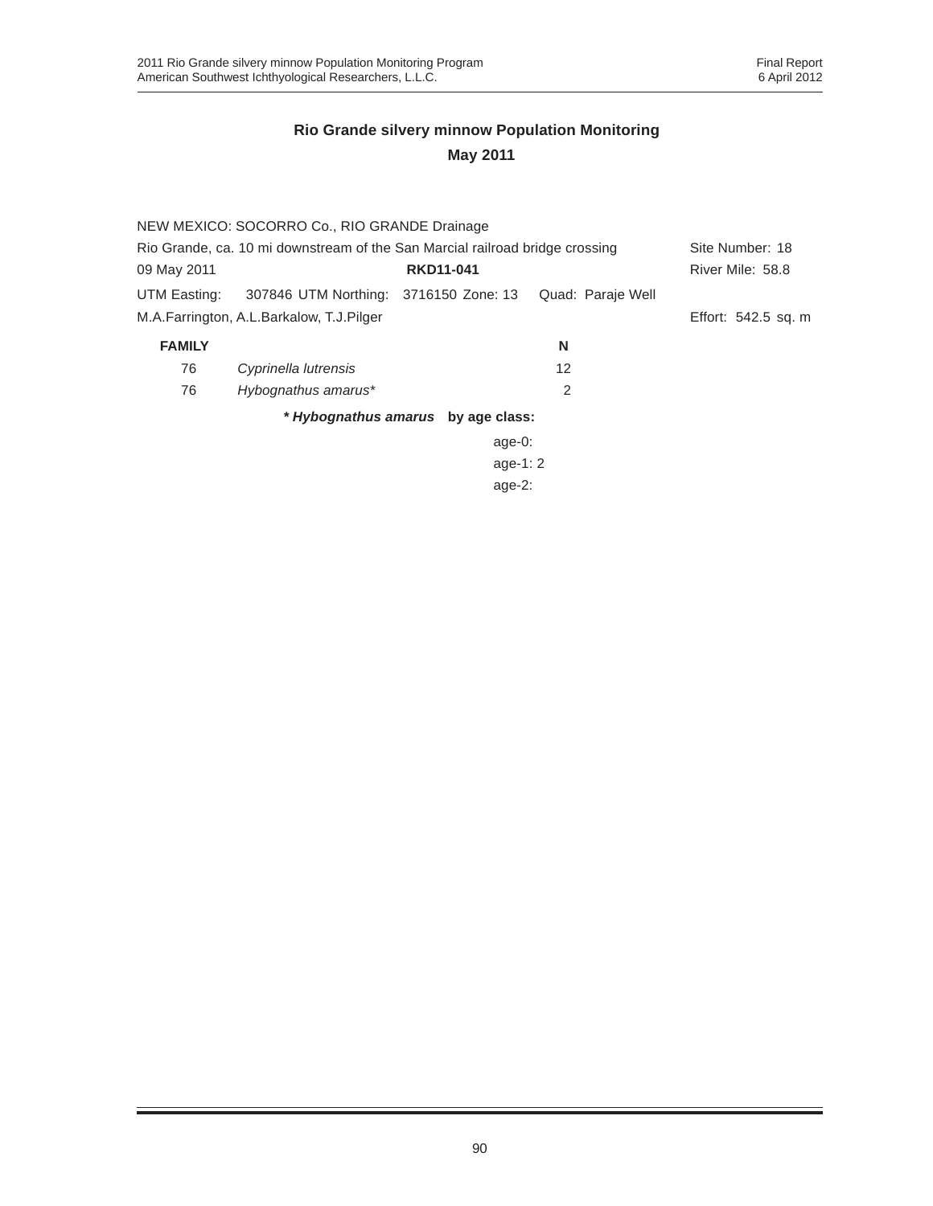## Rio Grande silvery minnow Population Monitoring

## May 2011

NEW MEXICO: SOCORRO Co., RIO GRANDE Drainage

Rio Grande, ca. 10 mi downstream of the San Marcial railroad bridge crossing — Site Number: 18

09 May 2011 — **RKD11-041** — River Mile: 58.8

UTM Easting: 307846 UTM Northing: 3716150 Zone: 13 Quad: Paraje Well

M.A.Farrington, A.L.Barkalow, T.J.Pilger — Effort: 542.5 sq. m

| FAMILY | | N |
|---|---|---|
| 76 | *Cyprinella lutrensis* | 12 |
| 76 | *Hybognathus amarus** | 2 |

***Hybognathus amarus* by age class:**

age-0:
age-1: 2
age-2: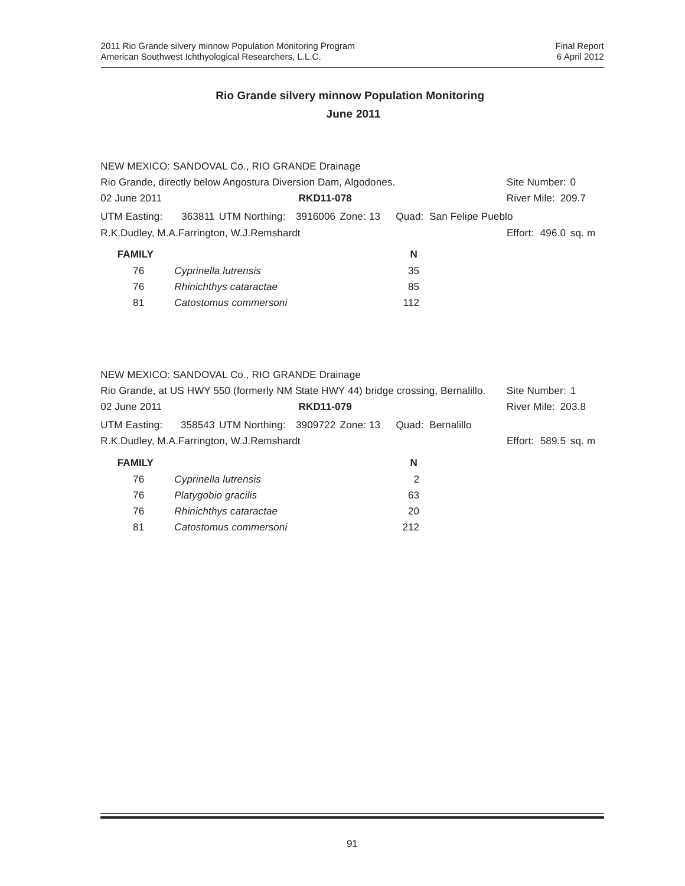## Rio Grande silvery minnow Population Monitoring

### June 2011

NEW MEXICO: SANDOVAL Co., RIO GRANDE Drainage

Rio Grande, directly below Angostura Diversion Dam, Algodones. — Site Number: 0

02 June 2011 — **RKD11-078** — River Mile: 209.7

UTM Easting: 363811 UTM Northing: 3916006 Zone: 13 Quad: San Felipe Pueblo

R.K.Dudley, M.A.Farrington, W.J.Remshardt — Effort: 496.0 sq. m

| FAMILY | | N |
|---|---|---|
| 76 | *Cyprinella lutrensis* | 35 |
| 76 | *Rhinichthys cataractae* | 85 |
| 81 | *Catostomus commersoni* | 112 |

NEW MEXICO: SANDOVAL Co., RIO GRANDE Drainage

Rio Grande, at US HWY 550 (formerly NM State HWY 44) bridge crossing, Bernalillo. — Site Number: 1

02 June 2011 — **RKD11-079** — River Mile: 203.8

UTM Easting: 358543 UTM Northing: 3909722 Zone: 13 Quad: Bernalillo

R.K.Dudley, M.A.Farrington, W.J.Remshardt — Effort: 589.5 sq. m

| FAMILY | | N |
|---|---|---|
| 76 | *Cyprinella lutrensis* | 2 |
| 76 | *Platygobio gracilis* | 63 |
| 76 | *Rhinichthys cataractae* | 20 |
| 81 | *Catostomus commersoni* | 212 |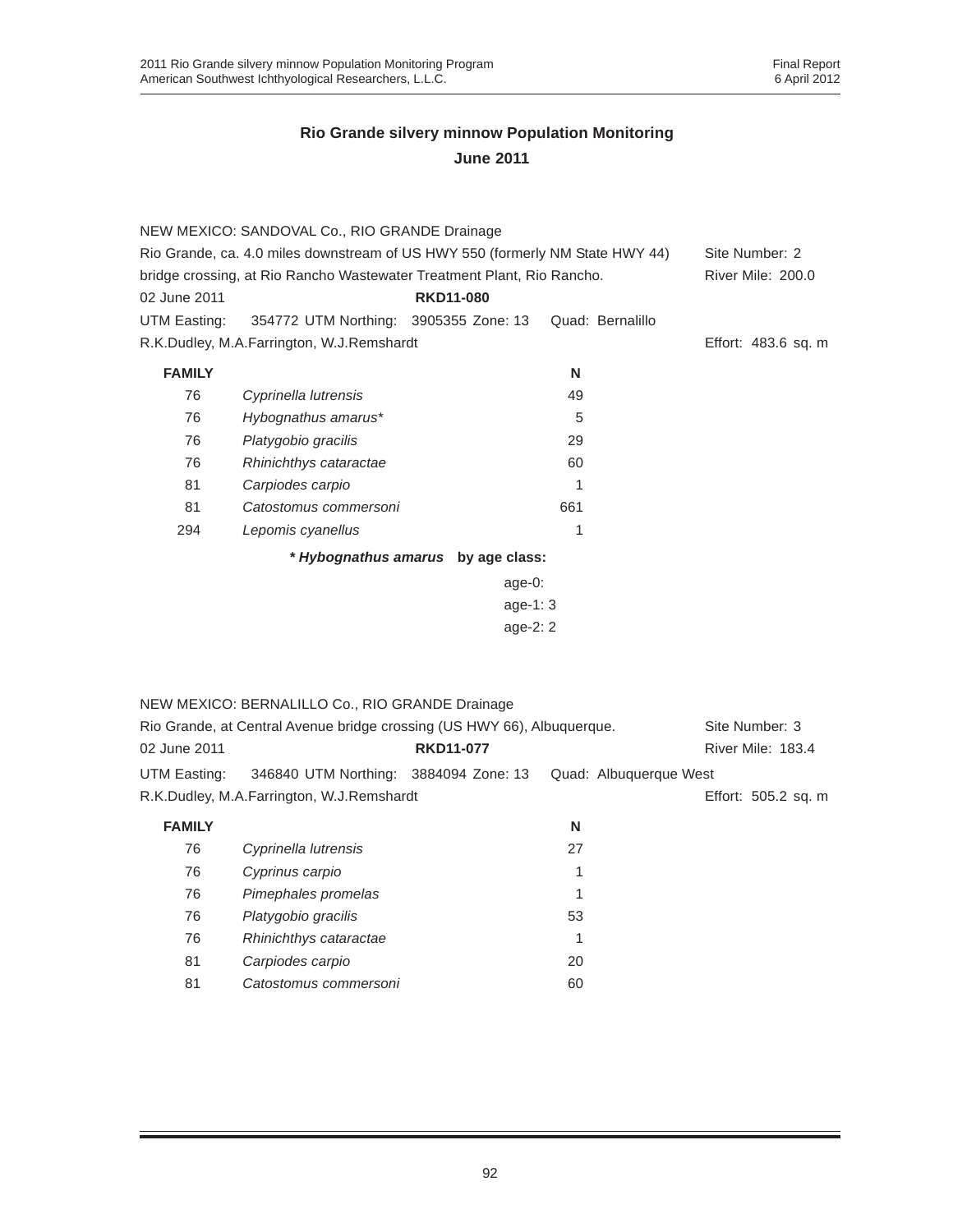## Rio Grande silvery minnow Population Monitoring
## June 2011

NEW MEXICO: SANDOVAL Co., RIO GRANDE Drainage
Rio Grande, ca. 4.0 miles downstream of US HWY 550 (formerly NM State HWY 44) bridge crossing, at Rio Rancho Wastewater Treatment Plant, Rio Rancho. — Site Number: 2 — River Mile: 200.0
02 June 2011 — **RKD11-080**
UTM Easting: 354772 UTM Northing: 3905355 Zone: 13 Quad: Bernalillo
R.K.Dudley, M.A.Farrington, W.J.Remshardt — Effort: 483.6 sq. m

| **FAMILY** | | **N** |
|---|---|---|
| 76 | *Cyprinella lutrensis* | 49 |
| 76 | *Hybognathus amarus** | 5 |
| 76 | *Platygobio gracilis* | 29 |
| 76 | *Rhinichthys cataractae* | 60 |
| 81 | *Carpiodes carpio* | 1 |
| 81 | *Catostomus commersoni* | 661 |
| 294 | *Lepomis cyanellus* | 1 |

***Hybognathus amarus* by age class:**

age-0:
age-1: 3
age-2: 2

NEW MEXICO: BERNALILLO Co., RIO GRANDE Drainage
Rio Grande, at Central Avenue bridge crossing (US HWY 66), Albuquerque. — Site Number: 3
02 June 2011 — **RKD11-077** — River Mile: 183.4
UTM Easting: 346840 UTM Northing: 3884094 Zone: 13 Quad: Albuquerque West
R.K.Dudley, M.A.Farrington, W.J.Remshardt — Effort: 505.2 sq. m

| **FAMILY** | | **N** |
|---|---|---|
| 76 | *Cyprinella lutrensis* | 27 |
| 76 | *Cyprinus carpio* | 1 |
| 76 | *Pimephales promelas* | 1 |
| 76 | *Platygobio gracilis* | 53 |
| 76 | *Rhinichthys cataractae* | 1 |
| 81 | *Carpiodes carpio* | 20 |
| 81 | *Catostomus commersoni* | 60 |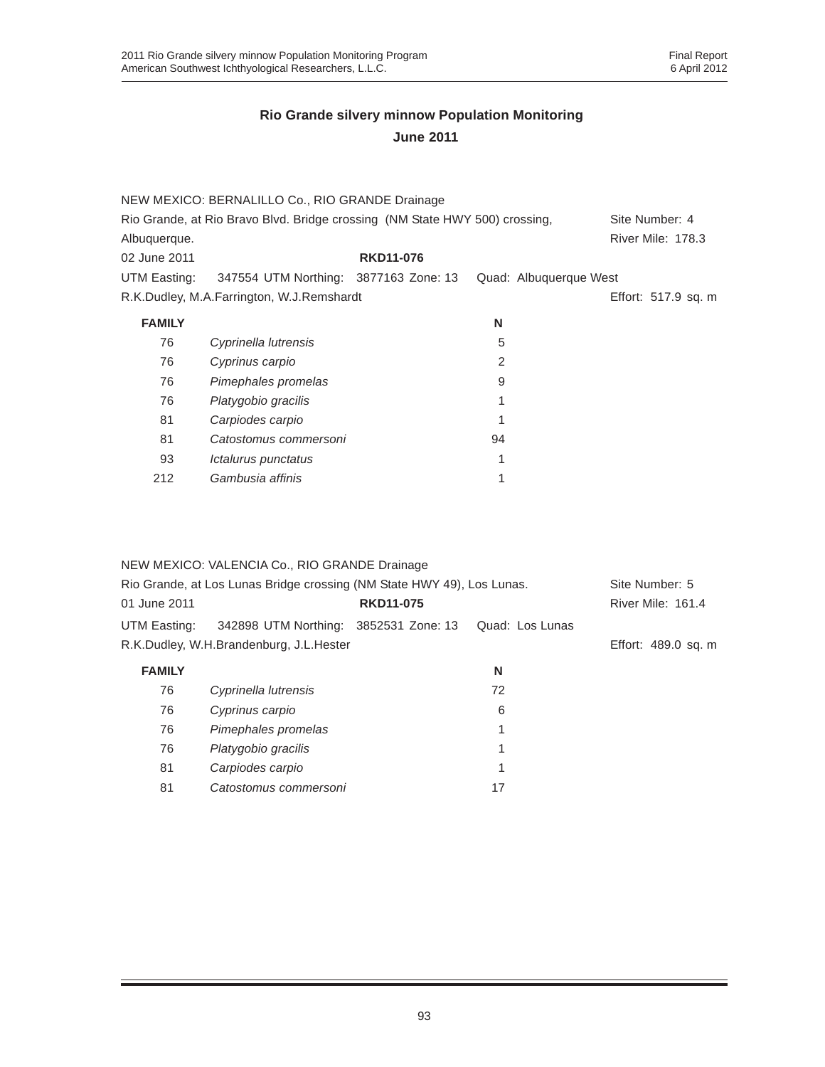## Rio Grande silvery minnow Population Monitoring
## June 2011

NEW MEXICO: BERNALILLO Co., RIO GRANDE Drainage
Rio Grande, at Rio Bravo Blvd. Bridge crossing (NM State HWY 500) crossing, Albuquerque. Site Number: 4
River Mile: 178.3
02 June 2011 **RKD11-076**
UTM Easting: 347554 UTM Northing: 3877163 Zone: 13 Quad: Albuquerque West
R.K.Dudley, M.A.Farrington, W.J.Remshardt Effort: 517.9 sq. m

| FAMILY | | N |
|---|---|---|
| 76 | *Cyprinella lutrensis* | 5 |
| 76 | *Cyprinus carpio* | 2 |
| 76 | *Pimephales promelas* | 9 |
| 76 | *Platygobio gracilis* | 1 |
| 81 | *Carpiodes carpio* | 1 |
| 81 | *Catostomus commersoni* | 94 |
| 93 | *Ictalurus punctatus* | 1 |
| 212 | *Gambusia affinis* | 1 |

NEW MEXICO: VALENCIA Co., RIO GRANDE Drainage
Rio Grande, at Los Lunas Bridge crossing (NM State HWY 49), Los Lunas. Site Number: 5
01 June 2011 **RKD11-075** River Mile: 161.4
UTM Easting: 342898 UTM Northing: 3852531 Zone: 13 Quad: Los Lunas
R.K.Dudley, W.H.Brandenburg, J.L.Hester Effort: 489.0 sq. m

| FAMILY | | N |
|---|---|---|
| 76 | *Cyprinella lutrensis* | 72 |
| 76 | *Cyprinus carpio* | 6 |
| 76 | *Pimephales promelas* | 1 |
| 76 | *Platygobio gracilis* | 1 |
| 81 | *Carpiodes carpio* | 1 |
| 81 | *Catostomus commersoni* | 17 |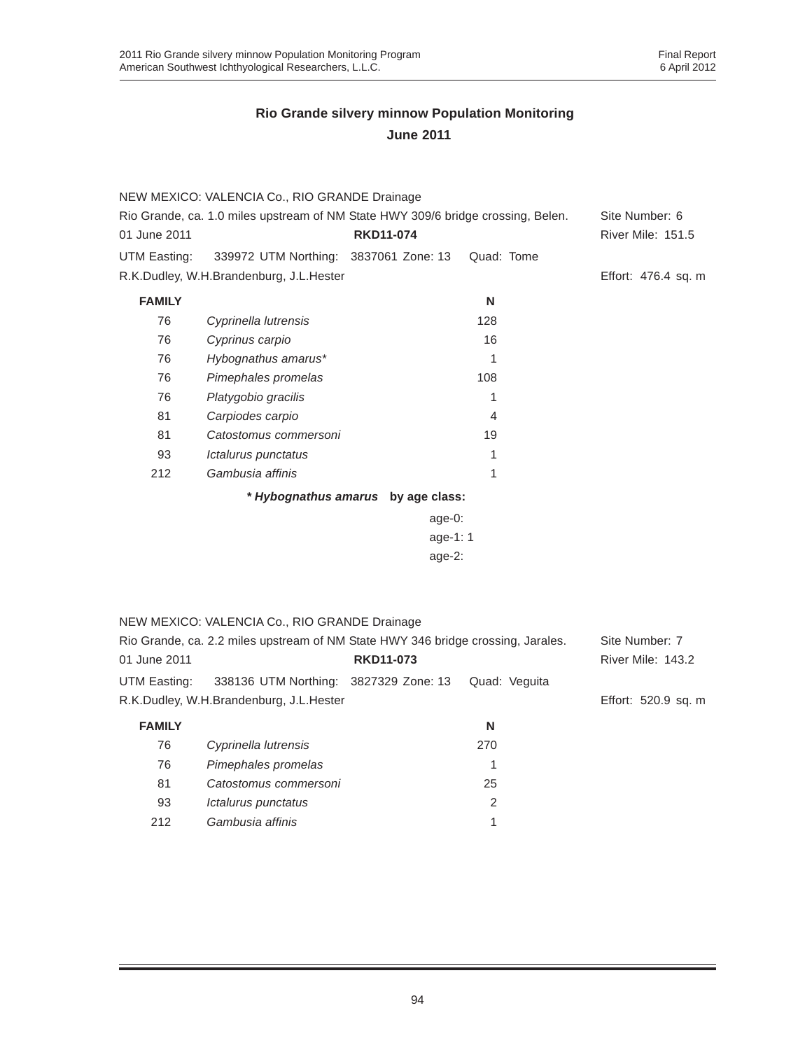## Rio Grande silvery minnow Population Monitoring
### June 2011

NEW MEXICO: VALENCIA Co., RIO GRANDE Drainage

Rio Grande, ca. 1.0 miles upstream of NM State HWY 309/6 bridge crossing, Belen. Site Number: 6

01 June 2011 **RKD11-074** River Mile: 151.5

UTM Easting: 339972 UTM Northing: 3837061 Zone: 13 Quad: Tome

R.K.Dudley, W.H.Brandenburg, J.L.Hester Effort: 476.4 sq. m

| FAMILY | | N |
|---|---|---|
| 76 | *Cyprinella lutrensis* | 128 |
| 76 | *Cyprinus carpio* | 16 |
| 76 | *Hybognathus amarus** | 1 |
| 76 | *Pimephales promelas* | 108 |
| 76 | *Platygobio gracilis* | 1 |
| 81 | *Carpiodes carpio* | 4 |
| 81 | *Catostomus commersoni* | 19 |
| 93 | *Ictalurus punctatus* | 1 |
| 212 | *Gambusia affinis* | 1 |

***Hybognathus amarus* by age class:**

age-0:
age-1: 1
age-2:

NEW MEXICO: VALENCIA Co., RIO GRANDE Drainage

Rio Grande, ca. 2.2 miles upstream of NM State HWY 346 bridge crossing, Jarales. Site Number: 7

01 June 2011 **RKD11-073** River Mile: 143.2

UTM Easting: 338136 UTM Northing: 3827329 Zone: 13 Quad: Veguita

R.K.Dudley, W.H.Brandenburg, J.L.Hester Effort: 520.9 sq. m

| FAMILY | | N |
|---|---|---|
| 76 | *Cyprinella lutrensis* | 270 |
| 76 | *Pimephales promelas* | 1 |
| 81 | *Catostomus commersoni* | 25 |
| 93 | *Ictalurus punctatus* | 2 |
| 212 | *Gambusia affinis* | 1 |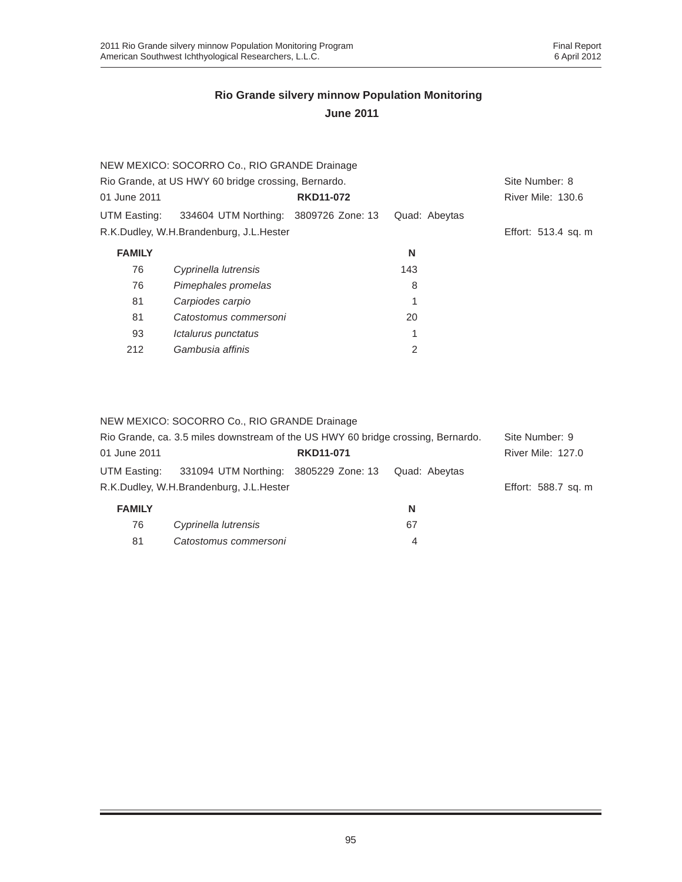## Rio Grande silvery minnow Population Monitoring

## June 2011

NEW MEXICO: SOCORRO Co., RIO GRANDE Drainage

Rio Grande, at US HWY 60 bridge crossing, Bernardo. Site Number: 8

01 June 2011 **RKD11-072** River Mile: 130.6

UTM Easting: 334604 UTM Northing: 3809726 Zone: 13 Quad: Abeytas

R.K.Dudley, W.H.Brandenburg, J.L.Hester Effort: 513.4 sq. m

| FAMILY | | N |
|---|---|---|
| 76 | *Cyprinella lutrensis* | 143 |
| 76 | *Pimephales promelas* | 8 |
| 81 | *Carpiodes carpio* | 1 |
| 81 | *Catostomus commersoni* | 20 |
| 93 | *Ictalurus punctatus* | 1 |
| 212 | *Gambusia affinis* | 2 |

NEW MEXICO: SOCORRO Co., RIO GRANDE Drainage

Rio Grande, ca. 3.5 miles downstream of the US HWY 60 bridge crossing, Bernardo. Site Number: 9

01 June 2011 **RKD11-071** River Mile: 127.0

UTM Easting: 331094 UTM Northing: 3805229 Zone: 13 Quad: Abeytas

R.K.Dudley, W.H.Brandenburg, J.L.Hester Effort: 588.7 sq. m

| FAMILY | | N |
|---|---|---|
| 76 | *Cyprinella lutrensis* | 67 |
| 81 | *Catostomus commersoni* | 4 |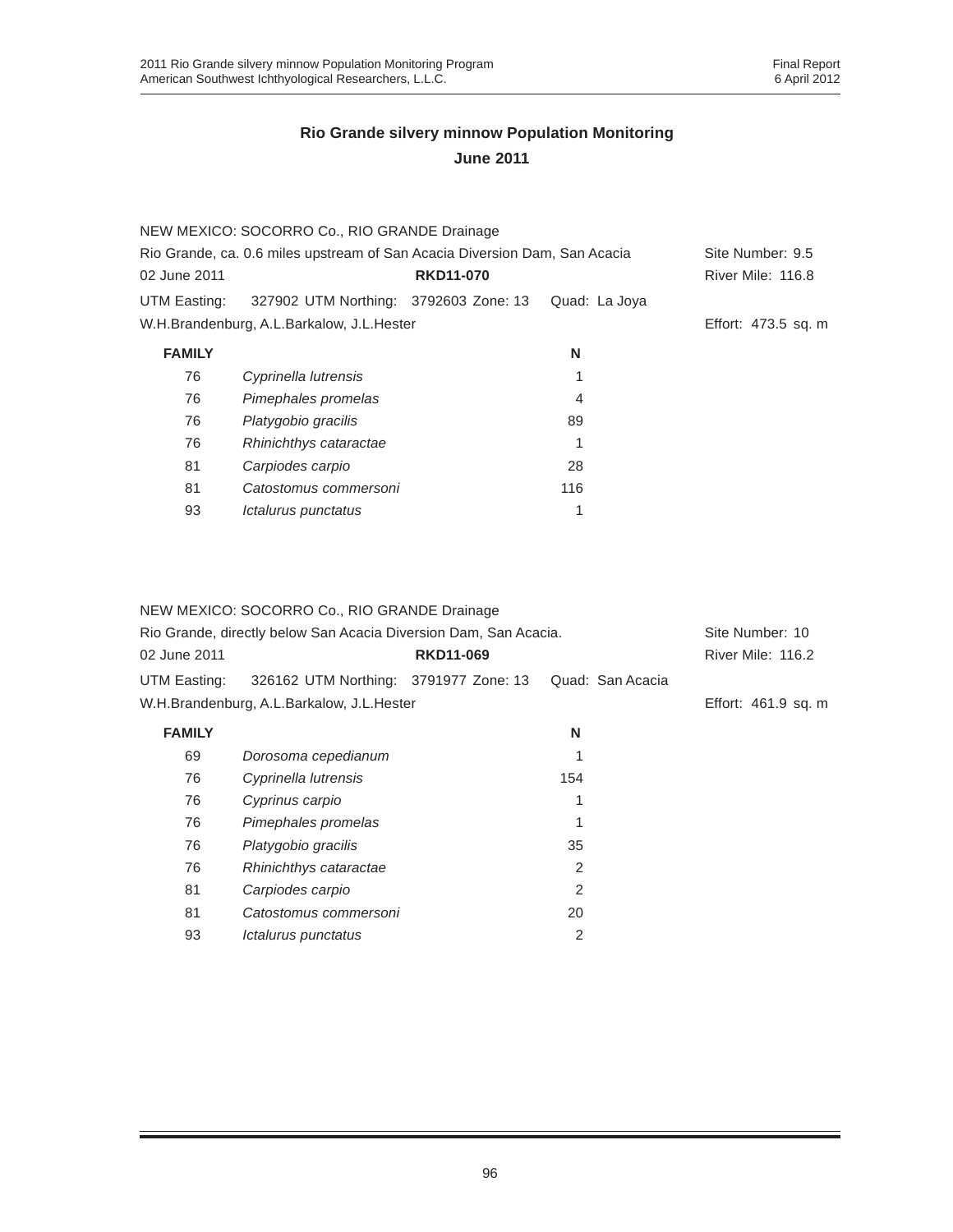# Rio Grande silvery minnow Population Monitoring

## June 2011

NEW MEXICO: SOCORRO Co., RIO GRANDE Drainage

Rio Grande, ca. 0.6 miles upstream of San Acacia Diversion Dam, San Acacia — Site Number: 9.5

02 June 2011 — **RKD11-070** — River Mile: 116.8

UTM Easting: 327902 UTM Northing: 3792603 Zone: 13 Quad: La Joya

W.H.Brandenburg, A.L.Barkalow, J.L.Hester — Effort: 473.5 sq. m

| FAMILY | | N |
|---|---|---|
| 76 | *Cyprinella lutrensis* | 1 |
| 76 | *Pimephales promelas* | 4 |
| 76 | *Platygobio gracilis* | 89 |
| 76 | *Rhinichthys cataractae* | 1 |
| 81 | *Carpiodes carpio* | 28 |
| 81 | *Catostomus commersoni* | 116 |
| 93 | *Ictalurus punctatus* | 1 |

NEW MEXICO: SOCORRO Co., RIO GRANDE Drainage

Rio Grande, directly below San Acacia Diversion Dam, San Acacia. — Site Number: 10

02 June 2011 — **RKD11-069** — River Mile: 116.2

UTM Easting: 326162 UTM Northing: 3791977 Zone: 13 Quad: San Acacia

W.H.Brandenburg, A.L.Barkalow, J.L.Hester — Effort: 461.9 sq. m

| FAMILY | | N |
|---|---|---|
| 69 | *Dorosoma cepedianum* | 1 |
| 76 | *Cyprinella lutrensis* | 154 |
| 76 | *Cyprinus carpio* | 1 |
| 76 | *Pimephales promelas* | 1 |
| 76 | *Platygobio gracilis* | 35 |
| 76 | *Rhinichthys cataractae* | 2 |
| 81 | *Carpiodes carpio* | 2 |
| 81 | *Catostomus commersoni* | 20 |
| 93 | *Ictalurus punctatus* | 2 |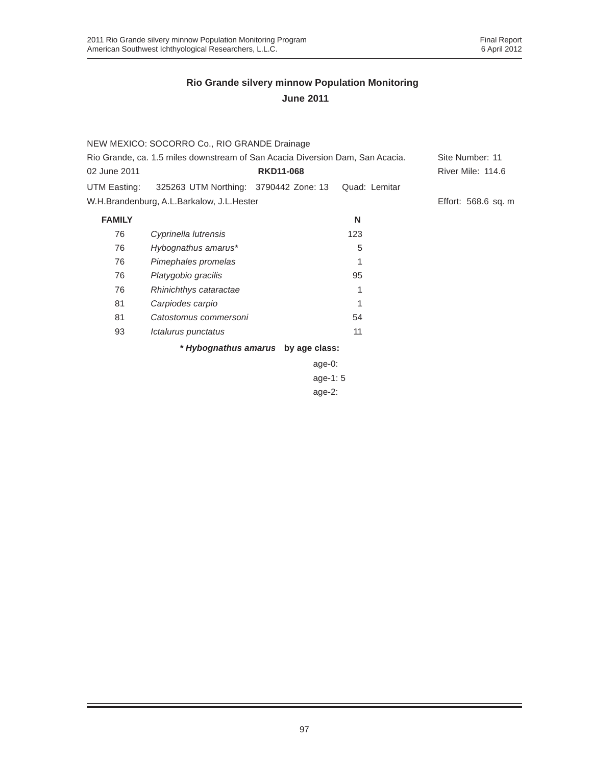## Rio Grande silvery minnow Population Monitoring

### June 2011

NEW MEXICO: SOCORRO Co., RIO GRANDE Drainage

Rio Grande, ca. 1.5 miles downstream of San Acacia Diversion Dam, San Acacia. Site Number: 11

02 June 2011 **RKD11-068** River Mile: 114.6

UTM Easting: 325263 UTM Northing: 3790442 Zone: 13 Quad: Lemitar

W.H.Brandenburg, A.L.Barkalow, J.L.Hester Effort: 568.6 sq. m

| FAMILY | | N |
|---|---|---|
| 76 | *Cyprinella lutrensis* | 123 |
| 76 | *Hybognathus amarus** | 5 |
| 76 | *Pimephales promelas* | 1 |
| 76 | *Platygobio gracilis* | 95 |
| 76 | *Rhinichthys cataractae* | 1 |
| 81 | *Carpiodes carpio* | 1 |
| 81 | *Catostomus commersoni* | 54 |
| 93 | *Ictalurus punctatus* | 11 |

***Hybognathus amarus* by age class:**

age-0:

age-1: 5

age-2: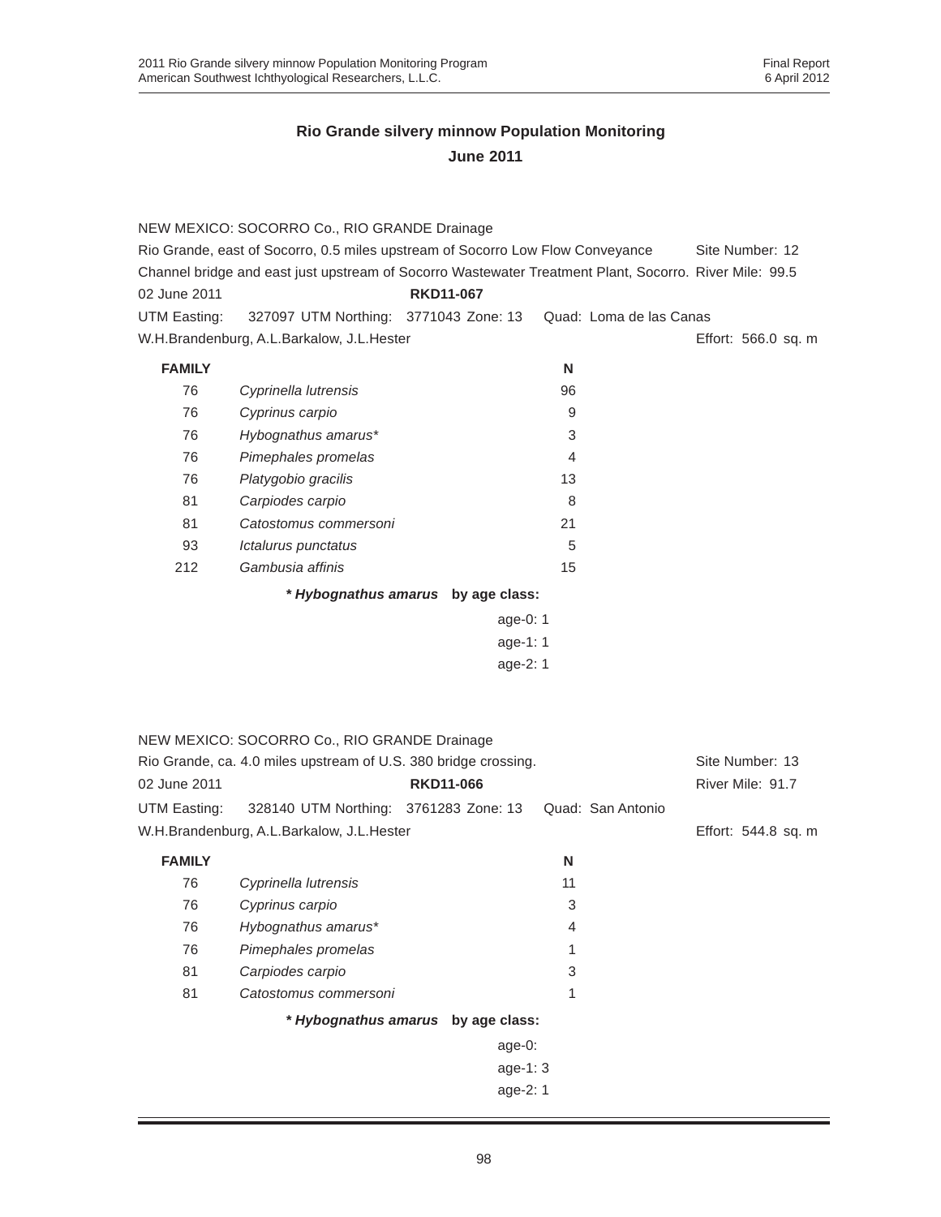## Rio Grande silvery minnow Population Monitoring

### June 2011

NEW MEXICO: SOCORRO Co., RIO GRANDE Drainage
Rio Grande, east of Socorro, 0.5 miles upstream of Socorro Low Flow Conveyance Channel bridge and east just upstream of Socorro Wastewater Treatment Plant, Socorro. Site Number: 12 River Mile: 99.5
02 June 2011 **RKD11-067**
UTM Easting: 327097 UTM Northing: 3771043 Zone: 13 Quad: Loma de las Canas
W.H.Brandenburg, A.L.Barkalow, J.L.Hester Effort: 566.0 sq. m

| FAMILY | | N |
|---|---|---|
| 76 | *Cyprinella lutrensis* | 96 |
| 76 | *Cyprinus carpio* | 9 |
| 76 | *Hybognathus amarus** | 3 |
| 76 | *Pimephales promelas* | 4 |
| 76 | *Platygobio gracilis* | 13 |
| 81 | *Carpiodes carpio* | 8 |
| 81 | *Catostomus commersoni* | 21 |
| 93 | *Ictalurus punctatus* | 5 |
| 212 | *Gambusia affinis* | 15 |

***Hybognathus amarus* by age class:**

age-0: 1
age-1: 1
age-2: 1

NEW MEXICO: SOCORRO Co., RIO GRANDE Drainage
Rio Grande, ca. 4.0 miles upstream of U.S. 380 bridge crossing. Site Number: 13
02 June 2011 **RKD11-066** River Mile: 91.7
UTM Easting: 328140 UTM Northing: 3761283 Zone: 13 Quad: San Antonio
W.H.Brandenburg, A.L.Barkalow, J.L.Hester Effort: 544.8 sq. m

| FAMILY | | N |
|---|---|---|
| 76 | *Cyprinella lutrensis* | 11 |
| 76 | *Cyprinus carpio* | 3 |
| 76 | *Hybognathus amarus** | 4 |
| 76 | *Pimephales promelas* | 1 |
| 81 | *Carpiodes carpio* | 3 |
| 81 | *Catostomus commersoni* | 1 |

***Hybognathus amarus* by age class:**

age-0:
age-1: 3
age-2: 1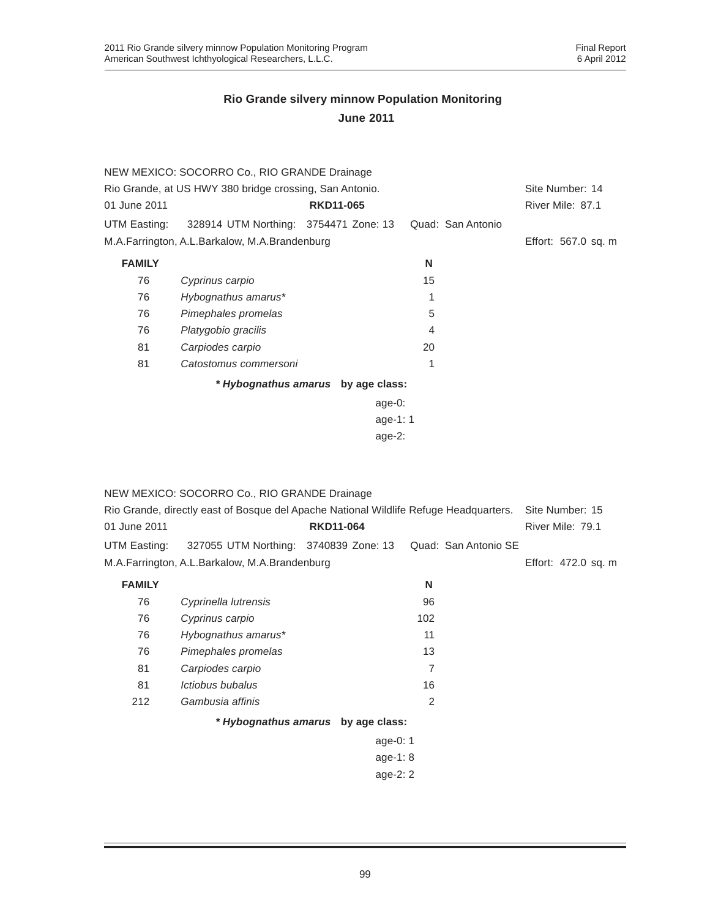## Rio Grande silvery minnow Population Monitoring

## June 2011

NEW MEXICO: SOCORRO Co., RIO GRANDE Drainage

Rio Grande, at US HWY 380 bridge crossing, San Antonio. — Site Number: 14

01 June 2011 — **RKD11-065** — River Mile: 87.1

UTM Easting: 328914 UTM Northing: 3754471 Zone: 13 Quad: San Antonio

M.A.Farrington, A.L.Barkalow, M.A.Brandenburg — Effort: 567.0 sq. m

| FAMILY | | N |
|---|---|---|
| 76 | *Cyprinus carpio* | 15 |
| 76 | *Hybognathus amarus** | 1 |
| 76 | *Pimephales promelas* | 5 |
| 76 | *Platygobio gracilis* | 4 |
| 81 | *Carpiodes carpio* | 20 |
| 81 | *Catostomus commersoni* | 1 |

***Hybognathus amarus* by age class:**

age-0:
age-1: 1
age-2:

NEW MEXICO: SOCORRO Co., RIO GRANDE Drainage

Rio Grande, directly east of Bosque del Apache National Wildlife Refuge Headquarters. — Site Number: 15

01 June 2011 — **RKD11-064** — River Mile: 79.1

UTM Easting: 327055 UTM Northing: 3740839 Zone: 13 Quad: San Antonio SE

M.A.Farrington, A.L.Barkalow, M.A.Brandenburg — Effort: 472.0 sq. m

| FAMILY | | N |
|---|---|---|
| 76 | *Cyprinella lutrensis* | 96 |
| 76 | *Cyprinus carpio* | 102 |
| 76 | *Hybognathus amarus** | 11 |
| 76 | *Pimephales promelas* | 13 |
| 81 | *Carpiodes carpio* | 7 |
| 81 | *Ictiobus bubalus* | 16 |
| 212 | *Gambusia affinis* | 2 |

***Hybognathus amarus* by age class:**

age-0: 1
age-1: 8
age-2: 2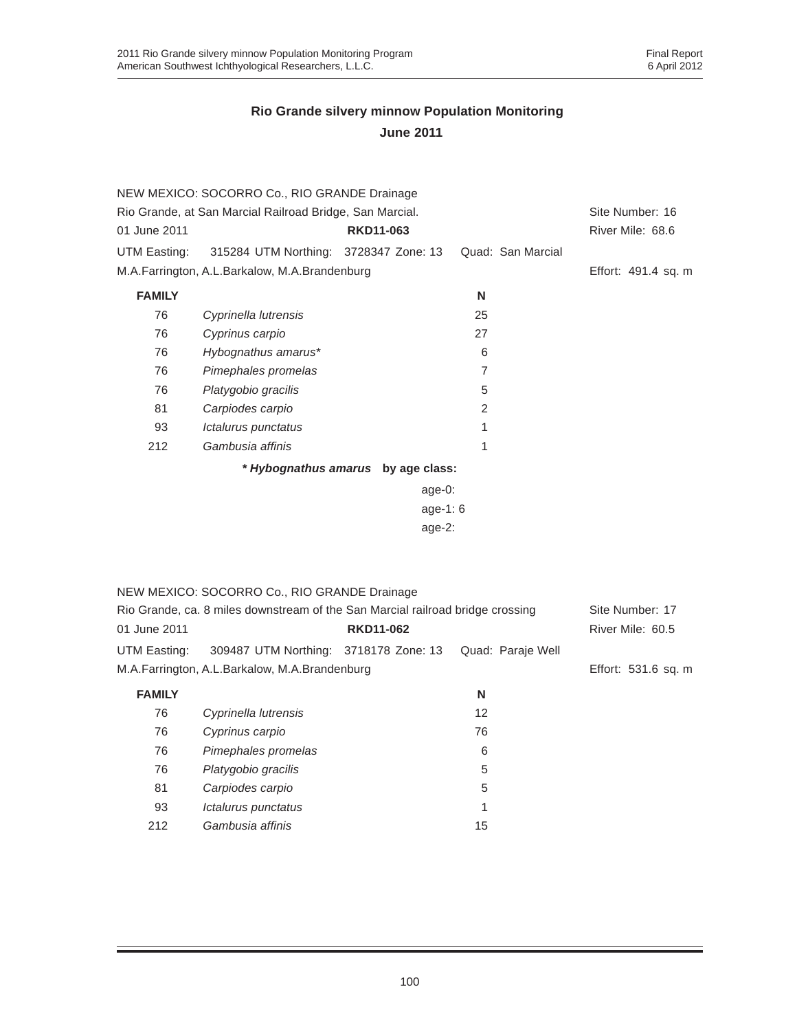# Rio Grande silvery minnow Population Monitoring

## June 2011

NEW MEXICO: SOCORRO Co., RIO GRANDE Drainage

Rio Grande, at San Marcial Railroad Bridge, San Marcial. Site Number: 16

01 June 2011 **RKD11-063** River Mile: 68.6

UTM Easting: 315284 UTM Northing: 3728347 Zone: 13 Quad: San Marcial

M.A.Farrington, A.L.Barkalow, M.A.Brandenburg Effort: 491.4 sq. m

| FAMILY | | N |
|---|---|---|
| 76 | *Cyprinella lutrensis* | 25 |
| 76 | *Cyprinus carpio* | 27 |
| 76 | *Hybognathus amarus** | 6 |
| 76 | *Pimephales promelas* | 7 |
| 76 | *Platygobio gracilis* | 5 |
| 81 | *Carpiodes carpio* | 2 |
| 93 | *Ictalurus punctatus* | 1 |
| 212 | *Gambusia affinis* | 1 |

***Hybognathus amarus* by age class:**

age-0:
age-1: 6
age-2:

NEW MEXICO: SOCORRO Co., RIO GRANDE Drainage

Rio Grande, ca. 8 miles downstream of the San Marcial railroad bridge crossing Site Number: 17

01 June 2011 **RKD11-062** River Mile: 60.5

UTM Easting: 309487 UTM Northing: 3718178 Zone: 13 Quad: Paraje Well

M.A.Farrington, A.L.Barkalow, M.A.Brandenburg Effort: 531.6 sq. m

| FAMILY | | N |
|---|---|---|
| 76 | *Cyprinella lutrensis* | 12 |
| 76 | *Cyprinus carpio* | 76 |
| 76 | *Pimephales promelas* | 6 |
| 76 | *Platygobio gracilis* | 5 |
| 81 | *Carpiodes carpio* | 5 |
| 93 | *Ictalurus punctatus* | 1 |
| 212 | *Gambusia affinis* | 15 |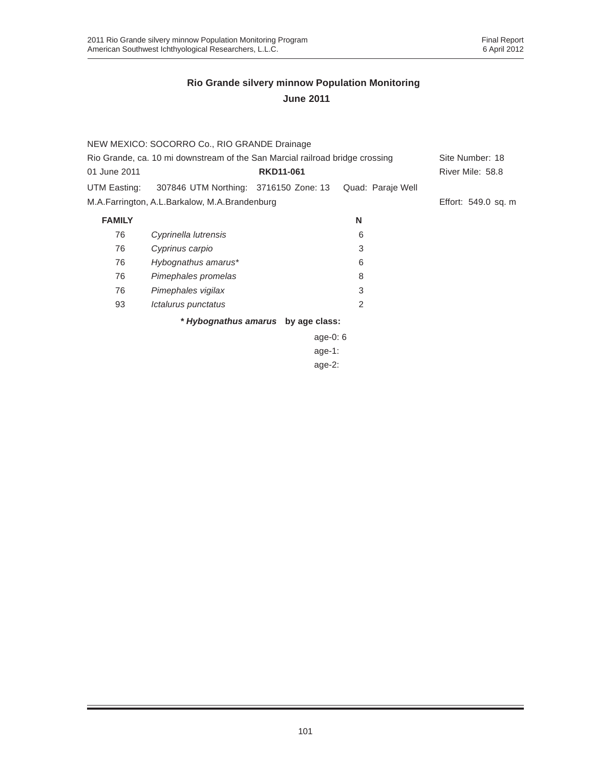## Rio Grande silvery minnow Population Monitoring
## June 2011

NEW MEXICO: SOCORRO Co., RIO GRANDE Drainage

Rio Grande, ca. 10 mi downstream of the San Marcial railroad bridge crossing — Site Number: 18

01 June 2011 — **RKD11-061** — River Mile: 58.8

UTM Easting: 307846 UTM Northing: 3716150 Zone: 13 Quad: Paraje Well

M.A.Farrington, A.L.Barkalow, M.A.Brandenburg — Effort: 549.0 sq. m

| FAMILY | | N |
|---|---|---|
| 76 | *Cyprinella lutrensis* | 6 |
| 76 | *Cyprinus carpio* | 3 |
| 76 | *Hybognathus amarus** | 6 |
| 76 | *Pimephales promelas* | 8 |
| 76 | *Pimephales vigilax* | 3 |
| 93 | *Ictalurus punctatus* | 2 |

***Hybognathus amarus* by age class:**

age-0: 6
age-1:
age-2: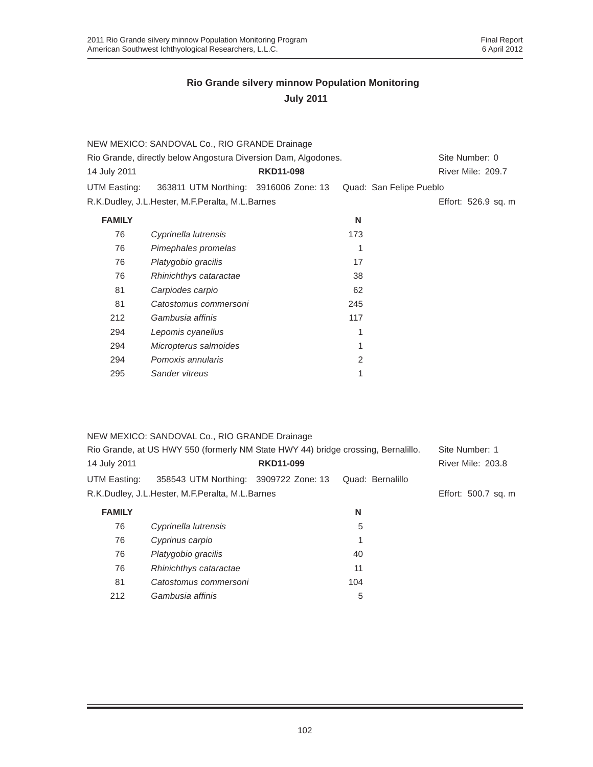## Rio Grande silvery minnow Population Monitoring

### July 2011

NEW MEXICO: SANDOVAL Co., RIO GRANDE Drainage
Rio Grande, directly below Angostura Diversion Dam, Algodones. Site Number: 0
14 July 2011 **RKD11-098** River Mile: 209.7
UTM Easting: 363811 UTM Northing: 3916006 Zone: 13 Quad: San Felipe Pueblo
R.K.Dudley, J.L.Hester, M.F.Peralta, M.L.Barnes Effort: 526.9 sq. m

| FAMILY | | N |
|---|---|---|
| 76 | *Cyprinella lutrensis* | 173 |
| 76 | *Pimephales promelas* | 1 |
| 76 | *Platygobio gracilis* | 17 |
| 76 | *Rhinichthys cataractae* | 38 |
| 81 | *Carpiodes carpio* | 62 |
| 81 | *Catostomus commersoni* | 245 |
| 212 | *Gambusia affinis* | 117 |
| 294 | *Lepomis cyanellus* | 1 |
| 294 | *Micropterus salmoides* | 1 |
| 294 | *Pomoxis annularis* | 2 |
| 295 | *Sander vitreus* | 1 |

NEW MEXICO: SANDOVAL Co., RIO GRANDE Drainage
Rio Grande, at US HWY 550 (formerly NM State HWY 44) bridge crossing, Bernalillo. Site Number: 1
14 July 2011 **RKD11-099** River Mile: 203.8
UTM Easting: 358543 UTM Northing: 3909722 Zone: 13 Quad: Bernalillo
R.K.Dudley, J.L.Hester, M.F.Peralta, M.L.Barnes Effort: 500.7 sq. m

| FAMILY | | N |
|---|---|---|
| 76 | *Cyprinella lutrensis* | 5 |
| 76 | *Cyprinus carpio* | 1 |
| 76 | *Platygobio gracilis* | 40 |
| 76 | *Rhinichthys cataractae* | 11 |
| 81 | *Catostomus commersoni* | 104 |
| 212 | *Gambusia affinis* | 5 |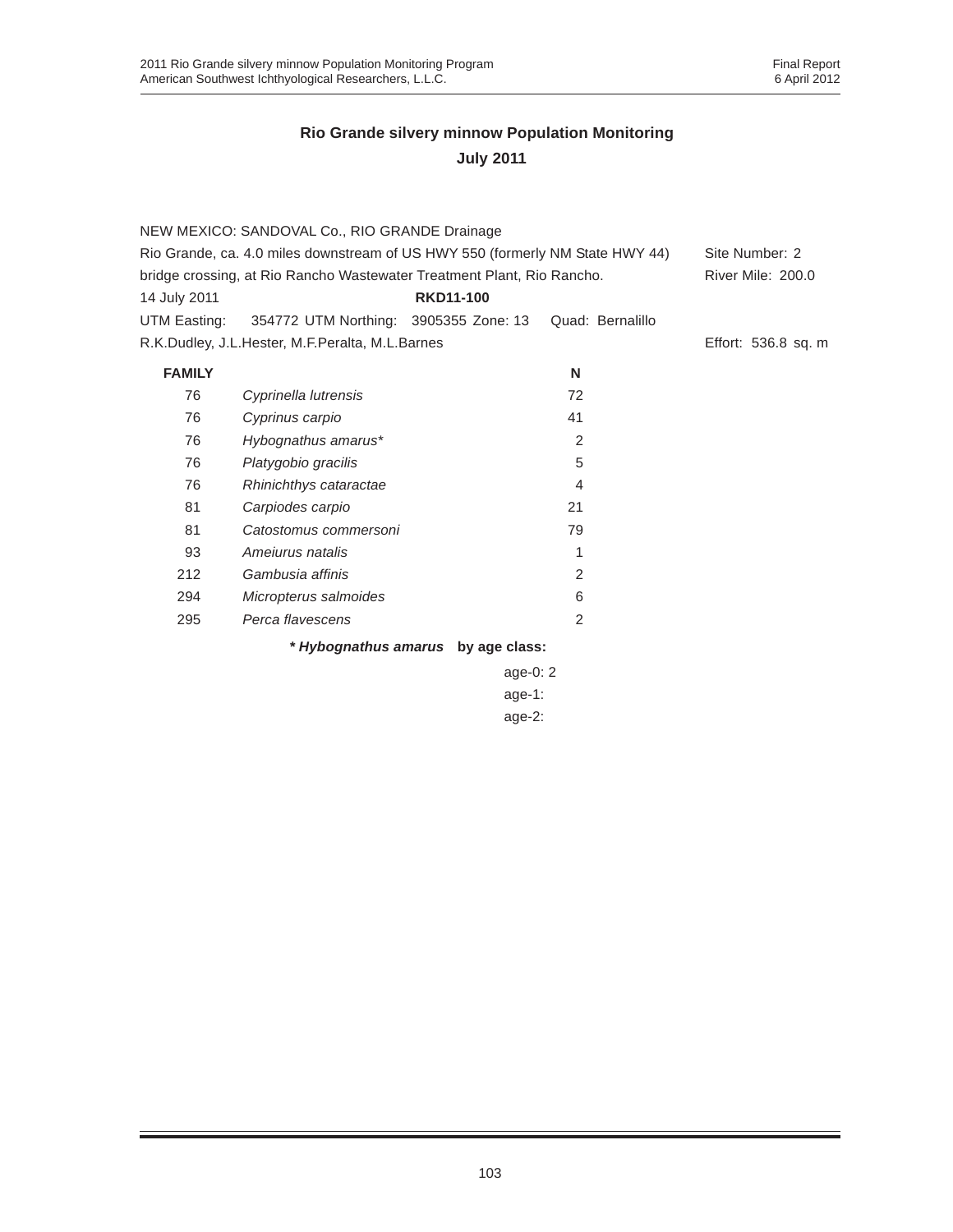## Rio Grande silvery minnow Population Monitoring
### July 2011

NEW MEXICO: SANDOVAL Co., RIO GRANDE Drainage

Rio Grande, ca. 4.0 miles downstream of US HWY 550 (formerly NM State HWY 44) bridge crossing, at Rio Rancho Wastewater Treatment Plant, Rio Rancho. — Site Number: 2; River Mile: 200.0

14 July 2011 — **RKD11-100**

UTM Easting: 354772 UTM Northing: 3905355 Zone: 13 Quad: Bernalillo

R.K.Dudley, J.L.Hester, M.F.Peralta, M.L.Barnes — Effort: 536.8 sq. m

| FAMILY | | N |
|---|---|---|
| 76 | *Cyprinella lutrensis* | 72 |
| 76 | *Cyprinus carpio* | 41 |
| 76 | *Hybognathus amarus** | 2 |
| 76 | *Platygobio gracilis* | 5 |
| 76 | *Rhinichthys cataractae* | 4 |
| 81 | *Carpiodes carpio* | 21 |
| 81 | *Catostomus commersoni* | 79 |
| 93 | *Ameiurus natalis* | 1 |
| 212 | *Gambusia affinis* | 2 |
| 294 | *Micropterus salmoides* | 6 |
| 295 | *Perca flavescens* | 2 |

**\* *Hybognathus amarus* by age class:**

age-0: 2
age-1:
age-2: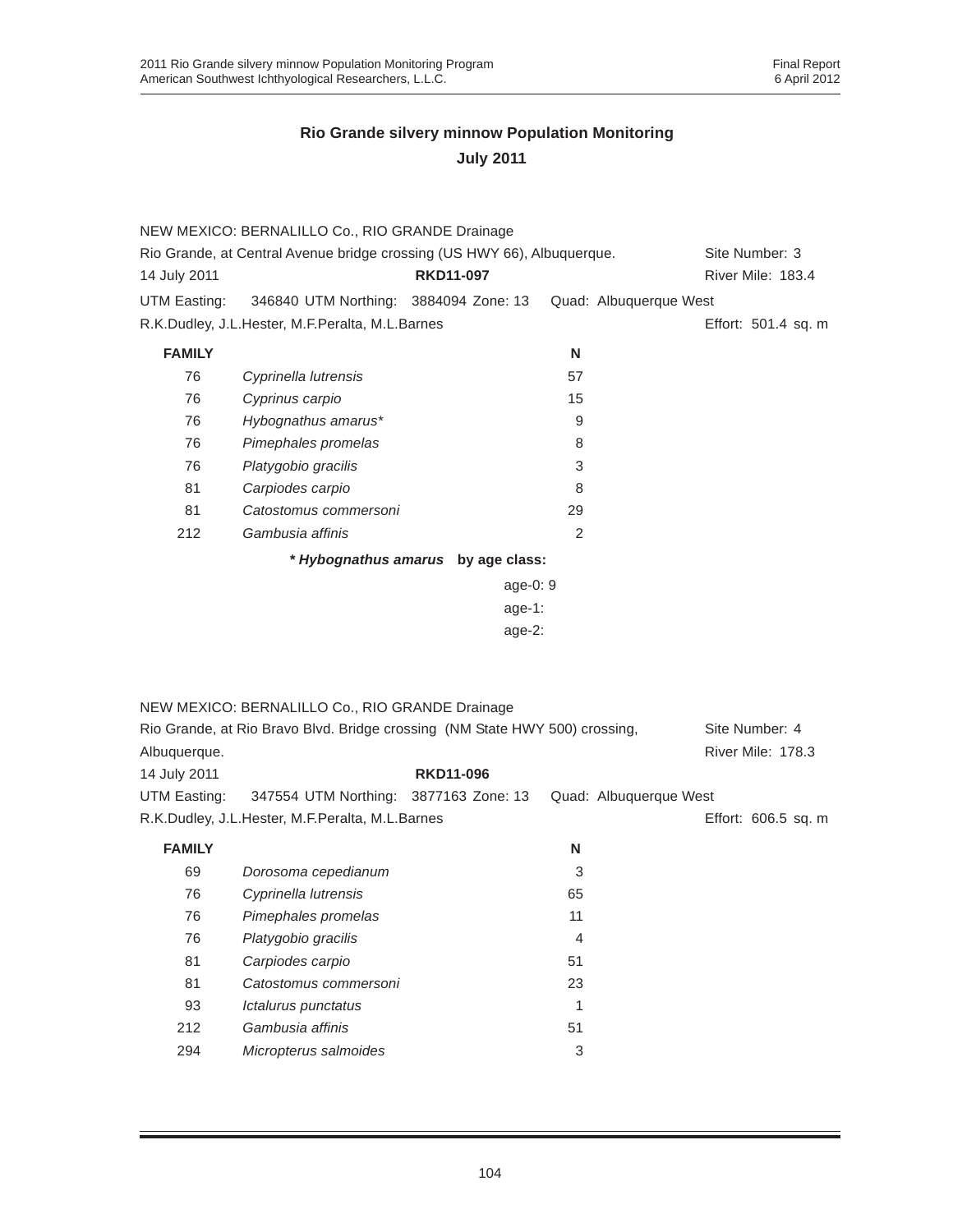## Rio Grande silvery minnow Population Monitoring

## July 2011

NEW MEXICO: BERNALILLO Co., RIO GRANDE Drainage
Rio Grande, at Central Avenue bridge crossing (US HWY 66), Albuquerque. Site Number: 3
14 July 2011 **RKD11-097** River Mile: 183.4
UTM Easting: 346840 UTM Northing: 3884094 Zone: 13 Quad: Albuquerque West
R.K.Dudley, J.L.Hester, M.F.Peralta, M.L.Barnes Effort: 501.4 sq. m

| FAMILY | | N |
|---|---|---|
| 76 | *Cyprinella lutrensis* | 57 |
| 76 | *Cyprinus carpio* | 15 |
| 76 | *Hybognathus amarus** | 9 |
| 76 | *Pimephales promelas* | 8 |
| 76 | *Platygobio gracilis* | 3 |
| 81 | *Carpiodes carpio* | 8 |
| 81 | *Catostomus commersoni* | 29 |
| 212 | *Gambusia affinis* | 2 |

**\* *Hybognathus amarus* by age class:**

age-0: 9
age-1:
age-2:

NEW MEXICO: BERNALILLO Co., RIO GRANDE Drainage
Rio Grande, at Rio Bravo Blvd. Bridge crossing (NM State HWY 500) crossing, Albuquerque. Site Number: 4
River Mile: 178.3
14 July 2011 **RKD11-096**
UTM Easting: 347554 UTM Northing: 3877163 Zone: 13 Quad: Albuquerque West
R.K.Dudley, J.L.Hester, M.F.Peralta, M.L.Barnes Effort: 606.5 sq. m

| FAMILY | | N |
|---|---|---|
| 69 | *Dorosoma cepedianum* | 3 |
| 76 | *Cyprinella lutrensis* | 65 |
| 76 | *Pimephales promelas* | 11 |
| 76 | *Platygobio gracilis* | 4 |
| 81 | *Carpiodes carpio* | 51 |
| 81 | *Catostomus commersoni* | 23 |
| 93 | *Ictalurus punctatus* | 1 |
| 212 | *Gambusia affinis* | 51 |
| 294 | *Micropterus salmoides* | 3 |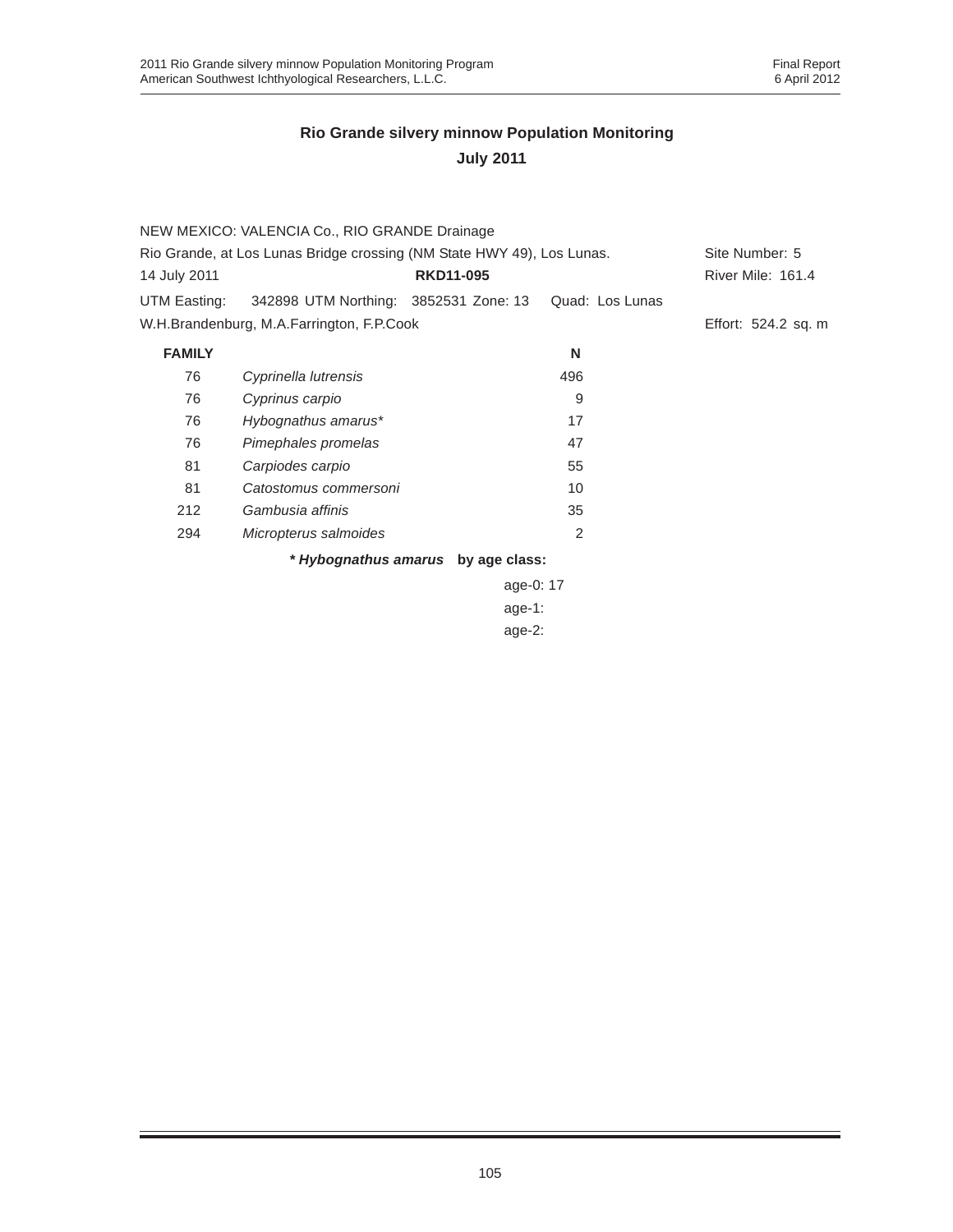## Rio Grande silvery minnow Population Monitoring

### July 2011

NEW MEXICO: VALENCIA Co., RIO GRANDE Drainage

Rio Grande, at Los Lunas Bridge crossing (NM State HWY 49), Los Lunas. Site Number: 5

14 July 2011 **RKD11-095** River Mile: 161.4

UTM Easting: 342898 UTM Northing: 3852531 Zone: 13 Quad: Los Lunas

W.H.Brandenburg, M.A.Farrington, F.P.Cook Effort: 524.2 sq. m

| FAMILY | | N |
|---|---|---|
| 76 | *Cyprinella lutrensis* | 496 |
| 76 | *Cyprinus carpio* | 9 |
| 76 | *Hybognathus amarus** | 17 |
| 76 | *Pimephales promelas* | 47 |
| 81 | *Carpiodes carpio* | 55 |
| 81 | *Catostomus commersoni* | 10 |
| 212 | *Gambusia affinis* | 35 |
| 294 | *Micropterus salmoides* | 2 |

***Hybognathus amarus* by age class:**

age-0: 17

age-1:

age-2: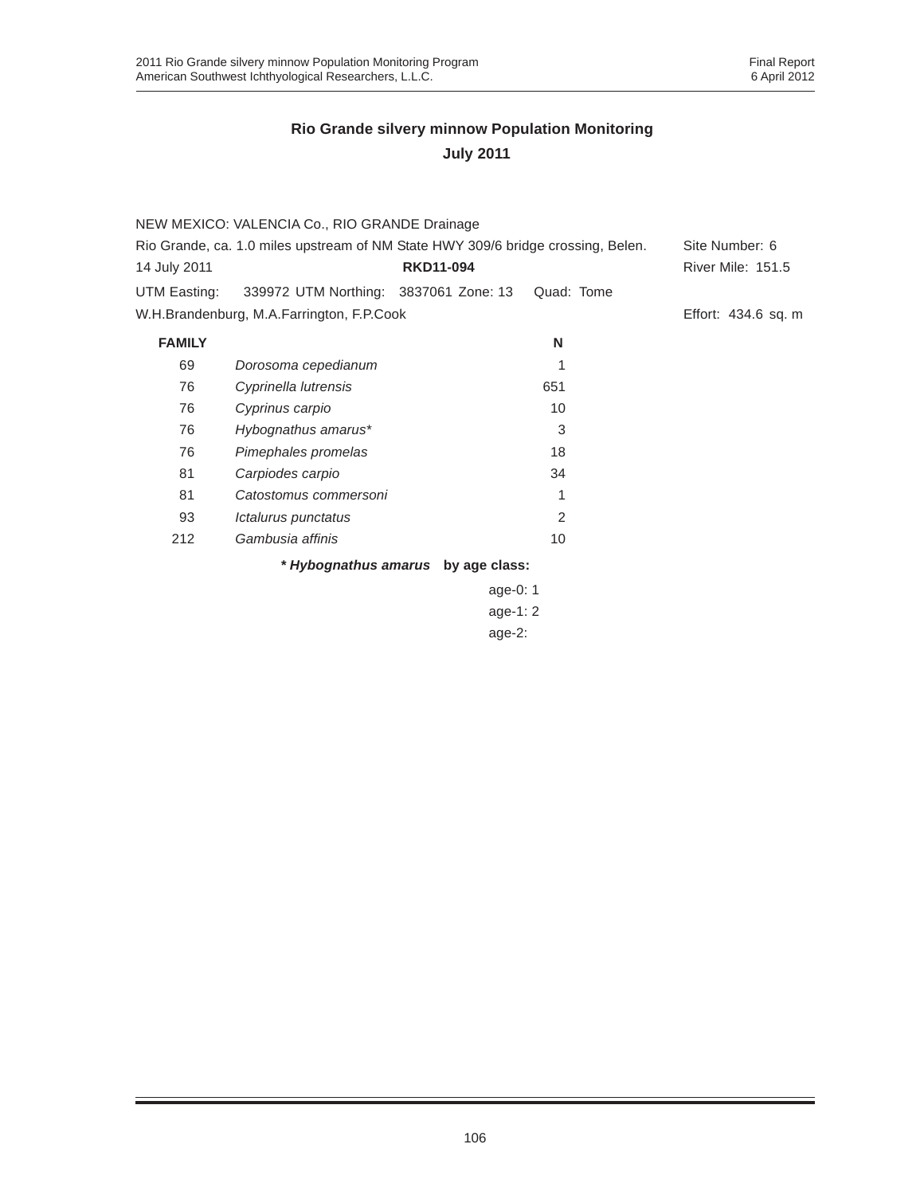## Rio Grande silvery minnow Population Monitoring

## July 2011

NEW MEXICO: VALENCIA Co., RIO GRANDE Drainage

Rio Grande, ca. 1.0 miles upstream of NM State HWY 309/6 bridge crossing, Belen. Site Number: 6

14 July 2011 **RKD11-094** River Mile: 151.5

UTM Easting: 339972 UTM Northing: 3837061 Zone: 13 Quad: Tome

W.H.Brandenburg, M.A.Farrington, F.P.Cook Effort: 434.6 sq. m

| FAMILY | | N |
|---|---|---|
| 69 | *Dorosoma cepedianum* | 1 |
| 76 | *Cyprinella lutrensis* | 651 |
| 76 | *Cyprinus carpio* | 10 |
| 76 | *Hybognathus amarus** | 3 |
| 76 | *Pimephales promelas* | 18 |
| 81 | *Carpiodes carpio* | 34 |
| 81 | *Catostomus commersoni* | 1 |
| 93 | *Ictalurus punctatus* | 2 |
| 212 | *Gambusia affinis* | 10 |

***Hybognathus amarus* by age class:**

age-0: 1
age-1: 2
age-2: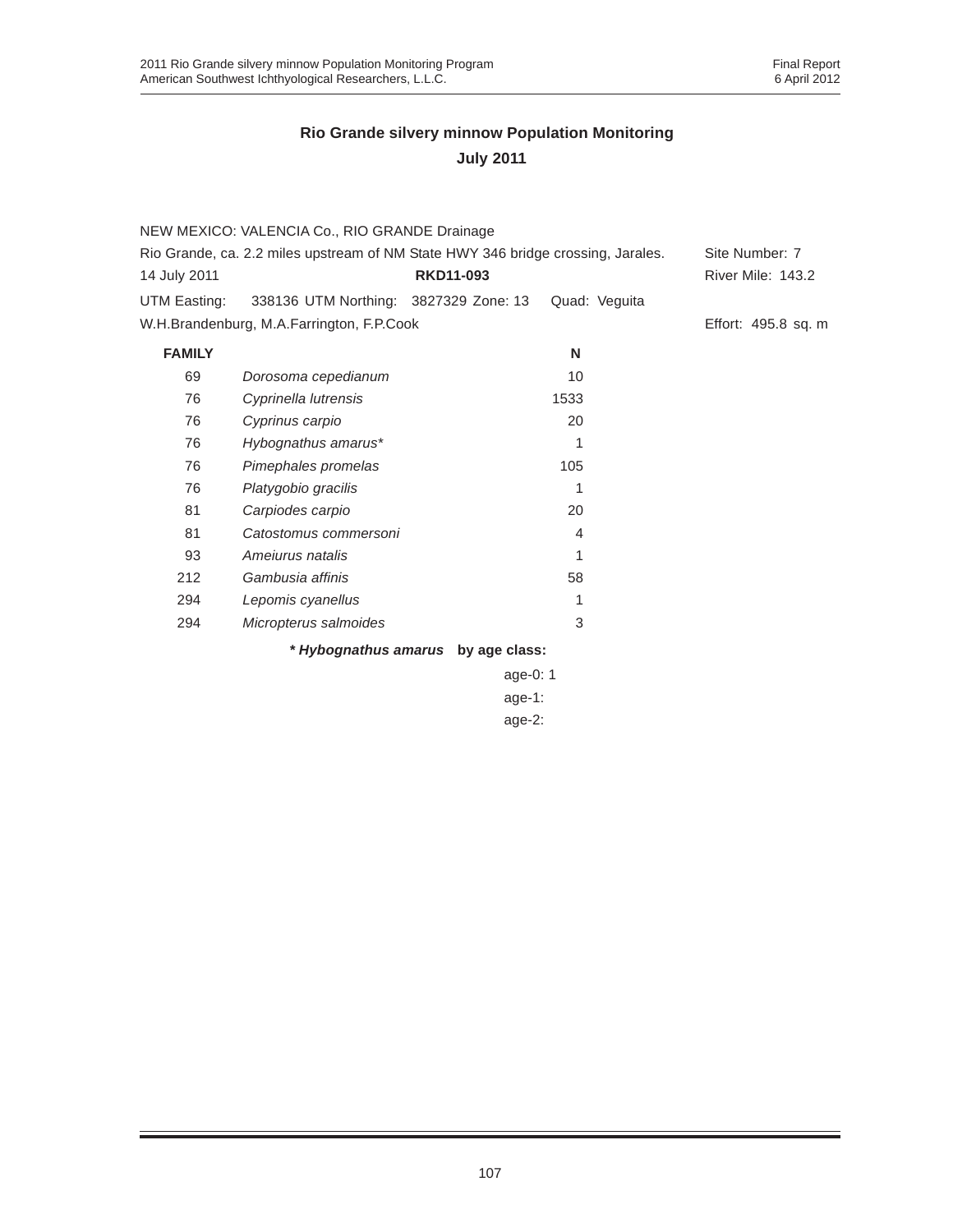## Rio Grande silvery minnow Population Monitoring
### July 2011

NEW MEXICO: VALENCIA Co., RIO GRANDE Drainage

Rio Grande, ca. 2.2 miles upstream of NM State HWY 346 bridge crossing, Jarales. Site Number: 7

14 July 2011 **RKD11-093** River Mile: 143.2

UTM Easting: 338136 UTM Northing: 3827329 Zone: 13 Quad: Veguita

W.H.Brandenburg, M.A.Farrington, F.P.Cook Effort: 495.8 sq. m

| FAMILY | | N |
|---|---|---|
| 69 | *Dorosoma cepedianum* | 10 |
| 76 | *Cyprinella lutrensis* | 1533 |
| 76 | *Cyprinus carpio* | 20 |
| 76 | *Hybognathus amarus** | 1 |
| 76 | *Pimephales promelas* | 105 |
| 76 | *Platygobio gracilis* | 1 |
| 81 | *Carpiodes carpio* | 20 |
| 81 | *Catostomus commersoni* | 4 |
| 93 | *Ameiurus natalis* | 1 |
| 212 | *Gambusia affinis* | 58 |
| 294 | *Lepomis cyanellus* | 1 |
| 294 | *Micropterus salmoides* | 3 |

***Hybognathus amarus* by age class:**

age-0: 1

age-1:

age-2: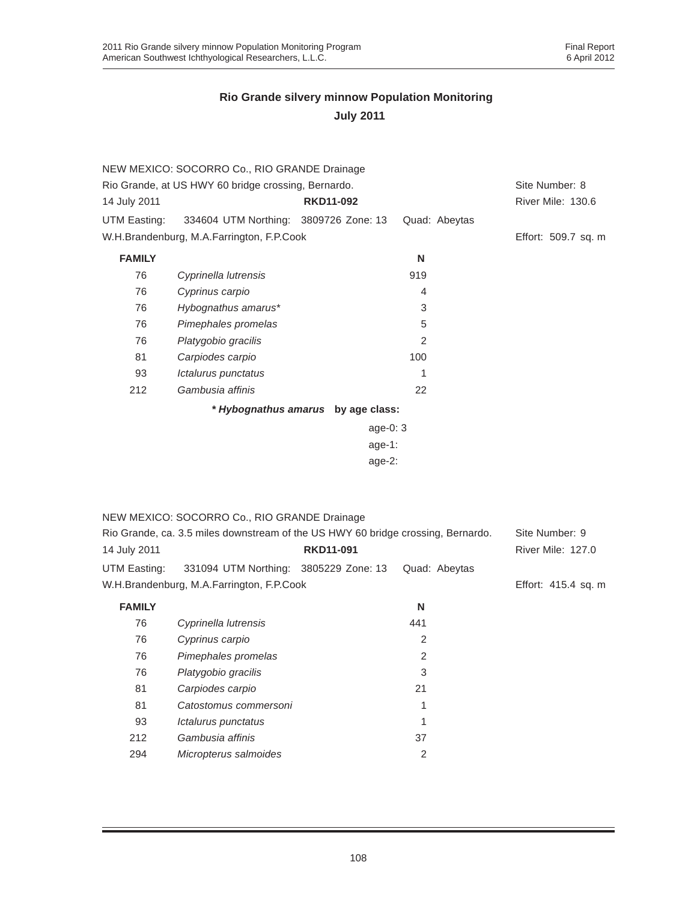## Rio Grande silvery minnow Population Monitoring

### July 2011

NEW MEXICO: SOCORRO Co., RIO GRANDE Drainage
Rio Grande, at US HWY 60 bridge crossing, Bernardo. Site Number: 8
14 July 2011 **RKD11-092** River Mile: 130.6
UTM Easting: 334604 UTM Northing: 3809726 Zone: 13 Quad: Abeytas
W.H.Brandenburg, M.A.Farrington, F.P.Cook Effort: 509.7 sq. m

| FAMILY | | N |
|---|---|---|
| 76 | *Cyprinella lutrensis* | 919 |
| 76 | *Cyprinus carpio* | 4 |
| 76 | *Hybognathus amarus** | 3 |
| 76 | *Pimephales promelas* | 5 |
| 76 | *Platygobio gracilis* | 2 |
| 81 | *Carpiodes carpio* | 100 |
| 93 | *Ictalurus punctatus* | 1 |
| 212 | *Gambusia affinis* | 22 |

**\* *Hybognathus amarus* by age class:**

age-0: 3
age-1:
age-2:

NEW MEXICO: SOCORRO Co., RIO GRANDE Drainage
Rio Grande, ca. 3.5 miles downstream of the US HWY 60 bridge crossing, Bernardo. Site Number: 9
14 July 2011 **RKD11-091** River Mile: 127.0
UTM Easting: 331094 UTM Northing: 3805229 Zone: 13 Quad: Abeytas
W.H.Brandenburg, M.A.Farrington, F.P.Cook Effort: 415.4 sq. m

| FAMILY | | N |
|---|---|---|
| 76 | *Cyprinella lutrensis* | 441 |
| 76 | *Cyprinus carpio* | 2 |
| 76 | *Pimephales promelas* | 2 |
| 76 | *Platygobio gracilis* | 3 |
| 81 | *Carpiodes carpio* | 21 |
| 81 | *Catostomus commersoni* | 1 |
| 93 | *Ictalurus punctatus* | 1 |
| 212 | *Gambusia affinis* | 37 |
| 294 | *Micropterus salmoides* | 2 |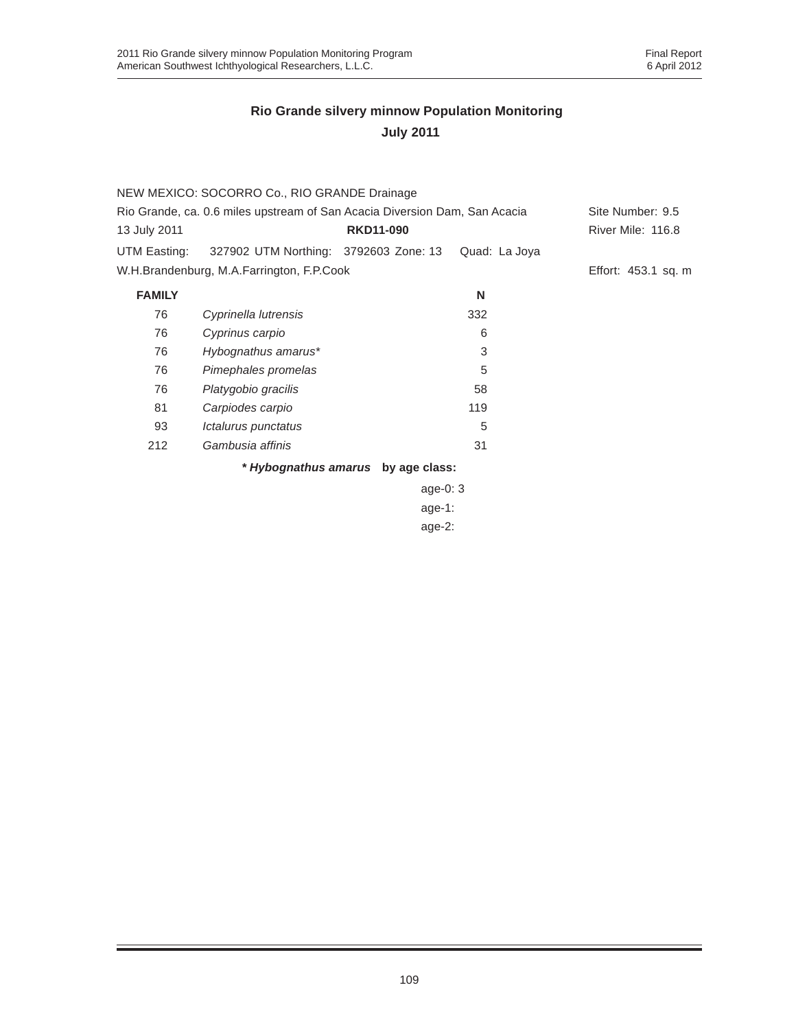## Rio Grande silvery minnow Population Monitoring

### July 2011

NEW MEXICO: SOCORRO Co., RIO GRANDE Drainage

Rio Grande, ca. 0.6 miles upstream of San Acacia Diversion Dam, San Acacia — Site Number: 9.5

13 July 2011 — **RKD11-090** — River Mile: 116.8

UTM Easting: 327902 UTM Northing: 3792603 Zone: 13 Quad: La Joya

W.H.Brandenburg, M.A.Farrington, F.P.Cook — Effort: 453.1 sq. m

| FAMILY | | N |
|---|---|---|
| 76 | *Cyprinella lutrensis* | 332 |
| 76 | *Cyprinus carpio* | 6 |
| 76 | *Hybognathus amarus** | 3 |
| 76 | *Pimephales promelas* | 5 |
| 76 | *Platygobio gracilis* | 58 |
| 81 | *Carpiodes carpio* | 119 |
| 93 | *Ictalurus punctatus* | 5 |
| 212 | *Gambusia affinis* | 31 |

**\* *Hybognathus amarus* by age class:**

age-0: 3

age-1:

age-2: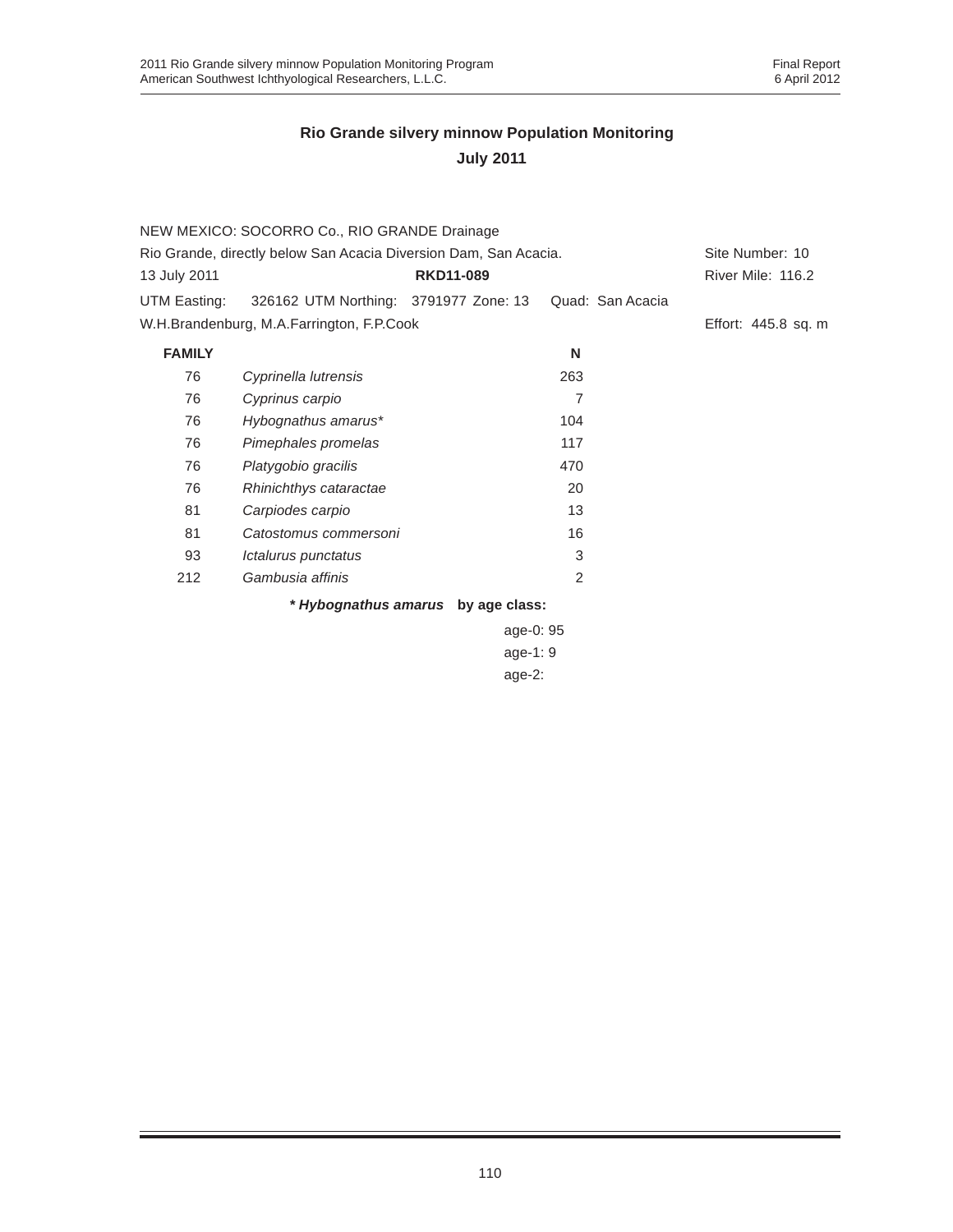## Rio Grande silvery minnow Population Monitoring
## July 2011

NEW MEXICO: SOCORRO Co., RIO GRANDE Drainage

Rio Grande, directly below San Acacia Diversion Dam, San Acacia. Site Number: 10

13 July 2011 **RKD11-089** River Mile: 116.2

UTM Easting: 326162 UTM Northing: 3791977 Zone: 13 Quad: San Acacia

W.H.Brandenburg, M.A.Farrington, F.P.Cook Effort: 445.8 sq. m

| FAMILY | | N |
|---|---|---|
| 76 | *Cyprinella lutrensis* | 263 |
| 76 | *Cyprinus carpio* | 7 |
| 76 | *Hybognathus amarus** | 104 |
| 76 | *Pimephales promelas* | 117 |
| 76 | *Platygobio gracilis* | 470 |
| 76 | *Rhinichthys cataractae* | 20 |
| 81 | *Carpiodes carpio* | 13 |
| 81 | *Catostomus commersoni* | 16 |
| 93 | *Ictalurus punctatus* | 3 |
| 212 | *Gambusia affinis* | 2 |

***Hybognathus amarus* by age class:**

age-0: 95

age-1: 9

age-2: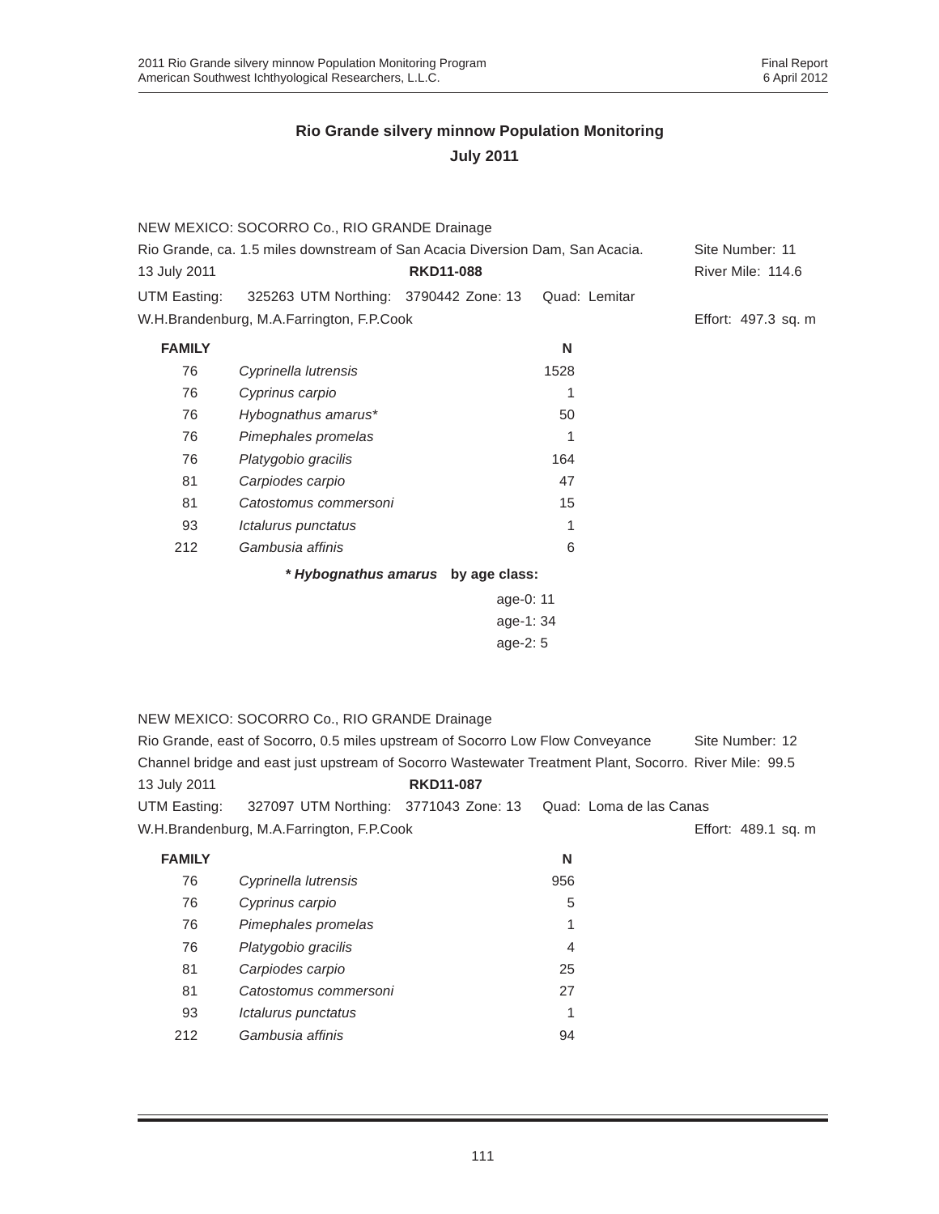## Rio Grande silvery minnow Population Monitoring

## July 2011

NEW MEXICO: SOCORRO Co., RIO GRANDE Drainage

Rio Grande, ca. 1.5 miles downstream of San Acacia Diversion Dam, San Acacia. Site Number: 11

13 July 2011 **RKD11-088** River Mile: 114.6

UTM Easting: 325263 UTM Northing: 3790442 Zone: 13 Quad: Lemitar

W.H.Brandenburg, M.A.Farrington, F.P.Cook Effort: 497.3 sq. m

| FAMILY | | N |
|---|---|---|
| 76 | *Cyprinella lutrensis* | 1528 |
| 76 | *Cyprinus carpio* | 1 |
| 76 | *Hybognathus amarus** | 50 |
| 76 | *Pimephales promelas* | 1 |
| 76 | *Platygobio gracilis* | 164 |
| 81 | *Carpiodes carpio* | 47 |
| 81 | *Catostomus commersoni* | 15 |
| 93 | *Ictalurus punctatus* | 1 |
| 212 | *Gambusia affinis* | 6 |

**\* *Hybognathus amarus* by age class:**

age-0: 11
age-1: 34
age-2: 5

NEW MEXICO: SOCORRO Co., RIO GRANDE Drainage

Rio Grande, east of Socorro, 0.5 miles upstream of Socorro Low Flow Conveyance Channel bridge and east just upstream of Socorro Wastewater Treatment Plant, Socorro. Site Number: 12 River Mile: 99.5

13 July 2011 **RKD11-087**

UTM Easting: 327097 UTM Northing: 3771043 Zone: 13 Quad: Loma de las Canas

W.H.Brandenburg, M.A.Farrington, F.P.Cook Effort: 489.1 sq. m

| FAMILY | | N |
|---|---|---|
| 76 | *Cyprinella lutrensis* | 956 |
| 76 | *Cyprinus carpio* | 5 |
| 76 | *Pimephales promelas* | 1 |
| 76 | *Platygobio gracilis* | 4 |
| 81 | *Carpiodes carpio* | 25 |
| 81 | *Catostomus commersoni* | 27 |
| 93 | *Ictalurus punctatus* | 1 |
| 212 | *Gambusia affinis* | 94 |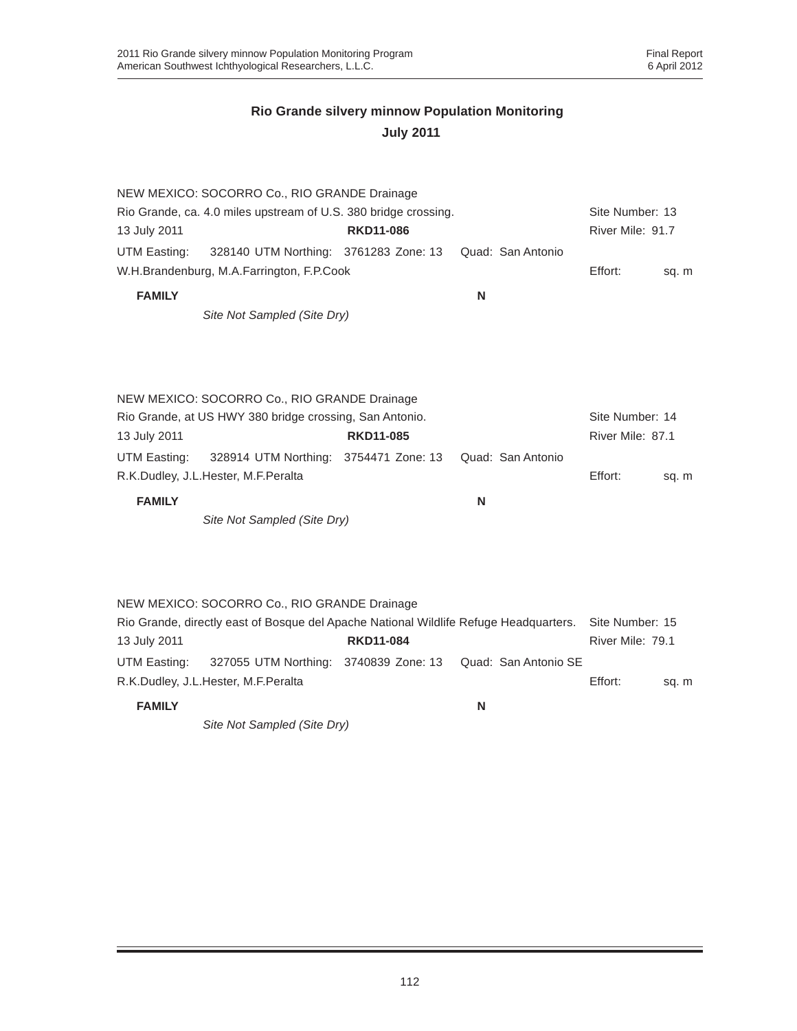## Rio Grande silvery minnow Population Monitoring

## July 2011

NEW MEXICO: SOCORRO Co., RIO GRANDE Drainage

Rio Grande, ca. 4.0 miles upstream of U.S. 380 bridge crossing. Site Number: 13

13 July 2011 **RKD11-086** River Mile: 91.7

UTM Easting: 328140 UTM Northing: 3761283 Zone: 13 Quad: San Antonio

W.H.Brandenburg, M.A.Farrington, F.P.Cook Effort: sq. m

| FAMILY | N |
|---|---|
| *Site Not Sampled (Site Dry)* | |

NEW MEXICO: SOCORRO Co., RIO GRANDE Drainage

Rio Grande, at US HWY 380 bridge crossing, San Antonio. Site Number: 14

13 July 2011 **RKD11-085** River Mile: 87.1

UTM Easting: 328914 UTM Northing: 3754471 Zone: 13 Quad: San Antonio

R.K.Dudley, J.L.Hester, M.F.Peralta Effort: sq. m

| FAMILY | N |
|---|---|
| *Site Not Sampled (Site Dry)* | |

NEW MEXICO: SOCORRO Co., RIO GRANDE Drainage

Rio Grande, directly east of Bosque del Apache National Wildlife Refuge Headquarters. Site Number: 15

13 July 2011 **RKD11-084** River Mile: 79.1

UTM Easting: 327055 UTM Northing: 3740839 Zone: 13 Quad: San Antonio SE

R.K.Dudley, J.L.Hester, M.F.Peralta Effort: sq. m

| FAMILY | N |
|---|---|
| *Site Not Sampled (Site Dry)* | |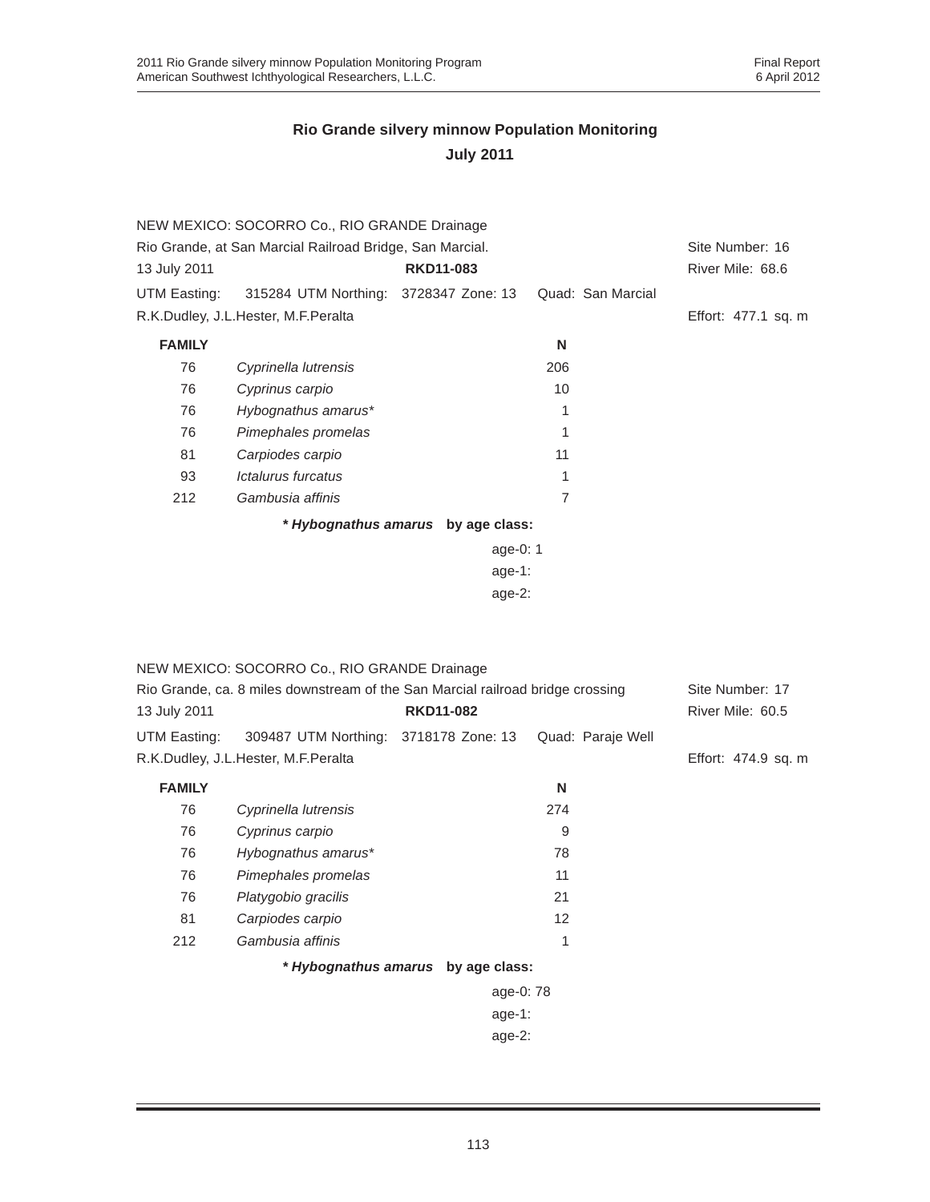## Rio Grande silvery minnow Population Monitoring
## July 2011

NEW MEXICO: SOCORRO Co., RIO GRANDE Drainage
Rio Grande, at San Marcial Railroad Bridge, San Marcial. Site Number: 16
13 July 2011 **RKD11-083** River Mile: 68.6
UTM Easting: 315284 UTM Northing: 3728347 Zone: 13 Quad: San Marcial
R.K.Dudley, J.L.Hester, M.F.Peralta Effort: 477.1 sq. m

| FAMILY | | N |
|---|---|---|
| 76 | *Cyprinella lutrensis* | 206 |
| 76 | *Cyprinus carpio* | 10 |
| 76 | *Hybognathus amarus** | 1 |
| 76 | *Pimephales promelas* | 1 |
| 81 | *Carpiodes carpio* | 11 |
| 93 | *Ictalurus furcatus* | 1 |
| 212 | *Gambusia affinis* | 7 |

***Hybognathus amarus* by age class:**

age-0: 1
age-1:
age-2:

NEW MEXICO: SOCORRO Co., RIO GRANDE Drainage
Rio Grande, ca. 8 miles downstream of the San Marcial railroad bridge crossing Site Number: 17
13 July 2011 **RKD11-082** River Mile: 60.5
UTM Easting: 309487 UTM Northing: 3718178 Zone: 13 Quad: Paraje Well
R.K.Dudley, J.L.Hester, M.F.Peralta Effort: 474.9 sq. m

| FAMILY | | N |
|---|---|---|
| 76 | *Cyprinella lutrensis* | 274 |
| 76 | *Cyprinus carpio* | 9 |
| 76 | *Hybognathus amarus** | 78 |
| 76 | *Pimephales promelas* | 11 |
| 76 | *Platygobio gracilis* | 21 |
| 81 | *Carpiodes carpio* | 12 |
| 212 | *Gambusia affinis* | 1 |

***Hybognathus amarus* by age class:**

age-0: 78
age-1:
age-2: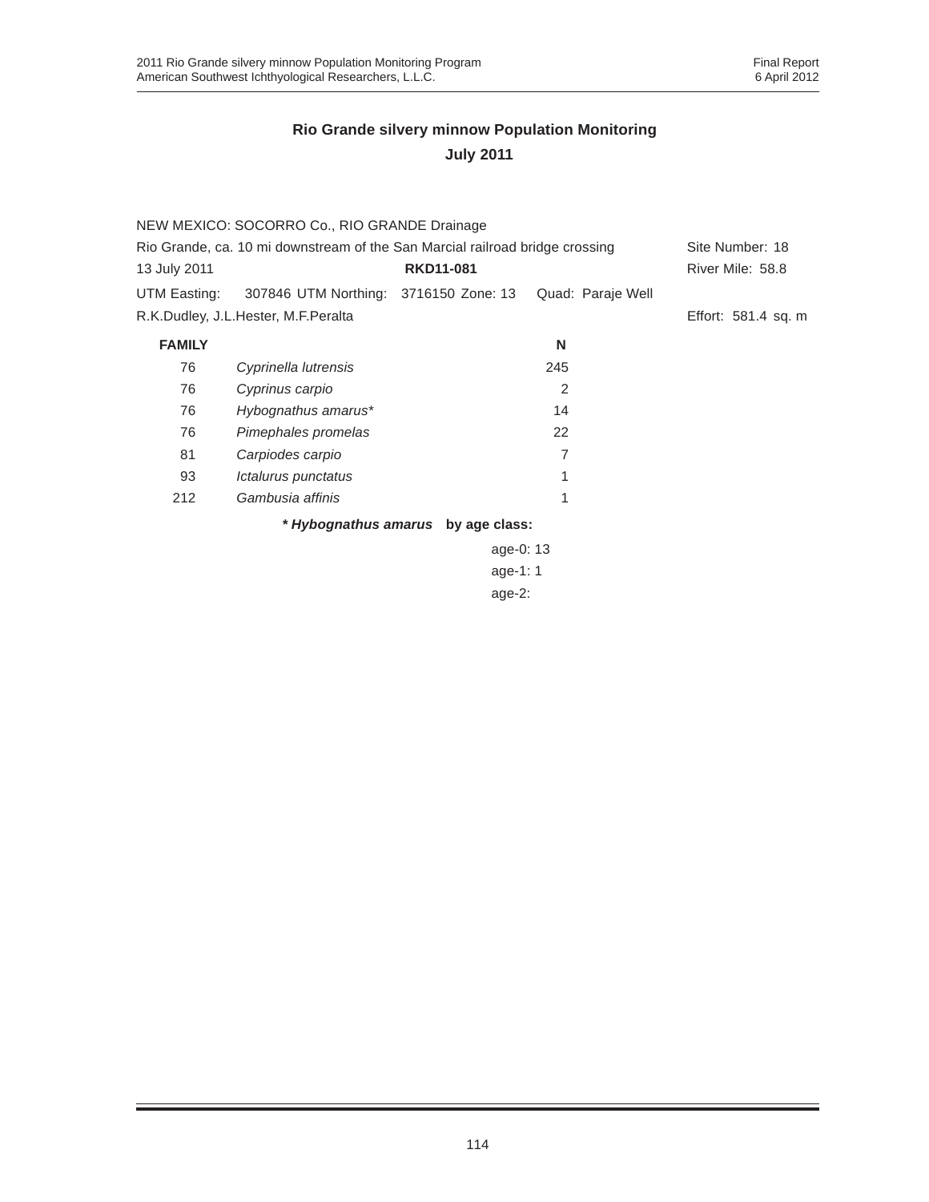## Rio Grande silvery minnow Population Monitoring

## July 2011

NEW MEXICO: SOCORRO Co., RIO GRANDE Drainage

Rio Grande, ca. 10 mi downstream of the San Marcial railroad bridge crossing — Site Number: 18

13 July 2011 — **RKD11-081** — River Mile: 58.8

UTM Easting: 307846 UTM Northing: 3716150 Zone: 13 Quad: Paraje Well

R.K.Dudley, J.L.Hester, M.F.Peralta — Effort: 581.4 sq. m

| FAMILY | | N |
|---|---|---|
| 76 | *Cyprinella lutrensis* | 245 |
| 76 | *Cyprinus carpio* | 2 |
| 76 | *Hybognathus amarus** | 14 |
| 76 | *Pimephales promelas* | 22 |
| 81 | *Carpiodes carpio* | 7 |
| 93 | *Ictalurus punctatus* | 1 |
| 212 | *Gambusia affinis* | 1 |

**\* *Hybognathus amarus* by age class:**

age-0: 13

age-1: 1

age-2: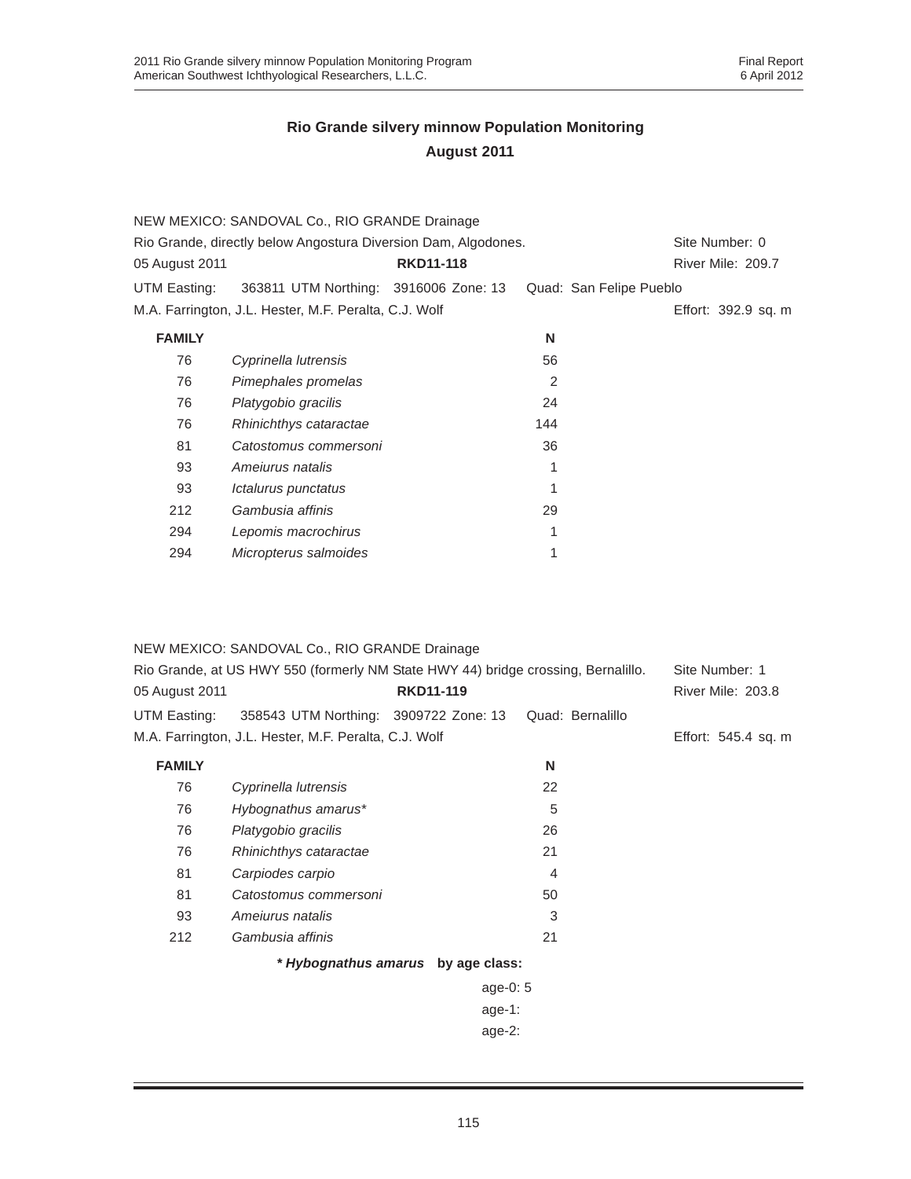## Rio Grande silvery minnow Population Monitoring
## August 2011

NEW MEXICO: SANDOVAL Co., RIO GRANDE Drainage
Rio Grande, directly below Angostura Diversion Dam, Algodones. Site Number: 0
05 August 2011 **RKD11-118** River Mile: 209.7
UTM Easting: 363811 UTM Northing: 3916006 Zone: 13 Quad: San Felipe Pueblo
M.A. Farrington, J.L. Hester, M.F. Peralta, C.J. Wolf Effort: 392.9 sq. m

| FAMILY | | N |
|---|---|---|
| 76 | *Cyprinella lutrensis* | 56 |
| 76 | *Pimephales promelas* | 2 |
| 76 | *Platygobio gracilis* | 24 |
| 76 | *Rhinichthys cataractae* | 144 |
| 81 | *Catostomus commersoni* | 36 |
| 93 | *Ameiurus natalis* | 1 |
| 93 | *Ictalurus punctatus* | 1 |
| 212 | *Gambusia affinis* | 29 |
| 294 | *Lepomis macrochirus* | 1 |
| 294 | *Micropterus salmoides* | 1 |

NEW MEXICO: SANDOVAL Co., RIO GRANDE Drainage
Rio Grande, at US HWY 550 (formerly NM State HWY 44) bridge crossing, Bernalillo. Site Number: 1
05 August 2011 **RKD11-119** River Mile: 203.8
UTM Easting: 358543 UTM Northing: 3909722 Zone: 13 Quad: Bernalillo
M.A. Farrington, J.L. Hester, M.F. Peralta, C.J. Wolf Effort: 545.4 sq. m

| FAMILY | | N |
|---|---|---|
| 76 | *Cyprinella lutrensis* | 22 |
| 76 | *Hybognathus amarus** | 5 |
| 76 | *Platygobio gracilis* | 26 |
| 76 | *Rhinichthys cataractae* | 21 |
| 81 | *Carpiodes carpio* | 4 |
| 81 | *Catostomus commersoni* | 50 |
| 93 | *Ameiurus natalis* | 3 |
| 212 | *Gambusia affinis* | 21 |

***Hybognathus amarus* by age class:**

age-0: 5
age-1:
age-2: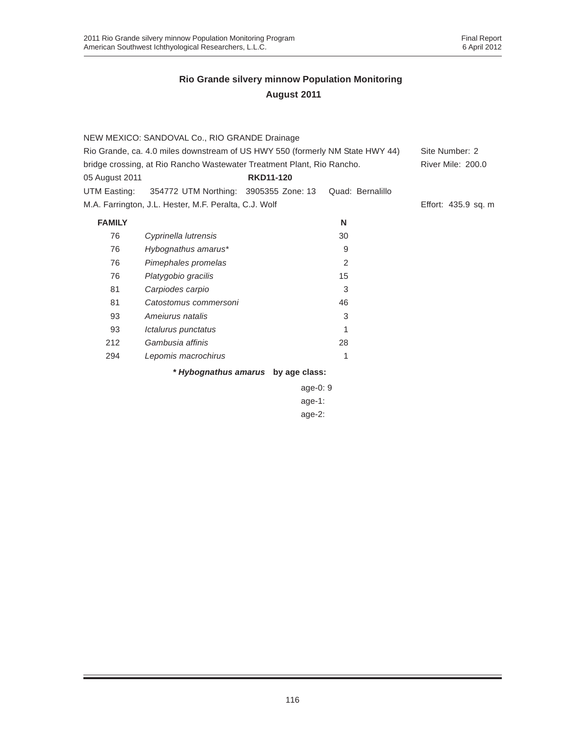## Rio Grande silvery minnow Population Monitoring
## August 2011

NEW MEXICO: SANDOVAL Co., RIO GRANDE Drainage

Rio Grande, ca. 4.0 miles downstream of US HWY 550 (formerly NM State HWY 44) bridge crossing, at Rio Rancho Wastewater Treatment Plant, Rio Rancho.

Site Number: 2
River Mile: 200.0

05 August 2011 **RKD11-120**

UTM Easting: 354772 UTM Northing: 3905355 Zone: 13 Quad: Bernalillo

M.A. Farrington, J.L. Hester, M.F. Peralta, C.J. Wolf

Effort: 435.9 sq. m

| FAMILY | | N |
|---|---|---|
| 76 | *Cyprinella lutrensis* | 30 |
| 76 | *Hybognathus amarus** | 9 |
| 76 | *Pimephales promelas* | 2 |
| 76 | *Platygobio gracilis* | 15 |
| 81 | *Carpiodes carpio* | 3 |
| 81 | *Catostomus commersoni* | 46 |
| 93 | *Ameiurus natalis* | 3 |
| 93 | *Ictalurus punctatus* | 1 |
| 212 | *Gambusia affinis* | 28 |
| 294 | *Lepomis macrochirus* | 1 |

**** Hybognathus amarus* by age class:**

age-0: 9
age-1:
age-2: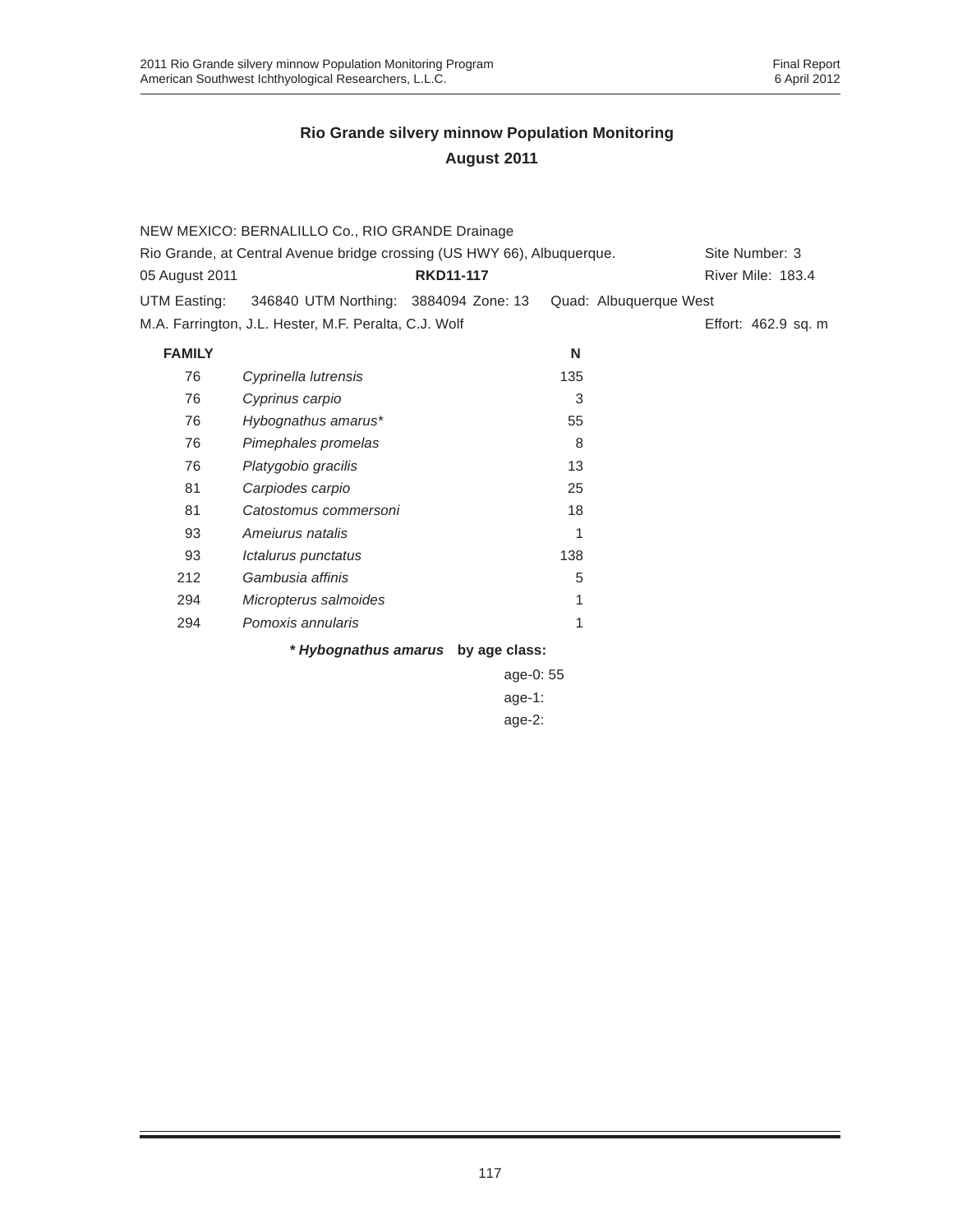## Rio Grande silvery minnow Population Monitoring
## August 2011

NEW MEXICO: BERNALILLO Co., RIO GRANDE Drainage

Rio Grande, at Central Avenue bridge crossing (US HWY 66), Albuquerque. Site Number: 3

05 August 2011 **RKD11-117** River Mile: 183.4

UTM Easting: 346840 UTM Northing: 3884094 Zone: 13 Quad: Albuquerque West

M.A. Farrington, J.L. Hester, M.F. Peralta, C.J. Wolf Effort: 462.9 sq. m

| FAMILY | | N |
|---|---|---|
| 76 | *Cyprinella lutrensis* | 135 |
| 76 | *Cyprinus carpio* | 3 |
| 76 | *Hybognathus amarus** | 55 |
| 76 | *Pimephales promelas* | 8 |
| 76 | *Platygobio gracilis* | 13 |
| 81 | *Carpiodes carpio* | 25 |
| 81 | *Catostomus commersoni* | 18 |
| 93 | *Ameiurus natalis* | 1 |
| 93 | *Ictalurus punctatus* | 138 |
| 212 | *Gambusia affinis* | 5 |
| 294 | *Micropterus salmoides* | 1 |
| 294 | *Pomoxis annularis* | 1 |

***Hybognathus amarus* by age class:**

age-0: 55

age-1:

age-2: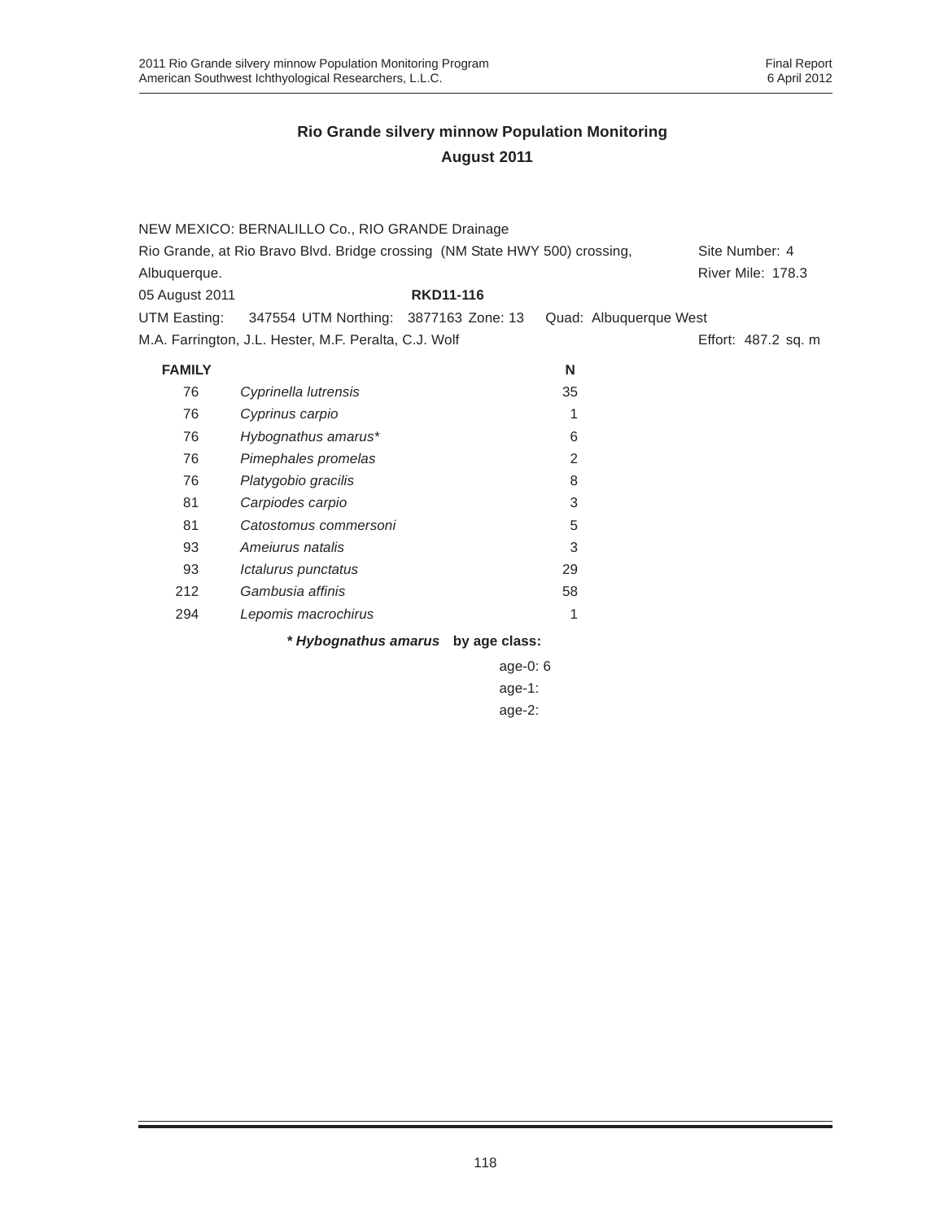## Rio Grande silvery minnow Population Monitoring

## August 2011

NEW MEXICO: BERNALILLO Co., RIO GRANDE Drainage

Rio Grande, at Rio Bravo Blvd. Bridge crossing (NM State HWY 500) crossing, Albuquerque.

Site Number: 4

River Mile: 178.3

05 August 2011 **RKD11-116**

UTM Easting: 347554 UTM Northing: 3877163 Zone: 13 Quad: Albuquerque West

M.A. Farrington, J.L. Hester, M.F. Peralta, C.J. Wolf

Effort: 487.2 sq. m

| FAMILY | | N |
|---|---|---|
| 76 | *Cyprinella lutrensis* | 35 |
| 76 | *Cyprinus carpio* | 1 |
| 76 | *Hybognathus amarus** | 6 |
| 76 | *Pimephales promelas* | 2 |
| 76 | *Platygobio gracilis* | 8 |
| 81 | *Carpiodes carpio* | 3 |
| 81 | *Catostomus commersoni* | 5 |
| 93 | *Ameiurus natalis* | 3 |
| 93 | *Ictalurus punctatus* | 29 |
| 212 | *Gambusia affinis* | 58 |
| 294 | *Lepomis macrochirus* | 1 |

***Hybognathus amarus* by age class:**

age-0: 6

age-1:

age-2: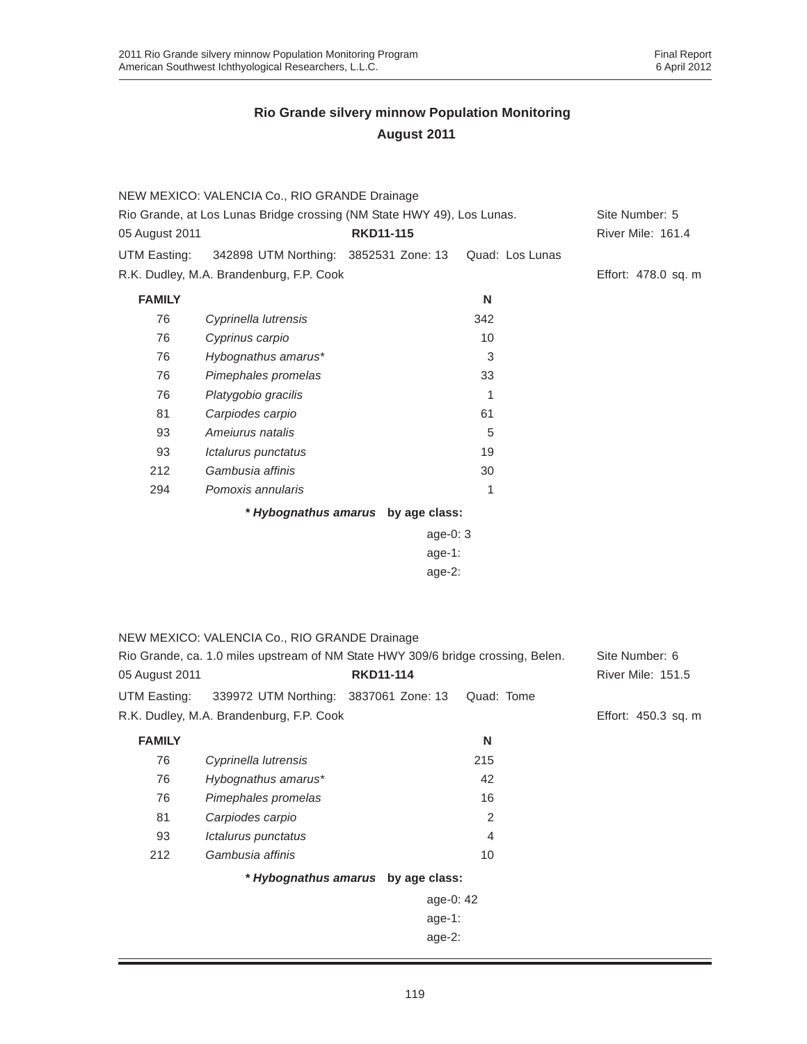## Rio Grande silvery minnow Population Monitoring
## August 2011

NEW MEXICO: VALENCIA Co., RIO GRANDE Drainage
Rio Grande, at Los Lunas Bridge crossing (NM State HWY 49), Los Lunas. Site Number: 5
05 August 2011 **RKD11-115** River Mile: 161.4
UTM Easting: 342898 UTM Northing: 3852531 Zone: 13 Quad: Los Lunas
R.K. Dudley, M.A. Brandenburg, F.P. Cook Effort: 478.0 sq. m

| FAMILY | | N |
|---|---|---|
| 76 | *Cyprinella lutrensis* | 342 |
| 76 | *Cyprinus carpio* | 10 |
| 76 | *Hybognathus amarus** | 3 |
| 76 | *Pimephales promelas* | 33 |
| 76 | *Platygobio gracilis* | 1 |
| 81 | *Carpiodes carpio* | 61 |
| 93 | *Ameiurus natalis* | 5 |
| 93 | *Ictalurus punctatus* | 19 |
| 212 | *Gambusia affinis* | 30 |
| 294 | *Pomoxis annularis* | 1 |

***Hybognathus amarus* by age class:**

age-0: 3
age-1:
age-2:

NEW MEXICO: VALENCIA Co., RIO GRANDE Drainage
Rio Grande, ca. 1.0 miles upstream of NM State HWY 309/6 bridge crossing, Belen. Site Number: 6
05 August 2011 **RKD11-114** River Mile: 151.5
UTM Easting: 339972 UTM Northing: 3837061 Zone: 13 Quad: Tome
R.K. Dudley, M.A. Brandenburg, F.P. Cook Effort: 450.3 sq. m

| FAMILY | | N |
|---|---|---|
| 76 | *Cyprinella lutrensis* | 215 |
| 76 | *Hybognathus amarus** | 42 |
| 76 | *Pimephales promelas* | 16 |
| 81 | *Carpiodes carpio* | 2 |
| 93 | *Ictalurus punctatus* | 4 |
| 212 | *Gambusia affinis* | 10 |

***Hybognathus amarus* by age class:**

age-0: 42
age-1:
age-2: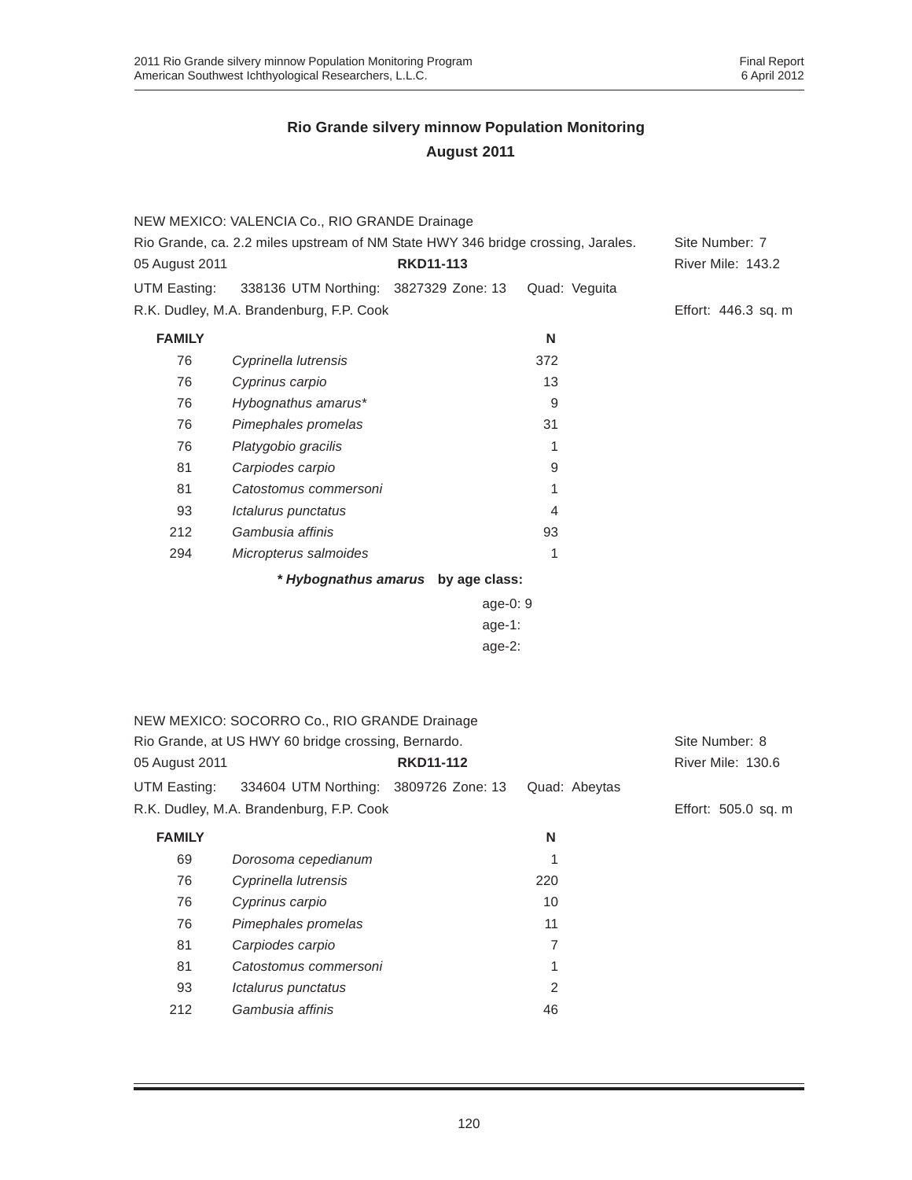## Rio Grande silvery minnow Population Monitoring
## August 2011

NEW MEXICO: VALENCIA Co., RIO GRANDE Drainage
Rio Grande, ca. 2.2 miles upstream of NM State HWY 346 bridge crossing, Jarales. Site Number: 7
05 August 2011 **RKD11-113** River Mile: 143.2
UTM Easting: 338136 UTM Northing: 3827329 Zone: 13 Quad: Veguita
R.K. Dudley, M.A. Brandenburg, F.P. Cook Effort: 446.3 sq. m

| FAMILY | | N |
|---|---|---|
| 76 | *Cyprinella lutrensis* | 372 |
| 76 | *Cyprinus carpio* | 13 |
| 76 | *Hybognathus amarus** | 9 |
| 76 | *Pimephales promelas* | 31 |
| 76 | *Platygobio gracilis* | 1 |
| 81 | *Carpiodes carpio* | 9 |
| 81 | *Catostomus commersoni* | 1 |
| 93 | *Ictalurus punctatus* | 4 |
| 212 | *Gambusia affinis* | 93 |
| 294 | *Micropterus salmoides* | 1 |

***Hybognathus amarus* by age class:**

age-0: 9
age-1:
age-2:

NEW MEXICO: SOCORRO Co., RIO GRANDE Drainage
Rio Grande, at US HWY 60 bridge crossing, Bernardo. Site Number: 8
05 August 2011 **RKD11-112** River Mile: 130.6
UTM Easting: 334604 UTM Northing: 3809726 Zone: 13 Quad: Abeytas
R.K. Dudley, M.A. Brandenburg, F.P. Cook Effort: 505.0 sq. m

| FAMILY | | N |
|---|---|---|
| 69 | *Dorosoma cepedianum* | 1 |
| 76 | *Cyprinella lutrensis* | 220 |
| 76 | *Cyprinus carpio* | 10 |
| 76 | *Pimephales promelas* | 11 |
| 81 | *Carpiodes carpio* | 7 |
| 81 | *Catostomus commersoni* | 1 |
| 93 | *Ictalurus punctatus* | 2 |
| 212 | *Gambusia affinis* | 46 |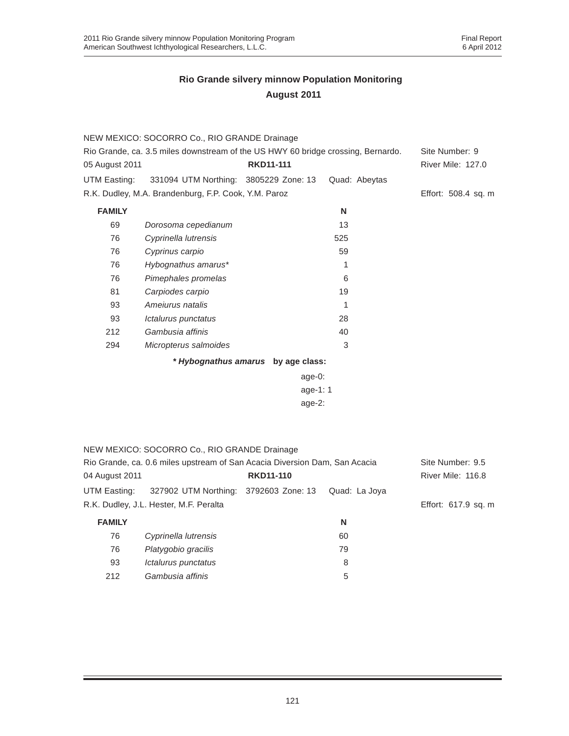## Rio Grande silvery minnow Population Monitoring
## August 2011

NEW MEXICO: SOCORRO Co., RIO GRANDE Drainage
Rio Grande, ca. 3.5 miles downstream of the US HWY 60 bridge crossing, Bernardo. Site Number: 9
05 August 2011 **RKD11-111** River Mile: 127.0
UTM Easting: 331094 UTM Northing: 3805229 Zone: 13 Quad: Abeytas
R.K. Dudley, M.A. Brandenburg, F.P. Cook, Y.M. Paroz Effort: 508.4 sq. m

| FAMILY | | N |
|---|---|---|
| 69 | *Dorosoma cepedianum* | 13 |
| 76 | *Cyprinella lutrensis* | 525 |
| 76 | *Cyprinus carpio* | 59 |
| 76 | *Hybognathus amarus** | 1 |
| 76 | *Pimephales promelas* | 6 |
| 81 | *Carpiodes carpio* | 19 |
| 93 | *Ameiurus natalis* | 1 |
| 93 | *Ictalurus punctatus* | 28 |
| 212 | *Gambusia affinis* | 40 |
| 294 | *Micropterus salmoides* | 3 |

***Hybognathus amarus* by age class:**

age-0:
age-1: 1
age-2:

NEW MEXICO: SOCORRO Co., RIO GRANDE Drainage
Rio Grande, ca. 0.6 miles upstream of San Acacia Diversion Dam, San Acacia Site Number: 9.5
04 August 2011 **RKD11-110** River Mile: 116.8
UTM Easting: 327902 UTM Northing: 3792603 Zone: 13 Quad: La Joya
R.K. Dudley, J.L. Hester, M.F. Peralta Effort: 617.9 sq. m

| FAMILY | | N |
|---|---|---|
| 76 | *Cyprinella lutrensis* | 60 |
| 76 | *Platygobio gracilis* | 79 |
| 93 | *Ictalurus punctatus* | 8 |
| 212 | *Gambusia affinis* | 5 |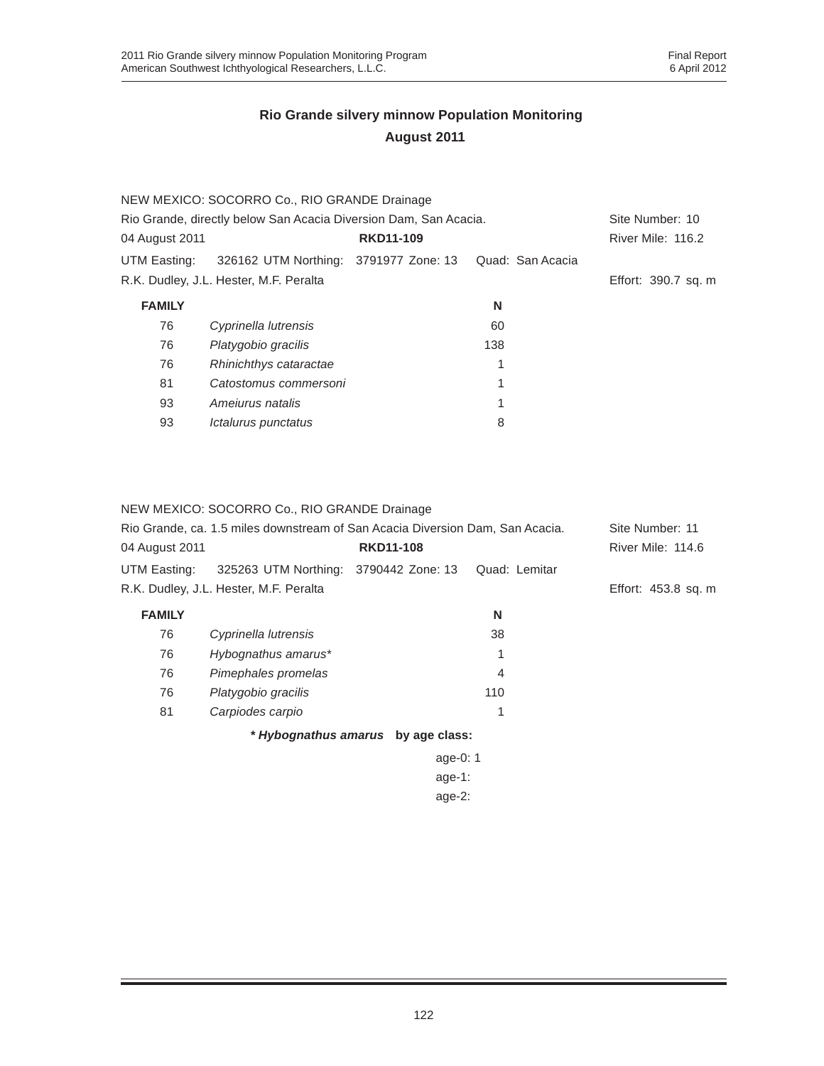## Rio Grande silvery minnow Population Monitoring
## August 2011

NEW MEXICO: SOCORRO Co., RIO GRANDE Drainage
Rio Grande, directly below San Acacia Diversion Dam, San Acacia. Site Number: 10
04 August 2011 **RKD11-109** River Mile: 116.2
UTM Easting: 326162 UTM Northing: 3791977 Zone: 13 Quad: San Acacia
R.K. Dudley, J.L. Hester, M.F. Peralta Effort: 390.7 sq. m

| FAMILY | | N |
|---|---|---|
| 76 | *Cyprinella lutrensis* | 60 |
| 76 | *Platygobio gracilis* | 138 |
| 76 | *Rhinichthys cataractae* | 1 |
| 81 | *Catostomus commersoni* | 1 |
| 93 | *Ameiurus natalis* | 1 |
| 93 | *Ictalurus punctatus* | 8 |

NEW MEXICO: SOCORRO Co., RIO GRANDE Drainage
Rio Grande, ca. 1.5 miles downstream of San Acacia Diversion Dam, San Acacia. Site Number: 11
04 August 2011 **RKD11-108** River Mile: 114.6
UTM Easting: 325263 UTM Northing: 3790442 Zone: 13 Quad: Lemitar
R.K. Dudley, J.L. Hester, M.F. Peralta Effort: 453.8 sq. m

| FAMILY | | N |
|---|---|---|
| 76 | *Cyprinella lutrensis* | 38 |
| 76 | *Hybognathus amarus** | 1 |
| 76 | *Pimephales promelas* | 4 |
| 76 | *Platygobio gracilis* | 110 |
| 81 | *Carpiodes carpio* | 1 |

***Hybognathus amarus* by age class:**

age-0: 1
age-1:
age-2: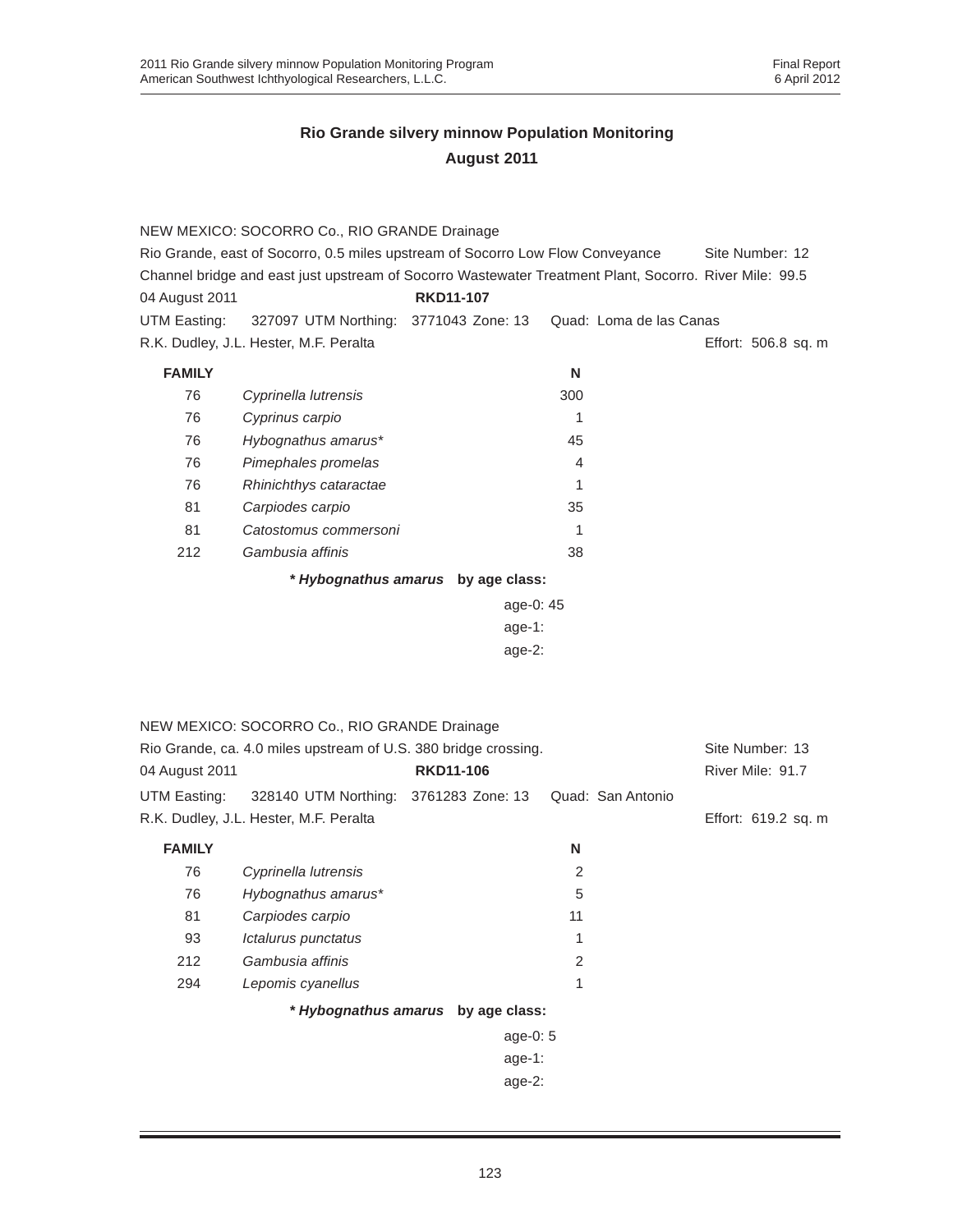## Rio Grande silvery minnow Population Monitoring
## August 2011

NEW MEXICO: SOCORRO Co., RIO GRANDE Drainage

Rio Grande, east of Socorro, 0.5 miles upstream of Socorro Low Flow Conveyance Channel bridge and east just upstream of Socorro Wastewater Treatment Plant, Socorro. Site Number: 12 River Mile: 99.5

04 August 2011 **RKD11-107**

UTM Easting: 327097 UTM Northing: 3771043 Zone: 13 Quad: Loma de las Canas

R.K. Dudley, J.L. Hester, M.F. Peralta Effort: 506.8 sq. m

| FAMILY | | N |
|---|---|---|
| 76 | *Cyprinella lutrensis* | 300 |
| 76 | *Cyprinus carpio* | 1 |
| 76 | *Hybognathus amarus** | 45 |
| 76 | *Pimephales promelas* | 4 |
| 76 | *Rhinichthys cataractae* | 1 |
| 81 | *Carpiodes carpio* | 35 |
| 81 | *Catostomus commersoni* | 1 |
| 212 | *Gambusia affinis* | 38 |

***Hybognathus amarus* by age class:**

age-0: 45
age-1:
age-2:

NEW MEXICO: SOCORRO Co., RIO GRANDE Drainage

Rio Grande, ca. 4.0 miles upstream of U.S. 380 bridge crossing. Site Number: 13

04 August 2011 **RKD11-106** River Mile: 91.7

UTM Easting: 328140 UTM Northing: 3761283 Zone: 13 Quad: San Antonio

R.K. Dudley, J.L. Hester, M.F. Peralta Effort: 619.2 sq. m

| FAMILY | | N |
|---|---|---|
| 76 | *Cyprinella lutrensis* | 2 |
| 76 | *Hybognathus amarus** | 5 |
| 81 | *Carpiodes carpio* | 11 |
| 93 | *Ictalurus punctatus* | 1 |
| 212 | *Gambusia affinis* | 2 |
| 294 | *Lepomis cyanellus* | 1 |

***Hybognathus amarus* by age class:**

age-0: 5
age-1:
age-2: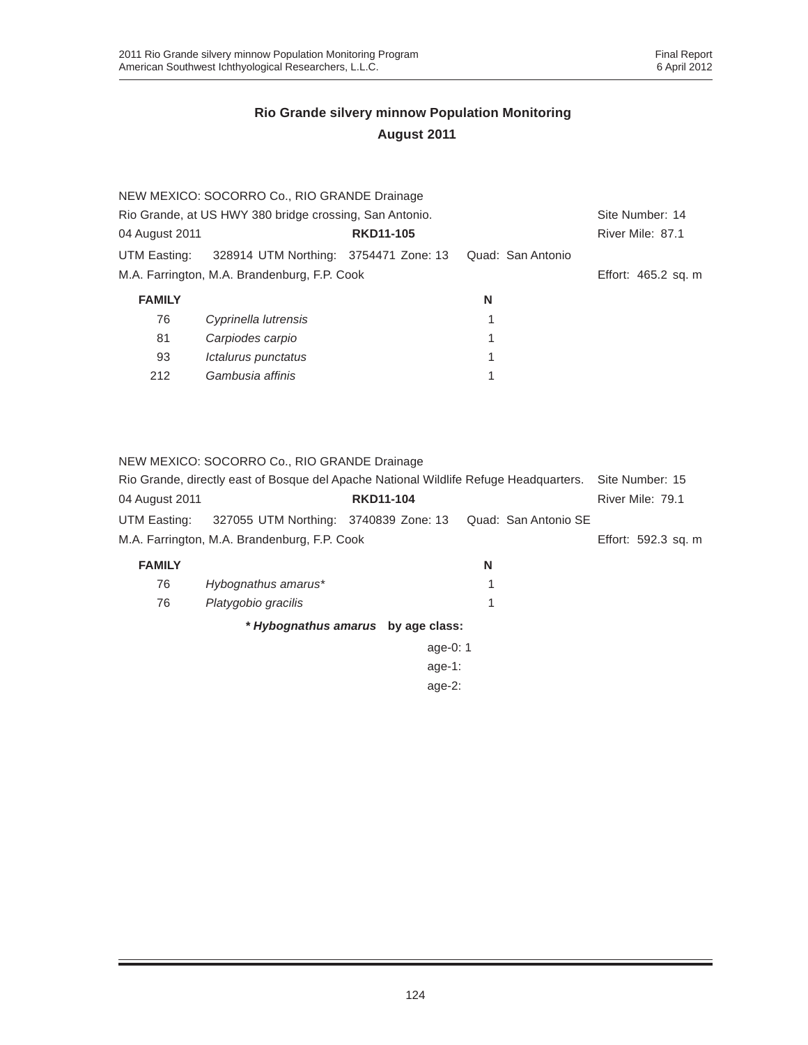## Rio Grande silvery minnow Population Monitoring
## August 2011

NEW MEXICO: SOCORRO Co., RIO GRANDE Drainage

Rio Grande, at US HWY 380 bridge crossing, San Antonio. Site Number: 14

04 August 2011 **RKD11-105** River Mile: 87.1

UTM Easting: 328914 UTM Northing: 3754471 Zone: 13 Quad: San Antonio

M.A. Farrington, M.A. Brandenburg, F.P. Cook Effort: 465.2 sq. m

| FAMILY | | N |
|---|---|---|
| 76 | *Cyprinella lutrensis* | 1 |
| 81 | *Carpiodes carpio* | 1 |
| 93 | *Ictalurus punctatus* | 1 |
| 212 | *Gambusia affinis* | 1 |

NEW MEXICO: SOCORRO Co., RIO GRANDE Drainage

Rio Grande, directly east of Bosque del Apache National Wildlife Refuge Headquarters. Site Number: 15

04 August 2011 **RKD11-104** River Mile: 79.1

UTM Easting: 327055 UTM Northing: 3740839 Zone: 13 Quad: San Antonio SE

M.A. Farrington, M.A. Brandenburg, F.P. Cook Effort: 592.3 sq. m

| FAMILY | | N |
|---|---|---|
| 76 | *Hybognathus amarus** | 1 |
| 76 | *Platygobio gracilis* | 1 |

***Hybognathus amarus* by age class:**

age-0: 1
age-1:
age-2: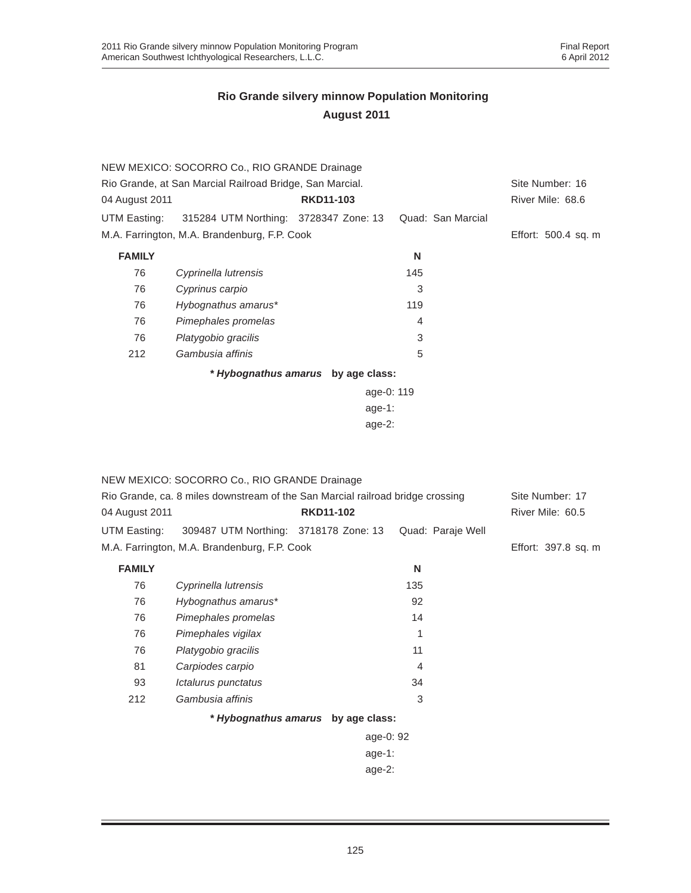## Rio Grande silvery minnow Population Monitoring
### August 2011

NEW MEXICO: SOCORRO Co., RIO GRANDE Drainage
Rio Grande, at San Marcial Railroad Bridge, San Marcial. Site Number: 16
04 August 2011 **RKD11-103** River Mile: 68.6
UTM Easting: 315284 UTM Northing: 3728347 Zone: 13 Quad: San Marcial
M.A. Farrington, M.A. Brandenburg, F.P. Cook Effort: 500.4 sq. m

| FAMILY | | N |
|---|---|---|
| 76 | *Cyprinella lutrensis* | 145 |
| 76 | *Cyprinus carpio* | 3 |
| 76 | *Hybognathus amarus** | 119 |
| 76 | *Pimephales promelas* | 4 |
| 76 | *Platygobio gracilis* | 3 |
| 212 | *Gambusia affinis* | 5 |

***Hybognathus amarus* by age class:**

age-0: 119
age-1:
age-2:

NEW MEXICO: SOCORRO Co., RIO GRANDE Drainage
Rio Grande, ca. 8 miles downstream of the San Marcial railroad bridge crossing Site Number: 17
04 August 2011 **RKD11-102** River Mile: 60.5
UTM Easting: 309487 UTM Northing: 3718178 Zone: 13 Quad: Paraje Well
M.A. Farrington, M.A. Brandenburg, F.P. Cook Effort: 397.8 sq. m

| FAMILY | | N |
|---|---|---|
| 76 | *Cyprinella lutrensis* | 135 |
| 76 | *Hybognathus amarus** | 92 |
| 76 | *Pimephales promelas* | 14 |
| 76 | *Pimephales vigilax* | 1 |
| 76 | *Platygobio gracilis* | 11 |
| 81 | *Carpiodes carpio* | 4 |
| 93 | *Ictalurus punctatus* | 34 |
| 212 | *Gambusia affinis* | 3 |

***Hybognathus amarus* by age class:**

age-0: 92
age-1:
age-2: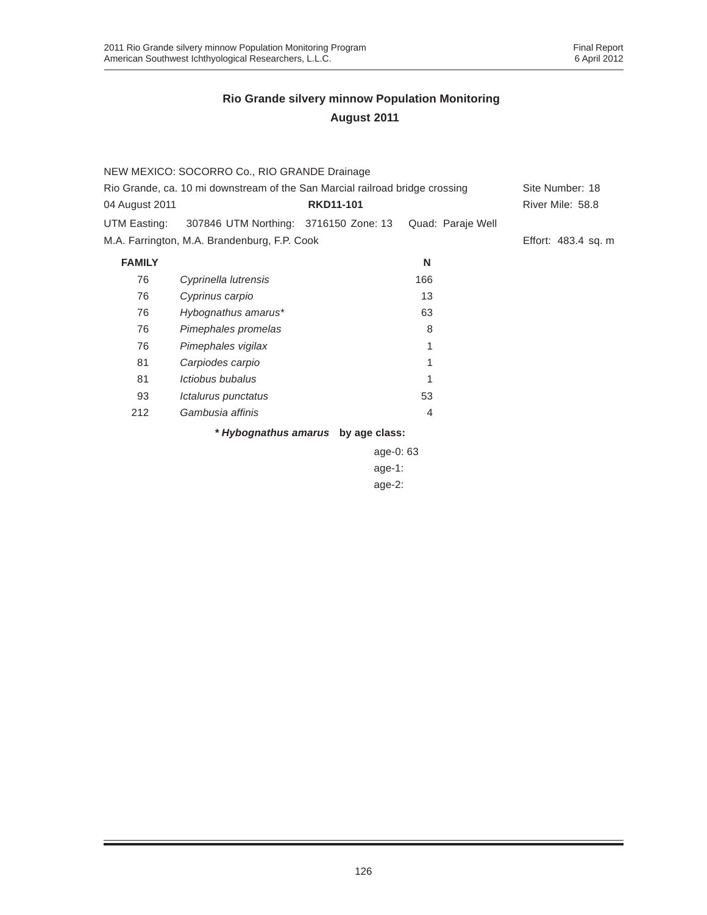## Rio Grande silvery minnow Population Monitoring
## August 2011

NEW MEXICO: SOCORRO Co., RIO GRANDE Drainage

Rio Grande, ca. 10 mi downstream of the San Marcial railroad bridge crossing — Site Number: 18

04 August 2011 — **RKD11-101** — River Mile: 58.8

UTM Easting: 307846 UTM Northing: 3716150 Zone: 13 Quad: Paraje Well

M.A. Farrington, M.A. Brandenburg, F.P. Cook — Effort: 483.4 sq. m

| FAMILY | | N |
|---|---|---|
| 76 | *Cyprinella lutrensis* | 166 |
| 76 | *Cyprinus carpio* | 13 |
| 76 | *Hybognathus amarus** | 63 |
| 76 | *Pimephales promelas* | 8 |
| 76 | *Pimephales vigilax* | 1 |
| 81 | *Carpiodes carpio* | 1 |
| 81 | *Ictiobus bubalus* | 1 |
| 93 | *Ictalurus punctatus* | 53 |
| 212 | *Gambusia affinis* | 4 |

***Hybognathus amarus* by age class:**

age-0: 63
age-1:
age-2: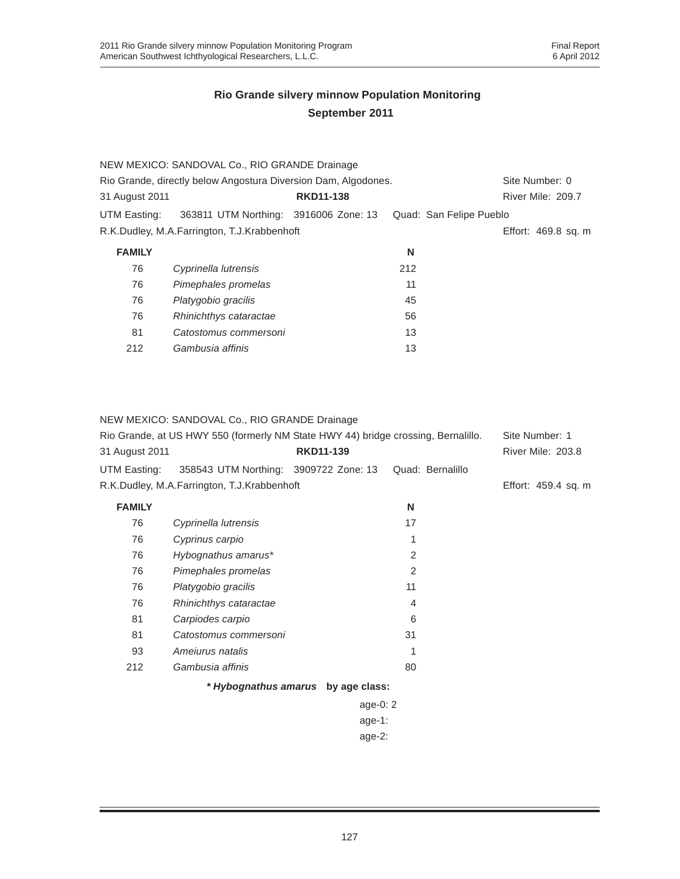# Rio Grande silvery minnow Population Monitoring
## September 2011

NEW MEXICO: SANDOVAL Co., RIO GRANDE Drainage
Rio Grande, directly below Angostura Diversion Dam, Algodones. Site Number: 0
31 August 2011 **RKD11-138** River Mile: 209.7
UTM Easting: 363811 UTM Northing: 3916006 Zone: 13 Quad: San Felipe Pueblo
R.K.Dudley, M.A.Farrington, T.J.Krabbenhoft Effort: 469.8 sq. m

| FAMILY | | N |
|---|---|---|
| 76 | *Cyprinella lutrensis* | 212 |
| 76 | *Pimephales promelas* | 11 |
| 76 | *Platygobio gracilis* | 45 |
| 76 | *Rhinichthys cataractae* | 56 |
| 81 | *Catostomus commersoni* | 13 |
| 212 | *Gambusia affinis* | 13 |

NEW MEXICO: SANDOVAL Co., RIO GRANDE Drainage
Rio Grande, at US HWY 550 (formerly NM State HWY 44) bridge crossing, Bernalillo. Site Number: 1
31 August 2011 **RKD11-139** River Mile: 203.8
UTM Easting: 358543 UTM Northing: 3909722 Zone: 13 Quad: Bernalillo
R.K.Dudley, M.A.Farrington, T.J.Krabbenhoft Effort: 459.4 sq. m

| FAMILY | | N |
|---|---|---|
| 76 | *Cyprinella lutrensis* | 17 |
| 76 | *Cyprinus carpio* | 1 |
| 76 | *Hybognathus amarus** | 2 |
| 76 | *Pimephales promelas* | 2 |
| 76 | *Platygobio gracilis* | 11 |
| 76 | *Rhinichthys cataractae* | 4 |
| 81 | *Carpiodes carpio* | 6 |
| 81 | *Catostomus commersoni* | 31 |
| 93 | *Ameiurus natalis* | 1 |
| 212 | *Gambusia affinis* | 80 |

**\* *Hybognathus amarus* by age class:**

age-0: 2
age-1:
age-2: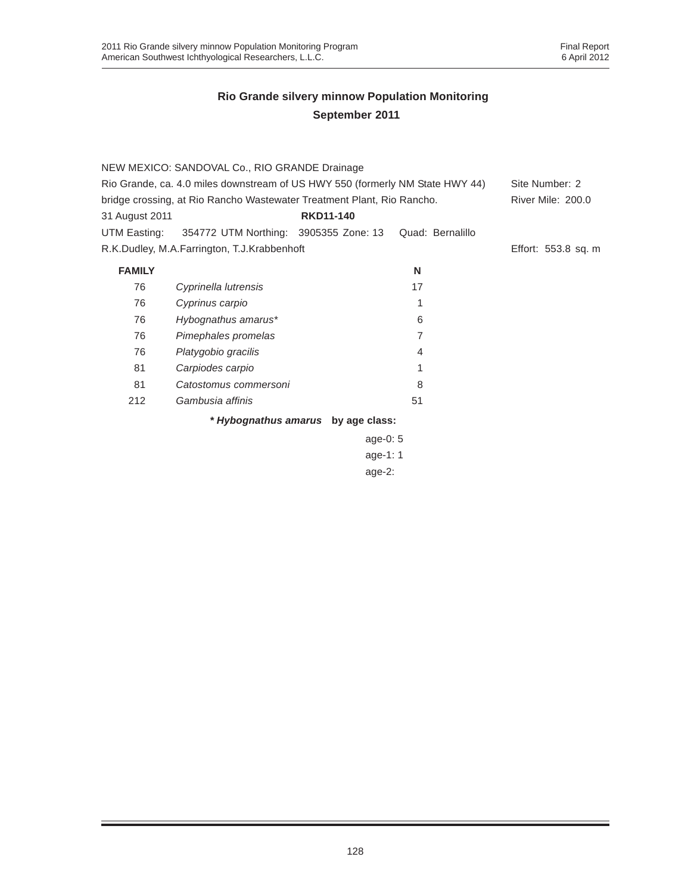## Rio Grande silvery minnow Population Monitoring
## September 2011

NEW MEXICO: SANDOVAL Co., RIO GRANDE Drainage

Rio Grande, ca. 4.0 miles downstream of US HWY 550 (formerly NM State HWY 44) bridge crossing, at Rio Rancho Wastewater Treatment Plant, Rio Rancho.

Site Number: 2

River Mile: 200.0

31 August 2011 **RKD11-140**

UTM Easting: 354772 UTM Northing: 3905355 Zone: 13 Quad: Bernalillo

R.K.Dudley, M.A.Farrington, T.J.Krabbenhoft

Effort: 553.8 sq. m

| FAMILY | | N |
|---|---|---|
| 76 | *Cyprinella lutrensis* | 17 |
| 76 | *Cyprinus carpio* | 1 |
| 76 | *Hybognathus amarus** | 6 |
| 76 | *Pimephales promelas* | 7 |
| 76 | *Platygobio gracilis* | 4 |
| 81 | *Carpiodes carpio* | 1 |
| 81 | *Catostomus commersoni* | 8 |
| 212 | *Gambusia affinis* | 51 |

***Hybognathus amarus* by age class:**

age-0: 5
age-1: 1
age-2: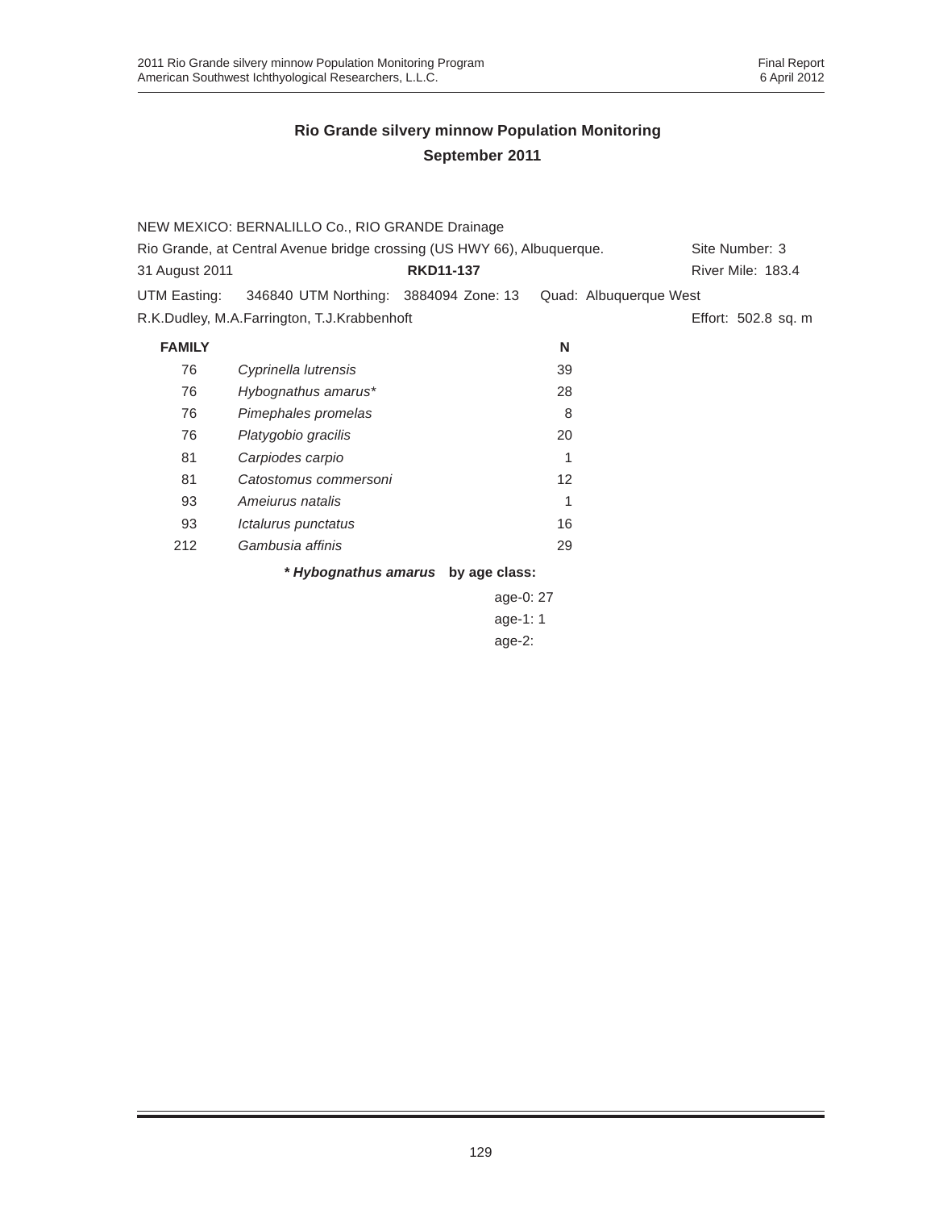## Rio Grande silvery minnow Population Monitoring
## September 2011

NEW MEXICO: BERNALILLO Co., RIO GRANDE Drainage

Rio Grande, at Central Avenue bridge crossing (US HWY 66), Albuquerque. Site Number: 3

31 August 2011 **RKD11-137** River Mile: 183.4

UTM Easting: 346840 UTM Northing: 3884094 Zone: 13 Quad: Albuquerque West

R.K.Dudley, M.A.Farrington, T.J.Krabbenhoft Effort: 502.8 sq. m

| FAMILY | | N |
|---|---|---|
| 76 | *Cyprinella lutrensis* | 39 |
| 76 | *Hybognathus amarus** | 28 |
| 76 | *Pimephales promelas* | 8 |
| 76 | *Platygobio gracilis* | 20 |
| 81 | *Carpiodes carpio* | 1 |
| 81 | *Catostomus commersoni* | 12 |
| 93 | *Ameiurus natalis* | 1 |
| 93 | *Ictalurus punctatus* | 16 |
| 212 | *Gambusia affinis* | 29 |

***Hybognathus amarus* by age class:**

age-0: 27

age-1: 1

age-2: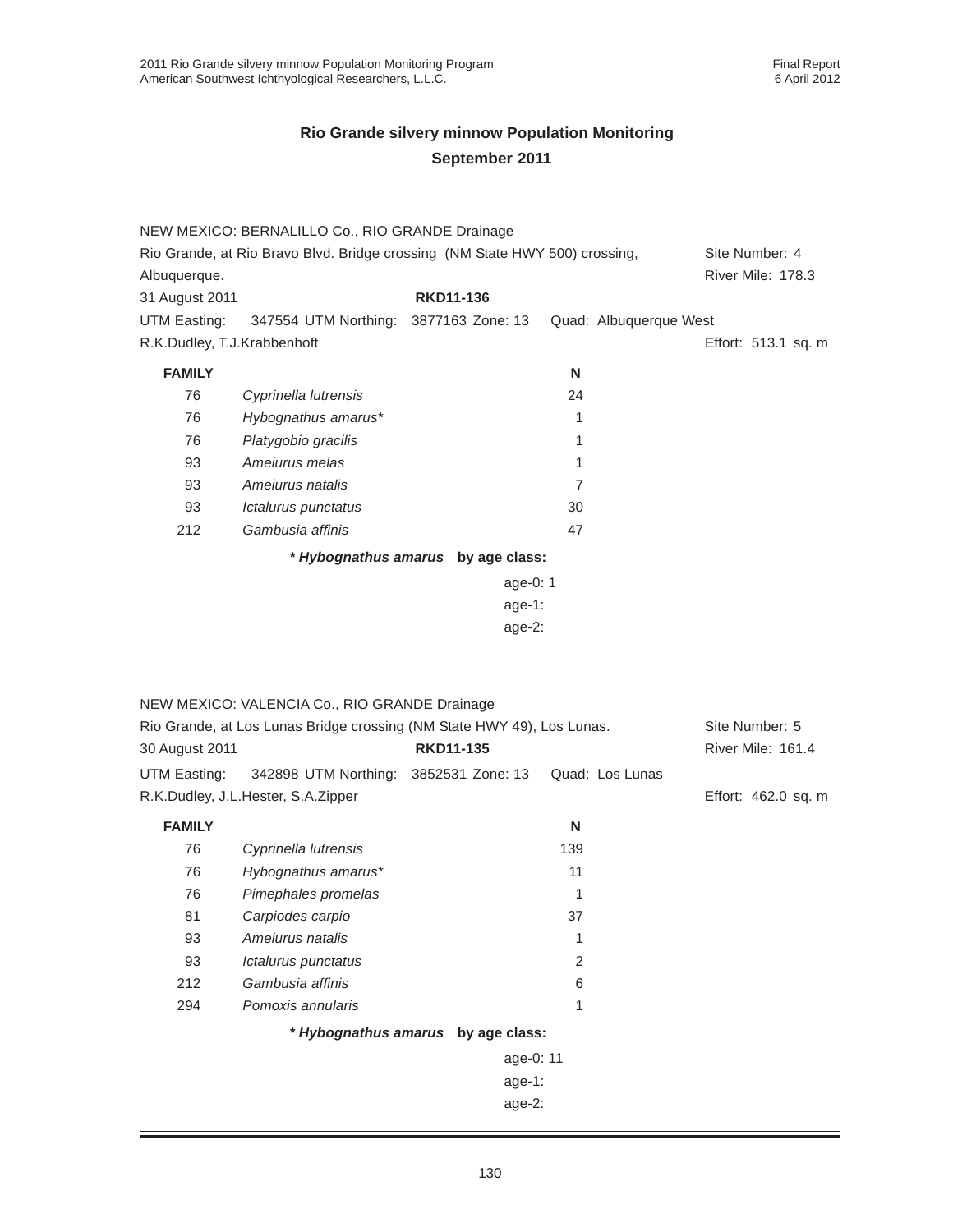## Rio Grande silvery minnow Population Monitoring
## September 2011

NEW MEXICO: BERNALILLO Co., RIO GRANDE Drainage
Rio Grande, at Rio Bravo Blvd. Bridge crossing (NM State HWY 500) crossing, Albuquerque. Site Number: 4
River Mile: 178.3
31 August 2011 **RKD11-136**
UTM Easting: 347554 UTM Northing: 3877163 Zone: 13 Quad: Albuquerque West
R.K.Dudley, T.J.Krabbenhoft Effort: 513.1 sq. m

| FAMILY | | N |
|---|---|---|
| 76 | *Cyprinella lutrensis* | 24 |
| 76 | *Hybognathus amarus** | 1 |
| 76 | *Platygobio gracilis* | 1 |
| 93 | *Ameiurus melas* | 1 |
| 93 | *Ameiurus natalis* | 7 |
| 93 | *Ictalurus punctatus* | 30 |
| 212 | *Gambusia affinis* | 47 |

***Hybognathus amarus* by age class:**

age-0: 1
age-1:
age-2:

NEW MEXICO: VALENCIA Co., RIO GRANDE Drainage
Rio Grande, at Los Lunas Bridge crossing (NM State HWY 49), Los Lunas. Site Number: 5
30 August 2011 **RKD11-135** River Mile: 161.4
UTM Easting: 342898 UTM Northing: 3852531 Zone: 13 Quad: Los Lunas
R.K.Dudley, J.L.Hester, S.A.Zipper Effort: 462.0 sq. m

| FAMILY | | N |
|---|---|---|
| 76 | *Cyprinella lutrensis* | 139 |
| 76 | *Hybognathus amarus** | 11 |
| 76 | *Pimephales promelas* | 1 |
| 81 | *Carpiodes carpio* | 37 |
| 93 | *Ameiurus natalis* | 1 |
| 93 | *Ictalurus punctatus* | 2 |
| 212 | *Gambusia affinis* | 6 |
| 294 | *Pomoxis annularis* | 1 |

***Hybognathus amarus* by age class:**

age-0: 11
age-1:
age-2: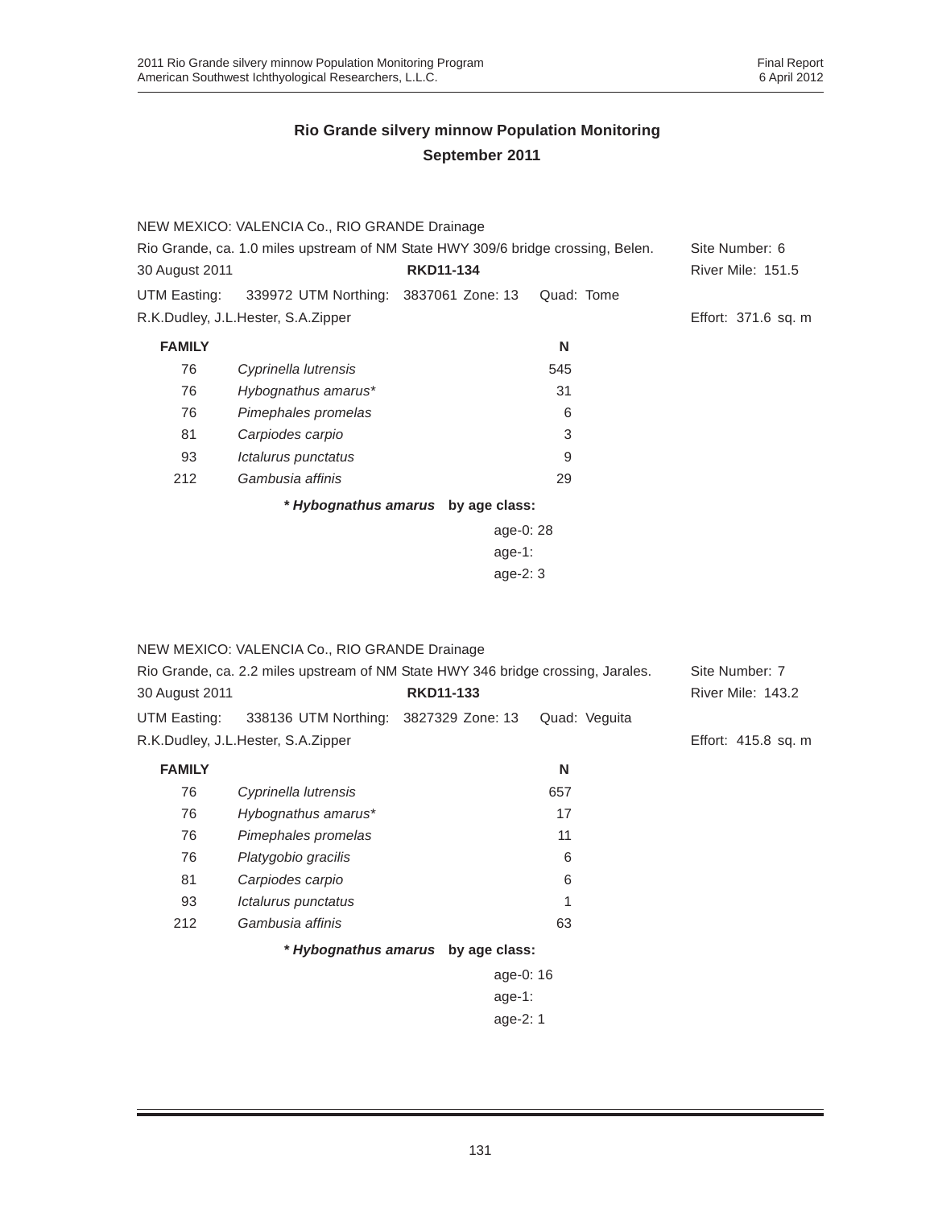## Rio Grande silvery minnow Population Monitoring
## September 2011

NEW MEXICO: VALENCIA Co., RIO GRANDE Drainage
Rio Grande, ca. 1.0 miles upstream of NM State HWY 309/6 bridge crossing, Belen. Site Number: 6
30 August 2011 **RKD11-134** River Mile: 151.5
UTM Easting: 339972 UTM Northing: 3837061 Zone: 13 Quad: Tome
R.K.Dudley, J.L.Hester, S.A.Zipper Effort: 371.6 sq. m

| FAMILY | | N |
|---|---|---|
| 76 | *Cyprinella lutrensis* | 545 |
| 76 | *Hybognathus amarus** | 31 |
| 76 | *Pimephales promelas* | 6 |
| 81 | *Carpiodes carpio* | 3 |
| 93 | *Ictalurus punctatus* | 9 |
| 212 | *Gambusia affinis* | 29 |

***Hybognathus amarus* by age class:**

age-0: 28
age-1:
age-2: 3

NEW MEXICO: VALENCIA Co., RIO GRANDE Drainage
Rio Grande, ca. 2.2 miles upstream of NM State HWY 346 bridge crossing, Jarales. Site Number: 7
30 August 2011 **RKD11-133** River Mile: 143.2
UTM Easting: 338136 UTM Northing: 3827329 Zone: 13 Quad: Veguita
R.K.Dudley, J.L.Hester, S.A.Zipper Effort: 415.8 sq. m

| FAMILY | | N |
|---|---|---|
| 76 | *Cyprinella lutrensis* | 657 |
| 76 | *Hybognathus amarus** | 17 |
| 76 | *Pimephales promelas* | 11 |
| 76 | *Platygobio gracilis* | 6 |
| 81 | *Carpiodes carpio* | 6 |
| 93 | *Ictalurus punctatus* | 1 |
| 212 | *Gambusia affinis* | 63 |

***Hybognathus amarus* by age class:**

age-0: 16
age-1:
age-2: 1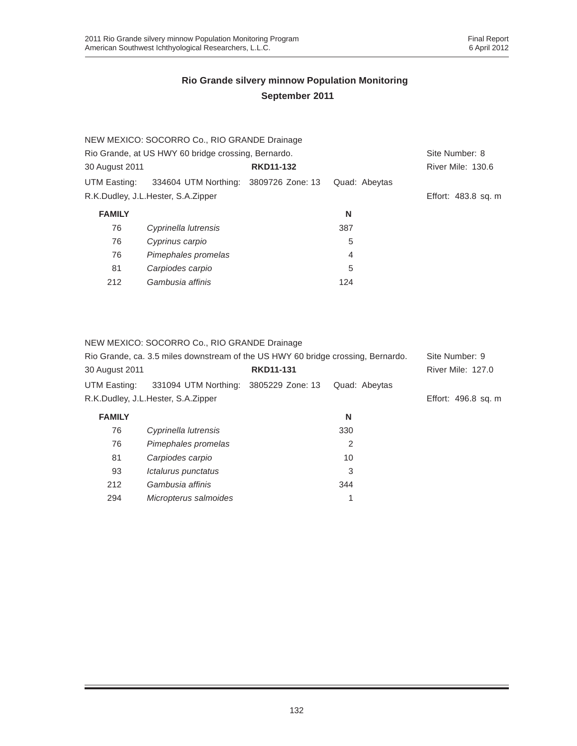## Rio Grande silvery minnow Population Monitoring
## September 2011

NEW MEXICO: SOCORRO Co., RIO GRANDE Drainage

Rio Grande, at US HWY 60 bridge crossing, Bernardo. Site Number: 8

30 August 2011 **RKD11-132** River Mile: 130.6

UTM Easting: 334604 UTM Northing: 3809726 Zone: 13 Quad: Abeytas

R.K.Dudley, J.L.Hester, S.A.Zipper Effort: 483.8 sq. m

| FAMILY | | N |
|---|---|---|
| 76 | *Cyprinella lutrensis* | 387 |
| 76 | *Cyprinus carpio* | 5 |
| 76 | *Pimephales promelas* | 4 |
| 81 | *Carpiodes carpio* | 5 |
| 212 | *Gambusia affinis* | 124 |

NEW MEXICO: SOCORRO Co., RIO GRANDE Drainage

Rio Grande, ca. 3.5 miles downstream of the US HWY 60 bridge crossing, Bernardo. Site Number: 9

30 August 2011 **RKD11-131** River Mile: 127.0

UTM Easting: 331094 UTM Northing: 3805229 Zone: 13 Quad: Abeytas

R.K.Dudley, J.L.Hester, S.A.Zipper Effort: 496.8 sq. m

| FAMILY | | N |
|---|---|---|
| 76 | *Cyprinella lutrensis* | 330 |
| 76 | *Pimephales promelas* | 2 |
| 81 | *Carpiodes carpio* | 10 |
| 93 | *Ictalurus punctatus* | 3 |
| 212 | *Gambusia affinis* | 344 |
| 294 | *Micropterus salmoides* | 1 |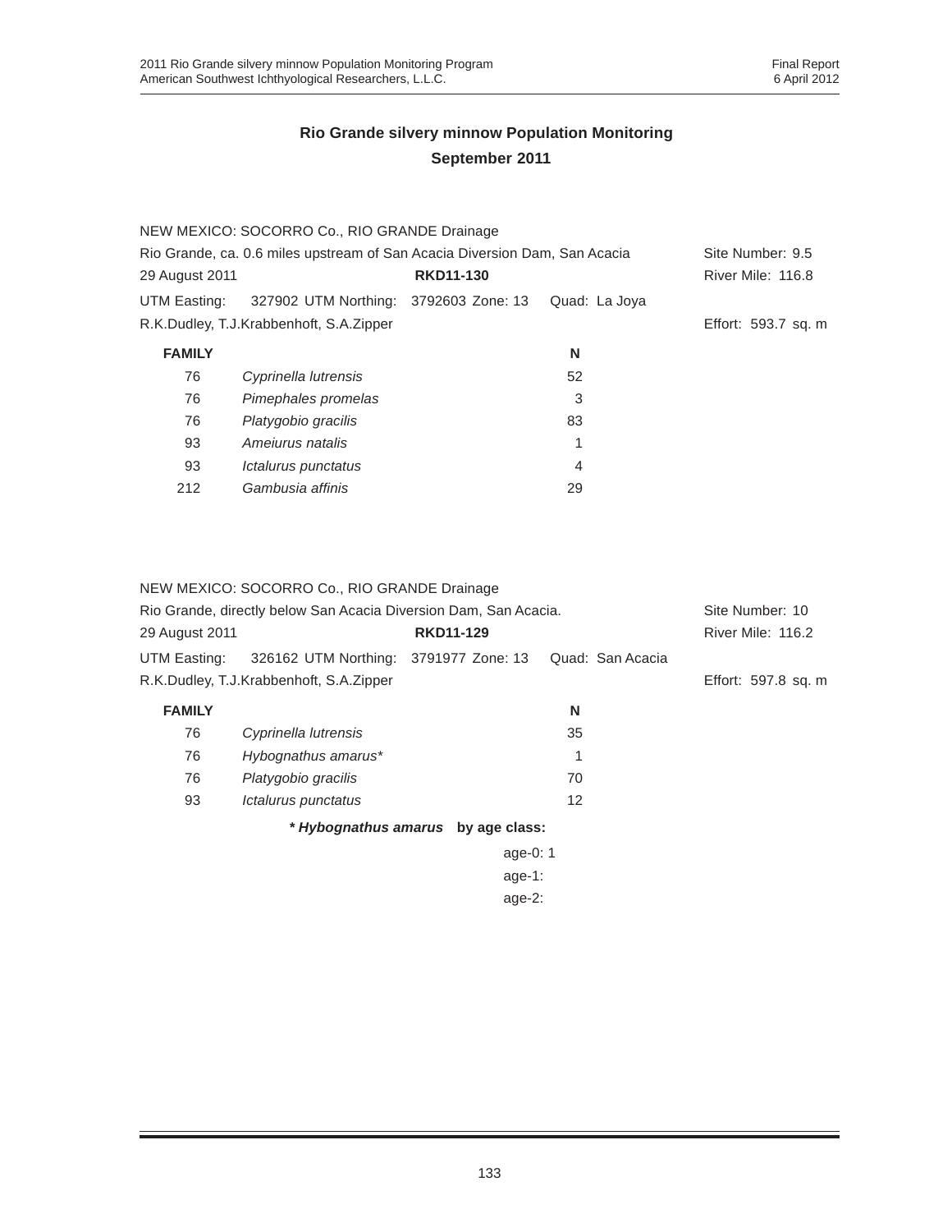## Rio Grande silvery minnow Population Monitoring
## September 2011

NEW MEXICO: SOCORRO Co., RIO GRANDE Drainage

Rio Grande, ca. 0.6 miles upstream of San Acacia Diversion Dam, San Acacia — Site Number: 9.5

29 August 2011 — **RKD11-130** — River Mile: 116.8

UTM Easting: 327902 UTM Northing: 3792603 Zone: 13 Quad: La Joya

R.K.Dudley, T.J.Krabbenhoft, S.A.Zipper — Effort: 593.7 sq. m

| FAMILY | | N |
|---|---|---|
| 76 | *Cyprinella lutrensis* | 52 |
| 76 | *Pimephales promelas* | 3 |
| 76 | *Platygobio gracilis* | 83 |
| 93 | *Ameiurus natalis* | 1 |
| 93 | *Ictalurus punctatus* | 4 |
| 212 | *Gambusia affinis* | 29 |

NEW MEXICO: SOCORRO Co., RIO GRANDE Drainage

Rio Grande, directly below San Acacia Diversion Dam, San Acacia. — Site Number: 10

29 August 2011 — **RKD11-129** — River Mile: 116.2

UTM Easting: 326162 UTM Northing: 3791977 Zone: 13 Quad: San Acacia

R.K.Dudley, T.J.Krabbenhoft, S.A.Zipper — Effort: 597.8 sq. m

| FAMILY | | N |
|---|---|---|
| 76 | *Cyprinella lutrensis* | 35 |
| 76 | *Hybognathus amarus** | 1 |
| 76 | *Platygobio gracilis* | 70 |
| 93 | *Ictalurus punctatus* | 12 |

***Hybognathus amarus* by age class:**

age-0: 1
age-1:
age-2: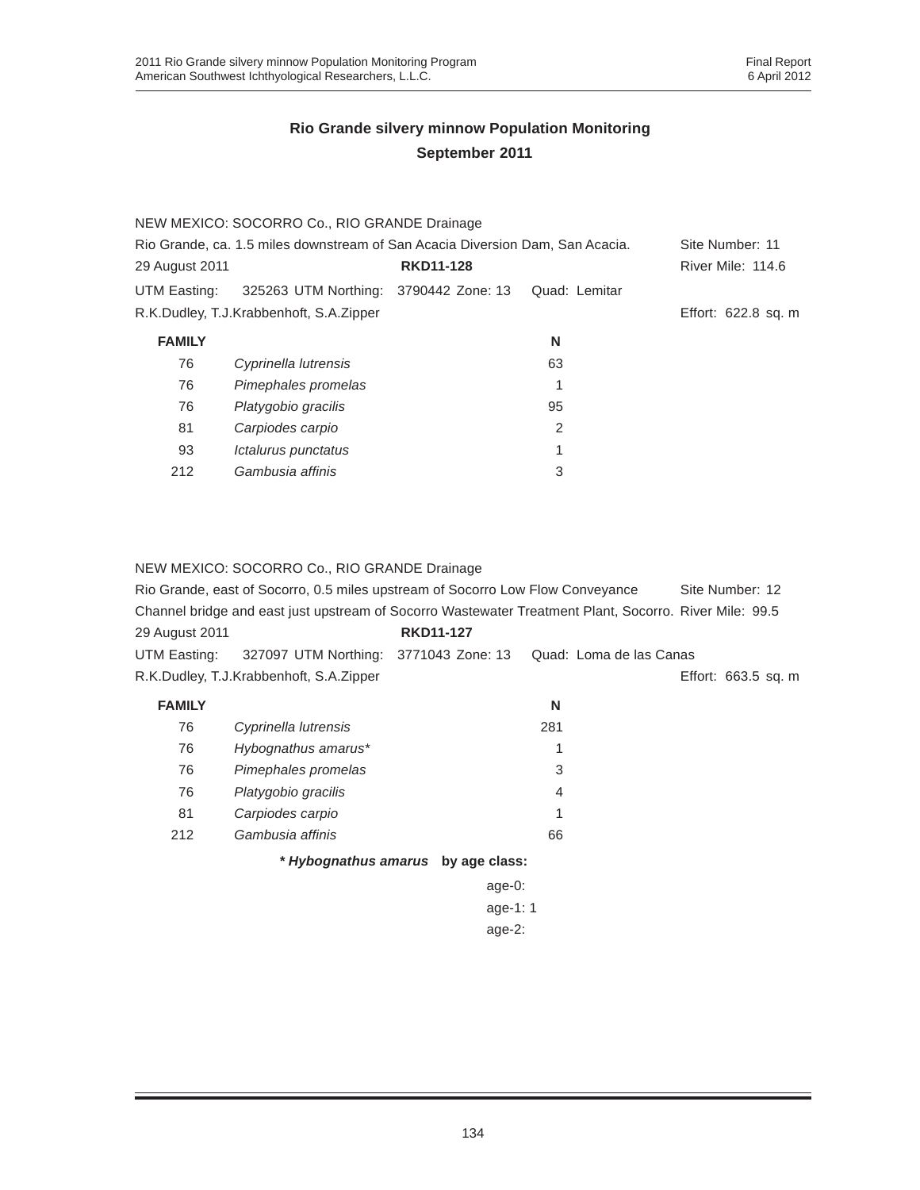## Rio Grande silvery minnow Population Monitoring
## September 2011

NEW MEXICO: SOCORRO Co., RIO GRANDE Drainage

Rio Grande, ca. 1.5 miles downstream of San Acacia Diversion Dam, San Acacia. Site Number: 11

29 August 2011 **RKD11-128** River Mile: 114.6

UTM Easting: 325263 UTM Northing: 3790442 Zone: 13 Quad: Lemitar

R.K.Dudley, T.J.Krabbenhoft, S.A.Zipper Effort: 622.8 sq. m

| FAMILY | | N |
|---|---|---|
| 76 | *Cyprinella lutrensis* | 63 |
| 76 | *Pimephales promelas* | 1 |
| 76 | *Platygobio gracilis* | 95 |
| 81 | *Carpiodes carpio* | 2 |
| 93 | *Ictalurus punctatus* | 1 |
| 212 | *Gambusia affinis* | 3 |

NEW MEXICO: SOCORRO Co., RIO GRANDE Drainage

Rio Grande, east of Socorro, 0.5 miles upstream of Socorro Low Flow Conveyance Site Number: 12

Channel bridge and east just upstream of Socorro Wastewater Treatment Plant, Socorro. River Mile: 99.5

29 August 2011 **RKD11-127**

UTM Easting: 327097 UTM Northing: 3771043 Zone: 13 Quad: Loma de las Canas

R.K.Dudley, T.J.Krabbenhoft, S.A.Zipper Effort: 663.5 sq. m

| FAMILY | | N |
|---|---|---|
| 76 | *Cyprinella lutrensis* | 281 |
| 76 | *Hybognathus amarus** | 1 |
| 76 | *Pimephales promelas* | 3 |
| 76 | *Platygobio gracilis* | 4 |
| 81 | *Carpiodes carpio* | 1 |
| 212 | *Gambusia affinis* | 66 |

***Hybognathus amarus* by age class:**

age-0:
age-1: 1
age-2: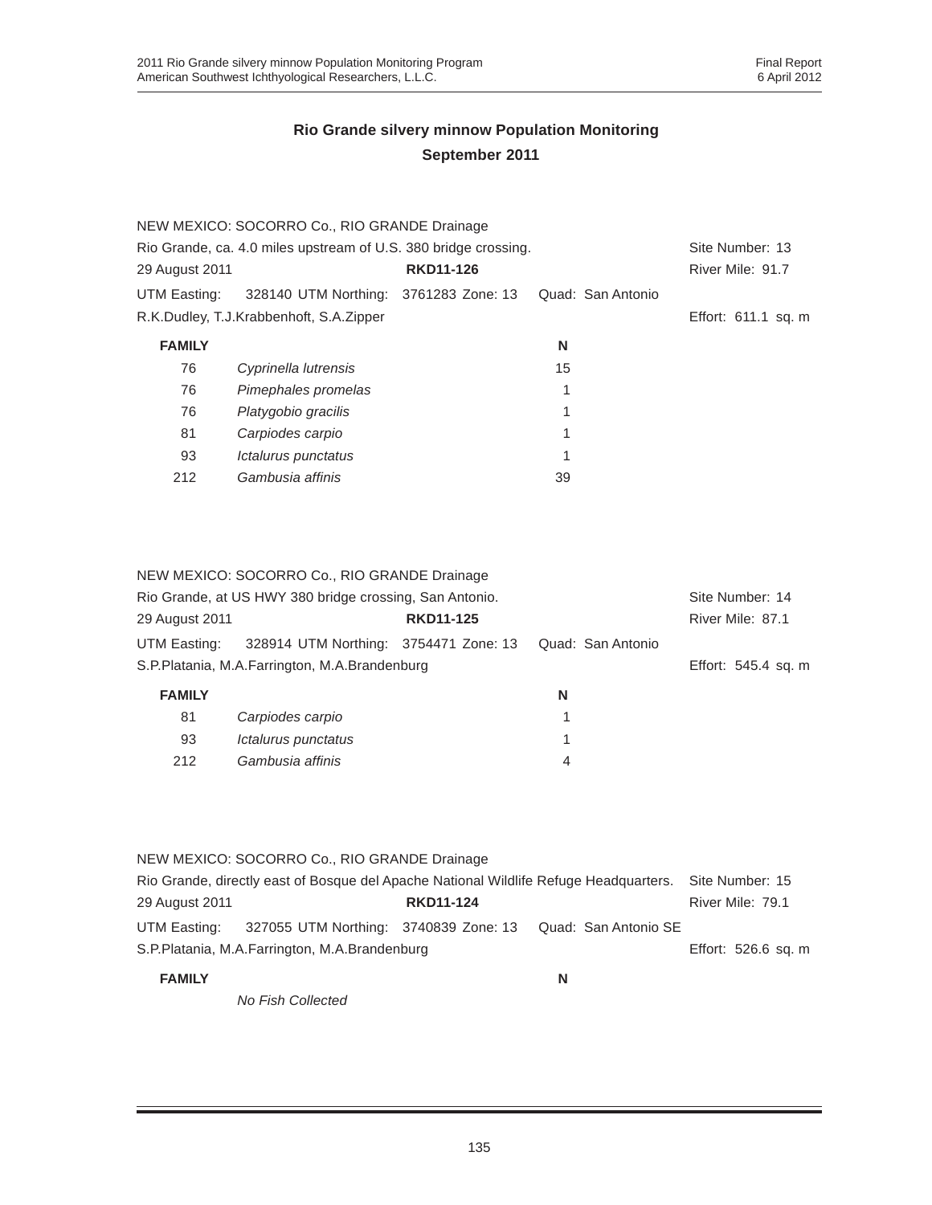## Rio Grande silvery minnow Population Monitoring
## September 2011

NEW MEXICO: SOCORRO Co., RIO GRANDE Drainage
Rio Grande, ca. 4.0 miles upstream of U.S. 380 bridge crossing. Site Number: 13
29 August 2011 **RKD11-126** River Mile: 91.7
UTM Easting: 328140 UTM Northing: 3761283 Zone: 13 Quad: San Antonio
R.K.Dudley, T.J.Krabbenhoft, S.A.Zipper Effort: 611.1 sq. m

| FAMILY | | N |
|---|---|---|
| 76 | *Cyprinella lutrensis* | 15 |
| 76 | *Pimephales promelas* | 1 |
| 76 | *Platygobio gracilis* | 1 |
| 81 | *Carpiodes carpio* | 1 |
| 93 | *Ictalurus punctatus* | 1 |
| 212 | *Gambusia affinis* | 39 |

NEW MEXICO: SOCORRO Co., RIO GRANDE Drainage
Rio Grande, at US HWY 380 bridge crossing, San Antonio. Site Number: 14
29 August 2011 **RKD11-125** River Mile: 87.1
UTM Easting: 328914 UTM Northing: 3754471 Zone: 13 Quad: San Antonio
S.P.Platania, M.A.Farrington, M.A.Brandenburg Effort: 545.4 sq. m

| FAMILY | | N |
|---|---|---|
| 81 | *Carpiodes carpio* | 1 |
| 93 | *Ictalurus punctatus* | 1 |
| 212 | *Gambusia affinis* | 4 |

NEW MEXICO: SOCORRO Co., RIO GRANDE Drainage
Rio Grande, directly east of Bosque del Apache National Wildlife Refuge Headquarters. Site Number: 15
29 August 2011 **RKD11-124** River Mile: 79.1
UTM Easting: 327055 UTM Northing: 3740839 Zone: 13 Quad: San Antonio SE
S.P.Platania, M.A.Farrington, M.A.Brandenburg Effort: 526.6 sq. m

| FAMILY | | N |
|---|---|---|
| | *No Fish Collected* | |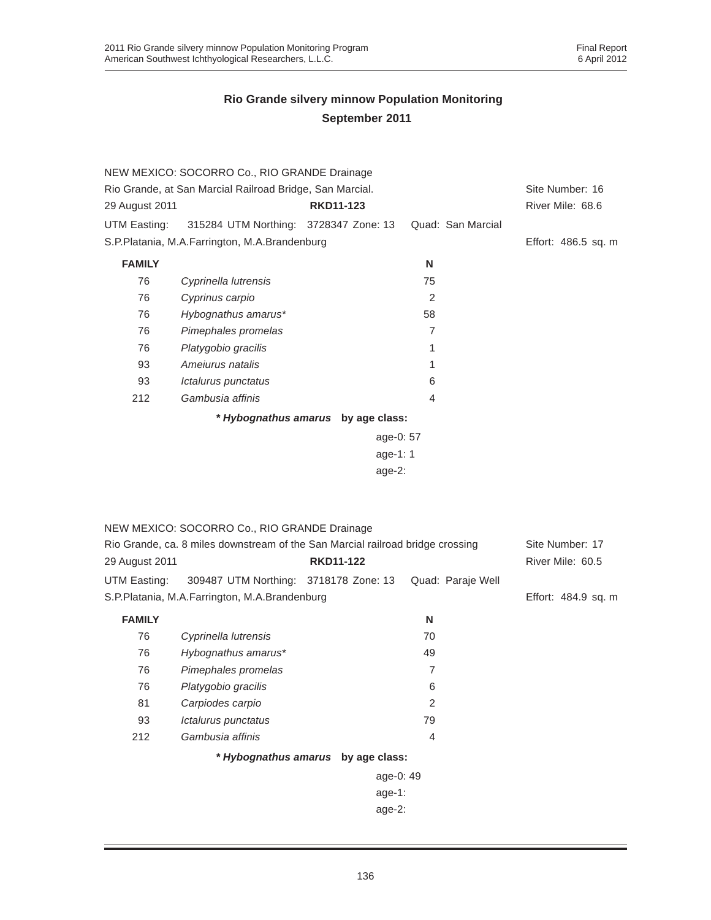## Rio Grande silvery minnow Population Monitoring
## September 2011

NEW MEXICO: SOCORRO Co., RIO GRANDE Drainage
Rio Grande, at San Marcial Railroad Bridge, San Marcial. Site Number: 16
29 August 2011 **RKD11-123** River Mile: 68.6
UTM Easting: 315284 UTM Northing: 3728347 Zone: 13 Quad: San Marcial
S.P.Platania, M.A.Farrington, M.A.Brandenburg Effort: 486.5 sq. m

| **FAMILY** | | **N** |
|---|---|---|
| 76 | *Cyprinella lutrensis* | 75 |
| 76 | *Cyprinus carpio* | 2 |
| 76 | *Hybognathus amarus** | 58 |
| 76 | *Pimephales promelas* | 7 |
| 76 | *Platygobio gracilis* | 1 |
| 93 | *Ameiurus natalis* | 1 |
| 93 | *Ictalurus punctatus* | 6 |
| 212 | *Gambusia affinis* | 4 |

***Hybognathus amarus* by age class:**

age-0: 57
age-1: 1
age-2:

NEW MEXICO: SOCORRO Co., RIO GRANDE Drainage
Rio Grande, ca. 8 miles downstream of the San Marcial railroad bridge crossing Site Number: 17
29 August 2011 **RKD11-122** River Mile: 60.5
UTM Easting: 309487 UTM Northing: 3718178 Zone: 13 Quad: Paraje Well
S.P.Platania, M.A.Farrington, M.A.Brandenburg Effort: 484.9 sq. m

| **FAMILY** | | **N** |
|---|---|---|
| 76 | *Cyprinella lutrensis* | 70 |
| 76 | *Hybognathus amarus** | 49 |
| 76 | *Pimephales promelas* | 7 |
| 76 | *Platygobio gracilis* | 6 |
| 81 | *Carpiodes carpio* | 2 |
| 93 | *Ictalurus punctatus* | 79 |
| 212 | *Gambusia affinis* | 4 |

***Hybognathus amarus* by age class:**

age-0: 49
age-1:
age-2: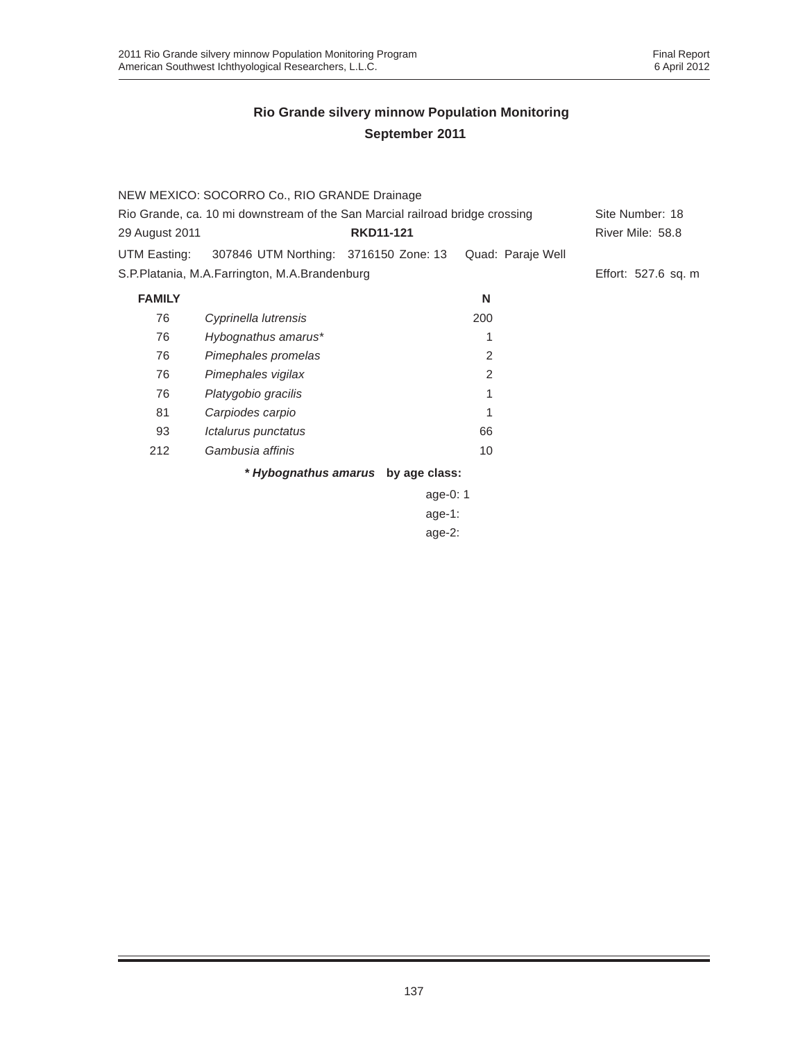## Rio Grande silvery minnow Population Monitoring
## September 2011

NEW MEXICO: SOCORRO Co., RIO GRANDE Drainage

Rio Grande, ca. 10 mi downstream of the San Marcial railroad bridge crossing — Site Number: 18

29 August 2011 — **RKD11-121** — River Mile: 58.8

UTM Easting: 307846 UTM Northing: 3716150 Zone: 13 Quad: Paraje Well

S.P.Platania, M.A.Farrington, M.A.Brandenburg — Effort: 527.6 sq. m

| FAMILY | | N |
|---|---|---|
| 76 | *Cyprinella lutrensis* | 200 |
| 76 | *Hybognathus amarus** | 1 |
| 76 | *Pimephales promelas* | 2 |
| 76 | *Pimephales vigilax* | 2 |
| 76 | *Platygobio gracilis* | 1 |
| 81 | *Carpiodes carpio* | 1 |
| 93 | *Ictalurus punctatus* | 66 |
| 212 | *Gambusia affinis* | 10 |

***Hybognathus amarus* by age class:**

age-0: 1
age-1:
age-2: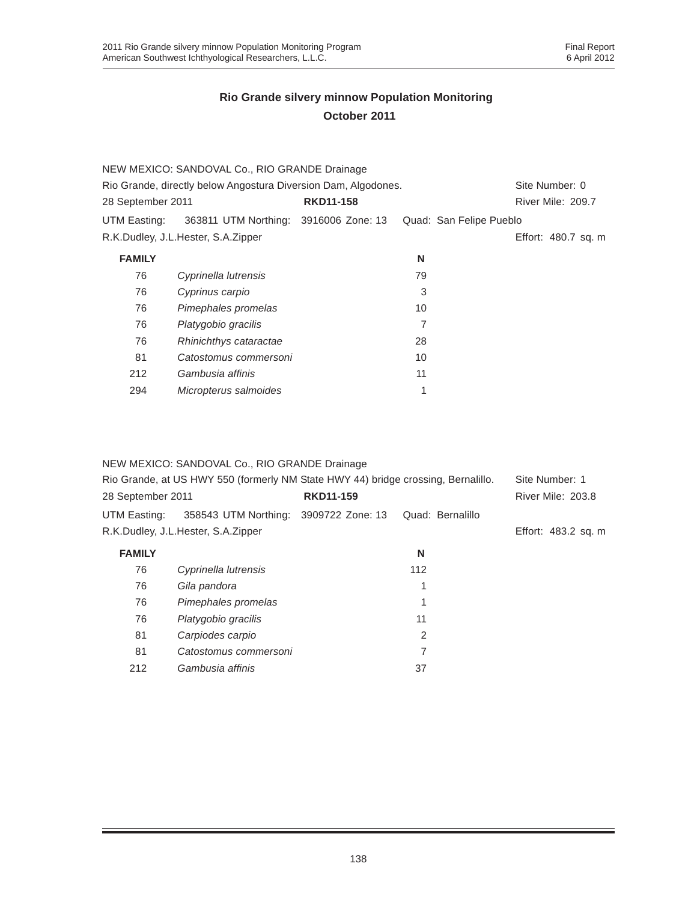## Rio Grande silvery minnow Population Monitoring

## October 2011

NEW MEXICO: SANDOVAL Co., RIO GRANDE Drainage

Rio Grande, directly below Angostura Diversion Dam, Algodones. Site Number: 0

28 September 2011 **RKD11-158** River Mile: 209.7

UTM Easting: 363811 UTM Northing: 3916006 Zone: 13 Quad: San Felipe Pueblo

R.K.Dudley, J.L.Hester, S.A.Zipper Effort: 480.7 sq. m

| FAMILY | | N |
|---|---|---|
| 76 | *Cyprinella lutrensis* | 79 |
| 76 | *Cyprinus carpio* | 3 |
| 76 | *Pimephales promelas* | 10 |
| 76 | *Platygobio gracilis* | 7 |
| 76 | *Rhinichthys cataractae* | 28 |
| 81 | *Catostomus commersoni* | 10 |
| 212 | *Gambusia affinis* | 11 |
| 294 | *Micropterus salmoides* | 1 |

NEW MEXICO: SANDOVAL Co., RIO GRANDE Drainage

Rio Grande, at US HWY 550 (formerly NM State HWY 44) bridge crossing, Bernalillo. Site Number: 1

28 September 2011 **RKD11-159** River Mile: 203.8

UTM Easting: 358543 UTM Northing: 3909722 Zone: 13 Quad: Bernalillo

R.K.Dudley, J.L.Hester, S.A.Zipper Effort: 483.2 sq. m

| FAMILY | | N |
|---|---|---|
| 76 | *Cyprinella lutrensis* | 112 |
| 76 | *Gila pandora* | 1 |
| 76 | *Pimephales promelas* | 1 |
| 76 | *Platygobio gracilis* | 11 |
| 81 | *Carpiodes carpio* | 2 |
| 81 | *Catostomus commersoni* | 7 |
| 212 | *Gambusia affinis* | 37 |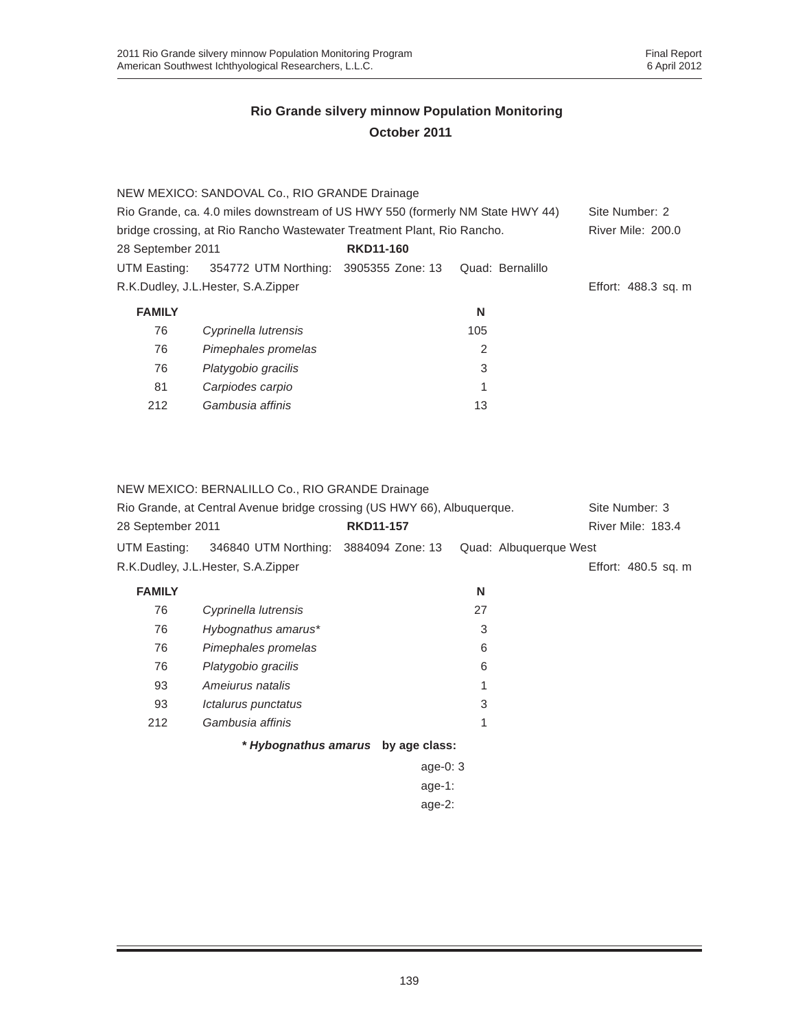## Rio Grande silvery minnow Population Monitoring
## October 2011

NEW MEXICO: SANDOVAL Co., RIO GRANDE Drainage
Rio Grande, ca. 4.0 miles downstream of US HWY 550 (formerly NM State HWY 44) bridge crossing, at Rio Rancho Wastewater Treatment Plant, Rio Rancho. — Site Number: 2 — River Mile: 200.0
28 September 2011 — **RKD11-160**
UTM Easting: 354772 UTM Northing: 3905355 Zone: 13 Quad: Bernalillo
R.K.Dudley, J.L.Hester, S.A.Zipper — Effort: 488.3 sq. m

| FAMILY | | N |
|---|---|---|
| 76 | *Cyprinella lutrensis* | 105 |
| 76 | *Pimephales promelas* | 2 |
| 76 | *Platygobio gracilis* | 3 |
| 81 | *Carpiodes carpio* | 1 |
| 212 | *Gambusia affinis* | 13 |

NEW MEXICO: BERNALILLO Co., RIO GRANDE Drainage
Rio Grande, at Central Avenue bridge crossing (US HWY 66), Albuquerque. — Site Number: 3 — River Mile: 183.4
28 September 2011 — **RKD11-157**
UTM Easting: 346840 UTM Northing: 3884094 Zone: 13 Quad: Albuquerque West
R.K.Dudley, J.L.Hester, S.A.Zipper — Effort: 480.5 sq. m

| FAMILY | | N |
|---|---|---|
| 76 | *Cyprinella lutrensis* | 27 |
| 76 | *Hybognathus amarus** | 3 |
| 76 | *Pimephales promelas* | 6 |
| 76 | *Platygobio gracilis* | 6 |
| 93 | *Ameiurus natalis* | 1 |
| 93 | *Ictalurus punctatus* | 3 |
| 212 | *Gambusia affinis* | 1 |

***Hybognathus amarus* by age class:**

age-0: 3
age-1:
age-2: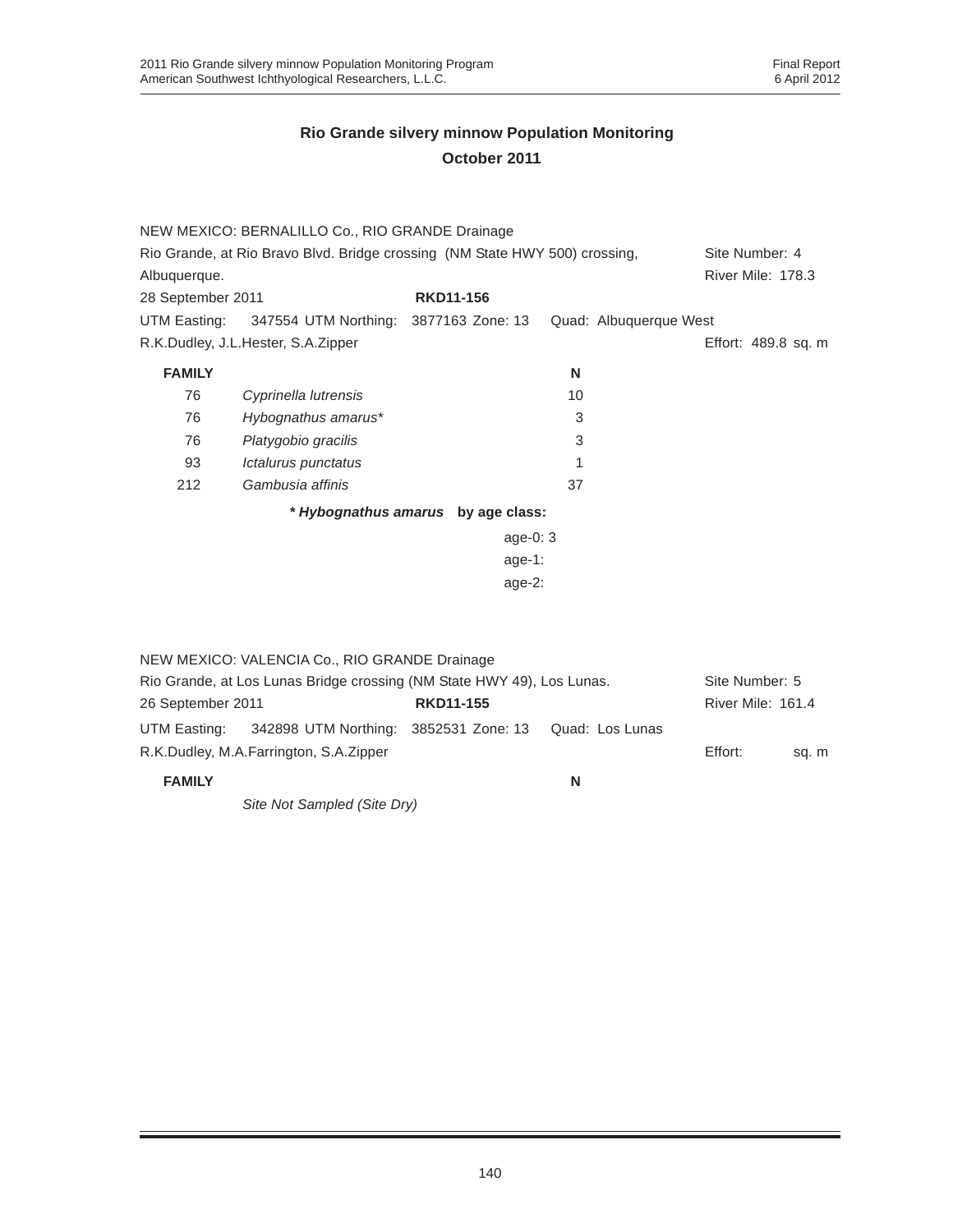## Rio Grande silvery minnow Population Monitoring
## October 2011

NEW MEXICO: BERNALILLO Co., RIO GRANDE Drainage
Rio Grande, at Rio Bravo Blvd. Bridge crossing (NM State HWY 500) crossing, Albuquerque. Site Number: 4
River Mile: 178.3
28 September 2011 **RKD11-156**
UTM Easting: 347554 UTM Northing: 3877163 Zone: 13 Quad: Albuquerque West
R.K.Dudley, J.L.Hester, S.A.Zipper Effort: 489.8 sq. m

| FAMILY | | N |
|---|---|---|
| 76 | *Cyprinella lutrensis* | 10 |
| 76 | *Hybognathus amarus** | 3 |
| 76 | *Platygobio gracilis* | 3 |
| 93 | *Ictalurus punctatus* | 1 |
| 212 | *Gambusia affinis* | 37 |

***Hybognathus amarus* by age class:**

age-0: 3
age-1:
age-2:

NEW MEXICO: VALENCIA Co., RIO GRANDE Drainage
Rio Grande, at Los Lunas Bridge crossing (NM State HWY 49), Los Lunas. Site Number: 5
26 September 2011 **RKD11-155** River Mile: 161.4
UTM Easting: 342898 UTM Northing: 3852531 Zone: 13 Quad: Los Lunas
R.K.Dudley, M.A.Farrington, S.A.Zipper Effort: sq. m

| FAMILY | | N |
|---|---|---|
| | *Site Not Sampled (Site Dry)* | |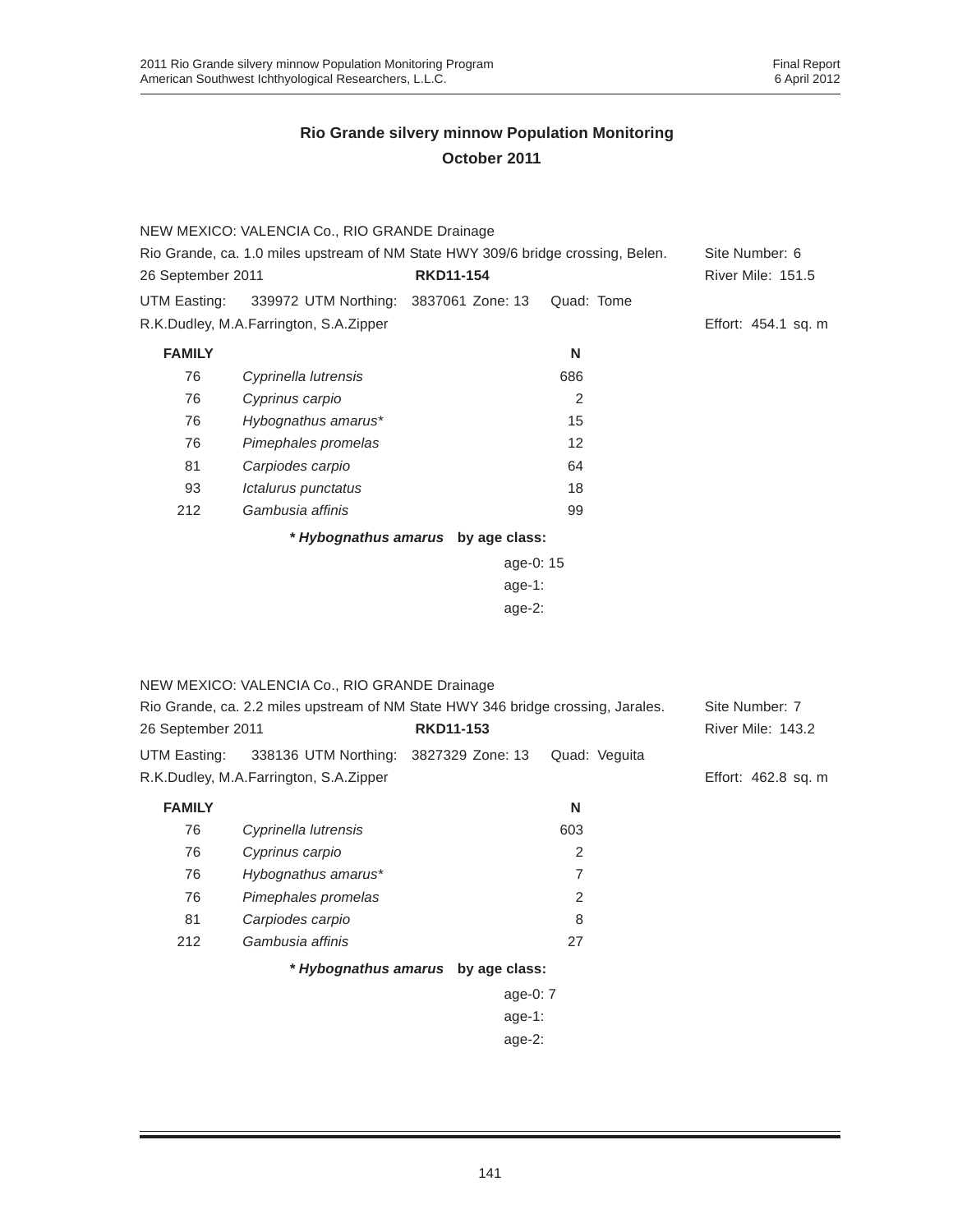## Rio Grande silvery minnow Population Monitoring
## October 2011

NEW MEXICO: VALENCIA Co., RIO GRANDE Drainage

Rio Grande, ca. 1.0 miles upstream of NM State HWY 309/6 bridge crossing, Belen. Site Number: 6

26 September 2011 **RKD11-154** River Mile: 151.5

UTM Easting: 339972 UTM Northing: 3837061 Zone: 13 Quad: Tome

R.K.Dudley, M.A.Farrington, S.A.Zipper Effort: 454.1 sq. m

| FAMILY | | N |
|---|---|---|
| 76 | *Cyprinella lutrensis* | 686 |
| 76 | *Cyprinus carpio* | 2 |
| 76 | *Hybognathus amarus** | 15 |
| 76 | *Pimephales promelas* | 12 |
| 81 | *Carpiodes carpio* | 64 |
| 93 | *Ictalurus punctatus* | 18 |
| 212 | *Gambusia affinis* | 99 |

***Hybognathus amarus* by age class:**

age-0: 15
age-1:
age-2:

NEW MEXICO: VALENCIA Co., RIO GRANDE Drainage

Rio Grande, ca. 2.2 miles upstream of NM State HWY 346 bridge crossing, Jarales. Site Number: 7

26 September 2011 **RKD11-153** River Mile: 143.2

UTM Easting: 338136 UTM Northing: 3827329 Zone: 13 Quad: Veguita

R.K.Dudley, M.A.Farrington, S.A.Zipper Effort: 462.8 sq. m

| FAMILY | | N |
|---|---|---|
| 76 | *Cyprinella lutrensis* | 603 |
| 76 | *Cyprinus carpio* | 2 |
| 76 | *Hybognathus amarus** | 7 |
| 76 | *Pimephales promelas* | 2 |
| 81 | *Carpiodes carpio* | 8 |
| 212 | *Gambusia affinis* | 27 |

***Hybognathus amarus* by age class:**

age-0: 7
age-1:
age-2: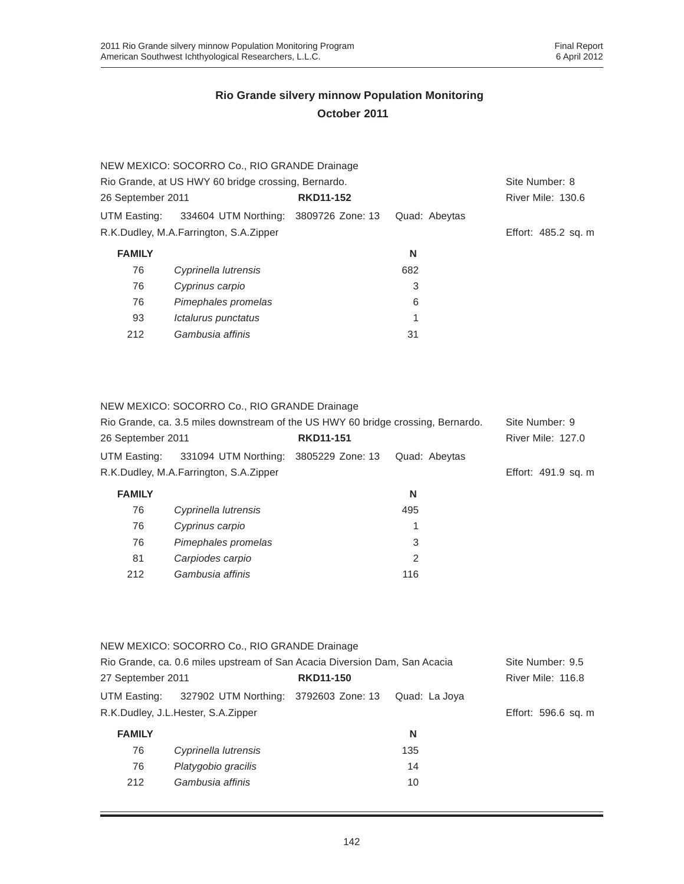**Rio Grande silvery minnow Population Monitoring**
**October 2011**

NEW MEXICO: SOCORRO Co., RIO GRANDE Drainage
Rio Grande, at US HWY 60 bridge crossing, Bernardo. Site Number: 8
26 September 2011 **RKD11-152** River Mile: 130.6
UTM Easting: 334604 UTM Northing: 3809726 Zone: 13 Quad: Abeytas
R.K.Dudley, M.A.Farrington, S.A.Zipper Effort: 485.2 sq. m

| FAMILY | | N |
|---|---|---|
| 76 | *Cyprinella lutrensis* | 682 |
| 76 | *Cyprinus carpio* | 3 |
| 76 | *Pimephales promelas* | 6 |
| 93 | *Ictalurus punctatus* | 1 |
| 212 | *Gambusia affinis* | 31 |

NEW MEXICO: SOCORRO Co., RIO GRANDE Drainage
Rio Grande, ca. 3.5 miles downstream of the US HWY 60 bridge crossing, Bernardo. Site Number: 9
26 September 2011 **RKD11-151** River Mile: 127.0
UTM Easting: 331094 UTM Northing: 3805229 Zone: 13 Quad: Abeytas
R.K.Dudley, M.A.Farrington, S.A.Zipper Effort: 491.9 sq. m

| FAMILY | | N |
|---|---|---|
| 76 | *Cyprinella lutrensis* | 495 |
| 76 | *Cyprinus carpio* | 1 |
| 76 | *Pimephales promelas* | 3 |
| 81 | *Carpiodes carpio* | 2 |
| 212 | *Gambusia affinis* | 116 |

NEW MEXICO: SOCORRO Co., RIO GRANDE Drainage
Rio Grande, ca. 0.6 miles upstream of San Acacia Diversion Dam, San Acacia Site Number: 9.5
27 September 2011 **RKD11-150** River Mile: 116.8
UTM Easting: 327902 UTM Northing: 3792603 Zone: 13 Quad: La Joya
R.K.Dudley, J.L.Hester, S.A.Zipper Effort: 596.6 sq. m

| FAMILY | | N |
|---|---|---|
| 76 | *Cyprinella lutrensis* | 135 |
| 76 | *Platygobio gracilis* | 14 |
| 212 | *Gambusia affinis* | 10 |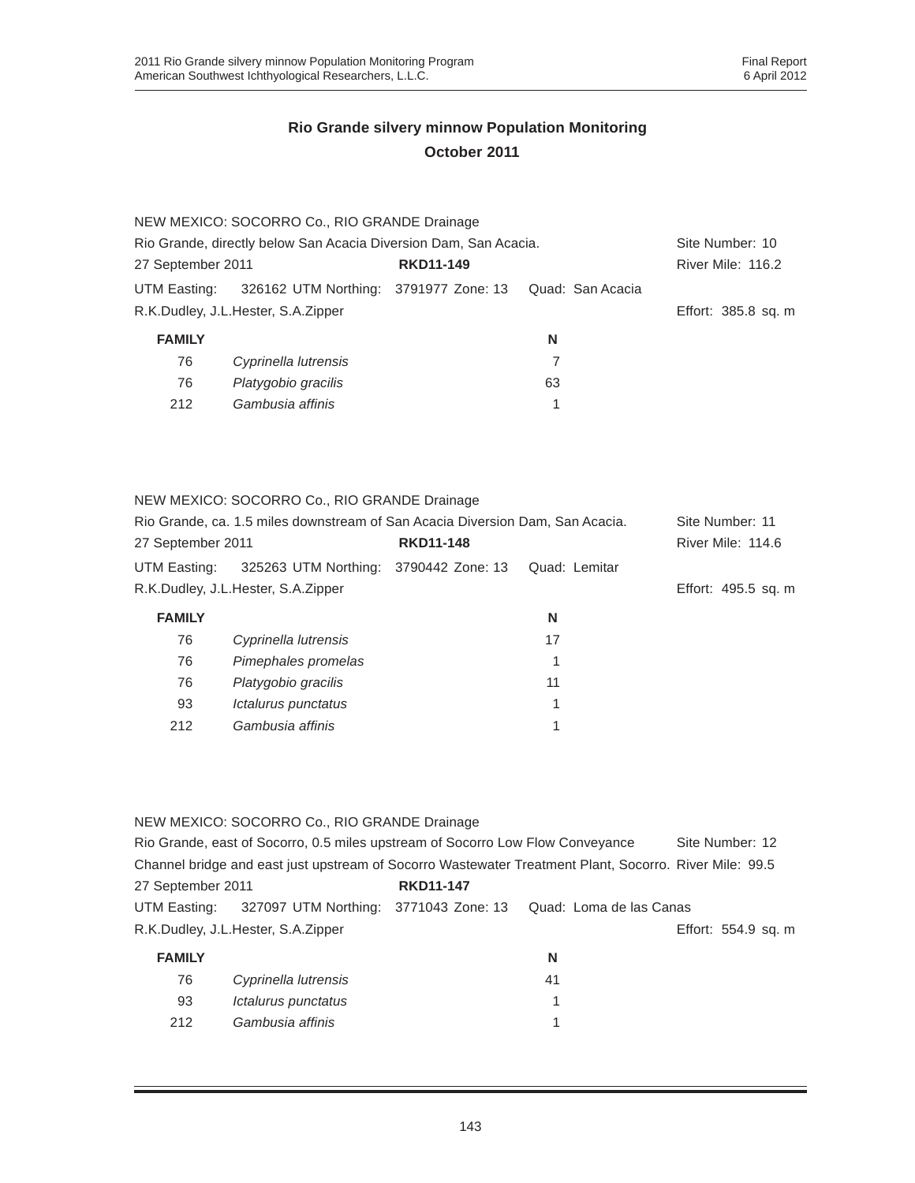## Rio Grande silvery minnow Population Monitoring
## October 2011

NEW MEXICO: SOCORRO Co., RIO GRANDE Drainage

Rio Grande, directly below San Acacia Diversion Dam, San Acacia. Site Number: 10

27 September 2011 **RKD11-149** River Mile: 116.2

UTM Easting: 326162 UTM Northing: 3791977 Zone: 13 Quad: San Acacia

R.K.Dudley, J.L.Hester, S.A.Zipper Effort: 385.8 sq. m

| FAMILY | | N |
|---|---|---|
| 76 | *Cyprinella lutrensis* | 7 |
| 76 | *Platygobio gracilis* | 63 |
| 212 | *Gambusia affinis* | 1 |

NEW MEXICO: SOCORRO Co., RIO GRANDE Drainage

Rio Grande, ca. 1.5 miles downstream of San Acacia Diversion Dam, San Acacia. Site Number: 11

27 September 2011 **RKD11-148** River Mile: 114.6

UTM Easting: 325263 UTM Northing: 3790442 Zone: 13 Quad: Lemitar

R.K.Dudley, J.L.Hester, S.A.Zipper Effort: 495.5 sq. m

| FAMILY | | N |
|---|---|---|
| 76 | *Cyprinella lutrensis* | 17 |
| 76 | *Pimephales promelas* | 1 |
| 76 | *Platygobio gracilis* | 11 |
| 93 | *Ictalurus punctatus* | 1 |
| 212 | *Gambusia affinis* | 1 |

NEW MEXICO: SOCORRO Co., RIO GRANDE Drainage

Rio Grande, east of Socorro, 0.5 miles upstream of Socorro Low Flow Conveyance Site Number: 12

Channel bridge and east just upstream of Socorro Wastewater Treatment Plant, Socorro. River Mile: 99.5

27 September 2011 **RKD11-147**

UTM Easting: 327097 UTM Northing: 3771043 Zone: 13 Quad: Loma de las Canas

R.K.Dudley, J.L.Hester, S.A.Zipper Effort: 554.9 sq. m

| FAMILY | | N |
|---|---|---|
| 76 | *Cyprinella lutrensis* | 41 |
| 93 | *Ictalurus punctatus* | 1 |
| 212 | *Gambusia affinis* | 1 |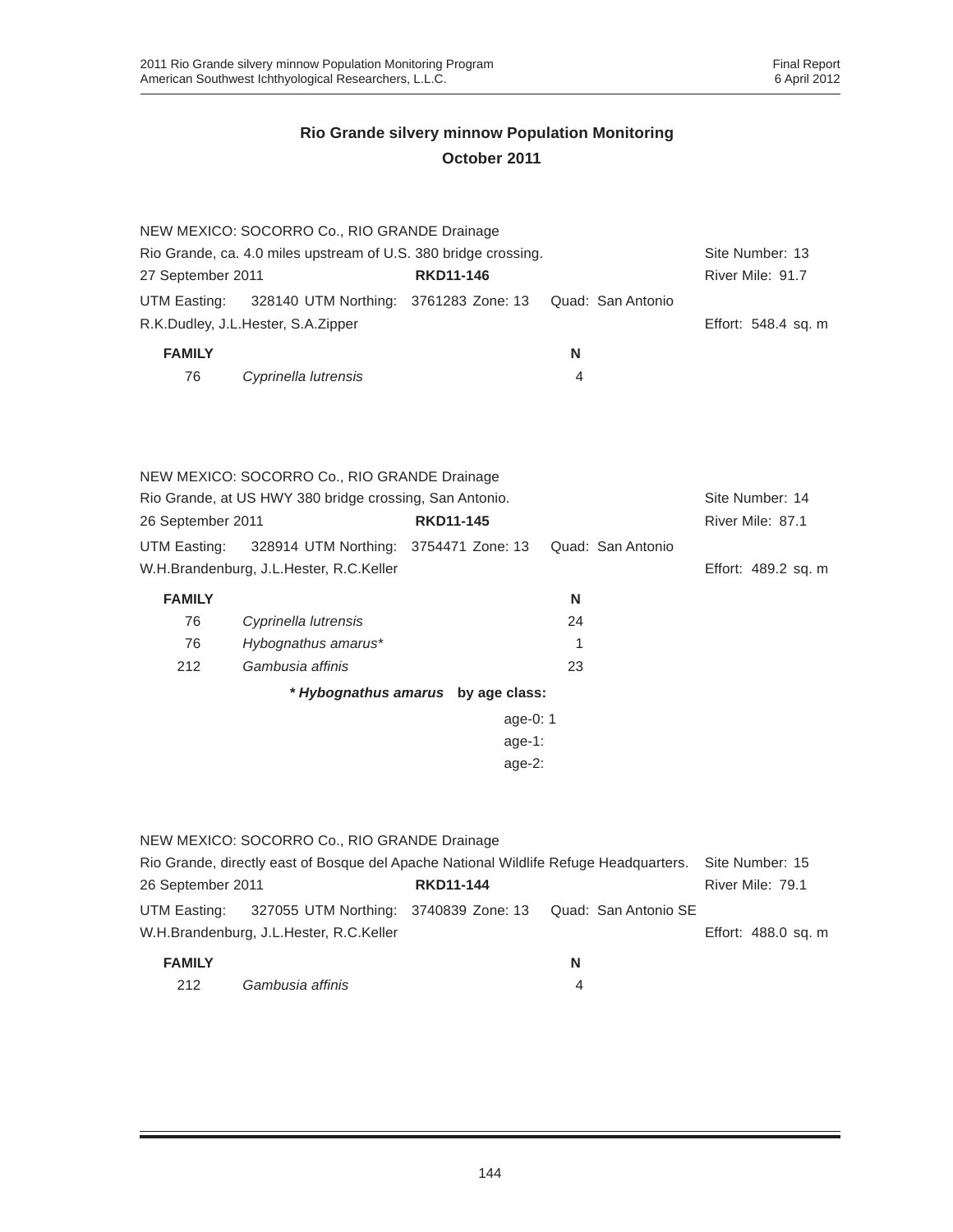## Rio Grande silvery minnow Population Monitoring
## October 2011

NEW MEXICO: SOCORRO Co., RIO GRANDE Drainage
Rio Grande, ca. 4.0 miles upstream of U.S. 380 bridge crossing. Site Number: 13
27 September 2011 **RKD11-146** River Mile: 91.7
UTM Easting: 328140 UTM Northing: 3761283 Zone: 13 Quad: San Antonio
R.K.Dudley, J.L.Hester, S.A.Zipper Effort: 548.4 sq. m

| FAMILY | | N |
|---|---|---|
| 76 | *Cyprinella lutrensis* | 4 |

NEW MEXICO: SOCORRO Co., RIO GRANDE Drainage
Rio Grande, at US HWY 380 bridge crossing, San Antonio. Site Number: 14
26 September 2011 **RKD11-145** River Mile: 87.1
UTM Easting: 328914 UTM Northing: 3754471 Zone: 13 Quad: San Antonio
W.H.Brandenburg, J.L.Hester, R.C.Keller Effort: 489.2 sq. m

| FAMILY | | N |
|---|---|---|
| 76 | *Cyprinella lutrensis* | 24 |
| 76 | *Hybognathus amarus** | 1 |
| 212 | *Gambusia affinis* | 23 |

***Hybognathus amarus* by age class:**

age-0: 1
age-1:
age-2:

NEW MEXICO: SOCORRO Co., RIO GRANDE Drainage
Rio Grande, directly east of Bosque del Apache National Wildlife Refuge Headquarters. Site Number: 15
26 September 2011 **RKD11-144** River Mile: 79.1
UTM Easting: 327055 UTM Northing: 3740839 Zone: 13 Quad: San Antonio SE
W.H.Brandenburg, J.L.Hester, R.C.Keller Effort: 488.0 sq. m

| FAMILY | | N |
|---|---|---|
| 212 | *Gambusia affinis* | 4 |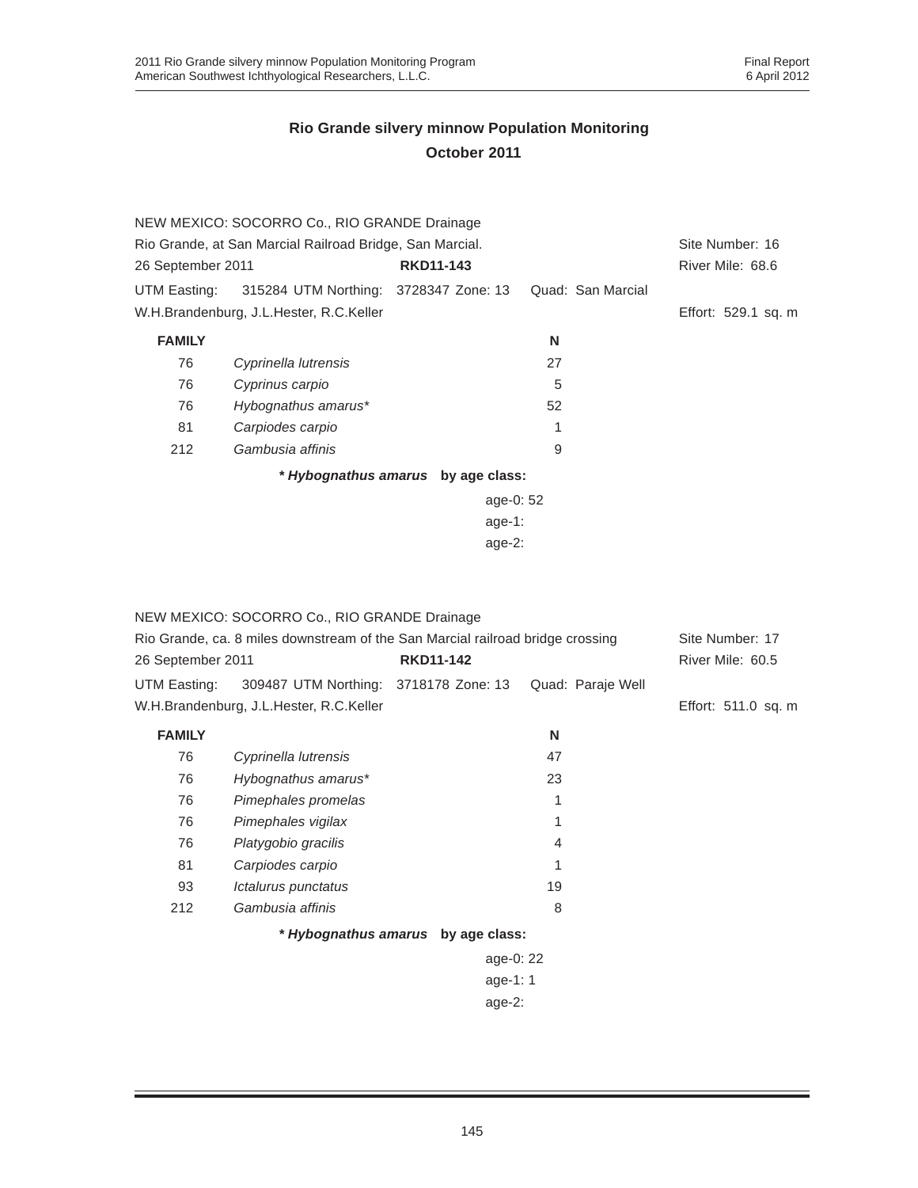## Rio Grande silvery minnow Population Monitoring
## October 2011

NEW MEXICO: SOCORRO Co., RIO GRANDE Drainage
Rio Grande, at San Marcial Railroad Bridge, San Marcial. Site Number: 16
26 September 2011 **RKD11-143** River Mile: 68.6
UTM Easting: 315284 UTM Northing: 3728347 Zone: 13 Quad: San Marcial
W.H.Brandenburg, J.L.Hester, R.C.Keller Effort: 529.1 sq. m

| FAMILY | | N |
|---|---|---|
| 76 | *Cyprinella lutrensis* | 27 |
| 76 | *Cyprinus carpio* | 5 |
| 76 | *Hybognathus amarus** | 52 |
| 81 | *Carpiodes carpio* | 1 |
| 212 | *Gambusia affinis* | 9 |

***Hybognathus amarus*** **by age class:**

age-0: 52
age-1:
age-2:

NEW MEXICO: SOCORRO Co., RIO GRANDE Drainage
Rio Grande, ca. 8 miles downstream of the San Marcial railroad bridge crossing Site Number: 17
26 September 2011 **RKD11-142** River Mile: 60.5
UTM Easting: 309487 UTM Northing: 3718178 Zone: 13 Quad: Paraje Well
W.H.Brandenburg, J.L.Hester, R.C.Keller Effort: 511.0 sq. m

| FAMILY | | N |
|---|---|---|
| 76 | *Cyprinella lutrensis* | 47 |
| 76 | *Hybognathus amarus** | 23 |
| 76 | *Pimephales promelas* | 1 |
| 76 | *Pimephales vigilax* | 1 |
| 76 | *Platygobio gracilis* | 4 |
| 81 | *Carpiodes carpio* | 1 |
| 93 | *Ictalurus punctatus* | 19 |
| 212 | *Gambusia affinis* | 8 |

***Hybognathus amarus*** **by age class:**

age-0: 22
age-1: 1
age-2: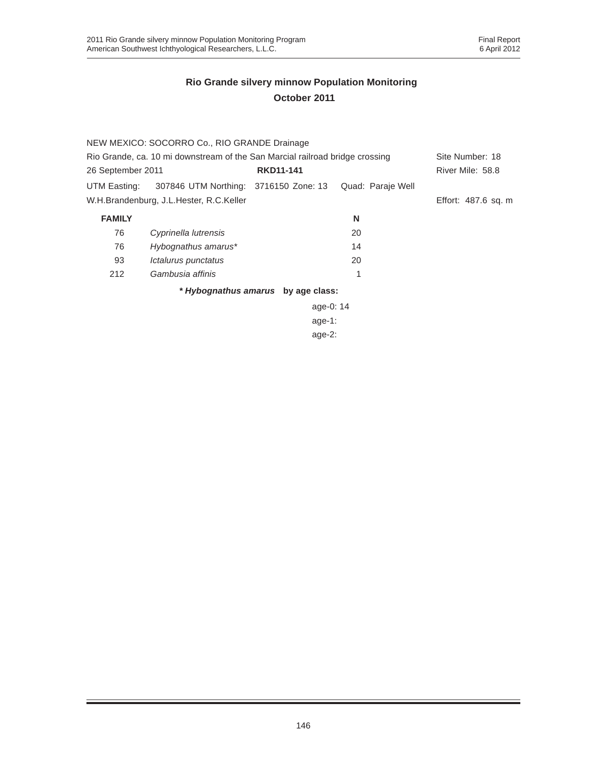## Rio Grande silvery minnow Population Monitoring
## October 2011

NEW MEXICO: SOCORRO Co., RIO GRANDE Drainage

Rio Grande, ca. 10 mi downstream of the San Marcial railroad bridge crossing — Site Number: 18

26 September 2011 — **RKD11-141** — River Mile: 58.8

UTM Easting: 307846 UTM Northing: 3716150 Zone: 13 Quad: Paraje Well

W.H.Brandenburg, J.L.Hester, R.C.Keller — Effort: 487.6 sq. m

| FAMILY | | N |
|---|---|---|
| 76 | *Cyprinella lutrensis* | 20 |
| 76 | *Hybognathus amarus** | 14 |
| 93 | *Ictalurus punctatus* | 20 |
| 212 | *Gambusia affinis* | 1 |

***Hybognathus amarus* by age class:**

age-0: 14

age-1:

age-2: